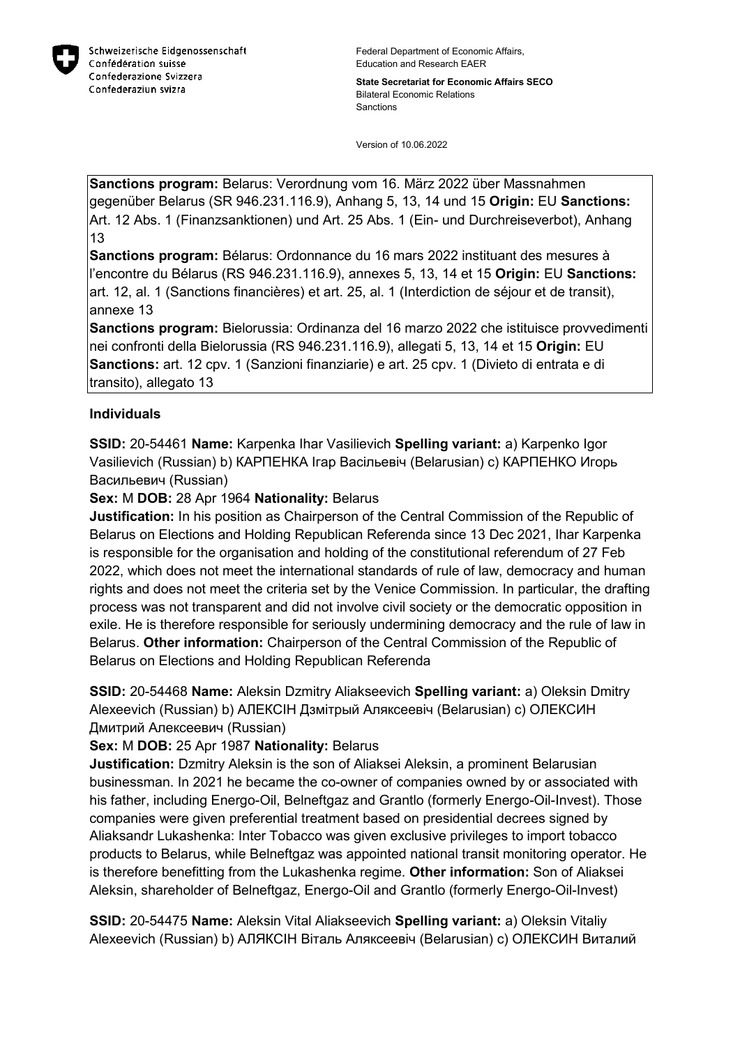Schweizerische Eidgenossenschaft
Confédération suisse
Confederazione Svizzera
Confederaziun svizra

Federal Department of Economic Affairs, Education and Research EAER

**State Secretariat for Economic Affairs SECO**
Bilateral Economic Relations
Sanctions

Version of 10.06.2022

**Sanctions program:** Belarus: Verordnung vom 16. März 2022 über Massnahmen gegenüber Belarus (SR 946.231.116.9), Anhang 5, 13, 14 und 15 **Origin:** EU **Sanctions:** Art. 12 Abs. 1 (Finanzsanktionen) und Art. 25 Abs. 1 (Ein- und Durchreiseverbot), Anhang 13
**Sanctions program:** Bélarus: Ordonnance du 16 mars 2022 instituant des mesures à l'encontre du Bélarus (RS 946.231.116.9), annexes 5, 13, 14 et 15 **Origin:** EU **Sanctions:** art. 12, al. 1 (Sanctions financières) et art. 25, al. 1 (Interdiction de séjour et de transit), annexe 13
**Sanctions program:** Bielorussia: Ordinanza del 16 marzo 2022 che istituisce provvedimenti nei confronti della Bielorussia (RS 946.231.116.9), allegati 5, 13, 14 et 15 **Origin:** EU **Sanctions:** art. 12 cpv. 1 (Sanzioni finanziarie) e art. 25 cpv. 1 (Divieto di entrata e di transito), allegato 13

**Individuals**

**SSID:** 20-54461 **Name:** Karpenka Ihar Vasilievich **Spelling variant:** a) Karpenko Igor Vasilievich (Russian) b) КАРПЕНКА Ігар Васільевіч (Belarusian) c) КАРПЕНКО Игорь Васильевич (Russian)
**Sex:** M **DOB:** 28 Apr 1964 **Nationality:** Belarus
**Justification:** In his position as Chairperson of the Central Commission of the Republic of Belarus on Elections and Holding Republican Referenda since 13 Dec 2021, Ihar Karpenka is responsible for the organisation and holding of the constitutional referendum of 27 Feb 2022, which does not meet the international standards of rule of law, democracy and human rights and does not meet the criteria set by the Venice Commission. In particular, the drafting process was not transparent and did not involve civil society or the democratic opposition in exile. He is therefore responsible for seriously undermining democracy and the rule of law in Belarus. **Other information:** Chairperson of the Central Commission of the Republic of Belarus on Elections and Holding Republican Referenda

**SSID:** 20-54468 **Name:** Aleksin Dzmitry Aliakseevich **Spelling variant:** a) Oleksin Dmitry Alexeevich (Russian) b) АЛЕКСІН Дзмітрый Аляксеевіч (Belarusian) c) ОЛЕКСИН Дмитрий Алексеевич (Russian)
**Sex:** M **DOB:** 25 Apr 1987 **Nationality:** Belarus
**Justification:** Dzmitry Aleksin is the son of Aliaksei Aleksin, a prominent Belarusian businessman. In 2021 he became the co-owner of companies owned by or associated with his father, including Energo-Oil, Belneftgaz and Grantlo (formerly Energo-Oil-Invest). Those companies were given preferential treatment based on presidential decrees signed by Aliaksandr Lukashenka: Inter Tobacco was given exclusive privileges to import tobacco products to Belarus, while Belneftgaz was appointed national transit monitoring operator. He is therefore benefitting from the Lukashenka regime. **Other information:** Son of Aliaksei Aleksin, shareholder of Belneftgaz, Energo-Oil and Grantlo (formerly Energo-Oil-Invest)

**SSID:** 20-54475 **Name:** Aleksin Vital Aliakseevich **Spelling variant:** a) Oleksin Vitaliy Alexeevich (Russian) b) АЛЯКСІН Віталь Аляксеевіч (Belarusian) c) ОЛЕКСИН Виталий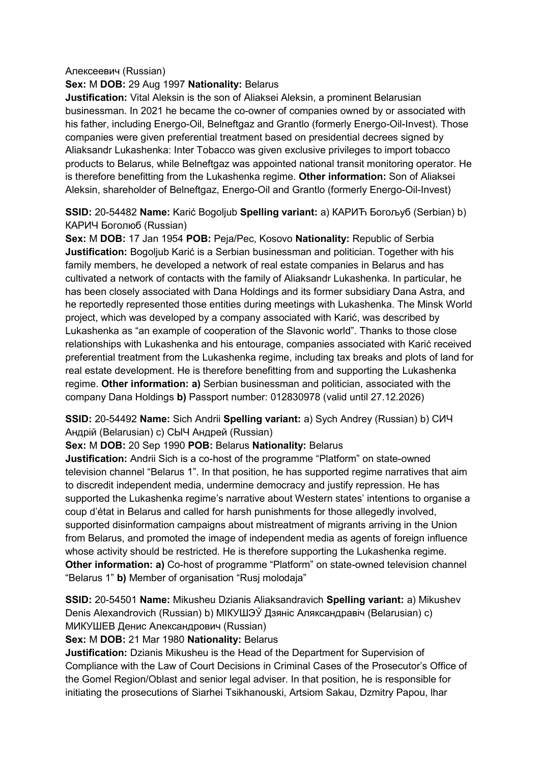Алексеевич (Russian)

**Sex:** M **DOB:** 29 Aug 1997 **Nationality:** Belarus

**Justification:** Vital Aleksin is the son of Aliaksei Aleksin, a prominent Belarusian businessman. In 2021 he became the co-owner of companies owned by or associated with his father, including Energo-Oil, Belneftgaz and Grantlo (formerly Energo-Oil-Invest). Those companies were given preferential treatment based on presidential decrees signed by Aliaksandr Lukashenka: Inter Tobacco was given exclusive privileges to import tobacco products to Belarus, while Belneftgaz was appointed national transit monitoring operator. He is therefore benefitting from the Lukashenka regime. **Other information:** Son of Aliaksei Aleksin, shareholder of Belneftgaz, Energo-Oil and Grantlo (formerly Energo-Oil-Invest)

**SSID:** 20-54482 **Name:** Karić Bogoljub **Spelling variant:** a) КАРИЋ Богољуб (Serbian) b) КАРИЧ Боголюб (Russian)

**Sex:** M **DOB:** 17 Jan 1954 **POB:** Peja/Pec, Kosovo **Nationality:** Republic of Serbia

**Justification:** Bogoljub Karić is a Serbian businessman and politician. Together with his family members, he developed a network of real estate companies in Belarus and has cultivated a network of contacts with the family of Aliaksandr Lukashenka. In particular, he has been closely associated with Dana Holdings and its former subsidiary Dana Astra, and he reportedly represented those entities during meetings with Lukashenka. The Minsk World project, which was developed by a company associated with Karić, was described by Lukashenka as "an example of cooperation of the Slavonic world". Thanks to those close relationships with Lukashenka and his entourage, companies associated with Karić received preferential treatment from the Lukashenka regime, including tax breaks and plots of land for real estate development. He is therefore benefitting from and supporting the Lukashenka regime. **Other information: a)** Serbian businessman and politician, associated with the company Dana Holdings **b)** Passport number: 012830978 (valid until 27.12.2026)

**SSID:** 20-54492 **Name:** Sich Andrii **Spelling variant:** a) Sych Andrey (Russian) b) СІЧ Андрій (Belarusian) c) СЫЧ Андрей (Russian)

**Sex:** M **DOB:** 20 Sep 1990 **POB:** Belarus **Nationality:** Belarus

**Justification:** Andrii Sich is a co-host of the programme "Platform" on state-owned television channel "Belarus 1". In that position, he has supported regime narratives that aim to discredit independent media, undermine democracy and justify repression. He has supported the Lukashenka regime's narrative about Western states' intentions to organise a coup d'état in Belarus and called for harsh punishments for those allegedly involved, supported disinformation campaigns about mistreatment of migrants arriving in the Union from Belarus, and promoted the image of independent media as agents of foreign influence whose activity should be restricted. He is therefore supporting the Lukashenka regime. **Other information: a)** Co-host of programme "Platform" on state-owned television channel "Belarus 1" **b)** Member of organisation "Rusj molodaja"

**SSID:** 20-54501 **Name:** Mikusheu Dzianis Aliaksandravich **Spelling variant:** a) Mikushev Denis Alexandrovich (Russian) b) МІКУШЭЎ Дзяніс Аляксандравіч (Belarusian) c) МИКУШЕВ Денис Александрович (Russian)

**Sex:** M **DOB:** 21 Mar 1980 **Nationality:** Belarus

**Justification:** Dzianis Mikusheu is the Head of the Department for Supervision of Compliance with the Law of Court Decisions in Criminal Cases of the Prosecutor's Office of the Gomel Region/Oblast and senior legal adviser. In that position, he is responsible for initiating the prosecutions of Siarhei Tsikhanouski, Artsiom Sakau, Dzmitry Papou, Ihar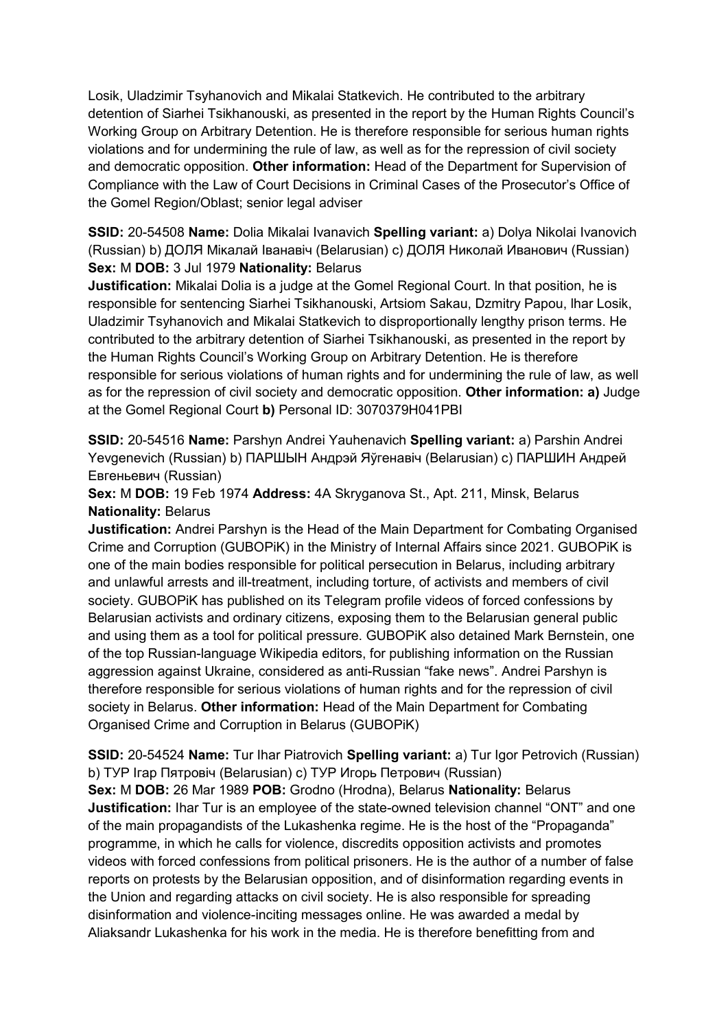Losik, Uladzimir Tsyhanovich and Mikalai Statkevich. He contributed to the arbitrary detention of Siarhei Tsikhanouski, as presented in the report by the Human Rights Council's Working Group on Arbitrary Detention. He is therefore responsible for serious human rights violations and for undermining the rule of law, as well as for the repression of civil society and democratic opposition. **Other information:** Head of the Department for Supervision of Compliance with the Law of Court Decisions in Criminal Cases of the Prosecutor's Office of the Gomel Region/Oblast; senior legal adviser

**SSID:** 20-54508 **Name:** Dolia Mikalai Ivanavich **Spelling variant:** a) Dolya Nikolai Ivanovich (Russian) b) ДОЛЯ Мікалай Іванавіч (Belarusian) c) ДОЛЯ Николай Иванович (Russian) **Sex:** M **DOB:** 3 Jul 1979 **Nationality:** Belarus
**Justification:** Mikalai Dolia is a judge at the Gomel Regional Court. In that position, he is responsible for sentencing Siarhei Tsikhanouski, Artsiom Sakau, Dzmitry Papou, Ihar Losik, Uladzimir Tsyhanovich and Mikalai Statkevich to disproportionally lengthy prison terms. He contributed to the arbitrary detention of Siarhei Tsikhanouski, as presented in the report by the Human Rights Council's Working Group on Arbitrary Detention. He is therefore responsible for serious violations of human rights and for undermining the rule of law, as well as for the repression of civil society and democratic opposition. **Other information: a)** Judge at the Gomel Regional Court **b)** Personal ID: 3070379H041PBI

**SSID:** 20-54516 **Name:** Parshyn Andrei Yauhenavich **Spelling variant:** a) Parshin Andrei Yevgenevich (Russian) b) ПАРШЫН Андрэй Яўгенавіч (Belarusian) c) ПАРШИН Андрей Евгеньевич (Russian)
**Sex:** M **DOB:** 19 Feb 1974 **Address:** 4A Skryganova St., Apt. 211, Minsk, Belarus **Nationality:** Belarus
**Justification:** Andrei Parshyn is the Head of the Main Department for Combating Organised Crime and Corruption (GUBOPiK) in the Ministry of Internal Affairs since 2021. GUBOPiK is one of the main bodies responsible for political persecution in Belarus, including arbitrary and unlawful arrests and ill-treatment, including torture, of activists and members of civil society. GUBOPiK has published on its Telegram profile videos of forced confessions by Belarusian activists and ordinary citizens, exposing them to the Belarusian general public and using them as a tool for political pressure. GUBOPiK also detained Mark Bernstein, one of the top Russian-language Wikipedia editors, for publishing information on the Russian aggression against Ukraine, considered as anti-Russian "fake news". Andrei Parshyn is therefore responsible for serious violations of human rights and for the repression of civil society in Belarus. **Other information:** Head of the Main Department for Combating Organised Crime and Corruption in Belarus (GUBOPiK)

**SSID:** 20-54524 **Name:** Tur Ihar Piatrovich **Spelling variant:** a) Tur Igor Petrovich (Russian) b) ТУР Ігар Пятровіч (Belarusian) c) ТУР Игорь Петрович (Russian)
**Sex:** M **DOB:** 26 Mar 1989 **POB:** Grodno (Hrodna), Belarus **Nationality:** Belarus
**Justification:** Ihar Tur is an employee of the state-owned television channel "ONT" and one of the main propagandists of the Lukashenka regime. He is the host of the "Propaganda" programme, in which he calls for violence, discredits opposition activists and promotes videos with forced confessions from political prisoners. He is the author of a number of false reports on protests by the Belarusian opposition, and of disinformation regarding events in the Union and regarding attacks on civil society. He is also responsible for spreading disinformation and violence-inciting messages online. He was awarded a medal by Aliaksandr Lukashenka for his work in the media. He is therefore benefitting from and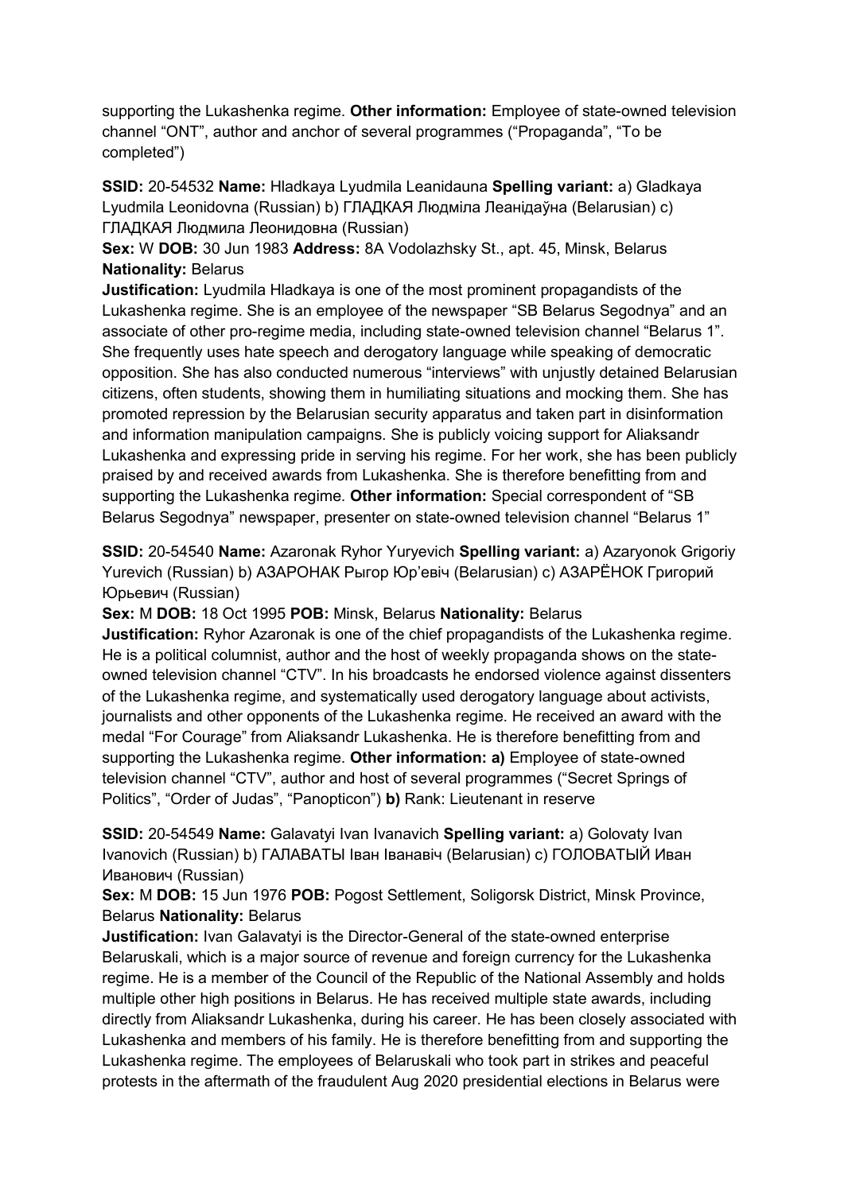supporting the Lukashenka regime. **Other information:** Employee of state-owned television channel "ONT", author and anchor of several programmes ("Propaganda", "To be completed")

**SSID:** 20-54532 **Name:** Hladkaya Lyudmila Leanidauna **Spelling variant:** a) Gladkaya Lyudmila Leonidovna (Russian) b) ГЛАДКАЯ Людміла Леанідаўна (Belarusian) c) ГЛАДКАЯ Людмила Леонидовна (Russian)
**Sex:** W **DOB:** 30 Jun 1983 **Address:** 8A Vodolazhsky St., apt. 45, Minsk, Belarus **Nationality:** Belarus
**Justification:** Lyudmila Hladkaya is one of the most prominent propagandists of the Lukashenka regime. She is an employee of the newspaper "SB Belarus Segodnya" and an associate of other pro-regime media, including state-owned television channel "Belarus 1". She frequently uses hate speech and derogatory language while speaking of democratic opposition. She has also conducted numerous "interviews" with unjustly detained Belarusian citizens, often students, showing them in humiliating situations and mocking them. She has promoted repression by the Belarusian security apparatus and taken part in disinformation and information manipulation campaigns. She is publicly voicing support for Aliaksandr Lukashenka and expressing pride in serving his regime. For her work, she has been publicly praised by and received awards from Lukashenka. She is therefore benefitting from and supporting the Lukashenka regime. **Other information:** Special correspondent of "SB Belarus Segodnya" newspaper, presenter on state-owned television channel "Belarus 1"

**SSID:** 20-54540 **Name:** Azaronak Ryhor Yuryevich **Spelling variant:** a) Azaryonok Grigoriy Yurevich (Russian) b) АЗАРОНАК Рыгор Юр'евіч (Belarusian) c) АЗАРЁНОК Григорий Юрьевич (Russian)
**Sex:** M **DOB:** 18 Oct 1995 **POB:** Minsk, Belarus **Nationality:** Belarus
**Justification:** Ryhor Azaronak is one of the chief propagandists of the Lukashenka regime. He is a political columnist, author and the host of weekly propaganda shows on the state-owned television channel "CTV". In his broadcasts he endorsed violence against dissenters of the Lukashenka regime, and systematically used derogatory language about activists, journalists and other opponents of the Lukashenka regime. He received an award with the medal "For Courage" from Aliaksandr Lukashenka. He is therefore benefitting from and supporting the Lukashenka regime. **Other information:** **a)** Employee of state-owned television channel "CTV", author and host of several programmes ("Secret Springs of Politics", "Order of Judas", "Panopticon") **b)** Rank: Lieutenant in reserve

**SSID:** 20-54549 **Name:** Galavatyi Ivan Ivanavich **Spelling variant:** a) Golovaty Ivan Ivanovich (Russian) b) ГАЛАВАТЫ Іван Іванавіч (Belarusian) c) ГОЛОВАТЫЙ Иван Иванович (Russian)
**Sex:** M **DOB:** 15 Jun 1976 **POB:** Pogost Settlement, Soligorsk District, Minsk Province, Belarus **Nationality:** Belarus
**Justification:** Ivan Galavatyi is the Director-General of the state-owned enterprise Belaruskali, which is a major source of revenue and foreign currency for the Lukashenka regime. He is a member of the Council of the Republic of the National Assembly and holds multiple other high positions in Belarus. He has received multiple state awards, including directly from Aliaksandr Lukashenka, during his career. He has been closely associated with Lukashenka and members of his family. He is therefore benefitting from and supporting the Lukashenka regime. The employees of Belaruskali who took part in strikes and peaceful protests in the aftermath of the fraudulent Aug 2020 presidential elections in Belarus were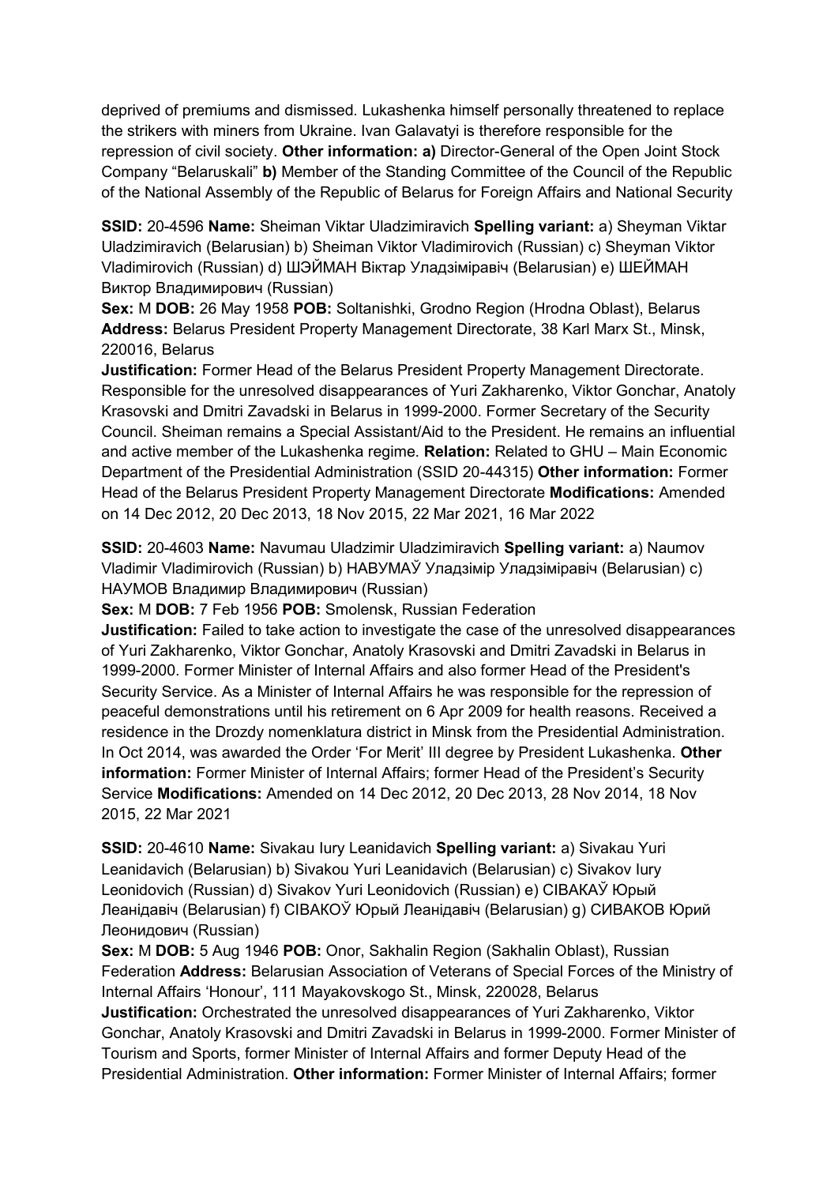deprived of premiums and dismissed. Lukashenka himself personally threatened to replace the strikers with miners from Ukraine. Ivan Galavatyi is therefore responsible for the repression of civil society. **Other information: a)** Director-General of the Open Joint Stock Company "Belaruskali" **b)** Member of the Standing Committee of the Council of the Republic of the National Assembly of the Republic of Belarus for Foreign Affairs and National Security

**SSID:** 20-4596 **Name:** Sheiman Viktar Uladzimiravich **Spelling variant:** a) Sheyman Viktar Uladzimiravich (Belarusian) b) Sheiman Viktor Vladimirovich (Russian) c) Sheyman Viktor Vladimirovich (Russian) d) ШЭЙМАН Віктар Уладзіміравіч (Belarusian) e) ШЕЙМАН Виктор Владимирович (Russian)
**Sex:** M **DOB:** 26 May 1958 **POB:** Soltanishki, Grodno Region (Hrodna Oblast), Belarus **Address:** Belarus President Property Management Directorate, 38 Karl Marx St., Minsk, 220016, Belarus
**Justification:** Former Head of the Belarus President Property Management Directorate. Responsible for the unresolved disappearances of Yuri Zakharenko, Viktor Gonchar, Anatoly Krasovski and Dmitri Zavadski in Belarus in 1999-2000. Former Secretary of the Security Council. Sheiman remains a Special Assistant/Aid to the President. He remains an influential and active member of the Lukashenka regime. **Relation:** Related to GHU – Main Economic Department of the Presidential Administration (SSID 20-44315) **Other information:** Former Head of the Belarus President Property Management Directorate **Modifications:** Amended on 14 Dec 2012, 20 Dec 2013, 18 Nov 2015, 22 Mar 2021, 16 Mar 2022

**SSID:** 20-4603 **Name:** Navumau Uladzimir Uladzimiravich **Spelling variant:** a) Naumov Vladimir Vladimirovich (Russian) b) НАВУМАЎ Уладзімір Уладзіміравіч (Belarusian) c) НАУМОВ Владимир Владимирович (Russian)
**Sex:** M **DOB:** 7 Feb 1956 **POB:** Smolensk, Russian Federation
**Justification:** Failed to take action to investigate the case of the unresolved disappearances of Yuri Zakharenko, Viktor Gonchar, Anatoly Krasovski and Dmitri Zavadski in Belarus in 1999-2000. Former Minister of Internal Affairs and also former Head of the President's Security Service. As a Minister of Internal Affairs he was responsible for the repression of peaceful demonstrations until his retirement on 6 Apr 2009 for health reasons. Received a residence in the Drozdy nomenklatura district in Minsk from the Presidential Administration. In Oct 2014, was awarded the Order 'For Merit' III degree by President Lukashenka. **Other information:** Former Minister of Internal Affairs; former Head of the President's Security Service **Modifications:** Amended on 14 Dec 2012, 20 Dec 2013, 28 Nov 2014, 18 Nov 2015, 22 Mar 2021

**SSID:** 20-4610 **Name:** Sivakau Iury Leanidavich **Spelling variant:** a) Sivakau Yuri Leanidavich (Belarusian) b) Sivakou Yuri Leanidavich (Belarusian) c) Sivakov Iury Leonidovich (Russian) d) Sivakov Yuri Leonidovich (Russian) e) СІВАКАЎ Юрый Леанідавіч (Belarusian) f) СІВАКОЎ Юрый Леанідавіч (Belarusian) g) СИВАКОВ Юрий Леонидович (Russian)
**Sex:** M **DOB:** 5 Aug 1946 **POB:** Onor, Sakhalin Region (Sakhalin Oblast), Russian Federation **Address:** Belarusian Association of Veterans of Special Forces of the Ministry of Internal Affairs 'Honour', 111 Mayakovskogo St., Minsk, 220028, Belarus
**Justification:** Orchestrated the unresolved disappearances of Yuri Zakharenko, Viktor Gonchar, Anatoly Krasovski and Dmitri Zavadski in Belarus in 1999-2000. Former Minister of Tourism and Sports, former Minister of Internal Affairs and former Deputy Head of the Presidential Administration. **Other information:** Former Minister of Internal Affairs; former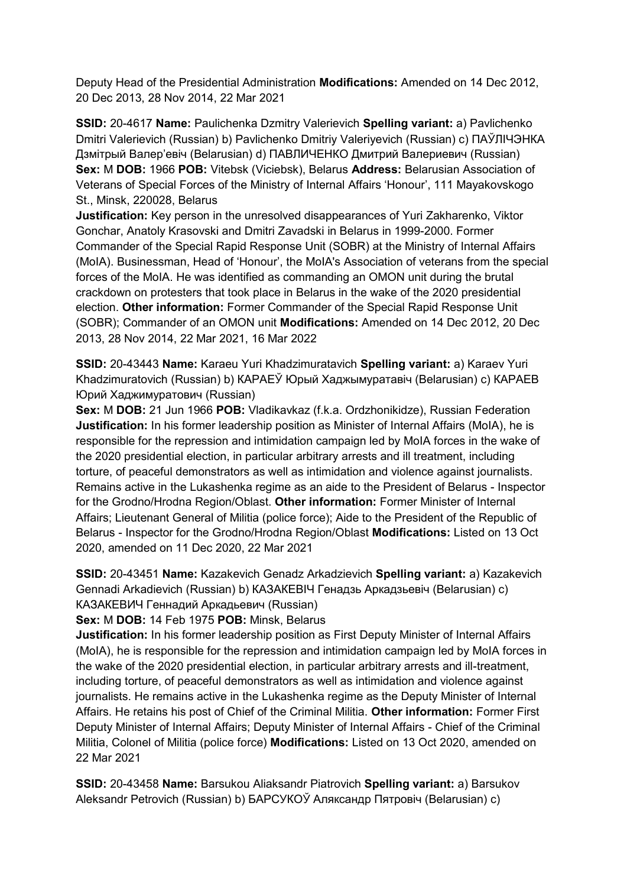Deputy Head of the Presidential Administration **Modifications:** Amended on 14 Dec 2012, 20 Dec 2013, 28 Nov 2014, 22 Mar 2021

**SSID:** 20-4617 **Name:** Paulichenka Dzmitry Valerievich **Spelling variant:** a) Pavlichenko Dmitri Valerievich (Russian) b) Pavlichenko Dmitriy Valeriyevich (Russian) c) ПАЎЛІЧЭНКА Дзмітрый Валер'евіч (Belarusian) d) ПАВЛИЧЕНКО Дмитрий Валериевич (Russian) **Sex:** M **DOB:** 1966 **POB:** Vitebsk (Viciebsk), Belarus **Address:** Belarusian Association of Veterans of Special Forces of the Ministry of Internal Affairs 'Honour', 111 Mayakovskogo St., Minsk, 220028, Belarus
**Justification:** Key person in the unresolved disappearances of Yuri Zakharenko, Viktor Gonchar, Anatoly Krasovski and Dmitri Zavadski in Belarus in 1999-2000. Former Commander of the Special Rapid Response Unit (SOBR) at the Ministry of Internal Affairs (MoIA). Businessman, Head of 'Honour', the MoIA's Association of veterans from the special forces of the MoIA. He was identified as commanding an OMON unit during the brutal crackdown on protesters that took place in Belarus in the wake of the 2020 presidential election. **Other information:** Former Commander of the Special Rapid Response Unit (SOBR); Commander of an OMON unit **Modifications:** Amended on 14 Dec 2012, 20 Dec 2013, 28 Nov 2014, 22 Mar 2021, 16 Mar 2022

**SSID:** 20-43443 **Name:** Karaeu Yuri Khadzimuratavich **Spelling variant:** a) Karaev Yuri Khadzimuratovich (Russian) b) КАРАЕЎ Юрый Хаджымуратавіч (Belarusian) c) КАРАЕВ Юрий Хаджимуратович (Russian)
**Sex:** M **DOB:** 21 Jun 1966 **POB:** Vladikavkaz (f.k.a. Ordzhonikidze), Russian Federation
**Justification:** In his former leadership position as Minister of Internal Affairs (MoIA), he is responsible for the repression and intimidation campaign led by MoIA forces in the wake of the 2020 presidential election, in particular arbitrary arrests and ill treatment, including torture, of peaceful demonstrators as well as intimidation and violence against journalists. Remains active in the Lukashenka regime as an aide to the President of Belarus - Inspector for the Grodno/Hrodna Region/Oblast. **Other information:** Former Minister of Internal Affairs; Lieutenant General of Militia (police force); Aide to the President of the Republic of Belarus - Inspector for the Grodno/Hrodna Region/Oblast **Modifications:** Listed on 13 Oct 2020, amended on 11 Dec 2020, 22 Mar 2021

**SSID:** 20-43451 **Name:** Kazakevich Genadz Arkadzievich **Spelling variant:** a) Kazakevich Gennadi Arkadievich (Russian) b) КАЗАКЕВІЧ Генадзь Аркадзьевіч (Belarusian) c) КАЗАКЕВИЧ Геннадий Аркадьевич (Russian)
**Sex:** M **DOB:** 14 Feb 1975 **POB:** Minsk, Belarus
**Justification:** In his former leadership position as First Deputy Minister of Internal Affairs (MoIA), he is responsible for the repression and intimidation campaign led by MoIA forces in the wake of the 2020 presidential election, in particular arbitrary arrests and ill-treatment, including torture, of peaceful demonstrators as well as intimidation and violence against journalists. He remains active in the Lukashenka regime as the Deputy Minister of Internal Affairs. He retains his post of Chief of the Criminal Militia. **Other information:** Former First Deputy Minister of Internal Affairs; Deputy Minister of Internal Affairs - Chief of the Criminal Militia, Colonel of Militia (police force) **Modifications:** Listed on 13 Oct 2020, amended on 22 Mar 2021

**SSID:** 20-43458 **Name:** Barsukou Aliaksandr Piatrovich **Spelling variant:** a) Barsukov Aleksandr Petrovich (Russian) b) БАРСУКОЎ Аляксандр Пятровіч (Belarusian) c)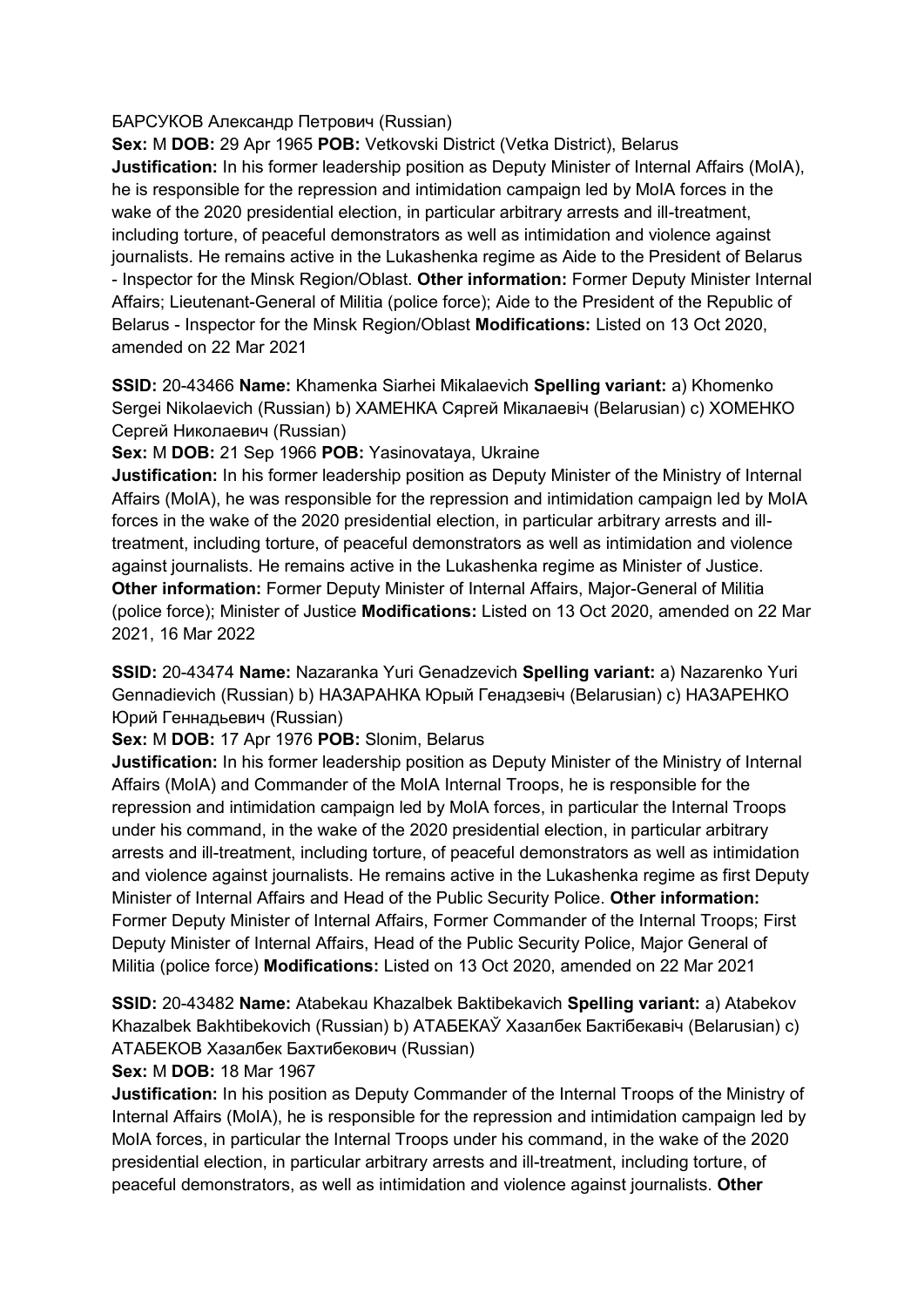БАРСУКОВ Александр Петрович (Russian)

**Sex:** M **DOB:** 29 Apr 1965 **POB:** Vetkovski District (Vetka District), Belarus
**Justification:** In his former leadership position as Deputy Minister of Internal Affairs (MoIA), he is responsible for the repression and intimidation campaign led by MoIA forces in the wake of the 2020 presidential election, in particular arbitrary arrests and ill-treatment, including torture, of peaceful demonstrators as well as intimidation and violence against journalists. He remains active in the Lukashenka regime as Aide to the President of Belarus - Inspector for the Minsk Region/Oblast. **Other information:** Former Deputy Minister Internal Affairs; Lieutenant-General of Militia (police force); Aide to the President of the Republic of Belarus - Inspector for the Minsk Region/Oblast **Modifications:** Listed on 13 Oct 2020, amended on 22 Mar 2021

**SSID:** 20-43466 **Name:** Khamenka Siarhei Mikalaevich **Spelling variant:** a) Khomenko Sergei Nikolaevich (Russian) b) ХАМЕНКА Сяргей Мікалаевіч (Belarusian) c) ХОМЕНКО Сергей Николаевич (Russian)

**Sex:** M **DOB:** 21 Sep 1966 **POB:** Yasinovataya, Ukraine
**Justification:** In his former leadership position as Deputy Minister of the Ministry of Internal Affairs (MoIA), he was responsible for the repression and intimidation campaign led by MoIA forces in the wake of the 2020 presidential election, in particular arbitrary arrests and ill-treatment, including torture, of peaceful demonstrators as well as intimidation and violence against journalists. He remains active in the Lukashenka regime as Minister of Justice. **Other information:** Former Deputy Minister of Internal Affairs, Major-General of Militia (police force); Minister of Justice **Modifications:** Listed on 13 Oct 2020, amended on 22 Mar 2021, 16 Mar 2022

**SSID:** 20-43474 **Name:** Nazaranka Yuri Genadzevich **Spelling variant:** a) Nazarenko Yuri Gennadievich (Russian) b) НАЗАРАНКА Юрый Генадзевіч (Belarusian) c) НАЗАРЕНКО Юрий Геннадьевич (Russian)

**Sex:** M **DOB:** 17 Apr 1976 **POB:** Slonim, Belarus
**Justification:** In his former leadership position as Deputy Minister of the Ministry of Internal Affairs (MoIA) and Commander of the MoIA Internal Troops, he is responsible for the repression and intimidation campaign led by MoIA forces, in particular the Internal Troops under his command, in the wake of the 2020 presidential election, in particular arbitrary arrests and ill-treatment, including torture, of peaceful demonstrators as well as intimidation and violence against journalists. He remains active in the Lukashenka regime as first Deputy Minister of Internal Affairs and Head of the Public Security Police. **Other information:** Former Deputy Minister of Internal Affairs, Former Commander of the Internal Troops; First Deputy Minister of Internal Affairs, Head of the Public Security Police, Major General of Militia (police force) **Modifications:** Listed on 13 Oct 2020, amended on 22 Mar 2021

**SSID:** 20-43482 **Name:** Atabekau Khazalbek Baktibekavich **Spelling variant:** a) Atabekov Khazalbek Bakhtibekovich (Russian) b) АТАБЕКАЎ Хазалбек Бактібекавіч (Belarusian) c) АТАБЕКОВ Хазалбек Бахтибекович (Russian)

**Sex:** M **DOB:** 18 Mar 1967
**Justification:** In his position as Deputy Commander of the Internal Troops of the Ministry of Internal Affairs (MoIA), he is responsible for the repression and intimidation campaign led by MoIA forces, in particular the Internal Troops under his command, in the wake of the 2020 presidential election, in particular arbitrary arrests and ill-treatment, including torture, of peaceful demonstrators, as well as intimidation and violence against journalists. **Other**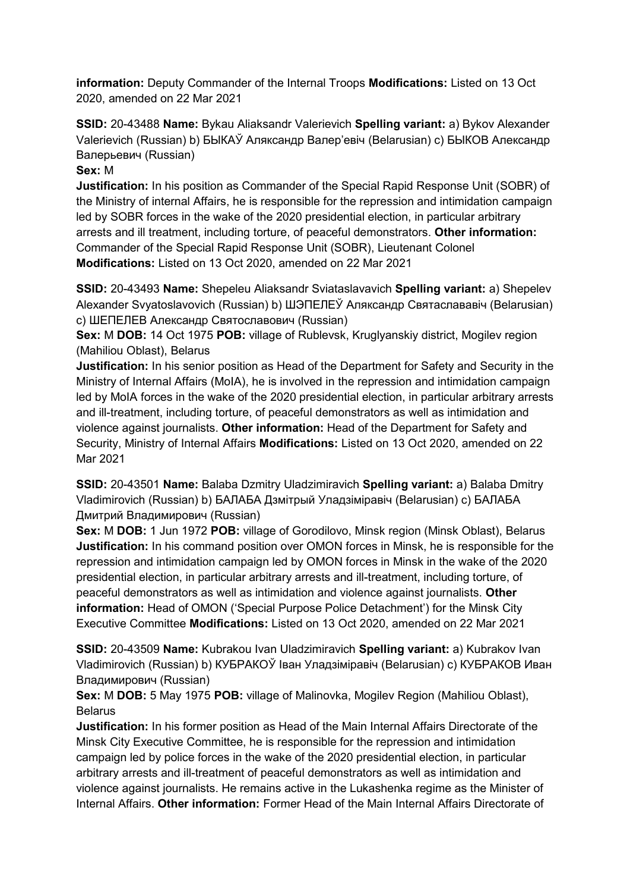**information:** Deputy Commander of the Internal Troops **Modifications:** Listed on 13 Oct 2020, amended on 22 Mar 2021

**SSID:** 20-43488 **Name:** Bykau Aliaksandr Valerievich **Spelling variant:** a) Bykov Alexander Valerievich (Russian) b) БЫКАЎ Аляксандр Валер'евіч (Belarusian) c) БЫКОВ Александр Валерьевич (Russian)

**Sex:** M

**Justification:** In his position as Commander of the Special Rapid Response Unit (SOBR) of the Ministry of internal Affairs, he is responsible for the repression and intimidation campaign led by SOBR forces in the wake of the 2020 presidential election, in particular arbitrary arrests and ill treatment, including torture, of peaceful demonstrators. **Other information:** Commander of the Special Rapid Response Unit (SOBR), Lieutenant Colonel **Modifications:** Listed on 13 Oct 2020, amended on 22 Mar 2021

**SSID:** 20-43493 **Name:** Shepeleu Aliaksandr Sviataslavavich **Spelling variant:** a) Shepelev Alexander Svyatoslavovich (Russian) b) ШЭПЕЛЕЎ Аляксандр Святаслававіч (Belarusian) c) ШЕПЕЛЕВ Александр Святославович (Russian)

**Sex:** M **DOB:** 14 Oct 1975 **POB:** village of Rublevsk, Kruglyanskiy district, Mogilev region (Mahiliou Oblast), Belarus

**Justification:** In his senior position as Head of the Department for Safety and Security in the Ministry of Internal Affairs (MoIA), he is involved in the repression and intimidation campaign led by MoIA forces in the wake of the 2020 presidential election, in particular arbitrary arrests and ill-treatment, including torture, of peaceful demonstrators as well as intimidation and violence against journalists. **Other information:** Head of the Department for Safety and Security, Ministry of Internal Affairs **Modifications:** Listed on 13 Oct 2020, amended on 22 Mar 2021

**SSID:** 20-43501 **Name:** Balaba Dzmitry Uladzimiravich **Spelling variant:** a) Balaba Dmitry Vladimirovich (Russian) b) БАЛАБА Дзмітрый Уладзіміравіч (Belarusian) c) БАЛАБА Дмитрий Владимирович (Russian)

**Sex:** M **DOB:** 1 Jun 1972 **POB:** village of Gorodilovo, Minsk region (Minsk Oblast), Belarus

**Justification:** In his command position over OMON forces in Minsk, he is responsible for the repression and intimidation campaign led by OMON forces in Minsk in the wake of the 2020 presidential election, in particular arbitrary arrests and ill-treatment, including torture, of peaceful demonstrators as well as intimidation and violence against journalists. **Other information:** Head of OMON ('Special Purpose Police Detachment') for the Minsk City Executive Committee **Modifications:** Listed on 13 Oct 2020, amended on 22 Mar 2021

**SSID:** 20-43509 **Name:** Kubrakou Ivan Uladzimiravich **Spelling variant:** a) Kubrakov Ivan Vladimirovich (Russian) b) КУБРАКОЎ Іван Уладзіміравіч (Belarusian) c) КУБРАКОВ Иван Владимирович (Russian)

**Sex:** M **DOB:** 5 May 1975 **POB:** village of Malinovka, Mogilev Region (Mahiliou Oblast), Belarus

**Justification:** In his former position as Head of the Main Internal Affairs Directorate of the Minsk City Executive Committee, he is responsible for the repression and intimidation campaign led by police forces in the wake of the 2020 presidential election, in particular arbitrary arrests and ill-treatment of peaceful demonstrators as well as intimidation and violence against journalists. He remains active in the Lukashenka regime as the Minister of Internal Affairs. **Other information:** Former Head of the Main Internal Affairs Directorate of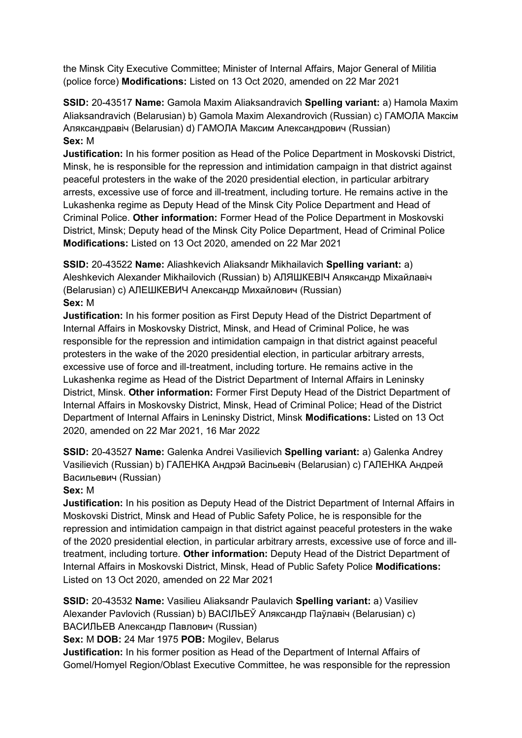the Minsk City Executive Committee; Minister of Internal Affairs, Major General of Militia (police force) **Modifications:** Listed on 13 Oct 2020, amended on 22 Mar 2021

**SSID:** 20-43517 **Name:** Gamola Maxim Aliaksandravich **Spelling variant:** a) Hamola Maxim Aliaksandravich (Belarusian) b) Gamola Maxim Alexandrovich (Russian) c) ГАМОЛА Максім Аляксандравіч (Belarusian) d) ГАМОЛА Максим Александрович (Russian)
**Sex:** M
**Justification:** In his former position as Head of the Police Department in Moskovski District, Minsk, he is responsible for the repression and intimidation campaign in that district against peaceful protesters in the wake of the 2020 presidential election, in particular arbitrary arrests, excessive use of force and ill-treatment, including torture. He remains active in the Lukashenka regime as Deputy Head of the Minsk City Police Department and Head of Criminal Police. **Other information:** Former Head of the Police Department in Moskovski District, Minsk; Deputy head of the Minsk City Police Department, Head of Criminal Police **Modifications:** Listed on 13 Oct 2020, amended on 22 Mar 2021

**SSID:** 20-43522 **Name:** Aliashkevich Aliaksandr Mikhailavich **Spelling variant:** a) Aleshkevich Alexander Mikhailovich (Russian) b) АЛЯШКЕВІЧ Аляксандр Міхайлавіч (Belarusian) c) АЛЕШКЕВИЧ Александр Михайлович (Russian)
**Sex:** M
**Justification:** In his former position as First Deputy Head of the District Department of Internal Affairs in Moskovsky District, Minsk, and Head of Criminal Police, he was responsible for the repression and intimidation campaign in that district against peaceful protesters in the wake of the 2020 presidential election, in particular arbitrary arrests, excessive use of force and ill-treatment, including torture. He remains active in the Lukashenka regime as Head of the District Department of Internal Affairs in Leninsky District, Minsk. **Other information:** Former First Deputy Head of the District Department of Internal Affairs in Moskovsky District, Minsk, Head of Criminal Police; Head of the District Department of Internal Affairs in Leninsky District, Minsk **Modifications:** Listed on 13 Oct 2020, amended on 22 Mar 2021, 16 Mar 2022

**SSID:** 20-43527 **Name:** Galenka Andrei Vasilievich **Spelling variant:** a) Galenka Andrey Vasilievich (Russian) b) ГАЛЕНКА Андрэй Васільевіч (Belarusian) c) ГАЛЕНКА Андрей Васильевич (Russian)
**Sex:** M
**Justification:** In his position as Deputy Head of the District Department of Internal Affairs in Moskovski District, Minsk and Head of Public Safety Police, he is responsible for the repression and intimidation campaign in that district against peaceful protesters in the wake of the 2020 presidential election, in particular arbitrary arrests, excessive use of force and ill-treatment, including torture. **Other information:** Deputy Head of the District Department of Internal Affairs in Moskovski District, Minsk, Head of Public Safety Police **Modifications:** Listed on 13 Oct 2020, amended on 22 Mar 2021

**SSID:** 20-43532 **Name:** Vasilieu Aliaksandr Paulavich **Spelling variant:** a) Vasiliev Alexander Pavlovich (Russian) b) ВАСІЛЬЕЎ Аляксандр Паўлавіч (Belarusian) c) ВАСИЛЬЕВ Александр Павлович (Russian)
**Sex:** M **DOB:** 24 Mar 1975 **POB:** Mogilev, Belarus
**Justification:** In his former position as Head of the Department of Internal Affairs of Gomel/Homyel Region/Oblast Executive Committee, he was responsible for the repression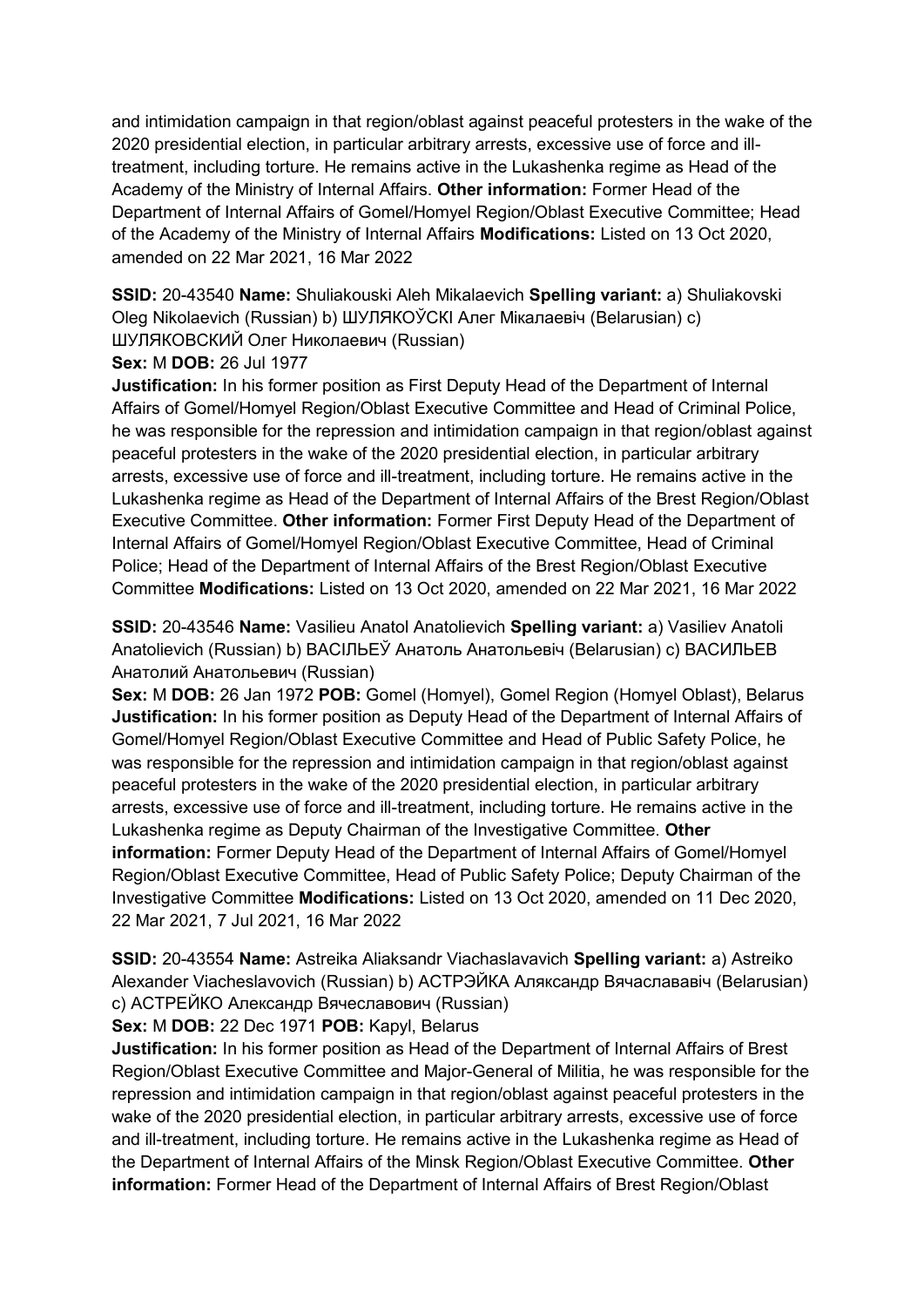and intimidation campaign in that region/oblast against peaceful protesters in the wake of the 2020 presidential election, in particular arbitrary arrests, excessive use of force and ill-treatment, including torture. He remains active in the Lukashenka regime as Head of the Academy of the Ministry of Internal Affairs. **Other information:** Former Head of the Department of Internal Affairs of Gomel/Homyel Region/Oblast Executive Committee; Head of the Academy of the Ministry of Internal Affairs **Modifications:** Listed on 13 Oct 2020, amended on 22 Mar 2021, 16 Mar 2022

**SSID:** 20-43540 **Name:** Shuliakouski Aleh Mikalaevich **Spelling variant:** a) Shuliakovski Oleg Nikolaevich (Russian) b) ШУЛЯКОЎСКІ Алег Мікалаевіч (Belarusian) c) ШУЛЯКОВСКИЙ Олег Николаевич (Russian)
**Sex:** M **DOB:** 26 Jul 1977
**Justification:** In his former position as First Deputy Head of the Department of Internal Affairs of Gomel/Homyel Region/Oblast Executive Committee and Head of Criminal Police, he was responsible for the repression and intimidation campaign in that region/oblast against peaceful protesters in the wake of the 2020 presidential election, in particular arbitrary arrests, excessive use of force and ill-treatment, including torture. He remains active in the Lukashenka regime as Head of the Department of Internal Affairs of the Brest Region/Oblast Executive Committee. **Other information:** Former First Deputy Head of the Department of Internal Affairs of Gomel/Homyel Region/Oblast Executive Committee, Head of Criminal Police; Head of the Department of Internal Affairs of the Brest Region/Oblast Executive Committee **Modifications:** Listed on 13 Oct 2020, amended on 22 Mar 2021, 16 Mar 2022

**SSID:** 20-43546 **Name:** Vasilieu Anatol Anatolievich **Spelling variant:** a) Vasiliev Anatoli Anatolievich (Russian) b) ВАСІЛЬЕЎ Анатоль Анатольевіч (Belarusian) c) ВАСИЛЬЕВ Анатолий Анатольевич (Russian)
**Sex:** M **DOB:** 26 Jan 1972 **POB:** Gomel (Homyel), Gomel Region (Homyel Oblast), Belarus
**Justification:** In his former position as Deputy Head of the Department of Internal Affairs of Gomel/Homyel Region/Oblast Executive Committee and Head of Public Safety Police, he was responsible for the repression and intimidation campaign in that region/oblast against peaceful protesters in the wake of the 2020 presidential election, in particular arbitrary arrests, excessive use of force and ill-treatment, including torture. He remains active in the Lukashenka regime as Deputy Chairman of the Investigative Committee. **Other information:** Former Deputy Head of the Department of Internal Affairs of Gomel/Homyel Region/Oblast Executive Committee, Head of Public Safety Police; Deputy Chairman of the Investigative Committee **Modifications:** Listed on 13 Oct 2020, amended on 11 Dec 2020, 22 Mar 2021, 7 Jul 2021, 16 Mar 2022

**SSID:** 20-43554 **Name:** Astreika Aliaksandr Viachaslavavich **Spelling variant:** a) Astreiko Alexander Viacheslavovich (Russian) b) АСТРЭЙКА Аляксандр Вячаслававіч (Belarusian) c) АСТРЕЙКО Александр Вячеславович (Russian)
**Sex:** M **DOB:** 22 Dec 1971 **POB:** Kapyl, Belarus
**Justification:** In his former position as Head of the Department of Internal Affairs of Brest Region/Oblast Executive Committee and Major-General of Militia, he was responsible for the repression and intimidation campaign in that region/oblast against peaceful protesters in the wake of the 2020 presidential election, in particular arbitrary arrests, excessive use of force and ill-treatment, including torture. He remains active in the Lukashenka regime as Head of the Department of Internal Affairs of the Minsk Region/Oblast Executive Committee. **Other information:** Former Head of the Department of Internal Affairs of Brest Region/Oblast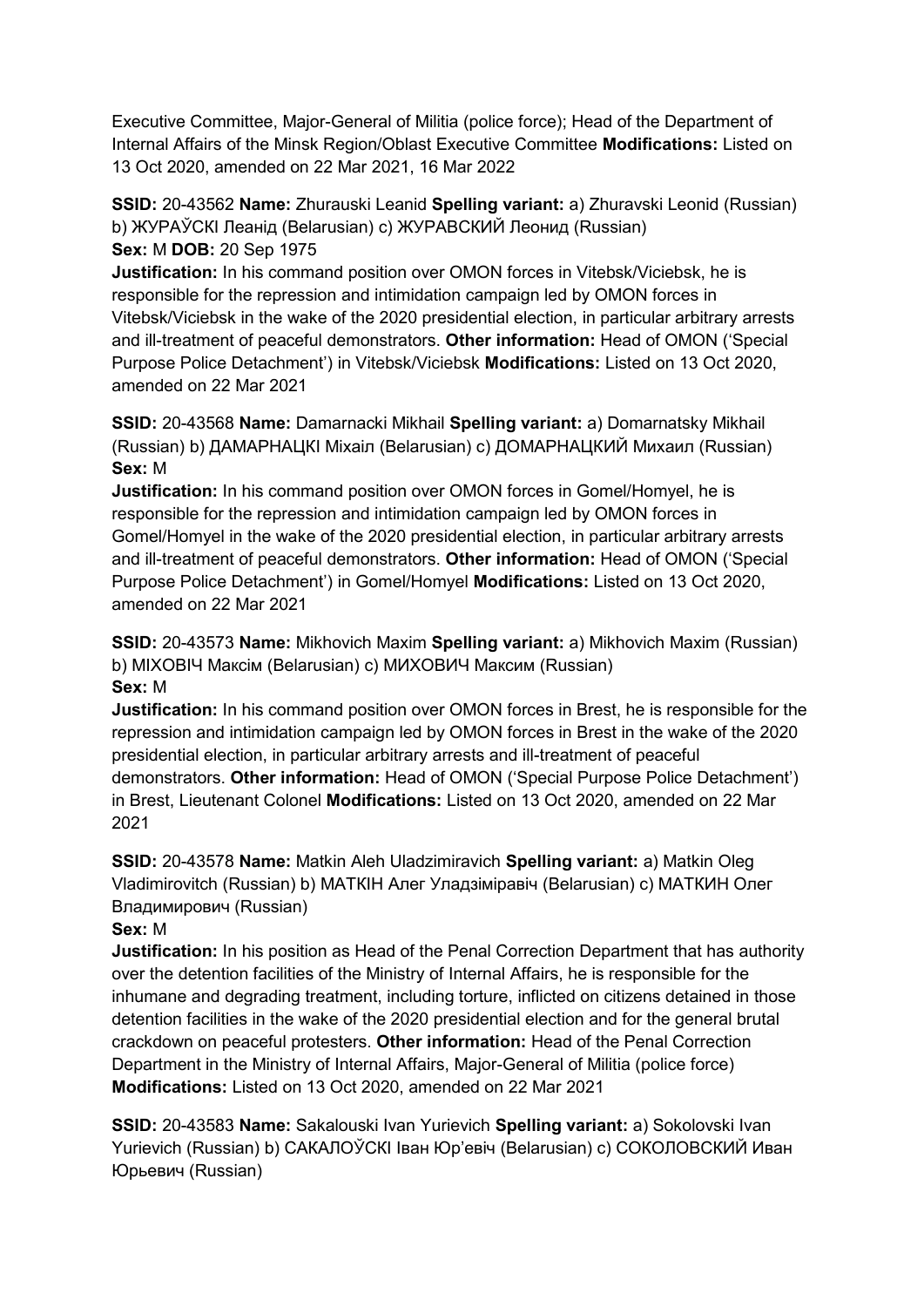Executive Committee, Major-General of Militia (police force); Head of the Department of Internal Affairs of the Minsk Region/Oblast Executive Committee **Modifications:** Listed on 13 Oct 2020, amended on 22 Mar 2021, 16 Mar 2022

**SSID:** 20-43562 **Name:** Zhurauski Leanid **Spelling variant:** a) Zhuravski Leonid (Russian) b) ЖУРАЎСКІ Леанід (Belarusian) c) ЖУРАВСКИЙ Леонид (Russian)
**Sex:** M **DOB:** 20 Sep 1975
**Justification:** In his command position over OMON forces in Vitebsk/Viciebsk, he is responsible for the repression and intimidation campaign led by OMON forces in Vitebsk/Viciebsk in the wake of the 2020 presidential election, in particular arbitrary arrests and ill-treatment of peaceful demonstrators. **Other information:** Head of OMON ('Special Purpose Police Detachment') in Vitebsk/Viciebsk **Modifications:** Listed on 13 Oct 2020, amended on 22 Mar 2021

**SSID:** 20-43568 **Name:** Damarnacki Mikhail **Spelling variant:** a) Domarnatsky Mikhail (Russian) b) ДАМАРНАЦКІ Міхаіл (Belarusian) c) ДОМАРНАЦКИЙ Михаил (Russian)
**Sex:** M
**Justification:** In his command position over OMON forces in Gomel/Homyel, he is responsible for the repression and intimidation campaign led by OMON forces in Gomel/Homyel in the wake of the 2020 presidential election, in particular arbitrary arrests and ill-treatment of peaceful demonstrators. **Other information:** Head of OMON ('Special Purpose Police Detachment') in Gomel/Homyel **Modifications:** Listed on 13 Oct 2020, amended on 22 Mar 2021

**SSID:** 20-43573 **Name:** Mikhovich Maxim **Spelling variant:** a) Mikhovich Maxim (Russian) b) МІХОВІЧ Максім (Belarusian) c) МИХОВИЧ Максим (Russian)
**Sex:** M
**Justification:** In his command position over OMON forces in Brest, he is responsible for the repression and intimidation campaign led by OMON forces in Brest in the wake of the 2020 presidential election, in particular arbitrary arrests and ill-treatment of peaceful demonstrators. **Other information:** Head of OMON ('Special Purpose Police Detachment') in Brest, Lieutenant Colonel **Modifications:** Listed on 13 Oct 2020, amended on 22 Mar 2021

**SSID:** 20-43578 **Name:** Matkin Aleh Uladzimiravich **Spelling variant:** a) Matkin Oleg Vladimirovitch (Russian) b) МАТКІН Алег Уладзіміравіч (Belarusian) c) МАТКИН Олег Владимирович (Russian)
**Sex:** M
**Justification:** In his position as Head of the Penal Correction Department that has authority over the detention facilities of the Ministry of Internal Affairs, he is responsible for the inhumane and degrading treatment, including torture, inflicted on citizens detained in those detention facilities in the wake of the 2020 presidential election and for the general brutal crackdown on peaceful protesters. **Other information:** Head of the Penal Correction Department in the Ministry of Internal Affairs, Major-General of Militia (police force) **Modifications:** Listed on 13 Oct 2020, amended on 22 Mar 2021

**SSID:** 20-43583 **Name:** Sakalouski Ivan Yurievich **Spelling variant:** a) Sokolovski Ivan Yurievich (Russian) b) САКАЛОЎСКІ Іван Юр'евіч (Belarusian) c) СОКОЛОВСКИЙ Иван Юрьевич (Russian)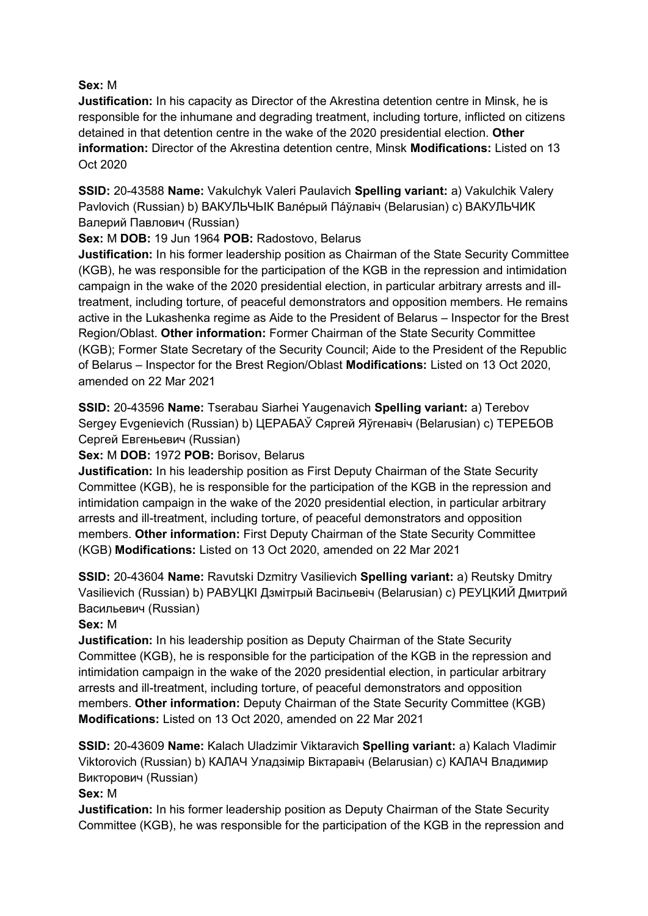**Sex:** M
**Justification:** In his capacity as Director of the Akrestina detention centre in Minsk, he is responsible for the inhumane and degrading treatment, including torture, inflicted on citizens detained in that detention centre in the wake of the 2020 presidential election. **Other information:** Director of the Akrestina detention centre, Minsk **Modifications:** Listed on 13 Oct 2020

**SSID:** 20-43588 **Name:** Vakulchyk Valeri Paulavich **Spelling variant:** a) Vakulchik Valery Pavlovich (Russian) b) ВАКУЛЬЧЫК Вале́рый Па́ўлавіч (Belarusian) c) ВАКУЛЬЧИК Валерий Павлович (Russian)
**Sex:** M **DOB:** 19 Jun 1964 **POB:** Radostovo, Belarus
**Justification:** In his former leadership position as Chairman of the State Security Committee (KGB), he was responsible for the participation of the KGB in the repression and intimidation campaign in the wake of the 2020 presidential election, in particular arbitrary arrests and ill-treatment, including torture, of peaceful demonstrators and opposition members. He remains active in the Lukashenka regime as Aide to the President of Belarus – Inspector for the Brest Region/Oblast. **Other information:** Former Chairman of the State Security Committee (KGB); Former State Secretary of the Security Council; Aide to the President of the Republic of Belarus – Inspector for the Brest Region/Oblast **Modifications:** Listed on 13 Oct 2020, amended on 22 Mar 2021

**SSID:** 20-43596 **Name:** Tserabau Siarhei Yaugenavich **Spelling variant:** a) Terebov Sergey Evgenievich (Russian) b) ЦЕРАБАЎ Сяргей Яўгенавіч (Belarusian) c) ТЕРЕБОВ Сергей Евгеньевич (Russian)
**Sex:** M **DOB:** 1972 **POB:** Borisov, Belarus
**Justification:** In his leadership position as First Deputy Chairman of the State Security Committee (KGB), he is responsible for the participation of the KGB in the repression and intimidation campaign in the wake of the 2020 presidential election, in particular arbitrary arrests and ill-treatment, including torture, of peaceful demonstrators and opposition members. **Other information:** First Deputy Chairman of the State Security Committee (KGB) **Modifications:** Listed on 13 Oct 2020, amended on 22 Mar 2021

**SSID:** 20-43604 **Name:** Ravutski Dzmitry Vasilievich **Spelling variant:** a) Reutsky Dmitry Vasilievich (Russian) b) РАВУЦКІ Дзмітрый Васільевіч (Belarusian) c) РЕУЦКИЙ Дмитрий Васильевич (Russian)
**Sex:** M
**Justification:** In his leadership position as Deputy Chairman of the State Security Committee (KGB), he is responsible for the participation of the KGB in the repression and intimidation campaign in the wake of the 2020 presidential election, in particular arbitrary arrests and ill-treatment, including torture, of peaceful demonstrators and opposition members. **Other information:** Deputy Chairman of the State Security Committee (KGB) **Modifications:** Listed on 13 Oct 2020, amended on 22 Mar 2021

**SSID:** 20-43609 **Name:** Kalach Uladzimir Viktaravich **Spelling variant:** a) Kalach Vladimir Viktorovich (Russian) b) КАЛАЧ Уладзімір Віктаравіч (Belarusian) c) КАЛАЧ Владимир Викторович (Russian)
**Sex:** M
**Justification:** In his former leadership position as Deputy Chairman of the State Security Committee (KGB), he was responsible for the participation of the KGB in the repression and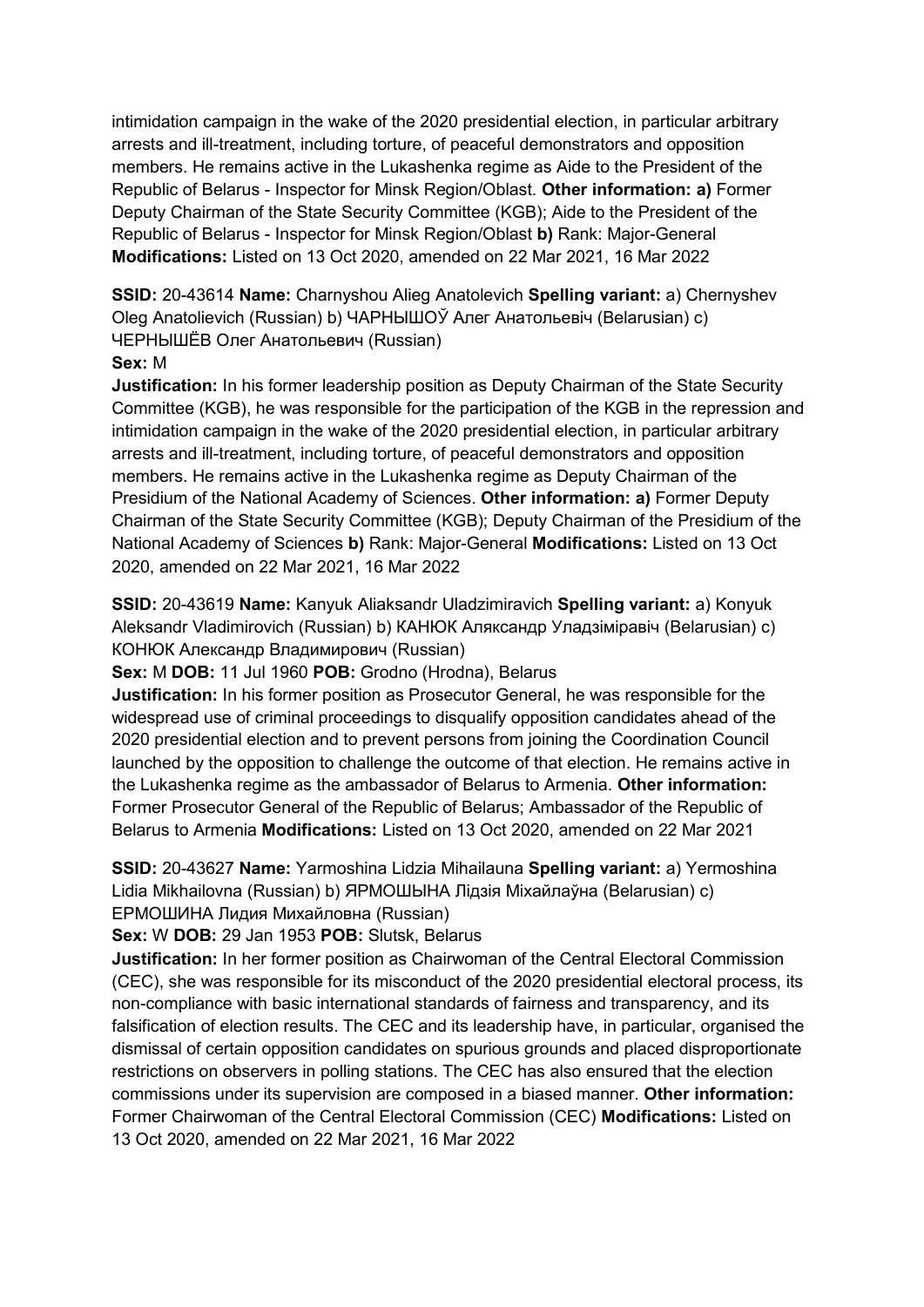intimidation campaign in the wake of the 2020 presidential election, in particular arbitrary arrests and ill-treatment, including torture, of peaceful demonstrators and opposition members. He remains active in the Lukashenka regime as Aide to the President of the Republic of Belarus - Inspector for Minsk Region/Oblast. **Other information: a)** Former Deputy Chairman of the State Security Committee (KGB); Aide to the President of the Republic of Belarus - Inspector for Minsk Region/Oblast **b)** Rank: Major-General **Modifications:** Listed on 13 Oct 2020, amended on 22 Mar 2021, 16 Mar 2022

**SSID:** 20-43614 **Name:** Charnyshou Alieg Anatolevich **Spelling variant:** a) Chernyshev Oleg Anatolievich (Russian) b) ЧАРНЫШОЎ Алег Анатольевіч (Belarusian) c) ЧЕРНЫШЁВ Олег Анатольевич (Russian)
**Sex:** M
**Justification:** In his former leadership position as Deputy Chairman of the State Security Committee (KGB), he was responsible for the participation of the KGB in the repression and intimidation campaign in the wake of the 2020 presidential election, in particular arbitrary arrests and ill-treatment, including torture, of peaceful demonstrators and opposition members. He remains active in the Lukashenka regime as Deputy Chairman of the Presidium of the National Academy of Sciences. **Other information: a)** Former Deputy Chairman of the State Security Committee (KGB); Deputy Chairman of the Presidium of the National Academy of Sciences **b)** Rank: Major-General **Modifications:** Listed on 13 Oct 2020, amended on 22 Mar 2021, 16 Mar 2022

**SSID:** 20-43619 **Name:** Kanyuk Aliaksandr Uladzimiravich **Spelling variant:** a) Konyuk Aleksandr Vladimirovich (Russian) b) КАНЮК Аляксандр Уладзіміравіч (Belarusian) c) КОНЮК Александр Владимирович (Russian)
**Sex:** M **DOB:** 11 Jul 1960 **POB:** Grodno (Hrodna), Belarus
**Justification:** In his former position as Prosecutor General, he was responsible for the widespread use of criminal proceedings to disqualify opposition candidates ahead of the 2020 presidential election and to prevent persons from joining the Coordination Council launched by the opposition to challenge the outcome of that election. He remains active in the Lukashenka regime as the ambassador of Belarus to Armenia. **Other information:** Former Prosecutor General of the Republic of Belarus; Ambassador of the Republic of Belarus to Armenia **Modifications:** Listed on 13 Oct 2020, amended on 22 Mar 2021

**SSID:** 20-43627 **Name:** Yarmoshina Lidzia Mihailauna **Spelling variant:** a) Yermoshina Lidia Mikhailovna (Russian) b) ЯРМОШЫНА Лідзія Міхайлаўна (Belarusian) c) ЕРМОШИНА Лидия Михайловна (Russian)
**Sex:** W **DOB:** 29 Jan 1953 **POB:** Slutsk, Belarus
**Justification:** In her former position as Chairwoman of the Central Electoral Commission (CEC), she was responsible for its misconduct of the 2020 presidential electoral process, its non-compliance with basic international standards of fairness and transparency, and its falsification of election results. The CEC and its leadership have, in particular, organised the dismissal of certain opposition candidates on spurious grounds and placed disproportionate restrictions on observers in polling stations. The CEC has also ensured that the election commissions under its supervision are composed in a biased manner. **Other information:** Former Chairwoman of the Central Electoral Commission (CEC) **Modifications:** Listed on 13 Oct 2020, amended on 22 Mar 2021, 16 Mar 2022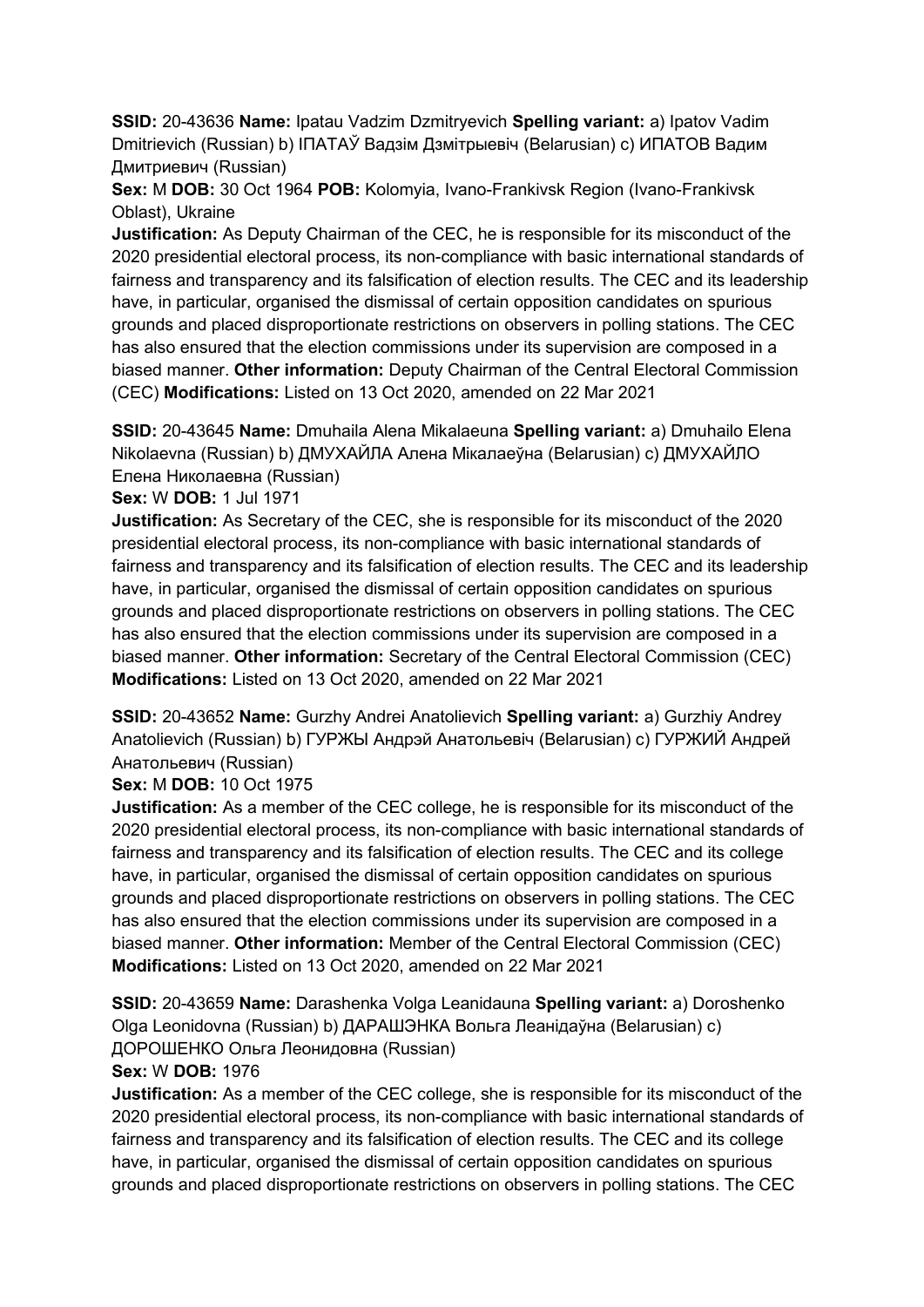**SSID:** 20-43636 **Name:** Ipatau Vadzim Dzmitryevich **Spelling variant:** a) Ipatov Vadim Dmitrievich (Russian) b) ІПАТАЎ Вадзім Дзмітрыевіч (Belarusian) c) ИПАТОВ Вадим Дмитриевич (Russian)

**Sex:** M **DOB:** 30 Oct 1964 **POB:** Kolomyia, Ivano-Frankivsk Region (Ivano-Frankivsk Oblast), Ukraine

**Justification:** As Deputy Chairman of the CEC, he is responsible for its misconduct of the 2020 presidential electoral process, its non-compliance with basic international standards of fairness and transparency and its falsification of election results. The CEC and its leadership have, in particular, organised the dismissal of certain opposition candidates on spurious grounds and placed disproportionate restrictions on observers in polling stations. The CEC has also ensured that the election commissions under its supervision are composed in a biased manner. **Other information:** Deputy Chairman of the Central Electoral Commission (CEC) **Modifications:** Listed on 13 Oct 2020, amended on 22 Mar 2021

**SSID:** 20-43645 **Name:** Dmuhaila Alena Mikalaeuna **Spelling variant:** a) Dmuhailo Elena Nikolaevna (Russian) b) ДМУХАЙЛА Алена Мікалаеўна (Belarusian) c) ДМУХАЙЛО Елена Николаевна (Russian)

**Sex:** W **DOB:** 1 Jul 1971

**Justification:** As Secretary of the CEC, she is responsible for its misconduct of the 2020 presidential electoral process, its non-compliance with basic international standards of fairness and transparency and its falsification of election results. The CEC and its leadership have, in particular, organised the dismissal of certain opposition candidates on spurious grounds and placed disproportionate restrictions on observers in polling stations. The CEC has also ensured that the election commissions under its supervision are composed in a biased manner. **Other information:** Secretary of the Central Electoral Commission (CEC) **Modifications:** Listed on 13 Oct 2020, amended on 22 Mar 2021

**SSID:** 20-43652 **Name:** Gurzhy Andrei Anatolievich **Spelling variant:** a) Gurzhiy Andrey Anatolievich (Russian) b) ГУРЖЫ Андрэй Анатольевіч (Belarusian) c) ГУРЖИЙ Андрей Анатольевич (Russian)

**Sex:** M **DOB:** 10 Oct 1975

**Justification:** As a member of the CEC college, he is responsible for its misconduct of the 2020 presidential electoral process, its non-compliance with basic international standards of fairness and transparency and its falsification of election results. The CEC and its college have, in particular, organised the dismissal of certain opposition candidates on spurious grounds and placed disproportionate restrictions on observers in polling stations. The CEC has also ensured that the election commissions under its supervision are composed in a biased manner. **Other information:** Member of the Central Electoral Commission (CEC) **Modifications:** Listed on 13 Oct 2020, amended on 22 Mar 2021

**SSID:** 20-43659 **Name:** Darashenka Volga Leanidauna **Spelling variant:** a) Doroshenko Olga Leonidovna (Russian) b) ДАРАШЭНКА Вольга Леанідаўна (Belarusian) c) ДОРОШЕНКО Ольга Леонидовна (Russian)

**Sex:** W **DOB:** 1976

**Justification:** As a member of the CEC college, she is responsible for its misconduct of the 2020 presidential electoral process, its non-compliance with basic international standards of fairness and transparency and its falsification of election results. The CEC and its college have, in particular, organised the dismissal of certain opposition candidates on spurious grounds and placed disproportionate restrictions on observers in polling stations. The CEC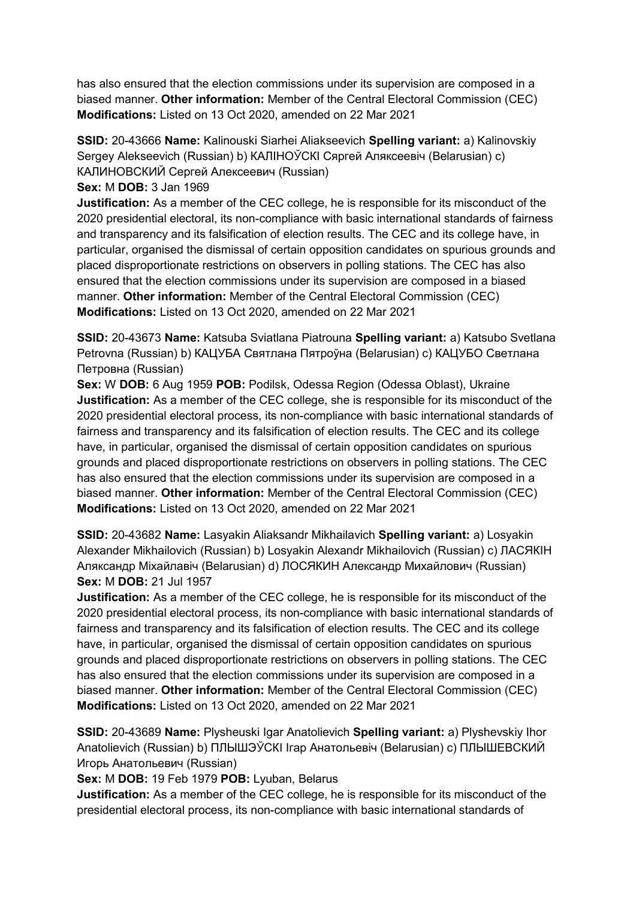has also ensured that the election commissions under its supervision are composed in a biased manner. **Other information:** Member of the Central Electoral Commission (CEC) **Modifications:** Listed on 13 Oct 2020, amended on 22 Mar 2021

**SSID:** 20-43666 **Name:** Kalinouski Siarhei Aliakseevich **Spelling variant:** a) Kalinovskiy Sergey Alekseevich (Russian) b) КАЛІНОЎСКІ Сяргей Аляксеевіч (Belarusian) c) КАЛИНОВСКИЙ Сергей Алексеевич (Russian)
**Sex:** M **DOB:** 3 Jan 1969
**Justification:** As a member of the CEC college, he is responsible for its misconduct of the 2020 presidential electoral, its non-compliance with basic international standards of fairness and transparency and its falsification of election results. The CEC and its college have, in particular, organised the dismissal of certain opposition candidates on spurious grounds and placed disproportionate restrictions on observers in polling stations. The CEC has also ensured that the election commissions under its supervision are composed in a biased manner. **Other information:** Member of the Central Electoral Commission (CEC) **Modifications:** Listed on 13 Oct 2020, amended on 22 Mar 2021

**SSID:** 20-43673 **Name:** Katsuba Sviatlana Piatrouna **Spelling variant:** a) Katsubo Svetlana Petrovna (Russian) b) КАЦУБА Святлана Пятроўна (Belarusian) c) КАЦУБО Светлана Петровна (Russian)
**Sex:** W **DOB:** 6 Aug 1959 **POB:** Podilsk, Odessa Region (Odessa Oblast), Ukraine
**Justification:** As a member of the CEC college, she is responsible for its misconduct of the 2020 presidential electoral process, its non-compliance with basic international standards of fairness and transparency and its falsification of election results. The CEC and its college have, in particular, organised the dismissal of certain opposition candidates on spurious grounds and placed disproportionate restrictions on observers in polling stations. The CEC has also ensured that the election commissions under its supervision are composed in a biased manner. **Other information:** Member of the Central Electoral Commission (CEC) **Modifications:** Listed on 13 Oct 2020, amended on 22 Mar 2021

**SSID:** 20-43682 **Name:** Lasyakin Aliaksandr Mikhailavich **Spelling variant:** a) Losyakin Alexander Mikhailovich (Russian) b) Losyakin Alexandr Mikhailovich (Russian) c) ЛАСЯКІН Аляксандр Міхайлавіч (Belarusian) d) ЛОСЯКИН Александр Михайлович (Russian)
**Sex:** M **DOB:** 21 Jul 1957
**Justification:** As a member of the CEC college, he is responsible for its misconduct of the 2020 presidential electoral process, its non-compliance with basic international standards of fairness and transparency and its falsification of election results. The CEC and its college have, in particular, organised the dismissal of certain opposition candidates on spurious grounds and placed disproportionate restrictions on observers in polling stations. The CEC has also ensured that the election commissions under its supervision are composed in a biased manner. **Other information:** Member of the Central Electoral Commission (CEC) **Modifications:** Listed on 13 Oct 2020, amended on 22 Mar 2021

**SSID:** 20-43689 **Name:** Plysheuski Igar Anatolievich **Spelling variant:** a) Plyshevskiy Ihor Anatolievich (Russian) b) ПЛЫШЭЎСКІ Ігар Анатольевіч (Belarusian) c) ПЛЫШЕВСКИЙ Игорь Анатольевич (Russian)
**Sex:** M **DOB:** 19 Feb 1979 **POB:** Lyuban, Belarus
**Justification:** As a member of the CEC college, he is responsible for its misconduct of the presidential electoral process, its non-compliance with basic international standards of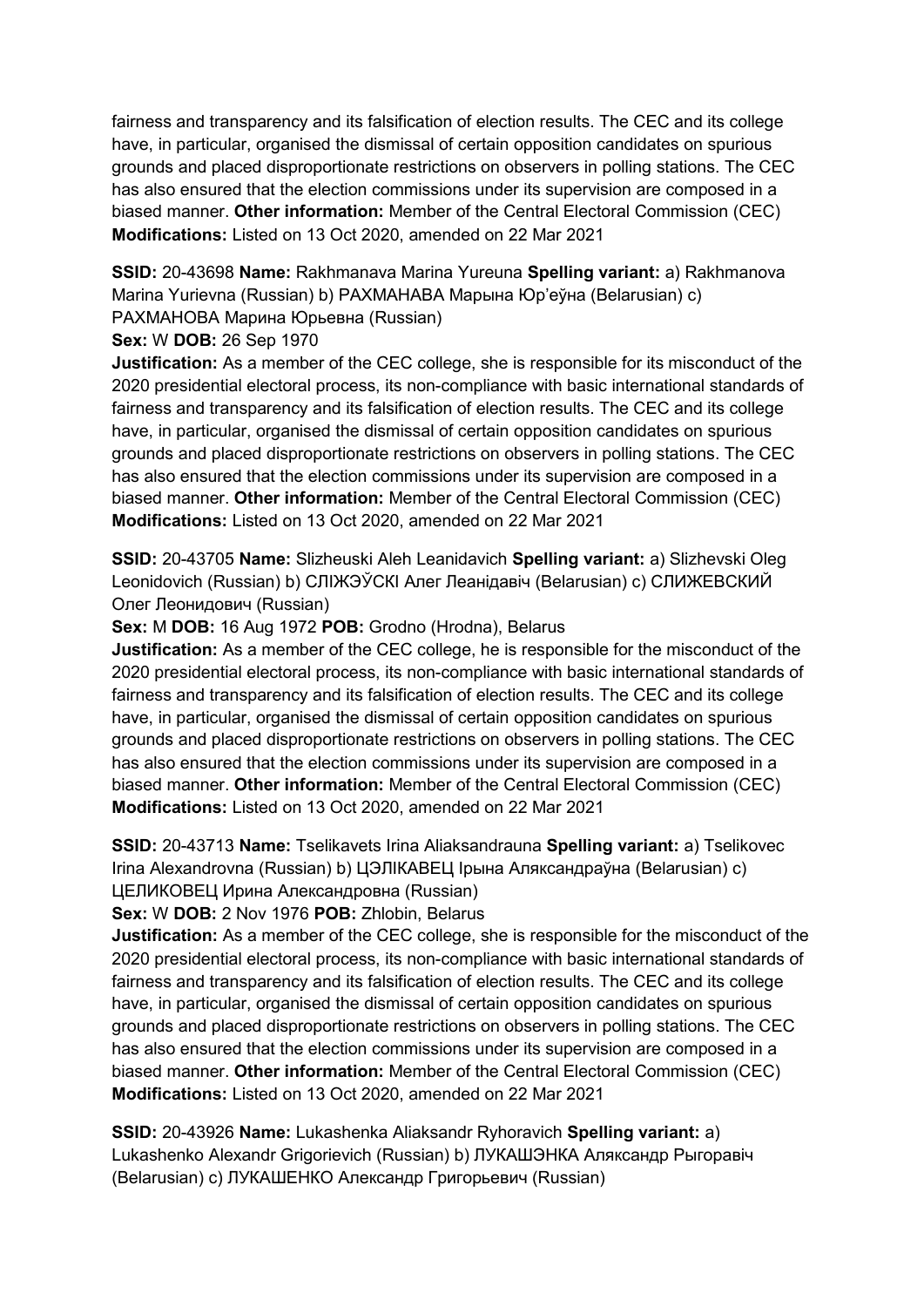fairness and transparency and its falsification of election results. The CEC and its college have, in particular, organised the dismissal of certain opposition candidates on spurious grounds and placed disproportionate restrictions on observers in polling stations. The CEC has also ensured that the election commissions under its supervision are composed in a biased manner. **Other information:** Member of the Central Electoral Commission (CEC) **Modifications:** Listed on 13 Oct 2020, amended on 22 Mar 2021

**SSID:** 20-43698 **Name:** Rakhmanava Marina Yureuna **Spelling variant:** a) Rakhmanova Marina Yurievna (Russian) b) РАХМАНАВА Марына Юр'еўна (Belarusian) c) РАХМАНОВА Марина Юрьевна (Russian)

**Sex:** W **DOB:** 26 Sep 1970

**Justification:** As a member of the CEC college, she is responsible for its misconduct of the 2020 presidential electoral process, its non-compliance with basic international standards of fairness and transparency and its falsification of election results. The CEC and its college have, in particular, organised the dismissal of certain opposition candidates on spurious grounds and placed disproportionate restrictions on observers in polling stations. The CEC has also ensured that the election commissions under its supervision are composed in a biased manner. **Other information:** Member of the Central Electoral Commission (CEC) **Modifications:** Listed on 13 Oct 2020, amended on 22 Mar 2021

**SSID:** 20-43705 **Name:** Slizheuski Aleh Leanidavich **Spelling variant:** a) Slizhevski Oleg Leonidovich (Russian) b) СЛІЖЭЎСКІ Алег Леанідавіч (Belarusian) c) СЛИЖЕВСКИЙ Олег Леонидович (Russian)

**Sex:** M **DOB:** 16 Aug 1972 **POB:** Grodno (Hrodna), Belarus

**Justification:** As a member of the CEC college, he is responsible for the misconduct of the 2020 presidential electoral process, its non-compliance with basic international standards of fairness and transparency and its falsification of election results. The CEC and its college have, in particular, organised the dismissal of certain opposition candidates on spurious grounds and placed disproportionate restrictions on observers in polling stations. The CEC has also ensured that the election commissions under its supervision are composed in a biased manner. **Other information:** Member of the Central Electoral Commission (CEC) **Modifications:** Listed on 13 Oct 2020, amended on 22 Mar 2021

**SSID:** 20-43713 **Name:** Tselikavets Irina Aliaksandrauna **Spelling variant:** a) Tselikovec Irina Alexandrovna (Russian) b) ЦЭЛІКАВЕЦ Ірына Аляксандраўна (Belarusian) c) ЦЕЛИКОВЕЦ Ирина Александровна (Russian)

**Sex:** W **DOB:** 2 Nov 1976 **POB:** Zhlobin, Belarus

**Justification:** As a member of the CEC college, she is responsible for the misconduct of the 2020 presidential electoral process, its non-compliance with basic international standards of fairness and transparency and its falsification of election results. The CEC and its college have, in particular, organised the dismissal of certain opposition candidates on spurious grounds and placed disproportionate restrictions on observers in polling stations. The CEC has also ensured that the election commissions under its supervision are composed in a biased manner. **Other information:** Member of the Central Electoral Commission (CEC) **Modifications:** Listed on 13 Oct 2020, amended on 22 Mar 2021

**SSID:** 20-43926 **Name:** Lukashenka Aliaksandr Ryhoravich **Spelling variant:** a) Lukashenko Alexandr Grigorievich (Russian) b) ЛУКАШЭНКА Аляксандр Рыгоравіч (Belarusian) c) ЛУКАШЕНКО Александр Григорьевич (Russian)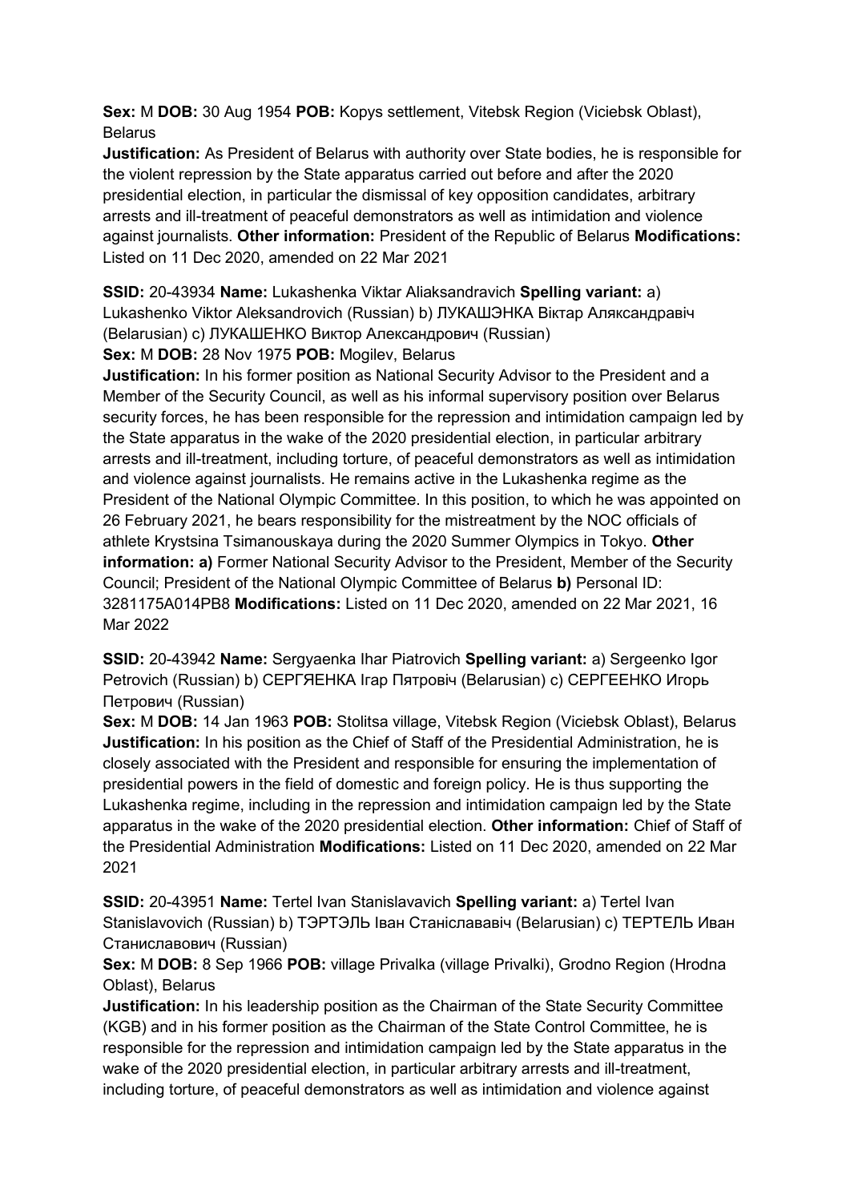**Sex:** M **DOB:** 30 Aug 1954 **POB:** Kopys settlement, Vitebsk Region (Viciebsk Oblast), Belarus
**Justification:** As President of Belarus with authority over State bodies, he is responsible for the violent repression by the State apparatus carried out before and after the 2020 presidential election, in particular the dismissal of key opposition candidates, arbitrary arrests and ill-treatment of peaceful demonstrators as well as intimidation and violence against journalists. **Other information:** President of the Republic of Belarus **Modifications:** Listed on 11 Dec 2020, amended on 22 Mar 2021

**SSID:** 20-43934 **Name:** Lukashenka Viktar Aliaksandravich **Spelling variant:** a) Lukashenko Viktor Aleksandrovich (Russian) b) ЛУКАШЭНКА Віктар Аляксандравіч (Belarusian) c) ЛУКАШЕНКО Виктор Александрович (Russian)
**Sex:** M **DOB:** 28 Nov 1975 **POB:** Mogilev, Belarus
**Justification:** In his former position as National Security Advisor to the President and a Member of the Security Council, as well as his informal supervisory position over Belarus security forces, he has been responsible for the repression and intimidation campaign led by the State apparatus in the wake of the 2020 presidential election, in particular arbitrary arrests and ill-treatment, including torture, of peaceful demonstrators as well as intimidation and violence against journalists. He remains active in the Lukashenka regime as the President of the National Olympic Committee. In this position, to which he was appointed on 26 February 2021, he bears responsibility for the mistreatment by the NOC officials of athlete Krystsina Tsimanouskaya during the 2020 Summer Olympics in Tokyo. **Other information: a)** Former National Security Advisor to the President, Member of the Security Council; President of the National Olympic Committee of Belarus **b)** Personal ID: 3281175A014PB8 **Modifications:** Listed on 11 Dec 2020, amended on 22 Mar 2021, 16 Mar 2022

**SSID:** 20-43942 **Name:** Sergyaenka Ihar Piatrovich **Spelling variant:** a) Sergeenko Igor Petrovich (Russian) b) СЕРГЯЕНКА Ігар Пятровіч (Belarusian) c) СЕРГЕЕНКО Игорь Петрович (Russian)
**Sex:** M **DOB:** 14 Jan 1963 **POB:** Stolitsa village, Vitebsk Region (Viciebsk Oblast), Belarus
**Justification:** In his position as the Chief of Staff of the Presidential Administration, he is closely associated with the President and responsible for ensuring the implementation of presidential powers in the field of domestic and foreign policy. He is thus supporting the Lukashenka regime, including in the repression and intimidation campaign led by the State apparatus in the wake of the 2020 presidential election. **Other information:** Chief of Staff of the Presidential Administration **Modifications:** Listed on 11 Dec 2020, amended on 22 Mar 2021

**SSID:** 20-43951 **Name:** Tertel Ivan Stanislavavich **Spelling variant:** a) Tertel Ivan Stanislavovich (Russian) b) ТЭРТЭЛЬ Іван Станіслававіч (Belarusian) c) ТЕРТЕЛЬ Иван Станиславович (Russian)
**Sex:** M **DOB:** 8 Sep 1966 **POB:** village Privalka (village Privalki), Grodno Region (Hrodna Oblast), Belarus
**Justification:** In his leadership position as the Chairman of the State Security Committee (KGB) and in his former position as the Chairman of the State Control Committee, he is responsible for the repression and intimidation campaign led by the State apparatus in the wake of the 2020 presidential election, in particular arbitrary arrests and ill-treatment, including torture, of peaceful demonstrators as well as intimidation and violence against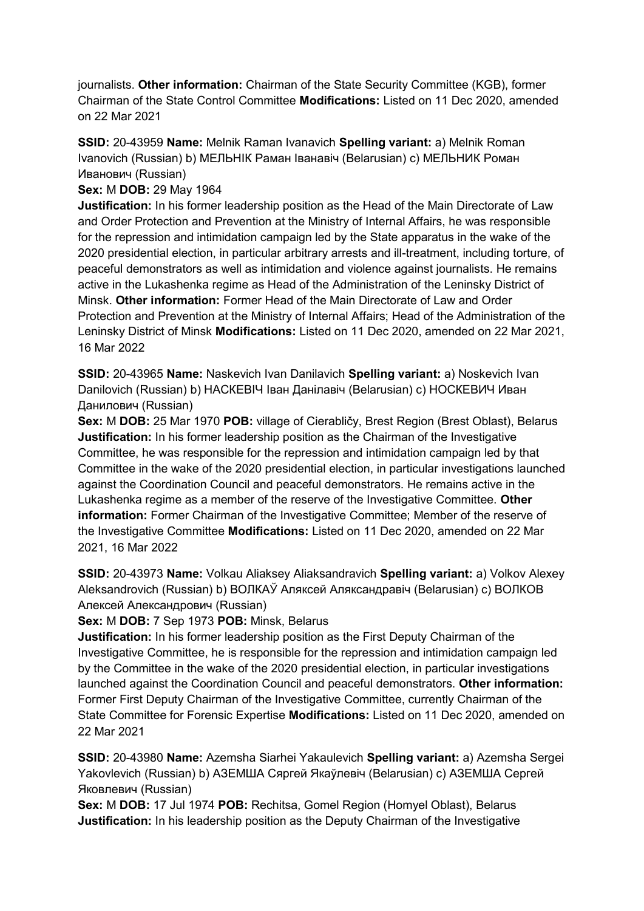journalists. **Other information:** Chairman of the State Security Committee (KGB), former Chairman of the State Control Committee **Modifications:** Listed on 11 Dec 2020, amended on 22 Mar 2021

**SSID:** 20-43959 **Name:** Melnik Raman Ivanavich **Spelling variant:** a) Melnik Roman Ivanovich (Russian) b) МЕЛЬНІК Раман Іванавіч (Belarusian) c) МЕЛЬНИК Роман Иванович (Russian)
**Sex:** M **DOB:** 29 May 1964
**Justification:** In his former leadership position as the Head of the Main Directorate of Law and Order Protection and Prevention at the Ministry of Internal Affairs, he was responsible for the repression and intimidation campaign led by the State apparatus in the wake of the 2020 presidential election, in particular arbitrary arrests and ill-treatment, including torture, of peaceful demonstrators as well as intimidation and violence against journalists. He remains active in the Lukashenka regime as Head of the Administration of the Leninsky District of Minsk. **Other information:** Former Head of the Main Directorate of Law and Order Protection and Prevention at the Ministry of Internal Affairs; Head of the Administration of the Leninsky District of Minsk **Modifications:** Listed on 11 Dec 2020, amended on 22 Mar 2021, 16 Mar 2022

**SSID:** 20-43965 **Name:** Naskevich Ivan Danilavich **Spelling variant:** a) Noskevich Ivan Danilovich (Russian) b) НАСКЕВІЧ Іван Данілавіч (Belarusian) c) НОСКЕВИЧ Иван Данилович (Russian)
**Sex:** M **DOB:** 25 Mar 1970 **POB:** village of Cierabličy, Brest Region (Brest Oblast), Belarus
**Justification:** In his former leadership position as the Chairman of the Investigative Committee, he was responsible for the repression and intimidation campaign led by that Committee in the wake of the 2020 presidential election, in particular investigations launched against the Coordination Council and peaceful demonstrators. He remains active in the Lukashenka regime as a member of the reserve of the Investigative Committee. **Other information:** Former Chairman of the Investigative Committee; Member of the reserve of the Investigative Committee **Modifications:** Listed on 11 Dec 2020, amended on 22 Mar 2021, 16 Mar 2022

**SSID:** 20-43973 **Name:** Volkau Aliaksey Aliaksandravich **Spelling variant:** a) Volkov Alexey Aleksandrovich (Russian) b) ВОЛКАЎ Аляксей Аляксандравіч (Belarusian) c) ВОЛКОВ Алексей Александрович (Russian)
**Sex:** M **DOB:** 7 Sep 1973 **POB:** Minsk, Belarus
**Justification:** In his former leadership position as the First Deputy Chairman of the Investigative Committee, he is responsible for the repression and intimidation campaign led by the Committee in the wake of the 2020 presidential election, in particular investigations launched against the Coordination Council and peaceful demonstrators. **Other information:** Former First Deputy Chairman of the Investigative Committee, currently Chairman of the State Committee for Forensic Expertise **Modifications:** Listed on 11 Dec 2020, amended on 22 Mar 2021

**SSID:** 20-43980 **Name:** Azemsha Siarhei Yakaulevich **Spelling variant:** a) Azemsha Sergei Yakovlevich (Russian) b) АЗЕМША Сяргей Якаўлевіч (Belarusian) c) АЗЕМША Сергей Яковлевич (Russian)
**Sex:** M **DOB:** 17 Jul 1974 **POB:** Rechitsa, Gomel Region (Homyel Oblast), Belarus
**Justification:** In his leadership position as the Deputy Chairman of the Investigative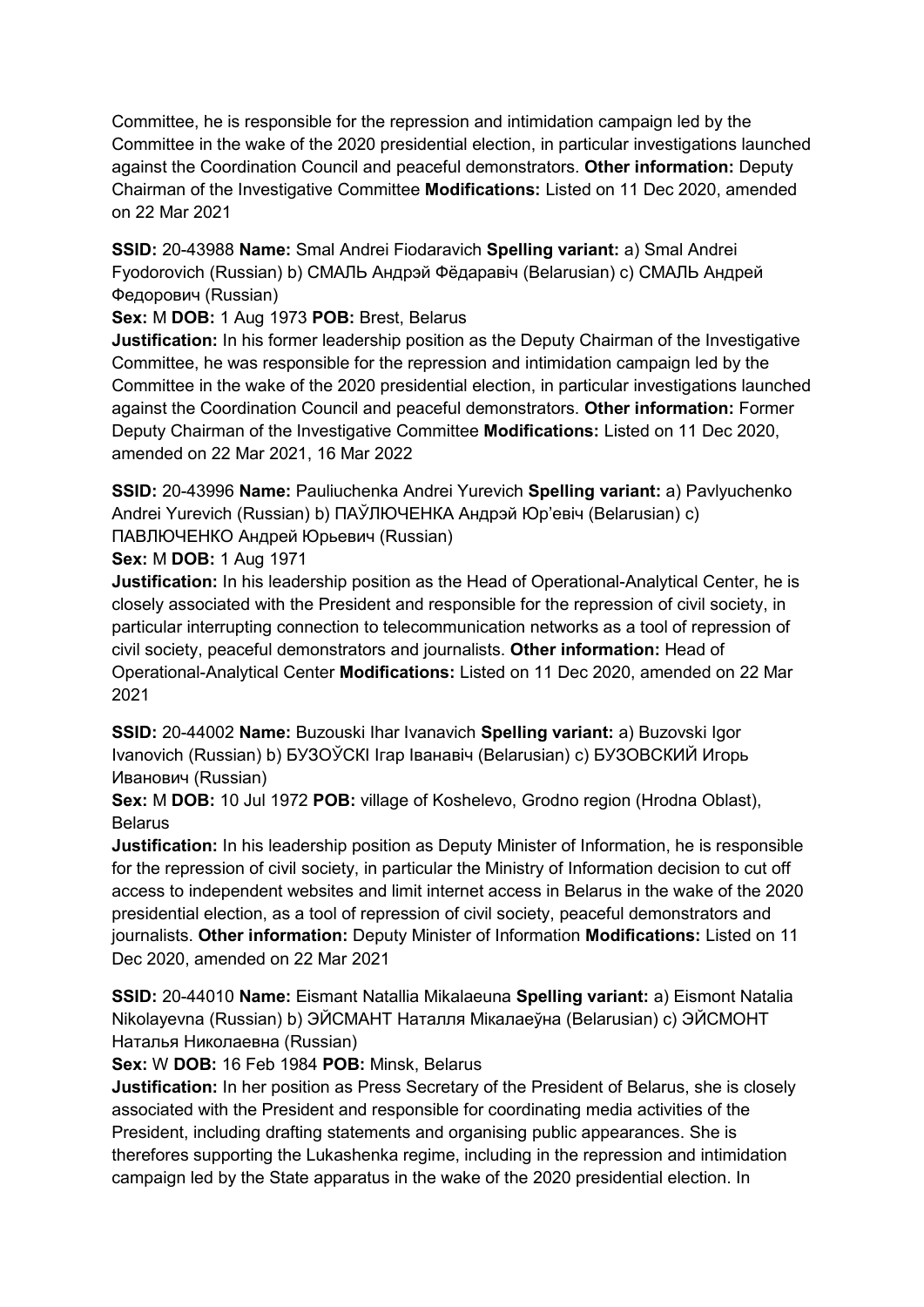Committee, he is responsible for the repression and intimidation campaign led by the Committee in the wake of the 2020 presidential election, in particular investigations launched against the Coordination Council and peaceful demonstrators. **Other information:** Deputy Chairman of the Investigative Committee **Modifications:** Listed on 11 Dec 2020, amended on 22 Mar 2021

**SSID:** 20-43988 **Name:** Smal Andrei Fiodaravich **Spelling variant:** a) Smal Andrei Fyodorovich (Russian) b) СМАЛЬ Андрэй Фёдаравіч (Belarusian) c) СМАЛЬ Андрей Федорович (Russian)
**Sex:** M **DOB:** 1 Aug 1973 **POB:** Brest, Belarus
**Justification:** In his former leadership position as the Deputy Chairman of the Investigative Committee, he was responsible for the repression and intimidation campaign led by the Committee in the wake of the 2020 presidential election, in particular investigations launched against the Coordination Council and peaceful demonstrators. **Other information:** Former Deputy Chairman of the Investigative Committee **Modifications:** Listed on 11 Dec 2020, amended on 22 Mar 2021, 16 Mar 2022

**SSID:** 20-43996 **Name:** Pauliuchenka Andrei Yurevich **Spelling variant:** a) Pavlyuchenko Andrei Yurevich (Russian) b) ПАЎЛЮЧЕНКА Андрэй Юр'евіч (Belarusian) c) ПАВЛЮЧЕНКО Андрей Юрьевич (Russian)
**Sex:** M **DOB:** 1 Aug 1971
**Justification:** In his leadership position as the Head of Operational-Analytical Center, he is closely associated with the President and responsible for the repression of civil society, in particular interrupting connection to telecommunication networks as a tool of repression of civil society, peaceful demonstrators and journalists. **Other information:** Head of Operational-Analytical Center **Modifications:** Listed on 11 Dec 2020, amended on 22 Mar 2021

**SSID:** 20-44002 **Name:** Buzouski Ihar Ivanavich **Spelling variant:** a) Buzovski Igor Ivanovich (Russian) b) БУЗОЎСКІ Ігар Іванавіч (Belarusian) c) БУЗОВСКИЙ Игорь Иванович (Russian)
**Sex:** M **DOB:** 10 Jul 1972 **POB:** village of Koshelevo, Grodno region (Hrodna Oblast), Belarus
**Justification:** In his leadership position as Deputy Minister of Information, he is responsible for the repression of civil society, in particular the Ministry of Information decision to cut off access to independent websites and limit internet access in Belarus in the wake of the 2020 presidential election, as a tool of repression of civil society, peaceful demonstrators and journalists. **Other information:** Deputy Minister of Information **Modifications:** Listed on 11 Dec 2020, amended on 22 Mar 2021

**SSID:** 20-44010 **Name:** Eismant Natallia Mikalaeuna **Spelling variant:** a) Eismont Natalia Nikolayevna (Russian) b) ЭЙСМАНТ Наталля Мікалаеўна (Belarusian) c) ЭЙСМОНТ Наталья Николаевна (Russian)
**Sex:** W **DOB:** 16 Feb 1984 **POB:** Minsk, Belarus
**Justification:** In her position as Press Secretary of the President of Belarus, she is closely associated with the President and responsible for coordinating media activities of the President, including drafting statements and organising public appearances. She is therefores supporting the Lukashenka regime, including in the repression and intimidation campaign led by the State apparatus in the wake of the 2020 presidential election. In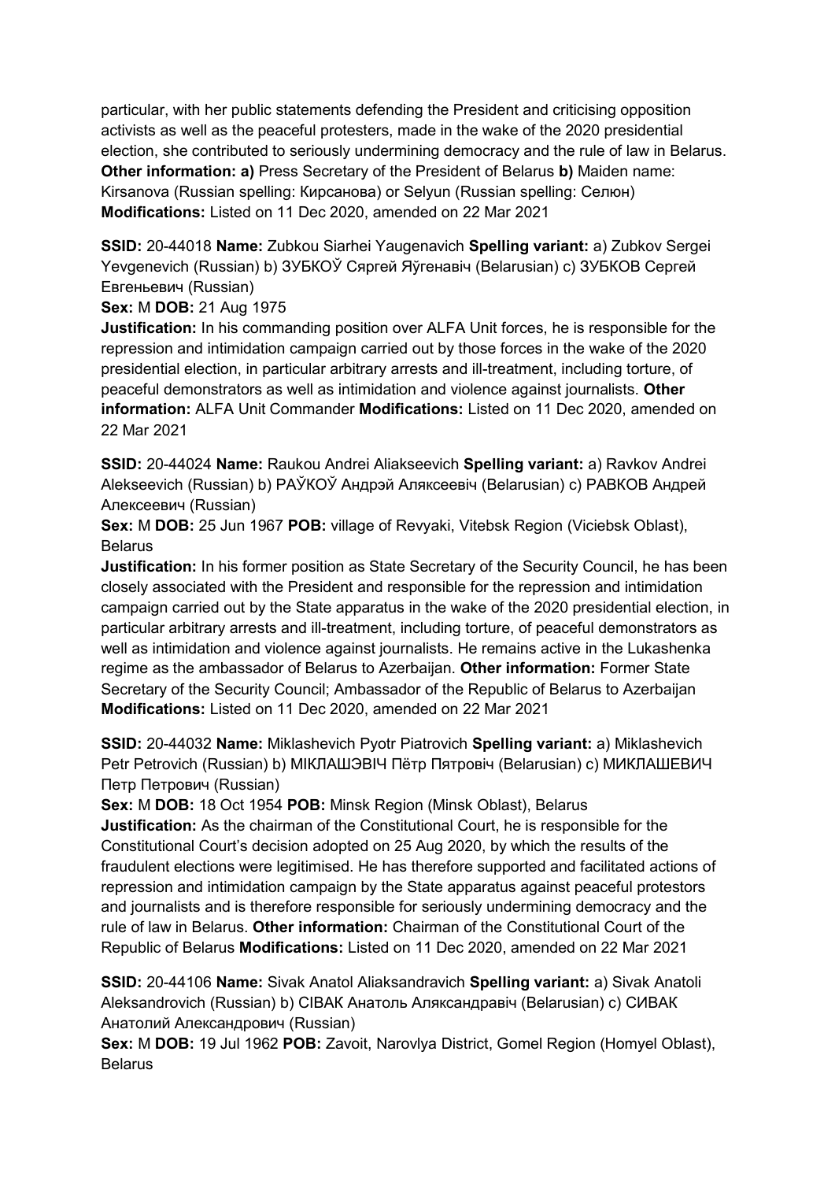particular, with her public statements defending the President and criticising opposition activists as well as the peaceful protesters, made in the wake of the 2020 presidential election, she contributed to seriously undermining democracy and the rule of law in Belarus. **Other information: a)** Press Secretary of the President of Belarus **b)** Maiden name: Kirsanova (Russian spelling: Кирсанова) or Selyun (Russian spelling: Селюн) **Modifications:** Listed on 11 Dec 2020, amended on 22 Mar 2021

**SSID:** 20-44018 **Name:** Zubkou Siarhei Yaugenavich **Spelling variant:** a) Zubkov Sergei Yevgenevich (Russian) b) ЗУБКОЎ Сяргей Яўгенавіч (Belarusian) c) ЗУБКОВ Сергей Евгеньевич (Russian)

**Sex:** M **DOB:** 21 Aug 1975

**Justification:** In his commanding position over ALFA Unit forces, he is responsible for the repression and intimidation campaign carried out by those forces in the wake of the 2020 presidential election, in particular arbitrary arrests and ill-treatment, including torture, of peaceful demonstrators as well as intimidation and violence against journalists. **Other information:** ALFA Unit Commander **Modifications:** Listed on 11 Dec 2020, amended on 22 Mar 2021

**SSID:** 20-44024 **Name:** Raukou Andrei Aliakseevich **Spelling variant:** a) Ravkov Andrei Alekseevich (Russian) b) РАЎКОЎ Андрэй Аляксеевіч (Belarusian) c) РАВКОВ Андрей Алексеевич (Russian)

**Sex:** M **DOB:** 25 Jun 1967 **POB:** village of Revyaki, Vitebsk Region (Viciebsk Oblast), Belarus

**Justification:** In his former position as State Secretary of the Security Council, he has been closely associated with the President and responsible for the repression and intimidation campaign carried out by the State apparatus in the wake of the 2020 presidential election, in particular arbitrary arrests and ill-treatment, including torture, of peaceful demonstrators as well as intimidation and violence against journalists. He remains active in the Lukashenka regime as the ambassador of Belarus to Azerbaijan. **Other information:** Former State Secretary of the Security Council; Ambassador of the Republic of Belarus to Azerbaijan **Modifications:** Listed on 11 Dec 2020, amended on 22 Mar 2021

**SSID:** 20-44032 **Name:** Miklashevich Pyotr Piatrovich **Spelling variant:** a) Miklashevich Petr Petrovich (Russian) b) МІКЛАШЭВІЧ Пётр Пятровіч (Belarusian) c) МИКЛАШЕВИЧ Петр Петрович (Russian)

**Sex:** M **DOB:** 18 Oct 1954 **POB:** Minsk Region (Minsk Oblast), Belarus

**Justification:** As the chairman of the Constitutional Court, he is responsible for the Constitutional Court's decision adopted on 25 Aug 2020, by which the results of the fraudulent elections were legitimised. He has therefore supported and facilitated actions of repression and intimidation campaign by the State apparatus against peaceful protestors and journalists and is therefore responsible for seriously undermining democracy and the rule of law in Belarus. **Other information:** Chairman of the Constitutional Court of the Republic of Belarus **Modifications:** Listed on 11 Dec 2020, amended on 22 Mar 2021

**SSID:** 20-44106 **Name:** Sivak Anatol Aliaksandravich **Spelling variant:** a) Sivak Anatoli Aleksandrovich (Russian) b) СІВАК Анатоль Аляксандравіч (Belarusian) c) СИВАК Анатолий Александрович (Russian)

**Sex:** M **DOB:** 19 Jul 1962 **POB:** Zavoit, Narovlya District, Gomel Region (Homyel Oblast), Belarus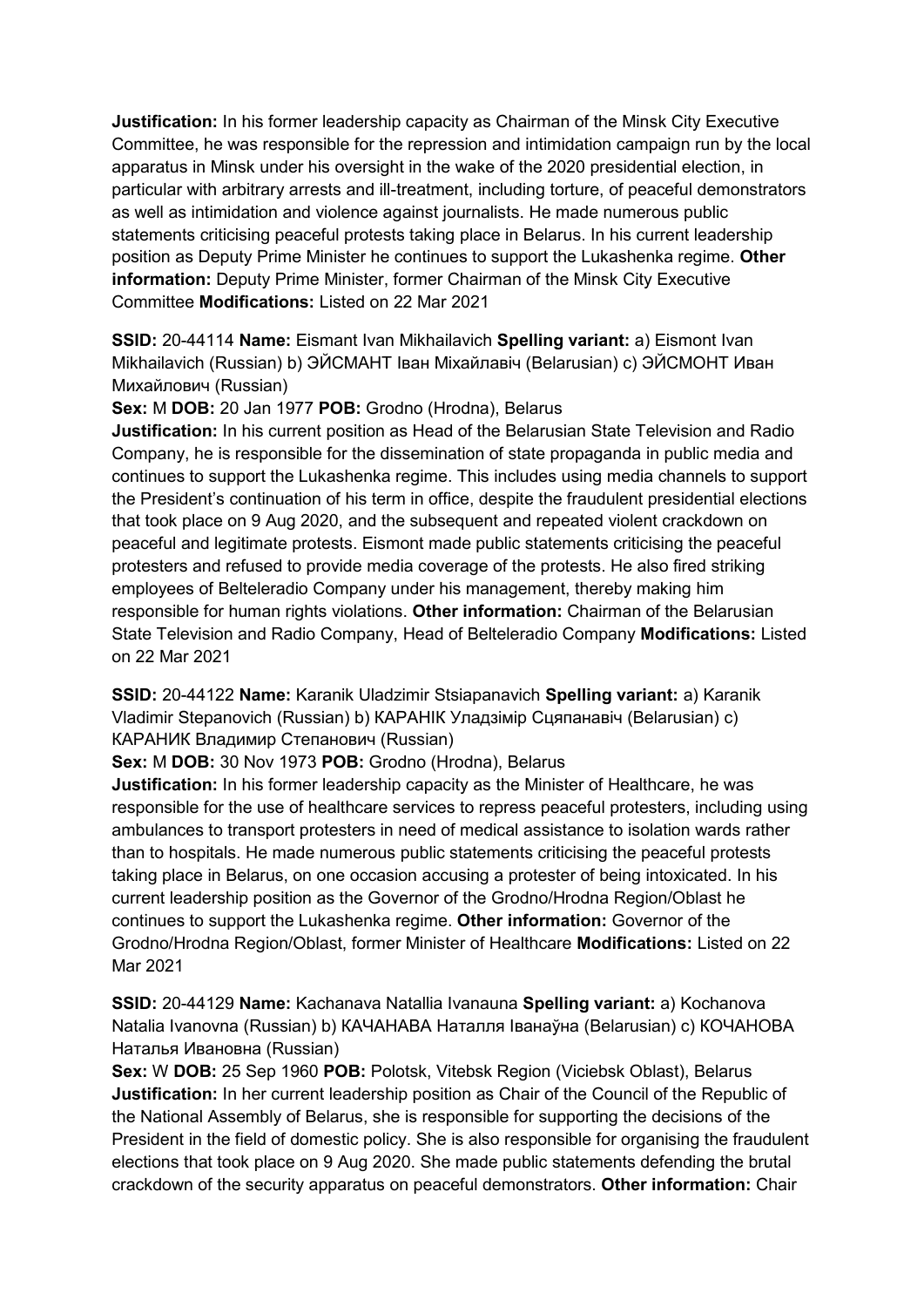**Justification:** In his former leadership capacity as Chairman of the Minsk City Executive Committee, he was responsible for the repression and intimidation campaign run by the local apparatus in Minsk under his oversight in the wake of the 2020 presidential election, in particular with arbitrary arrests and ill-treatment, including torture, of peaceful demonstrators as well as intimidation and violence against journalists. He made numerous public statements criticising peaceful protests taking place in Belarus. In his current leadership position as Deputy Prime Minister he continues to support the Lukashenka regime. **Other information:** Deputy Prime Minister, former Chairman of the Minsk City Executive Committee **Modifications:** Listed on 22 Mar 2021

**SSID:** 20-44114 **Name:** Eismant Ivan Mikhailavich **Spelling variant:** a) Eismont Ivan Mikhailavich (Russian) b) ЭЙСМАНТ Іван Міхайлавіч (Belarusian) c) ЭЙСМОНТ Иван Михайлович (Russian)
**Sex:** M **DOB:** 20 Jan 1977 **POB:** Grodno (Hrodna), Belarus
**Justification:** In his current position as Head of the Belarusian State Television and Radio Company, he is responsible for the dissemination of state propaganda in public media and continues to support the Lukashenka regime. This includes using media channels to support the President's continuation of his term in office, despite the fraudulent presidential elections that took place on 9 Aug 2020, and the subsequent and repeated violent crackdown on peaceful and legitimate protests. Eismont made public statements criticising the peaceful protesters and refused to provide media coverage of the protests. He also fired striking employees of Belteleradio Company under his management, thereby making him responsible for human rights violations. **Other information:** Chairman of the Belarusian State Television and Radio Company, Head of Belteleradio Company **Modifications:** Listed on 22 Mar 2021

**SSID:** 20-44122 **Name:** Karanik Uladzimir Stsiapanavich **Spelling variant:** a) Karanik Vladimir Stepanovich (Russian) b) КАРАНІК Уладзімір Сцяпанавіч (Belarusian) c) КАРАНИК Владимир Степанович (Russian)
**Sex:** M **DOB:** 30 Nov 1973 **POB:** Grodno (Hrodna), Belarus
**Justification:** In his former leadership capacity as the Minister of Healthcare, he was responsible for the use of healthcare services to repress peaceful protesters, including using ambulances to transport protesters in need of medical assistance to isolation wards rather than to hospitals. He made numerous public statements criticising the peaceful protests taking place in Belarus, on one occasion accusing a protester of being intoxicated. In his current leadership position as the Governor of the Grodno/Hrodna Region/Oblast he continues to support the Lukashenka regime. **Other information:** Governor of the Grodno/Hrodna Region/Oblast, former Minister of Healthcare **Modifications:** Listed on 22 Mar 2021

**SSID:** 20-44129 **Name:** Kachanava Natallia Ivanauna **Spelling variant:** a) Kochanova Natalia Ivanovna (Russian) b) КАЧАНАВА Наталля Іванаўна (Belarusian) c) КОЧАНОВА Наталья Ивановна (Russian)
**Sex:** W **DOB:** 25 Sep 1960 **POB:** Polotsk, Vitebsk Region (Viciebsk Oblast), Belarus
**Justification:** In her current leadership position as Chair of the Council of the Republic of the National Assembly of Belarus, she is responsible for supporting the decisions of the President in the field of domestic policy. She is also responsible for organising the fraudulent elections that took place on 9 Aug 2020. She made public statements defending the brutal crackdown of the security apparatus on peaceful demonstrators. **Other information:** Chair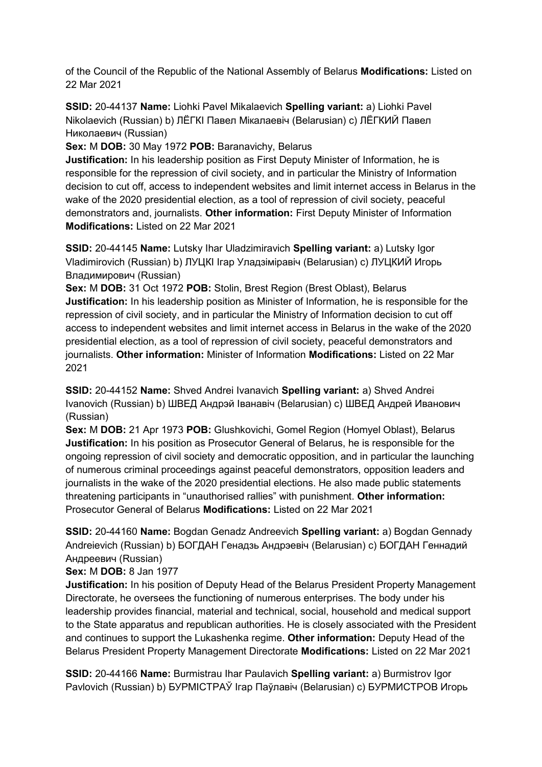of the Council of the Republic of the National Assembly of Belarus **Modifications:** Listed on 22 Mar 2021

**SSID:** 20-44137 **Name:** Liohki Pavel Mikalaevich **Spelling variant:** a) Liohki Pavel Nikolaevich (Russian) b) ЛЁГКІ Павел Мікалаевіч (Belarusian) c) ЛЁГКИЙ Павел Николаевич (Russian)
**Sex:** M **DOB:** 30 May 1972 **POB:** Baranavichy, Belarus
**Justification:** In his leadership position as First Deputy Minister of Information, he is responsible for the repression of civil society, and in particular the Ministry of Information decision to cut off, access to independent websites and limit internet access in Belarus in the wake of the 2020 presidential election, as a tool of repression of civil society, peaceful demonstrators and, journalists. **Other information:** First Deputy Minister of Information **Modifications:** Listed on 22 Mar 2021

**SSID:** 20-44145 **Name:** Lutsky Ihar Uladzimiravich **Spelling variant:** a) Lutsky Igor Vladimirovich (Russian) b) ЛУЦКІ Ігар Уладзіміравіч (Belarusian) c) ЛУЦКИЙ Игорь Владимирович (Russian)
**Sex:** M **DOB:** 31 Oct 1972 **POB:** Stolin, Brest Region (Brest Oblast), Belarus
**Justification:** In his leadership position as Minister of Information, he is responsible for the repression of civil society, and in particular the Ministry of Information decision to cut off access to independent websites and limit internet access in Belarus in the wake of the 2020 presidential election, as a tool of repression of civil society, peaceful demonstrators and journalists. **Other information:** Minister of Information **Modifications:** Listed on 22 Mar 2021

**SSID:** 20-44152 **Name:** Shved Andrei Ivanavich **Spelling variant:** a) Shved Andrei Ivanovich (Russian) b) ШВЕД Андрэй Іванавіч (Belarusian) c) ШВЕД Андрей Иванович (Russian)
**Sex:** M **DOB:** 21 Apr 1973 **POB:** Glushkovichi, Gomel Region (Homyel Oblast), Belarus
**Justification:** In his position as Prosecutor General of Belarus, he is responsible for the ongoing repression of civil society and democratic opposition, and in particular the launching of numerous criminal proceedings against peaceful demonstrators, opposition leaders and journalists in the wake of the 2020 presidential elections. He also made public statements threatening participants in "unauthorised rallies" with punishment. **Other information:** Prosecutor General of Belarus **Modifications:** Listed on 22 Mar 2021

**SSID:** 20-44160 **Name:** Bogdan Genadz Andreevich **Spelling variant:** a) Bogdan Gennady Andreievich (Russian) b) БОГДАН Генадзь Андрэевіч (Belarusian) c) БОГДАН Геннадий Андреевич (Russian)
**Sex:** M **DOB:** 8 Jan 1977
**Justification:** In his position of Deputy Head of the Belarus President Property Management Directorate, he oversees the functioning of numerous enterprises. The body under his leadership provides financial, material and technical, social, household and medical support to the State apparatus and republican authorities. He is closely associated with the President and continues to support the Lukashenka regime. **Other information:** Deputy Head of the Belarus President Property Management Directorate **Modifications:** Listed on 22 Mar 2021

**SSID:** 20-44166 **Name:** Burmistrau Ihar Paulavich **Spelling variant:** a) Burmistrov Igor Pavlovich (Russian) b) БУРМІСТРАЎ Ігар Паўлавіч (Belarusian) c) БУРМИСТРОВ Игорь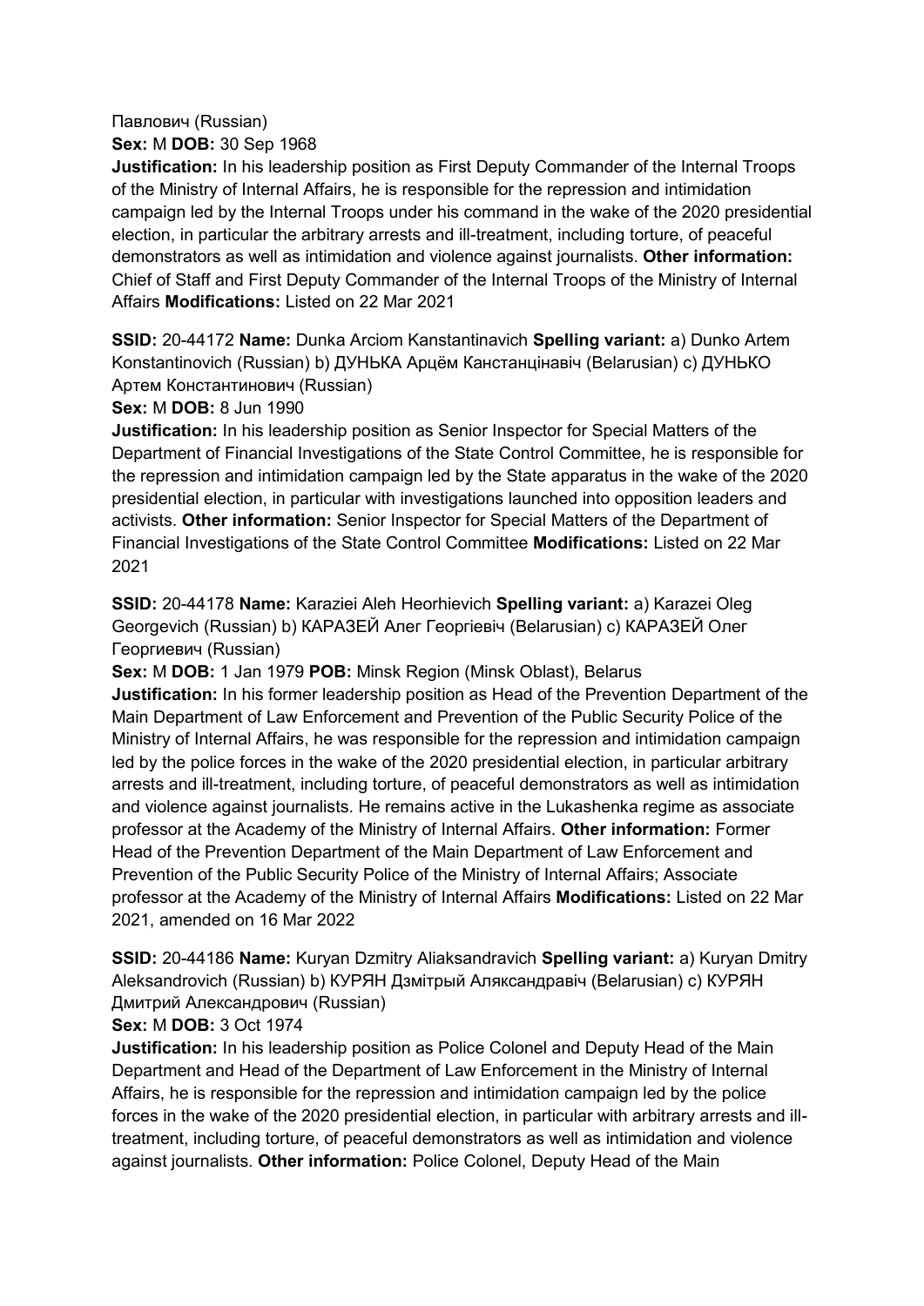Павлович (Russian)
**Sex:** M **DOB:** 30 Sep 1968
**Justification:** In his leadership position as First Deputy Commander of the Internal Troops of the Ministry of Internal Affairs, he is responsible for the repression and intimidation campaign led by the Internal Troops under his command in the wake of the 2020 presidential election, in particular the arbitrary arrests and ill-treatment, including torture, of peaceful demonstrators as well as intimidation and violence against journalists. **Other information:** Chief of Staff and First Deputy Commander of the Internal Troops of the Ministry of Internal Affairs **Modifications:** Listed on 22 Mar 2021

**SSID:** 20-44172 **Name:** Dunka Arciom Kanstantinavich **Spelling variant:** a) Dunko Artem Konstantinovich (Russian) b) ДУНЬКА Арцём Канстанцінавіч (Belarusian) c) ДУНЬКО Артем Константинович (Russian)
**Sex:** M **DOB:** 8 Jun 1990
**Justification:** In his leadership position as Senior Inspector for Special Matters of the Department of Financial Investigations of the State Control Committee, he is responsible for the repression and intimidation campaign led by the State apparatus in the wake of the 2020 presidential election, in particular with investigations launched into opposition leaders and activists. **Other information:** Senior Inspector for Special Matters of the Department of Financial Investigations of the State Control Committee **Modifications:** Listed on 22 Mar 2021

**SSID:** 20-44178 **Name:** Karaziei Aleh Heorhievich **Spelling variant:** a) Karazei Oleg Georgevich (Russian) b) КАРАЗЕЙ Алег Георгіевіч (Belarusian) c) КАРАЗЕЙ Олег Георгиевич (Russian)
**Sex:** M **DOB:** 1 Jan 1979 **POB:** Minsk Region (Minsk Oblast), Belarus
**Justification:** In his former leadership position as Head of the Prevention Department of the Main Department of Law Enforcement and Prevention of the Public Security Police of the Ministry of Internal Affairs, he was responsible for the repression and intimidation campaign led by the police forces in the wake of the 2020 presidential election, in particular arbitrary arrests and ill-treatment, including torture, of peaceful demonstrators as well as intimidation and violence against journalists. He remains active in the Lukashenka regime as associate professor at the Academy of the Ministry of Internal Affairs. **Other information:** Former Head of the Prevention Department of the Main Department of Law Enforcement and Prevention of the Public Security Police of the Ministry of Internal Affairs; Associate professor at the Academy of the Ministry of Internal Affairs **Modifications:** Listed on 22 Mar 2021, amended on 16 Mar 2022

**SSID:** 20-44186 **Name:** Kuryan Dzmitry Aliaksandravich **Spelling variant:** a) Kuryan Dmitry Aleksandrovich (Russian) b) КУРЯН Дзмітрый Аляксандравіч (Belarusian) c) КУРЯН Дмитрий Александрович (Russian)
**Sex:** M **DOB:** 3 Oct 1974
**Justification:** In his leadership position as Police Colonel and Deputy Head of the Main Department and Head of the Department of Law Enforcement in the Ministry of Internal Affairs, he is responsible for the repression and intimidation campaign led by the police forces in the wake of the 2020 presidential election, in particular with arbitrary arrests and ill-treatment, including torture, of peaceful demonstrators as well as intimidation and violence against journalists. **Other information:** Police Colonel, Deputy Head of the Main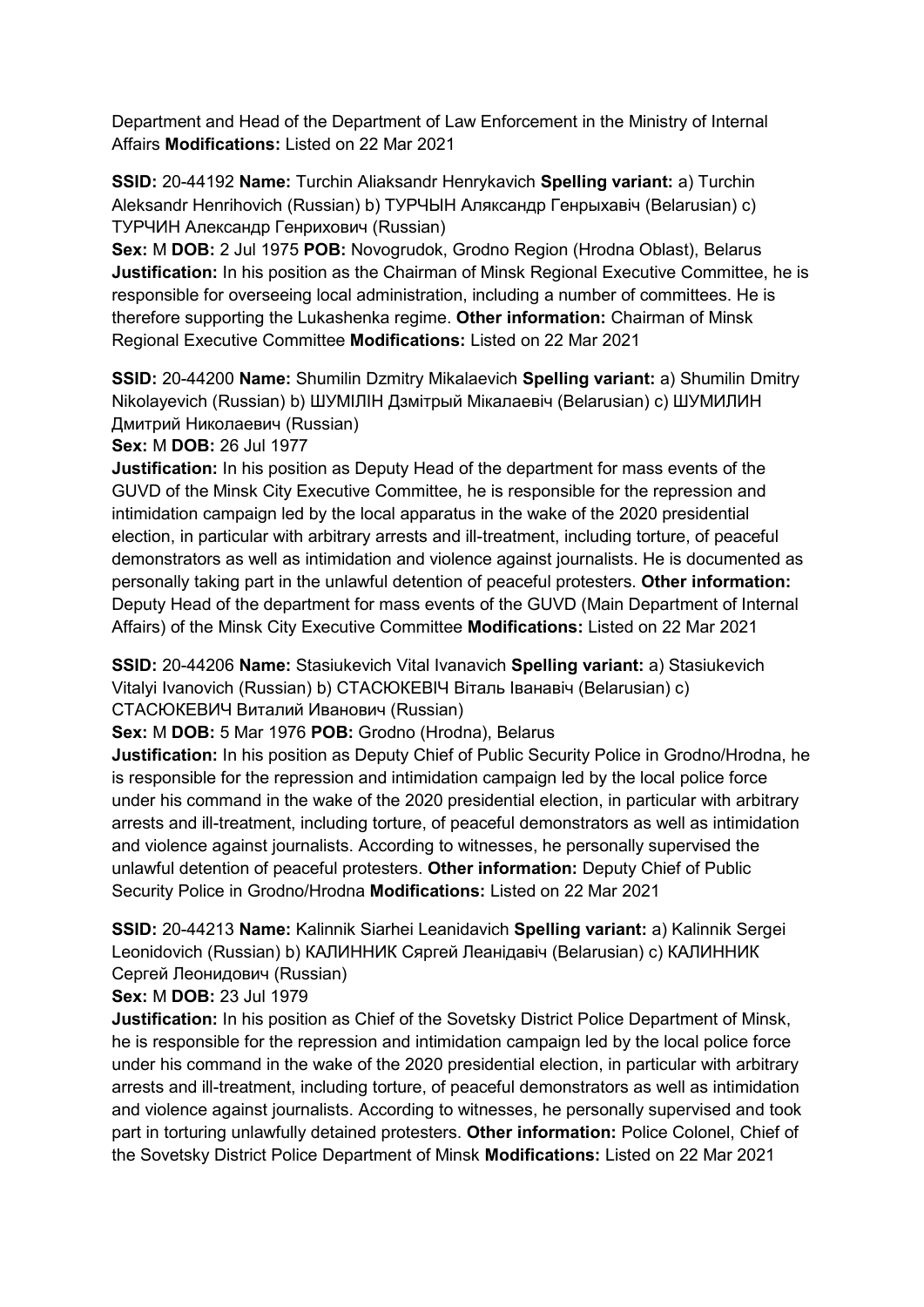Department and Head of the Department of Law Enforcement in the Ministry of Internal Affairs **Modifications:** Listed on 22 Mar 2021

**SSID:** 20-44192 **Name:** Turchin Aliaksandr Henrykavich **Spelling variant:** a) Turchin Aleksandr Henrihovich (Russian) b) ТУРЧЫН Аляксандр Генрыхавіч (Belarusian) c) ТУРЧИН Александр Генрихович (Russian)
**Sex:** M **DOB:** 2 Jul 1975 **POB:** Novogrudok, Grodno Region (Hrodna Oblast), Belarus
**Justification:** In his position as the Chairman of Minsk Regional Executive Committee, he is responsible for overseeing local administration, including a number of committees. He is therefore supporting the Lukashenka regime. **Other information:** Chairman of Minsk Regional Executive Committee **Modifications:** Listed on 22 Mar 2021

**SSID:** 20-44200 **Name:** Shumilin Dzmitry Mikalaevich **Spelling variant:** a) Shumilin Dmitry Nikolayevich (Russian) b) ШУМІЛІН Дзмітрый Мікалаевіч (Belarusian) c) ШУМИЛИН Дмитрий Николаевич (Russian)
**Sex:** M **DOB:** 26 Jul 1977
**Justification:** In his position as Deputy Head of the department for mass events of the GUVD of the Minsk City Executive Committee, he is responsible for the repression and intimidation campaign led by the local apparatus in the wake of the 2020 presidential election, in particular with arbitrary arrests and ill-treatment, including torture, of peaceful demonstrators as well as intimidation and violence against journalists. He is documented as personally taking part in the unlawful detention of peaceful protesters. **Other information:** Deputy Head of the department for mass events of the GUVD (Main Department of Internal Affairs) of the Minsk City Executive Committee **Modifications:** Listed on 22 Mar 2021

**SSID:** 20-44206 **Name:** Stasiukevich Vital Ivanavich **Spelling variant:** a) Stasiukevich Vitalyi Ivanovich (Russian) b) СТАСЮКЕВІЧ Віталь Іванавіч (Belarusian) c) СТАСЮКЕВИЧ Виталий Иванович (Russian)
**Sex:** M **DOB:** 5 Mar 1976 **POB:** Grodno (Hrodna), Belarus
**Justification:** In his position as Deputy Chief of Public Security Police in Grodno/Hrodna, he is responsible for the repression and intimidation campaign led by the local police force under his command in the wake of the 2020 presidential election, in particular with arbitrary arrests and ill-treatment, including torture, of peaceful demonstrators as well as intimidation and violence against journalists. According to witnesses, he personally supervised the unlawful detention of peaceful protesters. **Other information:** Deputy Chief of Public Security Police in Grodno/Hrodna **Modifications:** Listed on 22 Mar 2021

**SSID:** 20-44213 **Name:** Kalinnik Siarhei Leanidavich **Spelling variant:** a) Kalinnik Sergei Leonidovich (Russian) b) КАЛІННІК Сяргей Леанідавіч (Belarusian) c) КАЛИННИК Сергей Леонидович (Russian)
**Sex:** M **DOB:** 23 Jul 1979
**Justification:** In his position as Chief of the Sovetsky District Police Department of Minsk, he is responsible for the repression and intimidation campaign led by the local police force under his command in the wake of the 2020 presidential election, in particular with arbitrary arrests and ill-treatment, including torture, of peaceful demonstrators as well as intimidation and violence against journalists. According to witnesses, he personally supervised and took part in torturing unlawfully detained protesters. **Other information:** Police Colonel, Chief of the Sovetsky District Police Department of Minsk **Modifications:** Listed on 22 Mar 2021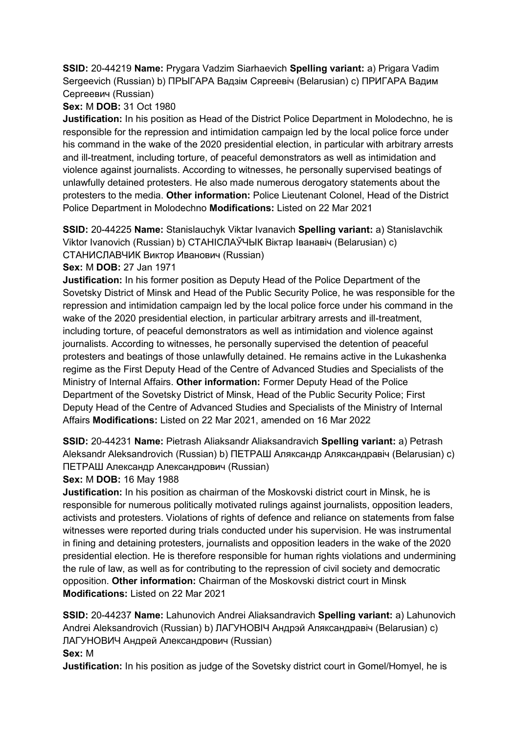**SSID:** 20-44219 **Name:** Prygara Vadzim Siarhaevich **Spelling variant:** a) Prigara Vadim Sergeevich (Russian) b) ПРЫГАРА Вадзім Сяргеевіч (Belarusian) c) ПРИГАРА Вадим Сергеевич (Russian)

**Sex:** M **DOB:** 31 Oct 1980

**Justification:** In his position as Head of the District Police Department in Molodechno, he is responsible for the repression and intimidation campaign led by the local police force under his command in the wake of the 2020 presidential election, in particular with arbitrary arrests and ill-treatment, including torture, of peaceful demonstrators as well as intimidation and violence against journalists. According to witnesses, he personally supervised beatings of unlawfully detained protesters. He also made numerous derogatory statements about the protesters to the media. **Other information:** Police Lieutenant Colonel, Head of the District Police Department in Molodechno **Modifications:** Listed on 22 Mar 2021

**SSID:** 20-44225 **Name:** Stanislauchyk Viktar Ivanavich **Spelling variant:** a) Stanislavchik Viktor Ivanovich (Russian) b) СТАНІСЛАЎЧЫК Віктар Іванавіч (Belarusian) c) СТАНИСЛАВЧИК Виктор Иванович (Russian)

**Sex:** M **DOB:** 27 Jan 1971

**Justification:** In his former position as Deputy Head of the Police Department of the Sovetsky District of Minsk and Head of the Public Security Police, he was responsible for the repression and intimidation campaign led by the local police force under his command in the wake of the 2020 presidential election, in particular arbitrary arrests and ill-treatment, including torture, of peaceful demonstrators as well as intimidation and violence against journalists. According to witnesses, he personally supervised the detention of peaceful protesters and beatings of those unlawfully detained. He remains active in the Lukashenka regime as the First Deputy Head of the Centre of Advanced Studies and Specialists of the Ministry of Internal Affairs. **Other information:** Former Deputy Head of the Police Department of the Sovetsky District of Minsk, Head of the Public Security Police; First Deputy Head of the Centre of Advanced Studies and Specialists of the Ministry of Internal Affairs **Modifications:** Listed on 22 Mar 2021, amended on 16 Mar 2022

**SSID:** 20-44231 **Name:** Pietrash Aliaksandr Aliaksandravich **Spelling variant:** a) Petrash Aleksandr Aleksandrovich (Russian) b) ПЕТРАШ Аляксандр Аляксандравіч (Belarusian) c) ПЕТРАШ Александр Александрович (Russian)

**Sex:** M **DOB:** 16 May 1988

**Justification:** In his position as chairman of the Moskovski district court in Minsk, he is responsible for numerous politically motivated rulings against journalists, opposition leaders, activists and protesters. Violations of rights of defence and reliance on statements from false witnesses were reported during trials conducted under his supervision. He was instrumental in fining and detaining protesters, journalists and opposition leaders in the wake of the 2020 presidential election. He is therefore responsible for human rights violations and undermining the rule of law, as well as for contributing to the repression of civil society and democratic opposition. **Other information:** Chairman of the Moskovski district court in Minsk **Modifications:** Listed on 22 Mar 2021

**SSID:** 20-44237 **Name:** Lahunovich Andrei Aliaksandravich **Spelling variant:** a) Lahunovich Andrei Aleksandrovich (Russian) b) ЛАГУНОВІЧ Андрэй Аляксандравіч (Belarusian) c) ЛАГУНОВИЧ Андрей Александрович (Russian)

**Sex:** M

**Justification:** In his position as judge of the Sovetsky district court in Gomel/Homyel, he is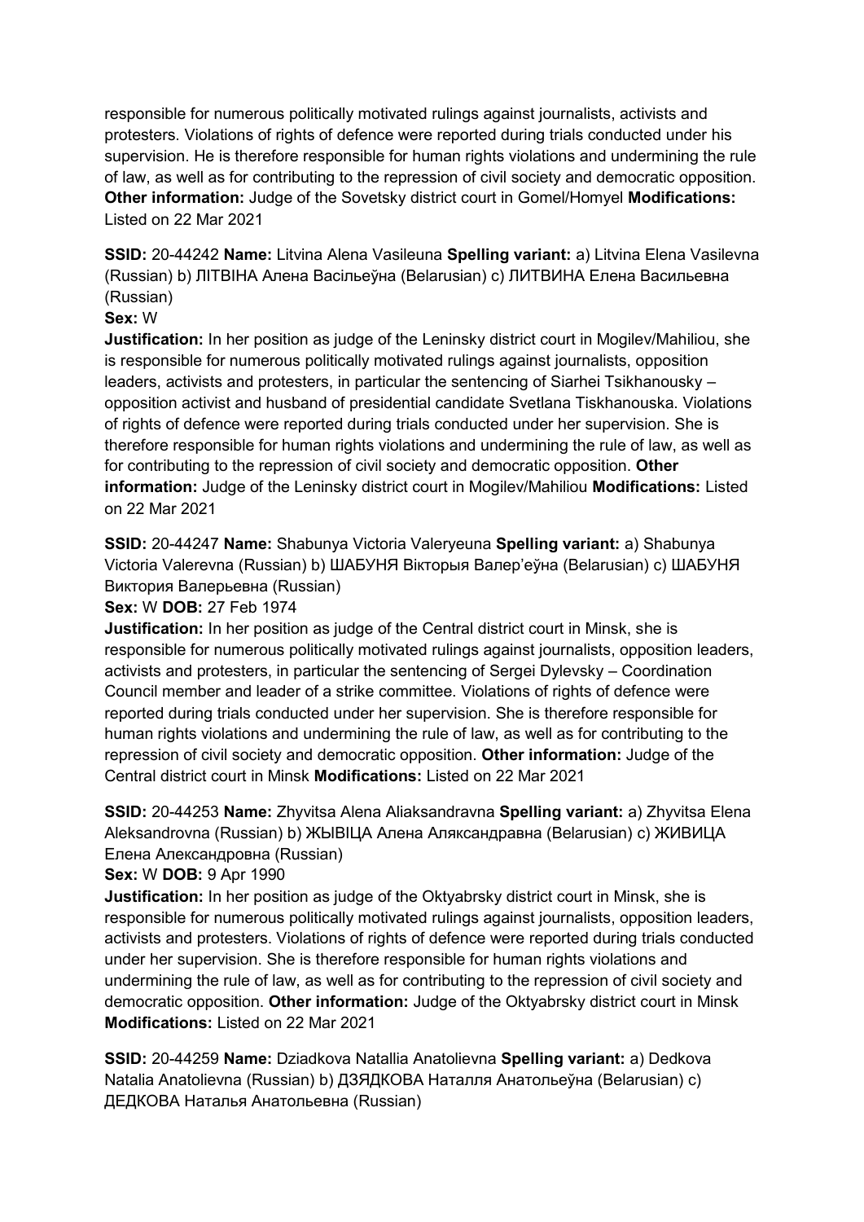responsible for numerous politically motivated rulings against journalists, activists and protesters. Violations of rights of defence were reported during trials conducted under his supervision. He is therefore responsible for human rights violations and undermining the rule of law, as well as for contributing to the repression of civil society and democratic opposition. **Other information:** Judge of the Sovetsky district court in Gomel/Homyel **Modifications:** Listed on 22 Mar 2021

**SSID:** 20-44242 **Name:** Litvina Alena Vasileuna **Spelling variant:** a) Litvina Elena Vasilevna (Russian) b) ЛІТВІНА Алена Васільеўна (Belarusian) c) ЛИТВИНА Елена Васильевна (Russian)

**Sex:** W

**Justification:** In her position as judge of the Leninsky district court in Mogilev/Mahiliou, she is responsible for numerous politically motivated rulings against journalists, opposition leaders, activists and protesters, in particular the sentencing of Siarhei Tsikhanousky – opposition activist and husband of presidential candidate Svetlana Tiskhanouska. Violations of rights of defence were reported during trials conducted under her supervision. She is therefore responsible for human rights violations and undermining the rule of law, as well as for contributing to the repression of civil society and democratic opposition. **Other information:** Judge of the Leninsky district court in Mogilev/Mahiliou **Modifications:** Listed on 22 Mar 2021

**SSID:** 20-44247 **Name:** Shabunya Victoria Valeryeuna **Spelling variant:** a) Shabunya Victoria Valerevna (Russian) b) ШАБУНЯ Вікторыя Валер'еўна (Belarusian) c) ШАБУНЯ Виктория Валерьевна (Russian)

**Sex:** W **DOB:** 27 Feb 1974

**Justification:** In her position as judge of the Central district court in Minsk, she is responsible for numerous politically motivated rulings against journalists, opposition leaders, activists and protesters, in particular the sentencing of Sergei Dylevsky – Coordination Council member and leader of a strike committee. Violations of rights of defence were reported during trials conducted under her supervision. She is therefore responsible for human rights violations and undermining the rule of law, as well as for contributing to the repression of civil society and democratic opposition. **Other information:** Judge of the Central district court in Minsk **Modifications:** Listed on 22 Mar 2021

**SSID:** 20-44253 **Name:** Zhyvitsa Alena Aliaksandravna **Spelling variant:** a) Zhyvitsa Elena Aleksandrovna (Russian) b) ЖЫВІЦА Алена Аляксандравна (Belarusian) c) ЖИВИЦА Елена Александровна (Russian)

**Sex:** W **DOB:** 9 Apr 1990

**Justification:** In her position as judge of the Oktyabrsky district court in Minsk, she is responsible for numerous politically motivated rulings against journalists, opposition leaders, activists and protesters. Violations of rights of defence were reported during trials conducted under her supervision. She is therefore responsible for human rights violations and undermining the rule of law, as well as for contributing to the repression of civil society and democratic opposition. **Other information:** Judge of the Oktyabrsky district court in Minsk **Modifications:** Listed on 22 Mar 2021

**SSID:** 20-44259 **Name:** Dziadkova Natallia Anatolievna **Spelling variant:** a) Dedkova Natalia Anatolievna (Russian) b) ДЗЯДКОВА Наталля Анатольеўна (Belarusian) c) ДЕДКОВА Наталья Анатольевна (Russian)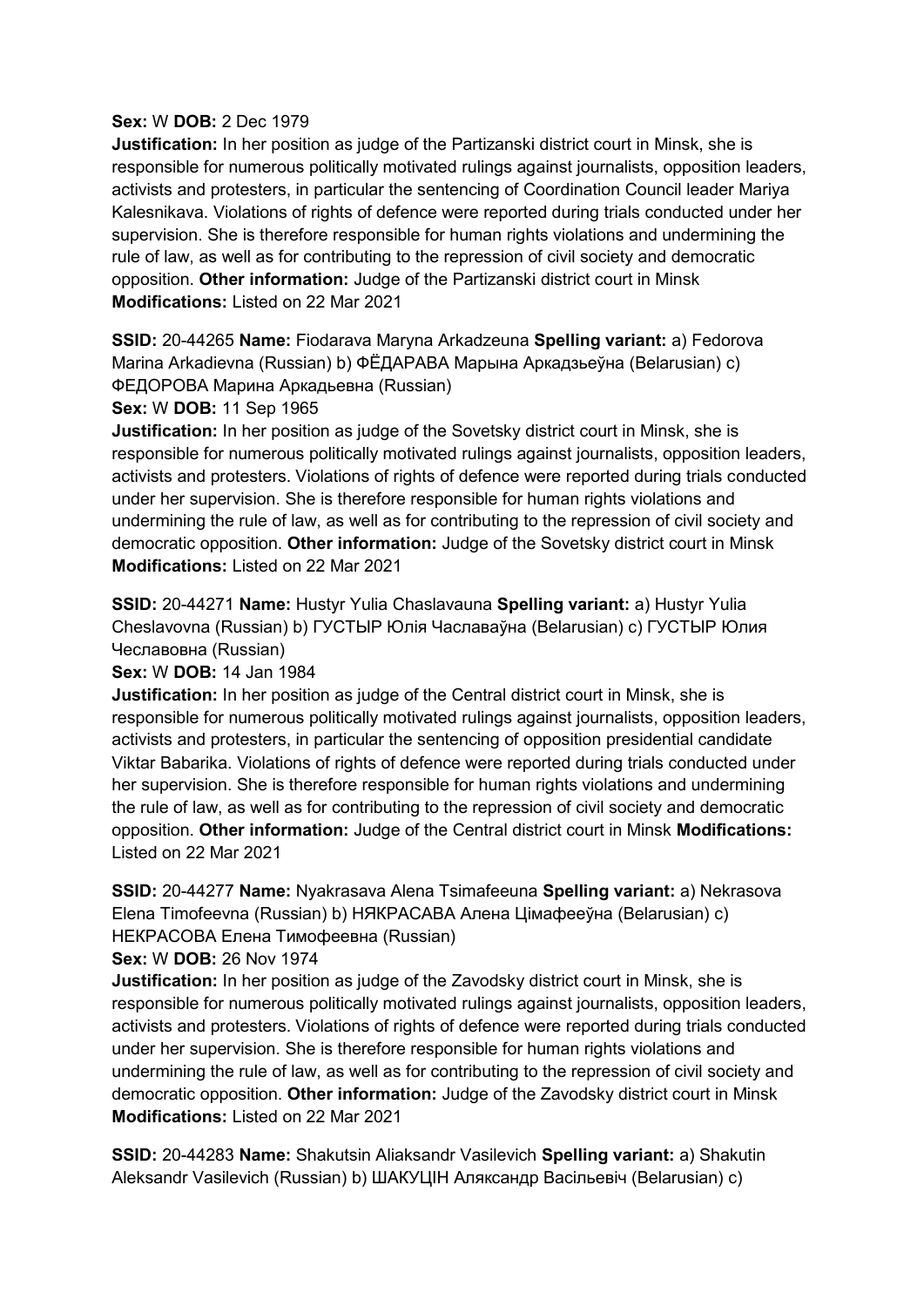**Sex:** W **DOB:** 2 Dec 1979
**Justification:** In her position as judge of the Partizanski district court in Minsk, she is responsible for numerous politically motivated rulings against journalists, opposition leaders, activists and protesters, in particular the sentencing of Coordination Council leader Mariya Kalesnikava. Violations of rights of defence were reported during trials conducted under her supervision. She is therefore responsible for human rights violations and undermining the rule of law, as well as for contributing to the repression of civil society and democratic opposition. **Other information:** Judge of the Partizanski district court in Minsk **Modifications:** Listed on 22 Mar 2021

**SSID:** 20-44265 **Name:** Fiodarava Maryna Arkadzeuna **Spelling variant:** a) Fedorova Marina Arkadievna (Russian) b) ФЁДАРАВА Марына Аркадзьеўна (Belarusian) c) ФЕДОРОВА Марина Аркадьевна (Russian)
**Sex:** W **DOB:** 11 Sep 1965
**Justification:** In her position as judge of the Sovetsky district court in Minsk, she is responsible for numerous politically motivated rulings against journalists, opposition leaders, activists and protesters. Violations of rights of defence were reported during trials conducted under her supervision. She is therefore responsible for human rights violations and undermining the rule of law, as well as for contributing to the repression of civil society and democratic opposition. **Other information:** Judge of the Sovetsky district court in Minsk **Modifications:** Listed on 22 Mar 2021

**SSID:** 20-44271 **Name:** Hustyr Yulia Chaslavauna **Spelling variant:** a) Hustyr Yulia Cheslavovna (Russian) b) ГУСТЫР Юлія Чаславаўна (Belarusian) c) ГУСТЫР Юлия Чеславовна (Russian)
**Sex:** W **DOB:** 14 Jan 1984
**Justification:** In her position as judge of the Central district court in Minsk, she is responsible for numerous politically motivated rulings against journalists, opposition leaders, activists and protesters, in particular the sentencing of opposition presidential candidate Viktar Babarika. Violations of rights of defence were reported during trials conducted under her supervision. She is therefore responsible for human rights violations and undermining the rule of law, as well as for contributing to the repression of civil society and democratic opposition. **Other information:** Judge of the Central district court in Minsk **Modifications:** Listed on 22 Mar 2021

**SSID:** 20-44277 **Name:** Nyakrasava Alena Tsimafeeuna **Spelling variant:** a) Nekrasova Elena Timofeevna (Russian) b) НЯКРАСАВА Алена Цімафееўна (Belarusian) c) НЕКРАСОВА Елена Тимофеевна (Russian)
**Sex:** W **DOB:** 26 Nov 1974
**Justification:** In her position as judge of the Zavodsky district court in Minsk, she is responsible for numerous politically motivated rulings against journalists, opposition leaders, activists and protesters. Violations of rights of defence were reported during trials conducted under her supervision. She is therefore responsible for human rights violations and undermining the rule of law, as well as for contributing to the repression of civil society and democratic opposition. **Other information:** Judge of the Zavodsky district court in Minsk **Modifications:** Listed on 22 Mar 2021

**SSID:** 20-44283 **Name:** Shakutsin Aliaksandr Vasilevich **Spelling variant:** a) Shakutin Aleksandr Vasilevich (Russian) b) ШАКУЦІН Аляксандр Васільевіч (Belarusian) c)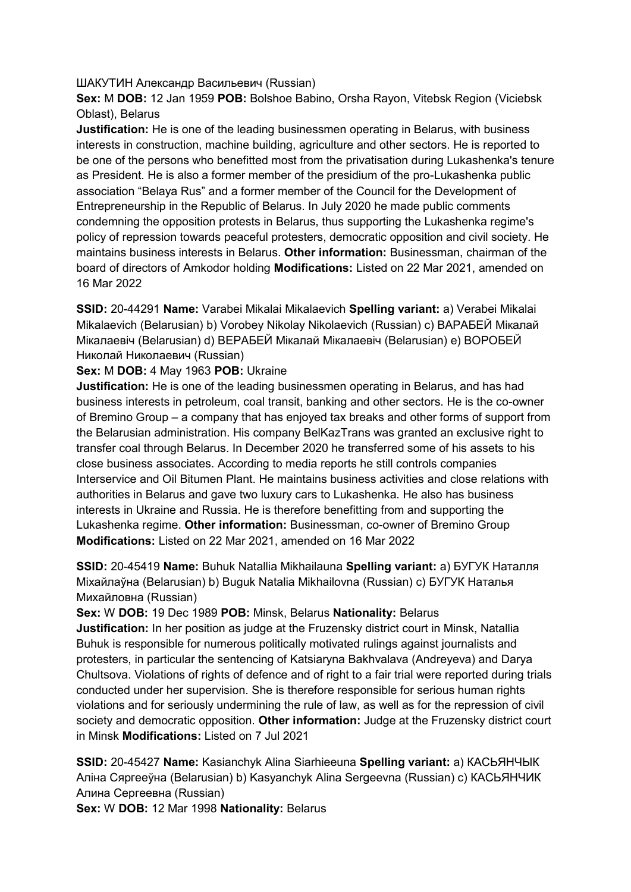ШАКУТИН Александр Васильевич (Russian)

**Sex:** M **DOB:** 12 Jan 1959 **POB:** Bolshoe Babino, Orsha Rayon, Vitebsk Region (Viciebsk Oblast), Belarus

**Justification:** He is one of the leading businessmen operating in Belarus, with business interests in construction, machine building, agriculture and other sectors. He is reported to be one of the persons who benefitted most from the privatisation during Lukashenka's tenure as President. He is also a former member of the presidium of the pro-Lukashenka public association "Belaya Rus" and a former member of the Council for the Development of Entrepreneurship in the Republic of Belarus. In July 2020 he made public comments condemning the opposition protests in Belarus, thus supporting the Lukashenka regime's policy of repression towards peaceful protesters, democratic opposition and civil society. He maintains business interests in Belarus. **Other information:** Businessman, chairman of the board of directors of Amkodor holding **Modifications:** Listed on 22 Mar 2021, amended on 16 Mar 2022

**SSID:** 20-44291 **Name:** Varabei Mikalai Mikalaevich **Spelling variant:** a) Verabei Mikalai Mikalaevich (Belarusian) b) Vorobey Nikolay Nikolaevich (Russian) c) ВАРАБЕЙ Мікалай Мікалаевіч (Belarusian) d) ВЕРАБЕЙ Мікалай Мікалаевіч (Belarusian) e) ВОРОБЕЙ Николай Николаевич (Russian)

**Sex:** M **DOB:** 4 May 1963 **POB:** Ukraine

**Justification:** He is one of the leading businessmen operating in Belarus, and has had business interests in petroleum, coal transit, banking and other sectors. He is the co-owner of Bremino Group – a company that has enjoyed tax breaks and other forms of support from the Belarusian administration. His company BelKazTrans was granted an exclusive right to transfer coal through Belarus. In December 2020 he transferred some of his assets to his close business associates. According to media reports he still controls companies Interservice and Oil Bitumen Plant. He maintains business activities and close relations with authorities in Belarus and gave two luxury cars to Lukashenka. He also has business interests in Ukraine and Russia. He is therefore benefitting from and supporting the Lukashenka regime. **Other information:** Businessman, co-owner of Bremino Group **Modifications:** Listed on 22 Mar 2021, amended on 16 Mar 2022

**SSID:** 20-45419 **Name:** Buhuk Natallia Mikhailauna **Spelling variant:** a) БУГУК Наталля Міхайлаўна (Belarusian) b) Buguk Natalia Mikhailovna (Russian) c) БУГУК Наталья Михайловна (Russian)

**Sex:** W **DOB:** 19 Dec 1989 **POB:** Minsk, Belarus **Nationality:** Belarus

**Justification:** In her position as judge at the Fruzensky district court in Minsk, Natallia Buhuk is responsible for numerous politically motivated rulings against journalists and protesters, in particular the sentencing of Katsiaryna Bakhvalava (Andreyeva) and Darya Chultsova. Violations of rights of defence and of right to a fair trial were reported during trials conducted under her supervision. She is therefore responsible for serious human rights violations and for seriously undermining the rule of law, as well as for the repression of civil society and democratic opposition. **Other information:** Judge at the Fruzensky district court in Minsk **Modifications:** Listed on 7 Jul 2021

**SSID:** 20-45427 **Name:** Kasianchyk Alina Siarhieeuna **Spelling variant:** a) КАСЬЯНЧЫК Аліна Сяргееўна (Belarusian) b) Kasyanchyk Alina Sergeevna (Russian) c) КАСЬЯНЧИК Алина Сергеевна (Russian)

**Sex:** W **DOB:** 12 Mar 1998 **Nationality:** Belarus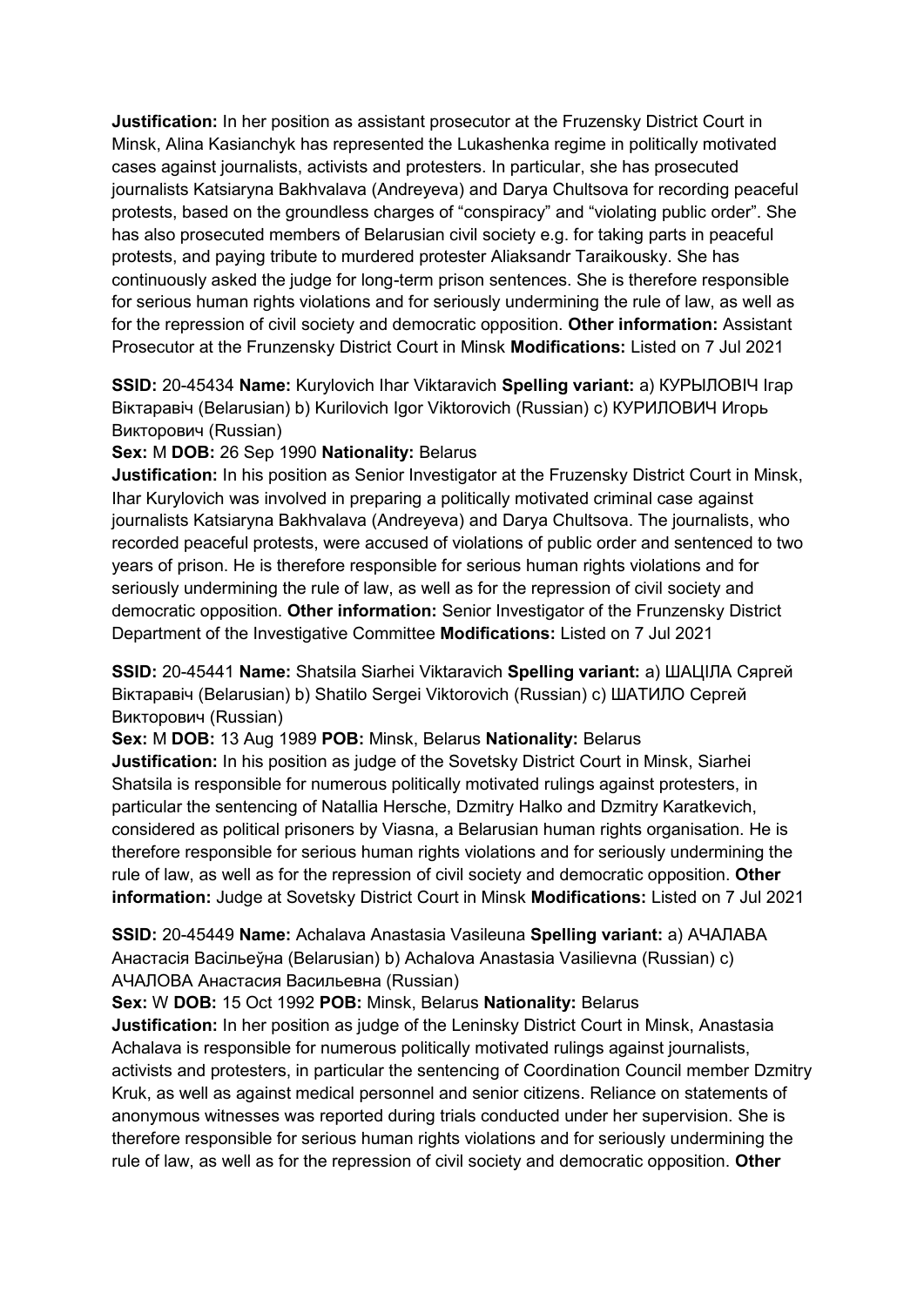**Justification:** In her position as assistant prosecutor at the Fruzensky District Court in Minsk, Alina Kasianchyk has represented the Lukashenka regime in politically motivated cases against journalists, activists and protesters. In particular, she has prosecuted journalists Katsiaryna Bakhvalava (Andreyeva) and Darya Chultsova for recording peaceful protests, based on the groundless charges of "conspiracy" and "violating public order". She has also prosecuted members of Belarusian civil society e.g. for taking parts in peaceful protests, and paying tribute to murdered protester Aliaksandr Taraikousky. She has continuously asked the judge for long-term prison sentences. She is therefore responsible for serious human rights violations and for seriously undermining the rule of law, as well as for the repression of civil society and democratic opposition. **Other information:** Assistant Prosecutor at the Frunzensky District Court in Minsk **Modifications:** Listed on 7 Jul 2021

**SSID:** 20-45434 **Name:** Kurylovich Ihar Viktaravich **Spelling variant:** a) КУРЫЛОВІЧ Ігар Віктаравіч (Belarusian) b) Kurilovich Igor Viktorovich (Russian) c) КУРИЛОВИЧ Игорь Викторович (Russian)
**Sex:** M **DOB:** 26 Sep 1990 **Nationality:** Belarus
**Justification:** In his position as Senior Investigator at the Fruzensky District Court in Minsk, Ihar Kurylovich was involved in preparing a politically motivated criminal case against journalists Katsiaryna Bakhvalava (Andreyeva) and Darya Chultsova. The journalists, who recorded peaceful protests, were accused of violations of public order and sentenced to two years of prison. He is therefore responsible for serious human rights violations and for seriously undermining the rule of law, as well as for the repression of civil society and democratic opposition. **Other information:** Senior Investigator of the Frunzensky District Department of the Investigative Committee **Modifications:** Listed on 7 Jul 2021

**SSID:** 20-45441 **Name:** Shatsila Siarhei Viktaravich **Spelling variant:** a) ШАЦІЛА Сяргей Віктаравіч (Belarusian) b) Shatilo Sergei Viktorovich (Russian) c) ШАТИЛО Сергей Викторович (Russian)
**Sex:** M **DOB:** 13 Aug 1989 **POB:** Minsk, Belarus **Nationality:** Belarus
**Justification:** In his position as judge of the Sovetsky District Court in Minsk, Siarhei Shatsila is responsible for numerous politically motivated rulings against protesters, in particular the sentencing of Natallia Hersche, Dzmitry Halko and Dzmitry Karatkevich, considered as political prisoners by Viasna, a Belarusian human rights organisation. He is therefore responsible for serious human rights violations and for seriously undermining the rule of law, as well as for the repression of civil society and democratic opposition. **Other information:** Judge at Sovetsky District Court in Minsk **Modifications:** Listed on 7 Jul 2021

**SSID:** 20-45449 **Name:** Achalava Anastasia Vasileuna **Spelling variant:** a) АЧАЛАВА Анастасія Васільеўна (Belarusian) b) Achalova Anastasia Vasilievna (Russian) c) АЧАЛОВА Анастасия Васильевна (Russian)
**Sex:** W **DOB:** 15 Oct 1992 **POB:** Minsk, Belarus **Nationality:** Belarus
**Justification:** In her position as judge of the Leninsky District Court in Minsk, Anastasia Achalava is responsible for numerous politically motivated rulings against journalists, activists and protesters, in particular the sentencing of Coordination Council member Dzmitry Kruk, as well as against medical personnel and senior citizens. Reliance on statements of anonymous witnesses was reported during trials conducted under her supervision. She is therefore responsible for serious human rights violations and for seriously undermining the rule of law, as well as for the repression of civil society and democratic opposition. **Other**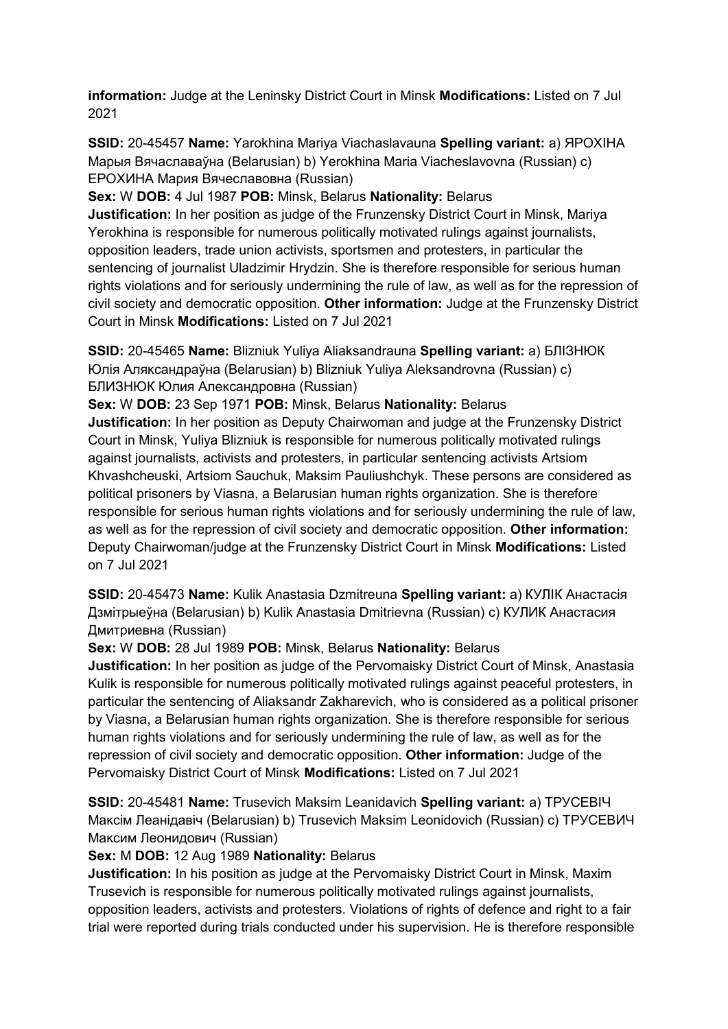**information:** Judge at the Leninsky District Court in Minsk **Modifications:** Listed on 7 Jul 2021

**SSID:** 20-45457 **Name:** Yarokhina Mariya Viachaslavauna **Spelling variant:** a) ЯРОХІНА Марыя Вячаславаўна (Belarusian) b) Yerokhina Maria Viacheslavovna (Russian) c) ЕРОХИНА Мария Вячеславовна (Russian)
**Sex:** W **DOB:** 4 Jul 1987 **POB:** Minsk, Belarus **Nationality:** Belarus
**Justification:** In her position as judge of the Frunzensky District Court in Minsk, Mariya Yerokhina is responsible for numerous politically motivated rulings against journalists, opposition leaders, trade union activists, sportsmen and protesters, in particular the sentencing of journalist Uladzimir Hrydzin. She is therefore responsible for serious human rights violations and for seriously undermining the rule of law, as well as for the repression of civil society and democratic opposition. **Other information:** Judge at the Frunzensky District Court in Minsk **Modifications:** Listed on 7 Jul 2021

**SSID:** 20-45465 **Name:** Blizniuk Yuliya Aliaksandrauna **Spelling variant:** a) БЛІЗНЮК Юлія Аляксандраўна (Belarusian) b) Blizniuk Yuliya Aleksandrovna (Russian) c) БЛИЗНЮК Юлия Александровна (Russian)
**Sex:** W **DOB:** 23 Sep 1971 **POB:** Minsk, Belarus **Nationality:** Belarus
**Justification:** In her position as Deputy Chairwoman and judge at the Frunzensky District Court in Minsk, Yuliya Blizniuk is responsible for numerous politically motivated rulings against journalists, activists and protesters, in particular sentencing activists Artsiom Khvashcheuski, Artsiom Sauchuk, Maksim Pauliushchyk. These persons are considered as political prisoners by Viasna, a Belarusian human rights organization. She is therefore responsible for serious human rights violations and for seriously undermining the rule of law, as well as for the repression of civil society and democratic opposition. **Other information:** Deputy Chairwoman/judge at the Frunzensky District Court in Minsk **Modifications:** Listed on 7 Jul 2021

**SSID:** 20-45473 **Name:** Kulik Anastasia Dzmitreuna **Spelling variant:** a) КУЛІК Анастасія Дзмітрыеўна (Belarusian) b) Kulik Anastasia Dmitrievna (Russian) c) КУЛИК Анастасия Дмитриевна (Russian)
**Sex:** W **DOB:** 28 Jul 1989 **POB:** Minsk, Belarus **Nationality:** Belarus
**Justification:** In her position as judge of the Pervomaisky District Court of Minsk, Anastasia Kulik is responsible for numerous politically motivated rulings against peaceful protesters, in particular the sentencing of Aliaksandr Zakharevich, who is considered as a political prisoner by Viasna, a Belarusian human rights organization. She is therefore responsible for serious human rights violations and for seriously undermining the rule of law, as well as for the repression of civil society and democratic opposition. **Other information:** Judge of the Pervomaisky District Court of Minsk **Modifications:** Listed on 7 Jul 2021

**SSID:** 20-45481 **Name:** Trusevich Maksim Leanidavich **Spelling variant:** a) ТРУСЕВІЧ Максім Леанідавіч (Belarusian) b) Trusevich Maksim Leonidovich (Russian) c) ТРУСЕВИЧ Максим Леонидович (Russian)
**Sex:** M **DOB:** 12 Aug 1989 **Nationality:** Belarus
**Justification:** In his position as judge at the Pervomaisky District Court in Minsk, Maxim Trusevich is responsible for numerous politically motivated rulings against journalists, opposition leaders, activists and protesters. Violations of rights of defence and right to a fair trial were reported during trials conducted under his supervision. He is therefore responsible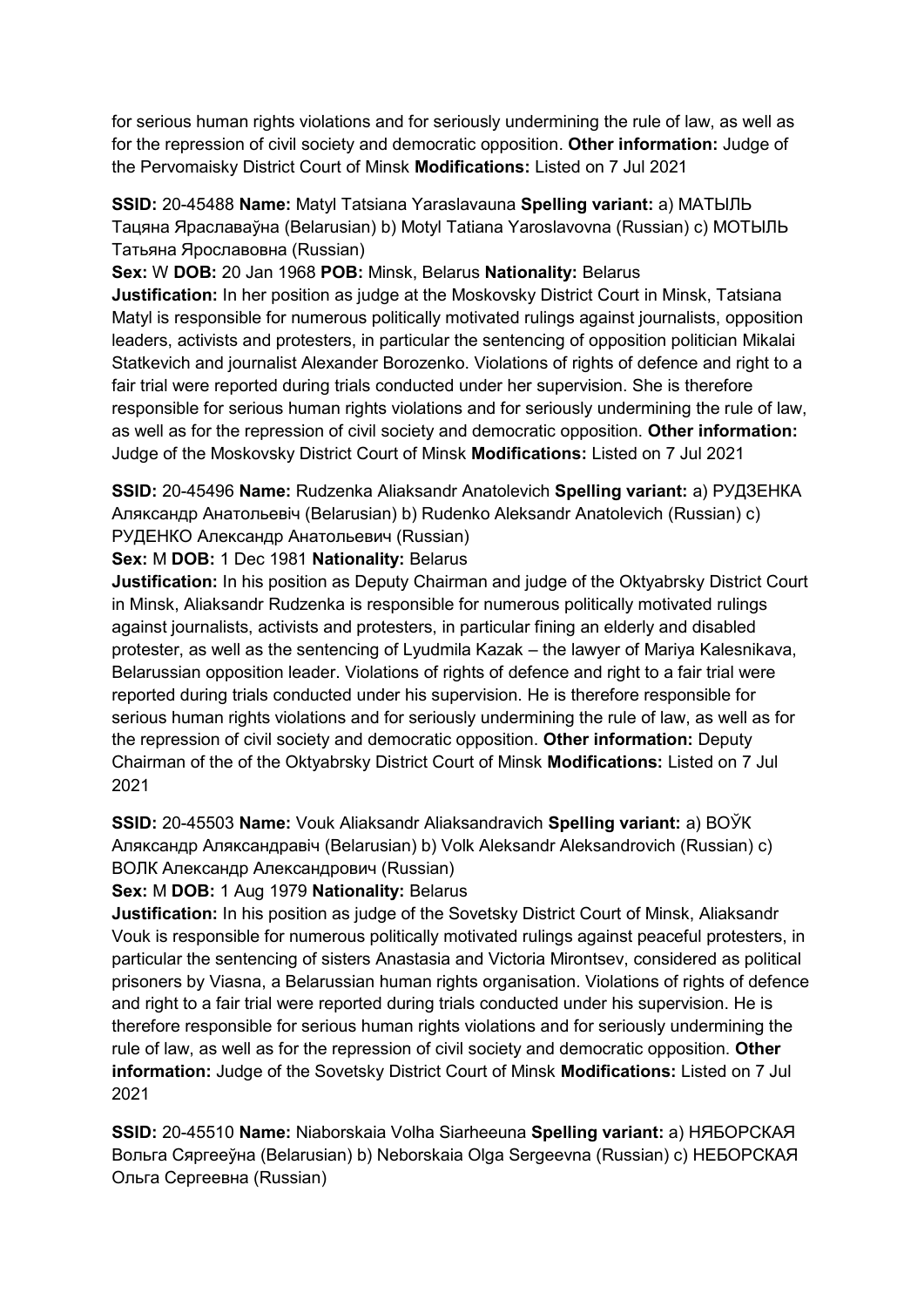for serious human rights violations and for seriously undermining the rule of law, as well as for the repression of civil society and democratic opposition. **Other information:** Judge of the Pervomaisky District Court of Minsk **Modifications:** Listed on 7 Jul 2021

**SSID:** 20-45488 **Name:** Matyl Tatsiana Yaraslavauna **Spelling variant:** a) МАТЫЛЬ Тацяна Яраславаўна (Belarusian) b) Motyl Tatiana Yaroslavovna (Russian) c) МОТЫЛЬ Татьяна Ярославовна (Russian)
**Sex:** W **DOB:** 20 Jan 1968 **POB:** Minsk, Belarus **Nationality:** Belarus
**Justification:** In her position as judge at the Moskovsky District Court in Minsk, Tatsiana Matyl is responsible for numerous politically motivated rulings against journalists, opposition leaders, activists and protesters, in particular the sentencing of opposition politician Mikalai Statkevich and journalist Alexander Borozenko. Violations of rights of defence and right to a fair trial were reported during trials conducted under her supervision. She is therefore responsible for serious human rights violations and for seriously undermining the rule of law, as well as for the repression of civil society and democratic opposition. **Other information:** Judge of the Moskovsky District Court of Minsk **Modifications:** Listed on 7 Jul 2021

**SSID:** 20-45496 **Name:** Rudzenka Aliaksandr Anatolevich **Spelling variant:** a) РУДЗЕНКА Аляксандр Анатольевіч (Belarusian) b) Rudenko Aleksandr Anatolevich (Russian) c) РУДЕНКО Александр Анатольевич (Russian)
**Sex:** M **DOB:** 1 Dec 1981 **Nationality:** Belarus
**Justification:** In his position as Deputy Chairman and judge of the Oktyabrsky District Court in Minsk, Aliaksandr Rudzenka is responsible for numerous politically motivated rulings against journalists, activists and protesters, in particular fining an elderly and disabled protester, as well as the sentencing of Lyudmila Kazak – the lawyer of Mariya Kalesnikava, Belarussian opposition leader. Violations of rights of defence and right to a fair trial were reported during trials conducted under his supervision. He is therefore responsible for serious human rights violations and for seriously undermining the rule of law, as well as for the repression of civil society and democratic opposition. **Other information:** Deputy Chairman of the of the Oktyabrsky District Court of Minsk **Modifications:** Listed on 7 Jul 2021

**SSID:** 20-45503 **Name:** Vouk Aliaksandr Aliaksandravich **Spelling variant:** a) ВОЎК Аляксандр Аляксандравіч (Belarusian) b) Volk Aleksandr Aleksandrovich (Russian) c) ВОЛК Александр Александрович (Russian)
**Sex:** M **DOB:** 1 Aug 1979 **Nationality:** Belarus
**Justification:** In his position as judge of the Sovetsky District Court of Minsk, Aliaksandr Vouk is responsible for numerous politically motivated rulings against peaceful protesters, in particular the sentencing of sisters Anastasia and Victoria Mirontsev, considered as political prisoners by Viasna, a Belarussian human rights organisation. Violations of rights of defence and right to a fair trial were reported during trials conducted under his supervision. He is therefore responsible for serious human rights violations and for seriously undermining the rule of law, as well as for the repression of civil society and democratic opposition. **Other information:** Judge of the Sovetsky District Court of Minsk **Modifications:** Listed on 7 Jul 2021

**SSID:** 20-45510 **Name:** Niaborskaia Volha Siarheeuna **Spelling variant:** a) НЯБОРСКАЯ Вольга Сяргееўна (Belarusian) b) Neborskaia Olga Sergeevna (Russian) c) НЕБОРСКАЯ Ольга Сергеевна (Russian)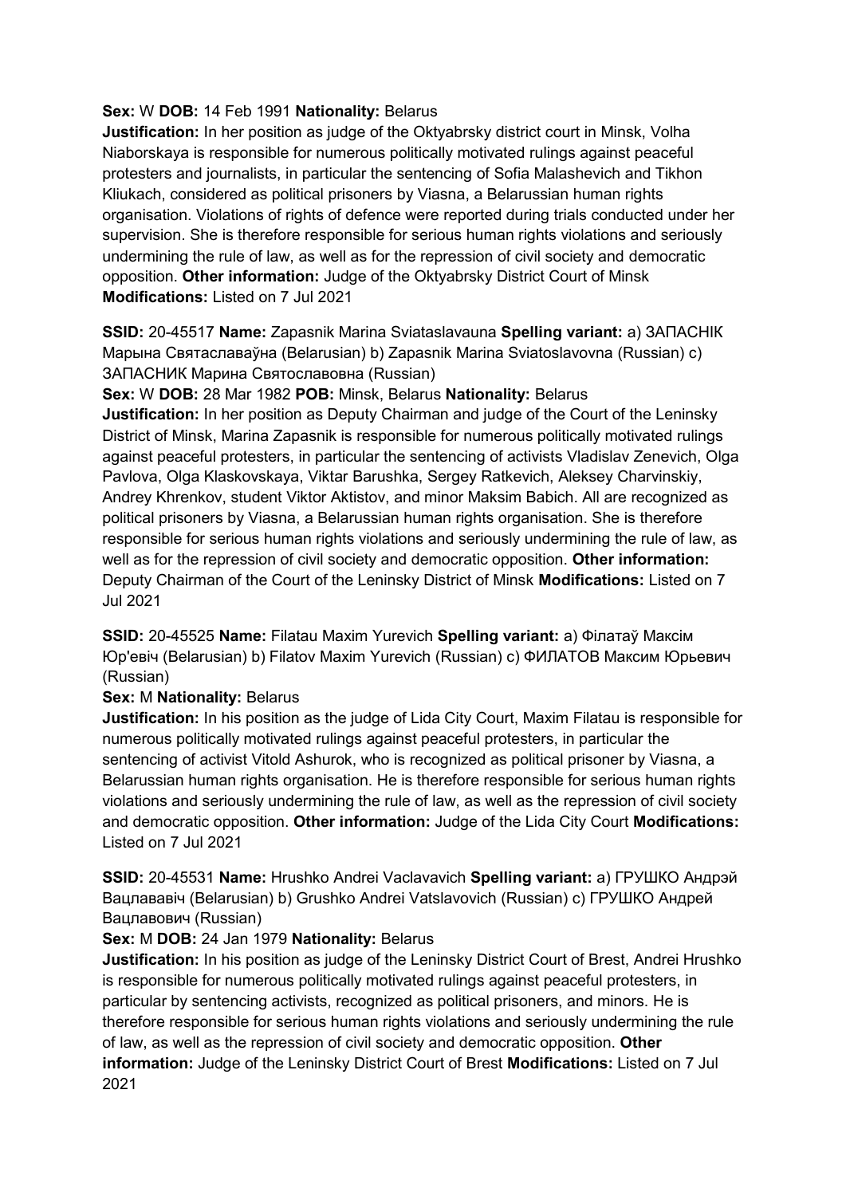**Sex:** W **DOB:** 14 Feb 1991 **Nationality:** Belarus
**Justification:** In her position as judge of the Oktyabrsky district court in Minsk, Volha Niaborskaya is responsible for numerous politically motivated rulings against peaceful protesters and journalists, in particular the sentencing of Sofia Malashevich and Tikhon Kliukach, considered as political prisoners by Viasna, a Belarussian human rights organisation. Violations of rights of defence were reported during trials conducted under her supervision. She is therefore responsible for serious human rights violations and seriously undermining the rule of law, as well as for the repression of civil society and democratic opposition. **Other information:** Judge of the Oktyabrsky District Court of Minsk **Modifications:** Listed on 7 Jul 2021

**SSID:** 20-45517 **Name:** Zapasnik Marina Sviataslavauna **Spelling variant:** a) ЗАПАСНІК Марына Святаславаўна (Belarusian) b) Zapasnik Marina Sviatoslavovna (Russian) c) ЗАПАСНИК Марина Святославовна (Russian)
**Sex:** W **DOB:** 28 Mar 1982 **POB:** Minsk, Belarus **Nationality:** Belarus
**Justification:** In her position as Deputy Chairman and judge of the Court of the Leninsky District of Minsk, Marina Zapasnik is responsible for numerous politically motivated rulings against peaceful protesters, in particular the sentencing of activists Vladislav Zenevich, Olga Pavlova, Olga Klaskovskaya, Viktar Barushka, Sergey Ratkevich, Aleksey Charvinskiy, Andrey Khrenkov, student Viktor Aktistov, and minor Maksim Babich. All are recognized as political prisoners by Viasna, a Belarussian human rights organisation. She is therefore responsible for serious human rights violations and seriously undermining the rule of law, as well as for the repression of civil society and democratic opposition. **Other information:** Deputy Chairman of the Court of the Leninsky District of Minsk **Modifications:** Listed on 7 Jul 2021

**SSID:** 20-45525 **Name:** Filatau Maxim Yurevich **Spelling variant:** a) Філатаў Максім Юр'евіч (Belarusian) b) Filatov Maxim Yurevich (Russian) c) ФИЛАТОВ Максим Юрьевич (Russian)
**Sex:** M **Nationality:** Belarus
**Justification:** In his position as the judge of Lida City Court, Maxim Filatau is responsible for numerous politically motivated rulings against peaceful protesters, in particular the sentencing of activist Vitold Ashurok, who is recognized as political prisoner by Viasna, a Belarussian human rights organisation. He is therefore responsible for serious human rights violations and seriously undermining the rule of law, as well as the repression of civil society and democratic opposition. **Other information:** Judge of the Lida City Court **Modifications:** Listed on 7 Jul 2021

**SSID:** 20-45531 **Name:** Hrushko Andrei Vaclavavich **Spelling variant:** a) ГРУШКО Андрэй Вацлававіч (Belarusian) b) Grushko Andrei Vatslavovich (Russian) c) ГРУШКО Андрей Вацлавович (Russian)
**Sex:** M **DOB:** 24 Jan 1979 **Nationality:** Belarus
**Justification:** In his position as judge of the Leninsky District Court of Brest, Andrei Hrushko is responsible for numerous politically motivated rulings against peaceful protesters, in particular by sentencing activists, recognized as political prisoners, and minors. He is therefore responsible for serious human rights violations and seriously undermining the rule of law, as well as the repression of civil society and democratic opposition. **Other information:** Judge of the Leninsky District Court of Brest **Modifications:** Listed on 7 Jul 2021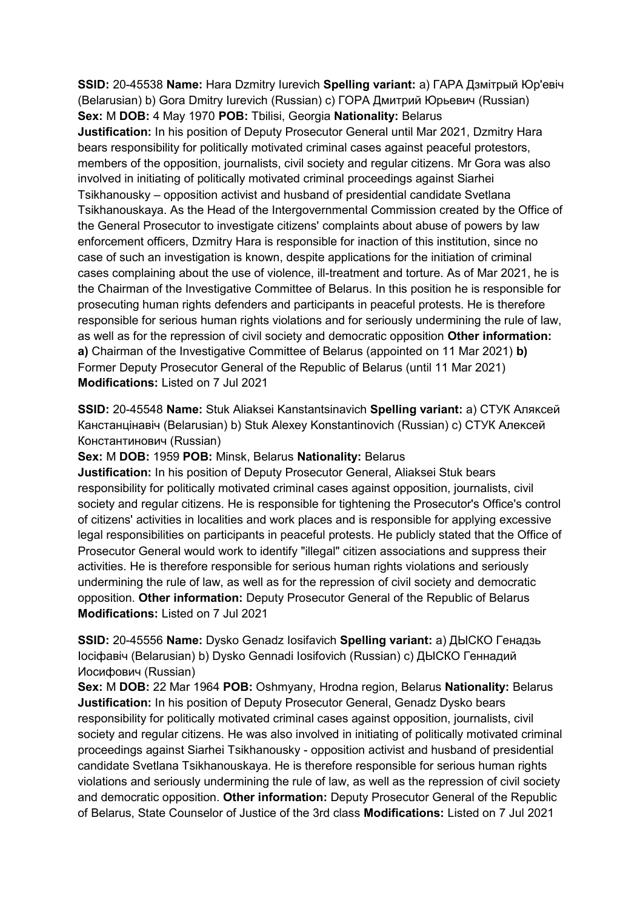**SSID:** 20-45538 **Name:** Hara Dzmitry Iurevich **Spelling variant:** a) ГАРА Дзмітрый Юр'евіч (Belarusian) b) Gora Dmitry Iurevich (Russian) c) ГОРА Дмитрий Юрьевич (Russian)
**Sex:** M **DOB:** 4 May 1970 **POB:** Tbilisi, Georgia **Nationality:** Belarus
**Justification:** In his position of Deputy Prosecutor General until Mar 2021, Dzmitry Hara bears responsibility for politically motivated criminal cases against peaceful protestors, members of the opposition, journalists, civil society and regular citizens. Mr Gora was also involved in initiating of politically motivated criminal proceedings against Siarhei Tsikhanousky – opposition activist and husband of presidential candidate Svetlana Tsikhanouskaya. As the Head of the Intergovernmental Commission created by the Office of the General Prosecutor to investigate citizens' complaints about abuse of powers by law enforcement officers, Dzmitry Hara is responsible for inaction of this institution, since no case of such an investigation is known, despite applications for the initiation of criminal cases complaining about the use of violence, ill-treatment and torture. As of Mar 2021, he is the Chairman of the Investigative Committee of Belarus. In this position he is responsible for prosecuting human rights defenders and participants in peaceful protests. He is therefore responsible for serious human rights violations and for seriously undermining the rule of law, as well as for the repression of civil society and democratic opposition **Other information:** **a)** Chairman of the Investigative Committee of Belarus (appointed on 11 Mar 2021) **b)** Former Deputy Prosecutor General of the Republic of Belarus (until 11 Mar 2021)
**Modifications:** Listed on 7 Jul 2021

**SSID:** 20-45548 **Name:** Stuk Aliaksei Kanstantsinavich **Spelling variant:** a) СТУК Аляксей Канстанцінавіч (Belarusian) b) Stuk Alexey Konstantinovich (Russian) c) СТУК Алексей Константинович (Russian)
**Sex:** M **DOB:** 1959 **POB:** Minsk, Belarus **Nationality:** Belarus
**Justification:** In his position of Deputy Prosecutor General, Aliaksei Stuk bears responsibility for politically motivated criminal cases against opposition, journalists, civil society and regular citizens. He is responsible for tightening the Prosecutor's Office's control of citizens' activities in localities and work places and is responsible for applying excessive legal responsibilities on participants in peaceful protests. He publicly stated that the Office of Prosecutor General would work to identify "illegal" citizen associations and suppress their activities. He is therefore responsible for serious human rights violations and seriously undermining the rule of law, as well as for the repression of civil society and democratic opposition. **Other information:** Deputy Prosecutor General of the Republic of Belarus
**Modifications:** Listed on 7 Jul 2021

**SSID:** 20-45556 **Name:** Dysko Genadz Iosifavich **Spelling variant:** a) ДЫСКО Генадзь Іосіфавіч (Belarusian) b) Dysko Gennadi Iosifovich (Russian) c) ДЫСКО Геннадий Иосифович (Russian)
**Sex:** M **DOB:** 22 Mar 1964 **POB:** Oshmyany, Hrodna region, Belarus **Nationality:** Belarus
**Justification:** In his position of Deputy Prosecutor General, Genadz Dysko bears responsibility for politically motivated criminal cases against opposition, journalists, civil society and regular citizens. He was also involved in initiating of politically motivated criminal proceedings against Siarhei Tsikhanousky - opposition activist and husband of presidential candidate Svetlana Tsikhanouskaya. He is therefore responsible for serious human rights violations and seriously undermining the rule of law, as well as the repression of civil society and democratic opposition. **Other information:** Deputy Prosecutor General of the Republic of Belarus, State Counselor of Justice of the 3rd class **Modifications:** Listed on 7 Jul 2021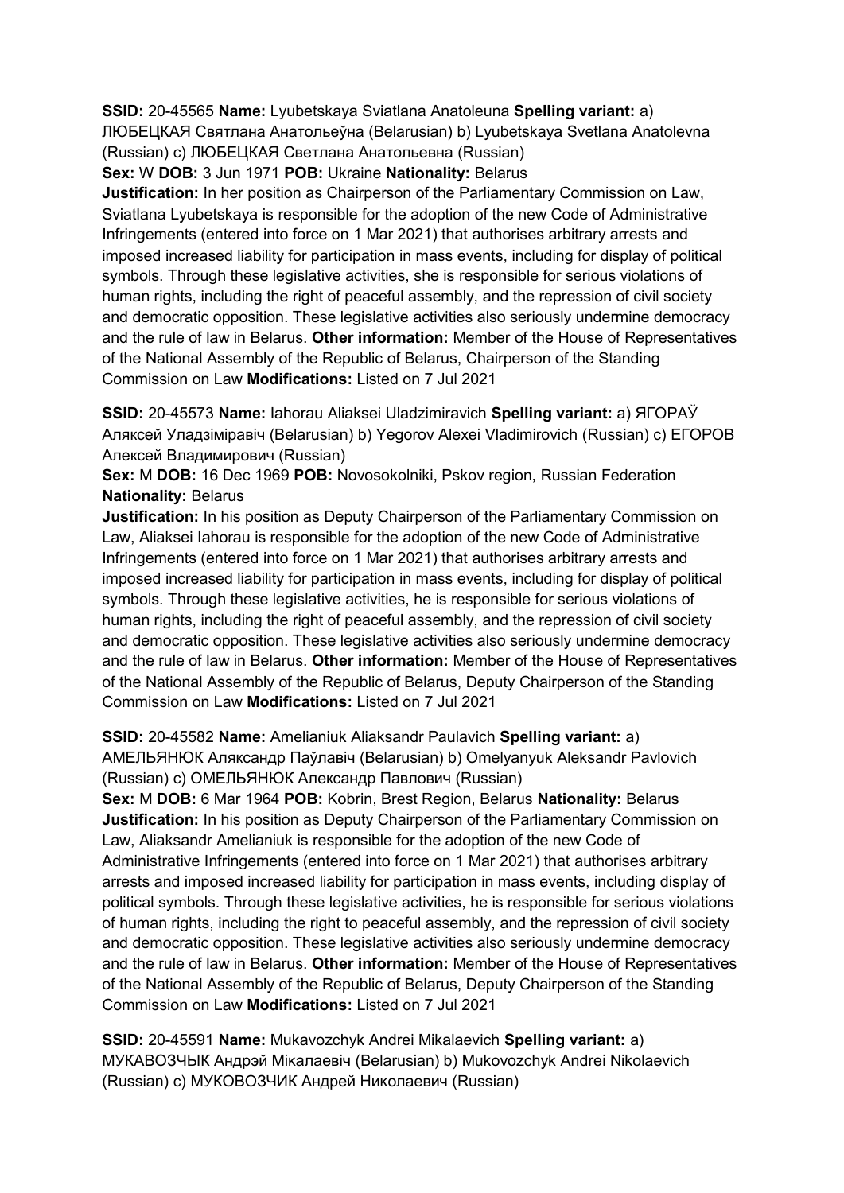**SSID:** 20-45565 **Name:** Lyubetskaya Sviatlana Anatoleuna **Spelling variant:** a) ЛЮБЕЦКАЯ Святлана Анатольеўна (Belarusian) b) Lyubetskaya Svetlana Anatolevna (Russian) c) ЛЮБЕЦКАЯ Светлана Анатольевна (Russian)

**Sex:** W **DOB:** 3 Jun 1971 **POB:** Ukraine **Nationality:** Belarus

**Justification:** In her position as Chairperson of the Parliamentary Commission on Law, Sviatlana Lyubetskaya is responsible for the adoption of the new Code of Administrative Infringements (entered into force on 1 Mar 2021) that authorises arbitrary arrests and imposed increased liability for participation in mass events, including for display of political symbols. Through these legislative activities, she is responsible for serious violations of human rights, including the right of peaceful assembly, and the repression of civil society and democratic opposition. These legislative activities also seriously undermine democracy and the rule of law in Belarus. **Other information:** Member of the House of Representatives of the National Assembly of the Republic of Belarus, Chairperson of the Standing Commission on Law **Modifications:** Listed on 7 Jul 2021

**SSID:** 20-45573 **Name:** Iahorau Aliaksei Uladzimiravich **Spelling variant:** a) ЯГОРАЎ Аляксей Уладзіміравіч (Belarusian) b) Yegorov Alexei Vladimirovich (Russian) c) ЕГОРОВ Алексей Владимирович (Russian)

**Sex:** M **DOB:** 16 Dec 1969 **POB:** Novosokolniki, Pskov region, Russian Federation **Nationality:** Belarus

**Justification:** In his position as Deputy Chairperson of the Parliamentary Commission on Law, Aliaksei Iahorau is responsible for the adoption of the new Code of Administrative Infringements (entered into force on 1 Mar 2021) that authorises arbitrary arrests and imposed increased liability for participation in mass events, including for display of political symbols. Through these legislative activities, he is responsible for serious violations of human rights, including the right of peaceful assembly, and the repression of civil society and democratic opposition. These legislative activities also seriously undermine democracy and the rule of law in Belarus. **Other information:** Member of the House of Representatives of the National Assembly of the Republic of Belarus, Deputy Chairperson of the Standing Commission on Law **Modifications:** Listed on 7 Jul 2021

**SSID:** 20-45582 **Name:** Amelianiuk Aliaksandr Paulavich **Spelling variant:** a) АМЕЛЬЯНЮК Аляксандр Паўлавіч (Belarusian) b) Omelyanyuk Aleksandr Pavlovich (Russian) c) ОМЕЛЬЯНЮК Александр Павлович (Russian)

**Sex:** M **DOB:** 6 Mar 1964 **POB:** Kobrin, Brest Region, Belarus **Nationality:** Belarus

**Justification:** In his position as Deputy Chairperson of the Parliamentary Commission on Law, Aliaksandr Amelianiuk is responsible for the adoption of the new Code of Administrative Infringements (entered into force on 1 Mar 2021) that authorises arbitrary arrests and imposed increased liability for participation in mass events, including display of political symbols. Through these legislative activities, he is responsible for serious violations of human rights, including the right to peaceful assembly, and the repression of civil society and democratic opposition. These legislative activities also seriously undermine democracy and the rule of law in Belarus. **Other information:** Member of the House of Representatives of the National Assembly of the Republic of Belarus, Deputy Chairperson of the Standing Commission on Law **Modifications:** Listed on 7 Jul 2021

**SSID:** 20-45591 **Name:** Mukavozchyk Andrei Mikalaevich **Spelling variant:** a) МУКАВОЗЧЫК Андрэй Мікалаевіч (Belarusian) b) Mukovozchyk Andrei Nikolaevich (Russian) c) МУКОВОЗЧИК Андрей Николаевич (Russian)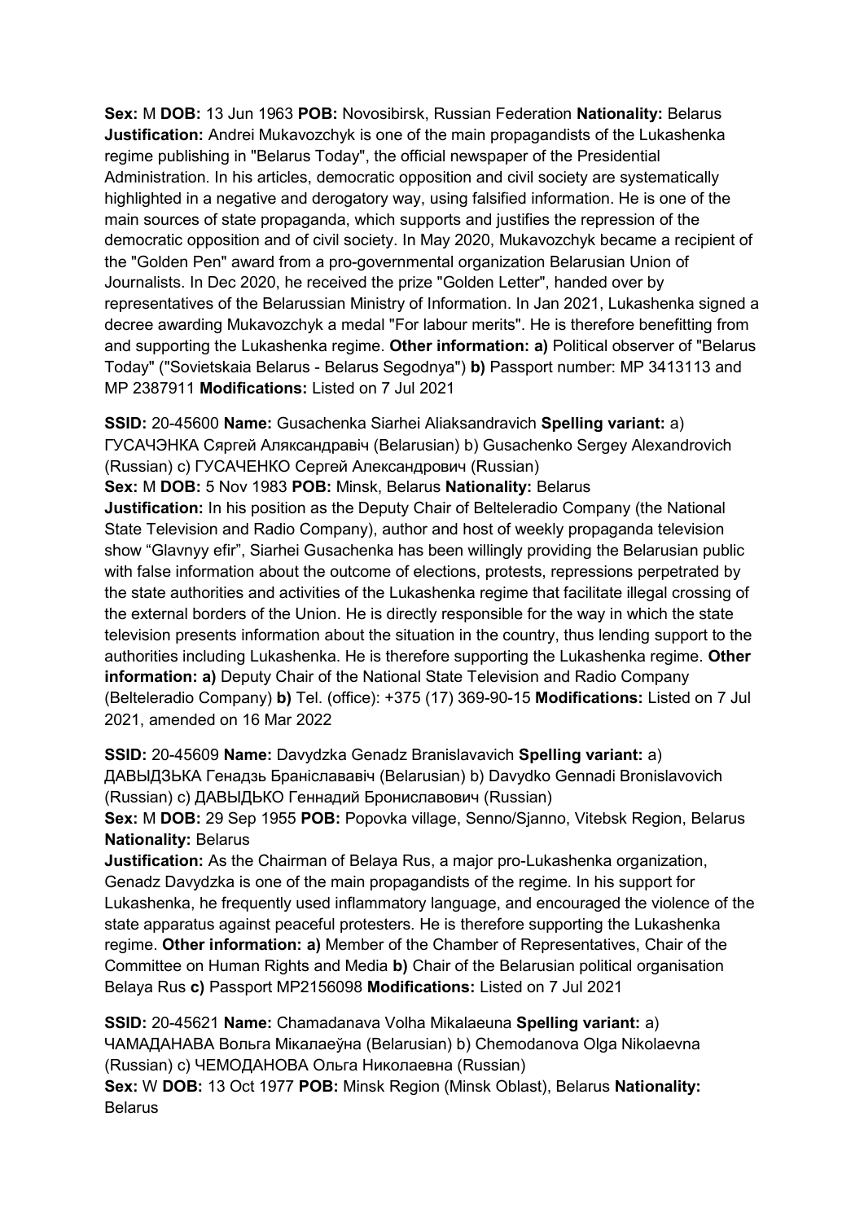**Sex:** M **DOB:** 13 Jun 1963 **POB:** Novosibirsk, Russian Federation **Nationality:** Belarus
**Justification:** Andrei Mukavozchyk is one of the main propagandists of the Lukashenka regime publishing in "Belarus Today", the official newspaper of the Presidential Administration. In his articles, democratic opposition and civil society are systematically highlighted in a negative and derogatory way, using falsified information. He is one of the main sources of state propaganda, which supports and justifies the repression of the democratic opposition and of civil society. In May 2020, Mukavozchyk became a recipient of the "Golden Pen" award from a pro-governmental organization Belarusian Union of Journalists. In Dec 2020, he received the prize "Golden Letter", handed over by representatives of the Belarussian Ministry of Information. In Jan 2021, Lukashenka signed a decree awarding Mukavozchyk a medal "For labour merits". He is therefore benefitting from and supporting the Lukashenka regime. **Other information: a)** Political observer of "Belarus Today" ("Sovietskaia Belarus - Belarus Segodnya") **b)** Passport number: MP 3413113 and MP 2387911 **Modifications:** Listed on 7 Jul 2021

**SSID:** 20-45600 **Name:** Gusachenka Siarhei Aliaksandravich **Spelling variant:** a) ГУСАЧЭНКА Сяргей Аляксандравіч (Belarusian) b) Gusachenko Sergey Alexandrovich (Russian) c) ГУСАЧЕНКО Сергей Александрович (Russian)
**Sex:** M **DOB:** 5 Nov 1983 **POB:** Minsk, Belarus **Nationality:** Belarus
**Justification:** In his position as the Deputy Chair of Belteleradio Company (the National State Television and Radio Company), author and host of weekly propaganda television show "Glavnyy efir", Siarhei Gusachenka has been willingly providing the Belarusian public with false information about the outcome of elections, protests, repressions perpetrated by the state authorities and activities of the Lukashenka regime that facilitate illegal crossing of the external borders of the Union. He is directly responsible for the way in which the state television presents information about the situation in the country, thus lending support to the authorities including Lukashenka. He is therefore supporting the Lukashenka regime. **Other information: a)** Deputy Chair of the National State Television and Radio Company (Belteleradio Company) **b)** Tel. (office): +375 (17) 369-90-15 **Modifications:** Listed on 7 Jul 2021, amended on 16 Mar 2022

**SSID:** 20-45609 **Name:** Davydzka Genadz Branislavavich **Spelling variant:** a) ДАВЫДЗЬКА Генадзь Браніслававіч (Belarusian) b) Davydko Gennadi Bronislavovich (Russian) c) ДАВЫДЬКО Геннадий Брониславович (Russian)
**Sex:** M **DOB:** 29 Sep 1955 **POB:** Popovka village, Senno/Sjanno, Vitebsk Region, Belarus **Nationality:** Belarus
**Justification:** As the Chairman of Belaya Rus, a major pro-Lukashenka organization, Genadz Davydzka is one of the main propagandists of the regime. In his support for Lukashenka, he frequently used inflammatory language, and encouraged the violence of the state apparatus against peaceful protesters. He is therefore supporting the Lukashenka regime. **Other information: a)** Member of the Chamber of Representatives, Chair of the Committee on Human Rights and Media **b)** Chair of the Belarusian political organisation Belaya Rus **c)** Passport MP2156098 **Modifications:** Listed on 7 Jul 2021

**SSID:** 20-45621 **Name:** Chamadanava Volha Mikalaeuna **Spelling variant:** a) ЧАМАДАНАВА Вольга Мікалаеўна (Belarusian) b) Chemodanova Olga Nikolaevna (Russian) c) ЧЕМОДАНОВА Ольга Николаевна (Russian)
**Sex:** W **DOB:** 13 Oct 1977 **POB:** Minsk Region (Minsk Oblast), Belarus **Nationality:** Belarus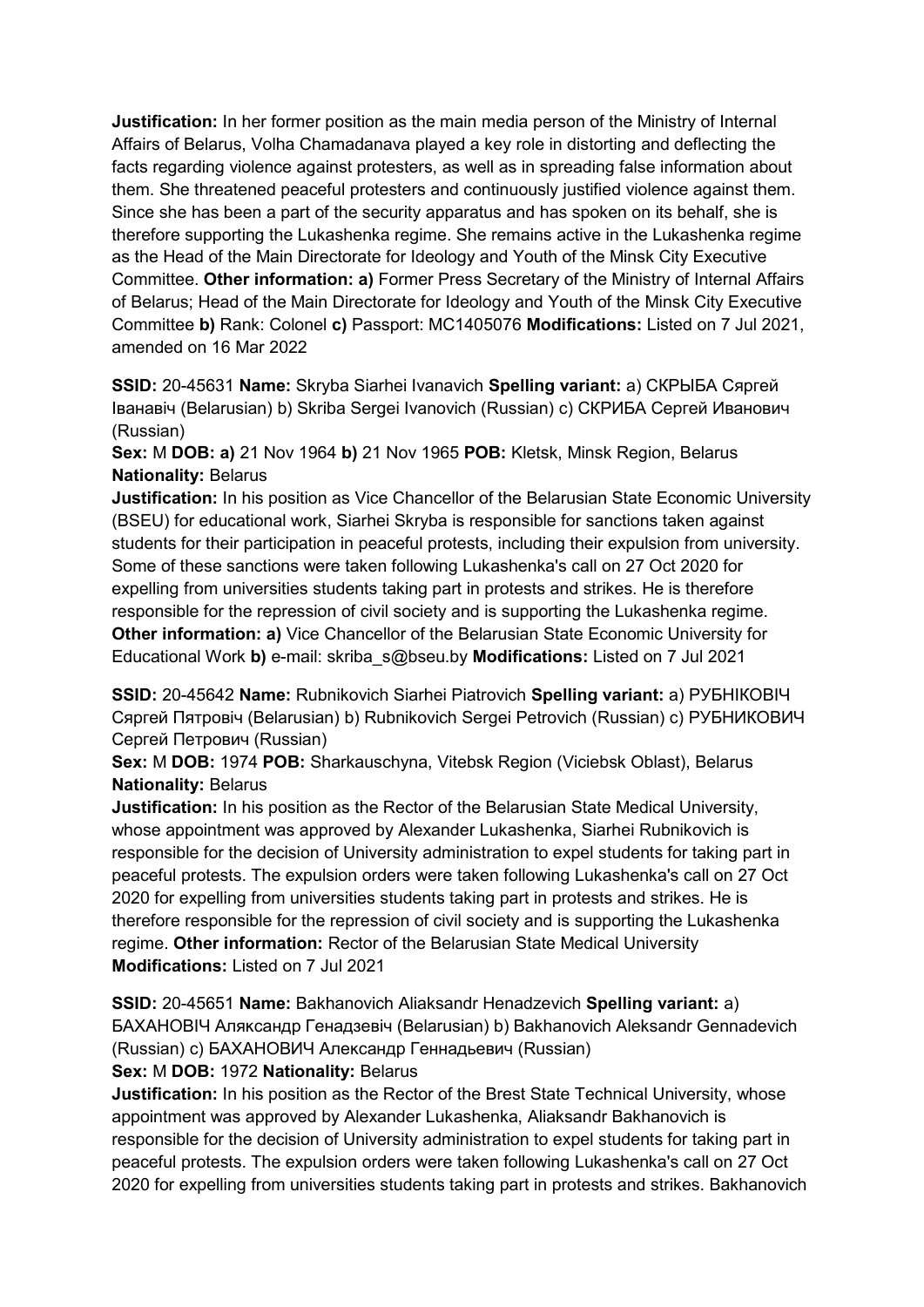**Justification:** In her former position as the main media person of the Ministry of Internal Affairs of Belarus, Volha Chamadanava played a key role in distorting and deflecting the facts regarding violence against protesters, as well as in spreading false information about them. She threatened peaceful protesters and continuously justified violence against them. Since she has been a part of the security apparatus and has spoken on its behalf, she is therefore supporting the Lukashenka regime. She remains active in the Lukashenka regime as the Head of the Main Directorate for Ideology and Youth of the Minsk City Executive Committee. **Other information: a)** Former Press Secretary of the Ministry of Internal Affairs of Belarus; Head of the Main Directorate for Ideology and Youth of the Minsk City Executive Committee **b)** Rank: Colonel **c)** Passport: MC1405076 **Modifications:** Listed on 7 Jul 2021, amended on 16 Mar 2022

**SSID:** 20-45631 **Name:** Skryba Siarhei Ivanavich **Spelling variant:** a) СКРЫБА Сяргей Іванавіч (Belarusian) b) Skriba Sergei Ivanovich (Russian) c) СКРИБА Сергей Иванович (Russian)
**Sex:** M **DOB: a)** 21 Nov 1964 **b)** 21 Nov 1965 **POB:** Kletsk, Minsk Region, Belarus **Nationality:** Belarus
**Justification:** In his position as Vice Chancellor of the Belarusian State Economic University (BSEU) for educational work, Siarhei Skryba is responsible for sanctions taken against students for their participation in peaceful protests, including their expulsion from university. Some of these sanctions were taken following Lukashenka's call on 27 Oct 2020 for expelling from universities students taking part in protests and strikes. He is therefore responsible for the repression of civil society and is supporting the Lukashenka regime. **Other information: a)** Vice Chancellor of the Belarusian State Economic University for Educational Work **b)** e-mail: skriba_s@bseu.by **Modifications:** Listed on 7 Jul 2021

**SSID:** 20-45642 **Name:** Rubnikovich Siarhei Piatrovich **Spelling variant:** a) РУБНІКОВІЧ Сяргей Пятровіч (Belarusian) b) Rubnikovich Sergei Petrovich (Russian) c) РУБНИКОВИЧ Сергей Петрович (Russian)
**Sex:** M **DOB:** 1974 **POB:** Sharkauschyna, Vitebsk Region (Viciebsk Oblast), Belarus **Nationality:** Belarus
**Justification:** In his position as the Rector of the Belarusian State Medical University, whose appointment was approved by Alexander Lukashenka, Siarhei Rubnikovich is responsible for the decision of University administration to expel students for taking part in peaceful protests. The expulsion orders were taken following Lukashenka's call on 27 Oct 2020 for expelling from universities students taking part in protests and strikes. He is therefore responsible for the repression of civil society and is supporting the Lukashenka regime. **Other information:** Rector of the Belarusian State Medical University **Modifications:** Listed on 7 Jul 2021

**SSID:** 20-45651 **Name:** Bakhanovich Aliaksandr Henadzevich **Spelling variant:** a) БАХАНОВІЧ Аляксандр Генадзевіч (Belarusian) b) Bakhanovich Aleksandr Gennadevich (Russian) c) БАХАНОВИЧ Александр Геннадьевич (Russian)
**Sex:** M **DOB:** 1972 **Nationality:** Belarus
**Justification:** In his position as the Rector of the Brest State Technical University, whose appointment was approved by Alexander Lukashenka, Aliaksandr Bakhanovich is responsible for the decision of University administration to expel students for taking part in peaceful protests. The expulsion orders were taken following Lukashenka's call on 27 Oct 2020 for expelling from universities students taking part in protests and strikes. Bakhanovich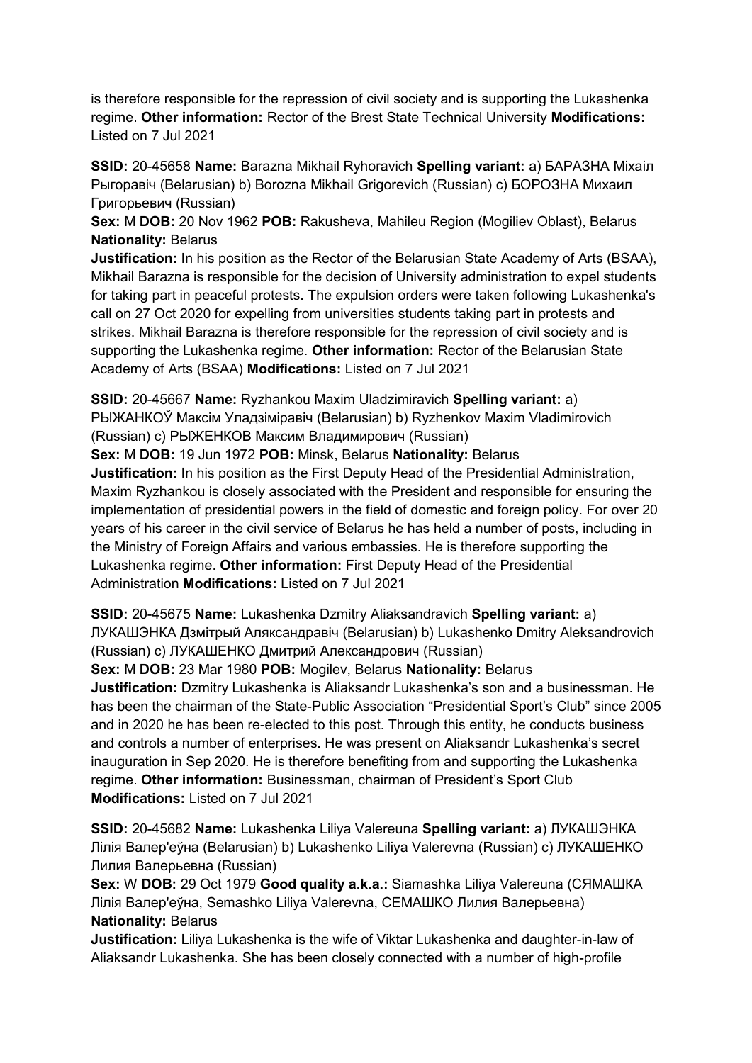is therefore responsible for the repression of civil society and is supporting the Lukashenka regime. **Other information:** Rector of the Brest State Technical University **Modifications:** Listed on 7 Jul 2021

**SSID:** 20-45658 **Name:** Barazna Mikhail Ryhoravich **Spelling variant:** a) БАРАЗНА Міхаіл Рыгоравіч (Belarusian) b) Borozna Mikhail Grigorevich (Russian) c) БОРОЗНА Михаил Григорьевич (Russian)
**Sex:** M **DOB:** 20 Nov 1962 **POB:** Rakusheva, Mahileu Region (Mogiliev Oblast), Belarus **Nationality:** Belarus
**Justification:** In his position as the Rector of the Belarusian State Academy of Arts (BSAA), Mikhail Barazna is responsible for the decision of University administration to expel students for taking part in peaceful protests. The expulsion orders were taken following Lukashenka's call on 27 Oct 2020 for expelling from universities students taking part in protests and strikes. Mikhail Barazna is therefore responsible for the repression of civil society and is supporting the Lukashenka regime. **Other information:** Rector of the Belarusian State Academy of Arts (BSAA) **Modifications:** Listed on 7 Jul 2021

**SSID:** 20-45667 **Name:** Ryzhankou Maxim Uladzimiravich **Spelling variant:** a) РЫЖАНКОЎ Максім Уладзіміравіч (Belarusian) b) Ryzhenkov Maxim Vladimirovich (Russian) c) РЫЖЕНКОВ Максим Владимирович (Russian)
**Sex:** M **DOB:** 19 Jun 1972 **POB:** Minsk, Belarus **Nationality:** Belarus
**Justification:** In his position as the First Deputy Head of the Presidential Administration, Maxim Ryzhankou is closely associated with the President and responsible for ensuring the implementation of presidential powers in the field of domestic and foreign policy. For over 20 years of his career in the civil service of Belarus he has held a number of posts, including in the Ministry of Foreign Affairs and various embassies. He is therefore supporting the Lukashenka regime. **Other information:** First Deputy Head of the Presidential Administration **Modifications:** Listed on 7 Jul 2021

**SSID:** 20-45675 **Name:** Lukashenka Dzmitry Aliaksandravich **Spelling variant:** a) ЛУКАШЭНКА Дзмітрый Аляксандравіч (Belarusian) b) Lukashenko Dmitry Aleksandrovich (Russian) c) ЛУКАШЕНКО Дмитрий Александрович (Russian)
**Sex:** M **DOB:** 23 Mar 1980 **POB:** Mogilev, Belarus **Nationality:** Belarus
**Justification:** Dzmitry Lukashenka is Aliaksandr Lukashenka's son and a businessman. He has been the chairman of the State-Public Association "Presidential Sport's Club" since 2005 and in 2020 he has been re-elected to this post. Through this entity, he conducts business and controls a number of enterprises. He was present on Aliaksandr Lukashenka's secret inauguration in Sep 2020. He is therefore benefiting from and supporting the Lukashenka regime. **Other information:** Businessman, chairman of President's Sport Club **Modifications:** Listed on 7 Jul 2021

**SSID:** 20-45682 **Name:** Lukashenka Liliya Valereuna **Spelling variant:** a) ЛУКАШЭНКА Лілія Валер'еўна (Belarusian) b) Lukashenko Liliya Valerevna (Russian) c) ЛУКАШЕНКО Лилия Валерьевна (Russian)
**Sex:** W **DOB:** 29 Oct 1979 **Good quality a.k.a.:** Siamashka Liliya Valereuna (СЯМАШКА Лілія Валер'еўна, Semashko Liliya Valerevna, СЕМАШКО Лилия Валерьевна) **Nationality:** Belarus
**Justification:** Liliya Lukashenka is the wife of Viktar Lukashenka and daughter-in-law of Aliaksandr Lukashenka. She has been closely connected with a number of high-profile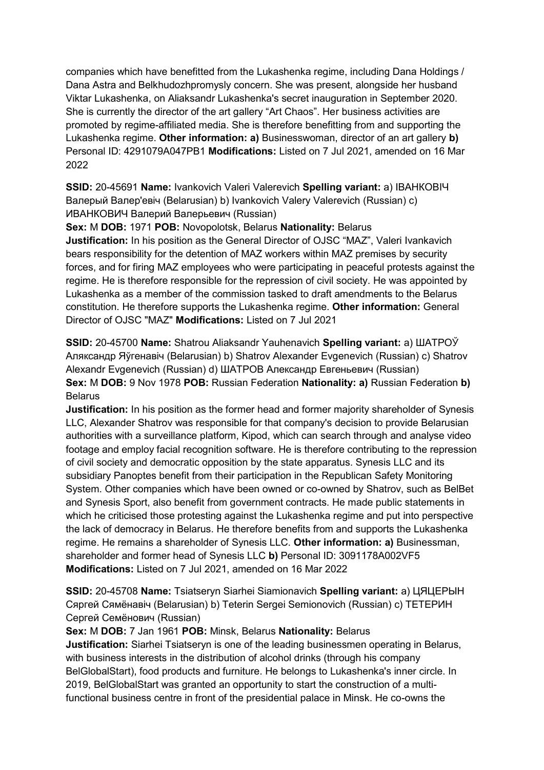companies which have benefitted from the Lukashenka regime, including Dana Holdings / Dana Astra and Belkhudozhpromysly concern. She was present, alongside her husband Viktar Lukashenka, on Aliaksandr Lukashenka's secret inauguration in September 2020. She is currently the director of the art gallery "Art Chaos". Her business activities are promoted by regime-affiliated media. She is therefore benefitting from and supporting the Lukashenka regime. **Other information: a)** Businesswoman, director of an art gallery **b)** Personal ID: 4291079A047PB1 **Modifications:** Listed on 7 Jul 2021, amended on 16 Mar 2022

**SSID:** 20-45691 **Name:** Ivankovich Valeri Valerevich **Spelling variant:** a) IВАНКОВIЧ Валерый Валер'евіч (Belarusian) b) Ivankovich Valery Valerevich (Russian) c) ИВАНКОВИЧ Валерий Валерьевич (Russian)
**Sex:** M **DOB:** 1971 **POB:** Novopolotsk, Belarus **Nationality:** Belarus
**Justification:** In his position as the General Director of OJSC "MAZ", Valeri Ivankavich bears responsibility for the detention of MAZ workers within MAZ premises by security forces, and for firing MAZ employees who were participating in peaceful protests against the regime. He is therefore responsible for the repression of civil society. He was appointed by Lukashenka as a member of the commission tasked to draft amendments to the Belarus constitution. He therefore supports the Lukashenka regime. **Other information:** General Director of OJSC "MAZ" **Modifications:** Listed on 7 Jul 2021

**SSID:** 20-45700 **Name:** Shatrou Aliaksandr Yauhenavich **Spelling variant:** a) ШАТРОЎ Аляксандр Яўгенавіч (Belarusian) b) Shatrov Alexander Evgenevich (Russian) c) Shatrov Alexandr Evgenevich (Russian) d) ШАТРОВ Александр Евгеньевич (Russian)
**Sex:** M **DOB:** 9 Nov 1978 **POB:** Russian Federation **Nationality: a)** Russian Federation **b)** Belarus
**Justification:** In his position as the former head and former majority shareholder of Synesis LLC, Alexander Shatrov was responsible for that company's decision to provide Belarusian authorities with a surveillance platform, Kipod, which can search through and analyse video footage and employ facial recognition software. He is therefore contributing to the repression of civil society and democratic opposition by the state apparatus. Synesis LLC and its subsidiary Panoptes benefit from their participation in the Republican Safety Monitoring System. Other companies which have been owned or co-owned by Shatrov, such as BelBet and Synesis Sport, also benefit from government contracts. He made public statements in which he criticised those protesting against the Lukashenka regime and put into perspective the lack of democracy in Belarus. He therefore benefits from and supports the Lukashenka regime. He remains a shareholder of Synesis LLC. **Other information: a)** Businessman, shareholder and former head of Synesis LLC **b)** Personal ID: 3091178A002VF5 **Modifications:** Listed on 7 Jul 2021, amended on 16 Mar 2022

**SSID:** 20-45708 **Name:** Tsiatseryn Siarhei Siamionavich **Spelling variant:** a) ЦЯЦЕРЫН Сяргей Сямёнавіч (Belarusian) b) Teterin Sergei Semionovich (Russian) c) ТЕТЕРИН Сергей Семёнович (Russian)
**Sex:** M **DOB:** 7 Jan 1961 **POB:** Minsk, Belarus **Nationality:** Belarus
**Justification:** Siarhei Tsiatseryn is one of the leading businessmen operating in Belarus, with business interests in the distribution of alcohol drinks (through his company BelGlobalStart), food products and furniture. He belongs to Lukashenka's inner circle. In 2019, BelGlobalStart was granted an opportunity to start the construction of a multi-functional business centre in front of the presidential palace in Minsk. He co-owns the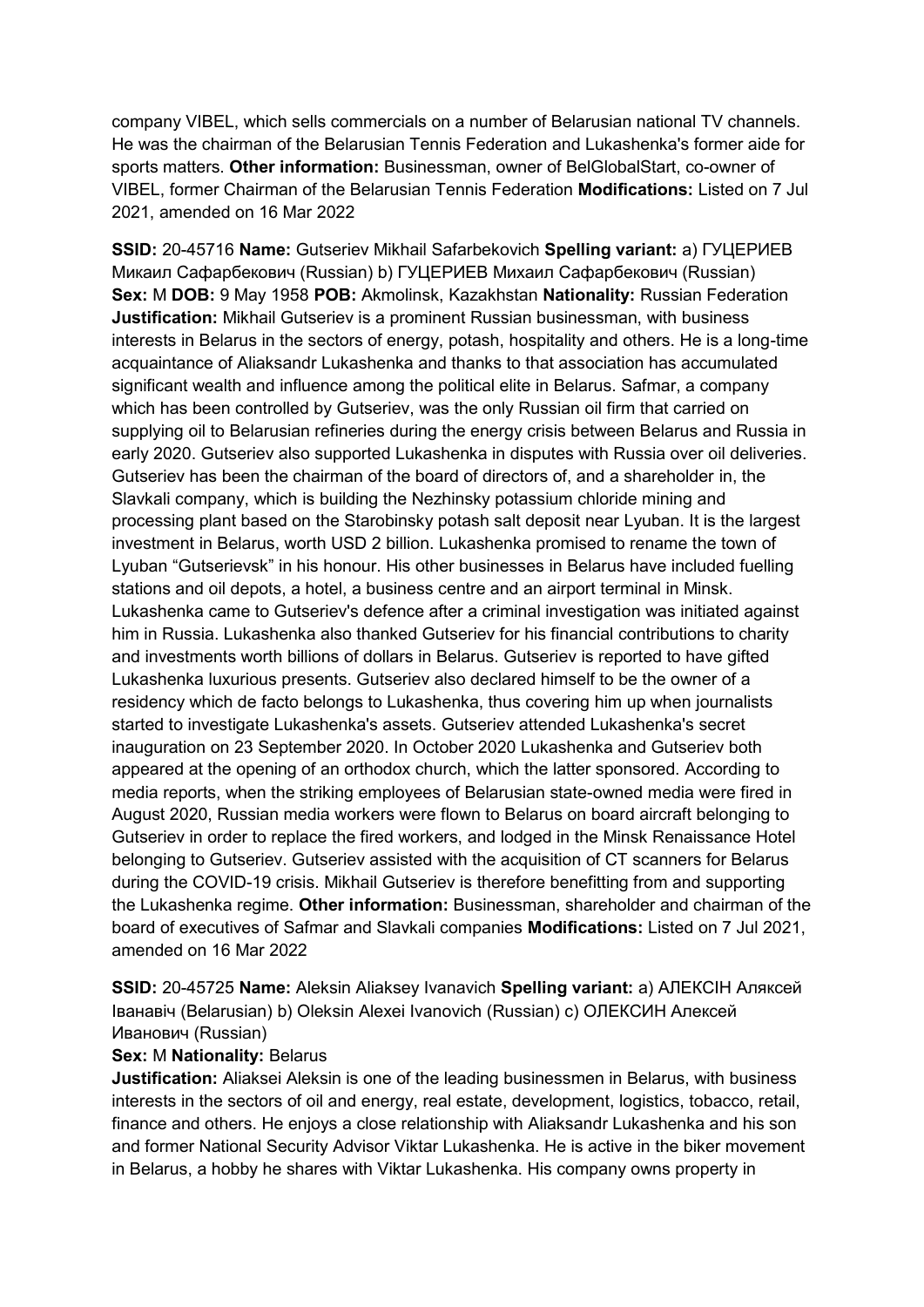company VIBEL, which sells commercials on a number of Belarusian national TV channels. He was the chairman of the Belarusian Tennis Federation and Lukashenka's former aide for sports matters. **Other information:** Businessman, owner of BelGlobalStart, co-owner of VIBEL, former Chairman of the Belarusian Tennis Federation **Modifications:** Listed on 7 Jul 2021, amended on 16 Mar 2022

**SSID:** 20-45716 **Name:** Gutseriev Mikhail Safarbekovich **Spelling variant:** a) ГУЦЕРИЕВ Микаил Сафарбекович (Russian) b) ГУЦЕРИЕВ Михаил Сафарбекович (Russian) **Sex:** M **DOB:** 9 May 1958 **POB:** Akmolinsk, Kazakhstan **Nationality:** Russian Federation **Justification:** Mikhail Gutseriev is a prominent Russian businessman, with business interests in Belarus in the sectors of energy, potash, hospitality and others. He is a long-time acquaintance of Aliaksandr Lukashenka and thanks to that association has accumulated significant wealth and influence among the political elite in Belarus. Safmar, a company which has been controlled by Gutseriev, was the only Russian oil firm that carried on supplying oil to Belarusian refineries during the energy crisis between Belarus and Russia in early 2020. Gutseriev also supported Lukashenka in disputes with Russia over oil deliveries. Gutseriev has been the chairman of the board of directors of, and a shareholder in, the Slavkali company, which is building the Nezhinsky potassium chloride mining and processing plant based on the Starobinsky potash salt deposit near Lyuban. It is the largest investment in Belarus, worth USD 2 billion. Lukashenka promised to rename the town of Lyuban "Gutserievsk" in his honour. His other businesses in Belarus have included fuelling stations and oil depots, a hotel, a business centre and an airport terminal in Minsk. Lukashenka came to Gutseriev's defence after a criminal investigation was initiated against him in Russia. Lukashenka also thanked Gutseriev for his financial contributions to charity and investments worth billions of dollars in Belarus. Gutseriev is reported to have gifted Lukashenka luxurious presents. Gutseriev also declared himself to be the owner of a residency which de facto belongs to Lukashenka, thus covering him up when journalists started to investigate Lukashenka's assets. Gutseriev attended Lukashenka's secret inauguration on 23 September 2020. In October 2020 Lukashenka and Gutseriev both appeared at the opening of an orthodox church, which the latter sponsored. According to media reports, when the striking employees of Belarusian state-owned media were fired in August 2020, Russian media workers were flown to Belarus on board aircraft belonging to Gutseriev in order to replace the fired workers, and lodged in the Minsk Renaissance Hotel belonging to Gutseriev. Gutseriev assisted with the acquisition of CT scanners for Belarus during the COVID-19 crisis. Mikhail Gutseriev is therefore benefitting from and supporting the Lukashenka regime. **Other information:** Businessman, shareholder and chairman of the board of executives of Safmar and Slavkali companies **Modifications:** Listed on 7 Jul 2021, amended on 16 Mar 2022

**SSID:** 20-45725 **Name:** Aleksin Aliaksey Ivanavich **Spelling variant:** a) АЛЕКСІН Аляксей Іванавіч (Belarusian) b) Oleksin Alexei Ivanovich (Russian) c) ОЛЕКСИН Алексей Иванович (Russian)
**Sex:** M **Nationality:** Belarus
**Justification:** Aliaksei Aleksin is one of the leading businessmen in Belarus, with business interests in the sectors of oil and energy, real estate, development, logistics, tobacco, retail, finance and others. He enjoys a close relationship with Aliaksandr Lukashenka and his son and former National Security Advisor Viktar Lukashenka. He is active in the biker movement in Belarus, a hobby he shares with Viktar Lukashenka. His company owns property in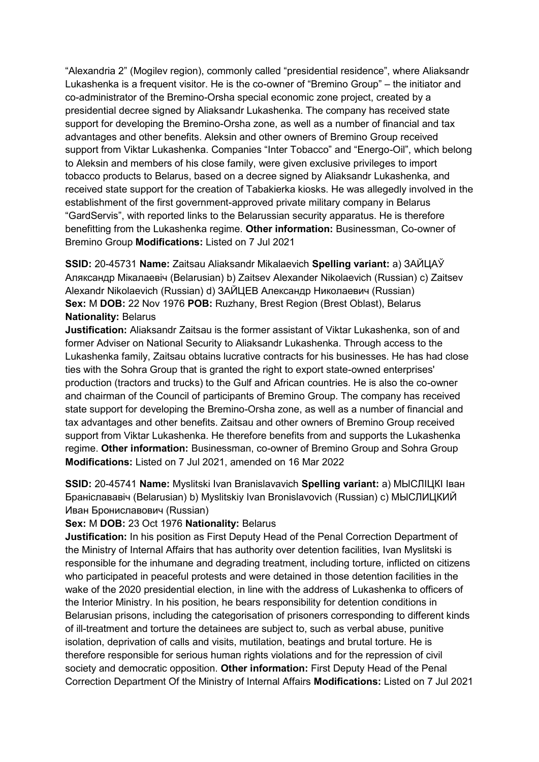"Alexandria 2" (Mogilev region), commonly called "presidential residence", where Aliaksandr Lukashenka is a frequent visitor. He is the co-owner of "Bremino Group" – the initiator and co-administrator of the Bremino-Orsha special economic zone project, created by a presidential decree signed by Aliaksandr Lukashenka. The company has received state support for developing the Bremino-Orsha zone, as well as a number of financial and tax advantages and other benefits. Aleksin and other owners of Bremino Group received support from Viktar Lukashenka. Companies "Inter Tobacco" and "Energo-Oil", which belong to Aleksin and members of his close family, were given exclusive privileges to import tobacco products to Belarus, based on a decree signed by Aliaksandr Lukashenka, and received state support for the creation of Tabakierka kiosks. He was allegedly involved in the establishment of the first government-approved private military company in Belarus "GardServis", with reported links to the Belarussian security apparatus. He is therefore benefitting from the Lukashenka regime. **Other information:** Businessman, Co-owner of Bremino Group **Modifications:** Listed on 7 Jul 2021

**SSID:** 20-45731 **Name:** Zaitsau Aliaksandr Mikalaevich **Spelling variant:** a) ЗАЙЦАЎ Аляксандр Мікалаевіч (Belarusian) b) Zaitsev Alexander Nikolaevich (Russian) c) Zaitsev Alexandr Nikolaevich (Russian) d) ЗАЙЦЕВ Александр Николаевич (Russian) **Sex:** M **DOB:** 22 Nov 1976 **POB:** Ruzhany, Brest Region (Brest Oblast), Belarus **Nationality:** Belarus
**Justification:** Aliaksandr Zaitsau is the former assistant of Viktar Lukashenka, son of and former Adviser on National Security to Aliaksandr Lukashenka. Through access to the Lukashenka family, Zaitsau obtains lucrative contracts for his businesses. He has had close ties with the Sohra Group that is granted the right to export state-owned enterprises' production (tractors and trucks) to the Gulf and African countries. He is also the co-owner and chairman of the Council of participants of Bremino Group. The company has received state support for developing the Bremino-Orsha zone, as well as a number of financial and tax advantages and other benefits. Zaitsau and other owners of Bremino Group received support from Viktar Lukashenka. He therefore benefits from and supports the Lukashenka regime. **Other information:** Businessman, co-owner of Bremino Group and Sohra Group **Modifications:** Listed on 7 Jul 2021, amended on 16 Mar 2022

**SSID:** 20-45741 **Name:** Myslitski Ivan Branislavavich **Spelling variant:** a) МЫСЛІЦКІ Іван Бранiслававiч (Belarusian) b) Myslitskiy Ivan Bronislavovich (Russian) c) МЫСЛИЦКИЙ Иван Брониславович (Russian)
**Sex:** M **DOB:** 23 Oct 1976 **Nationality:** Belarus
**Justification:** In his position as First Deputy Head of the Penal Correction Department of the Ministry of Internal Affairs that has authority over detention facilities, Ivan Myslitski is responsible for the inhumane and degrading treatment, including torture, inflicted on citizens who participated in peaceful protests and were detained in those detention facilities in the wake of the 2020 presidential election, in line with the address of Lukashenka to officers of the Interior Ministry. In his position, he bears responsibility for detention conditions in Belarusian prisons, including the categorisation of prisoners corresponding to different kinds of ill-treatment and torture the detainees are subject to, such as verbal abuse, punitive isolation, deprivation of calls and visits, mutilation, beatings and brutal torture. He is therefore responsible for serious human rights violations and for the repression of civil society and democratic opposition. **Other information:** First Deputy Head of the Penal Correction Department Of the Ministry of Internal Affairs **Modifications:** Listed on 7 Jul 2021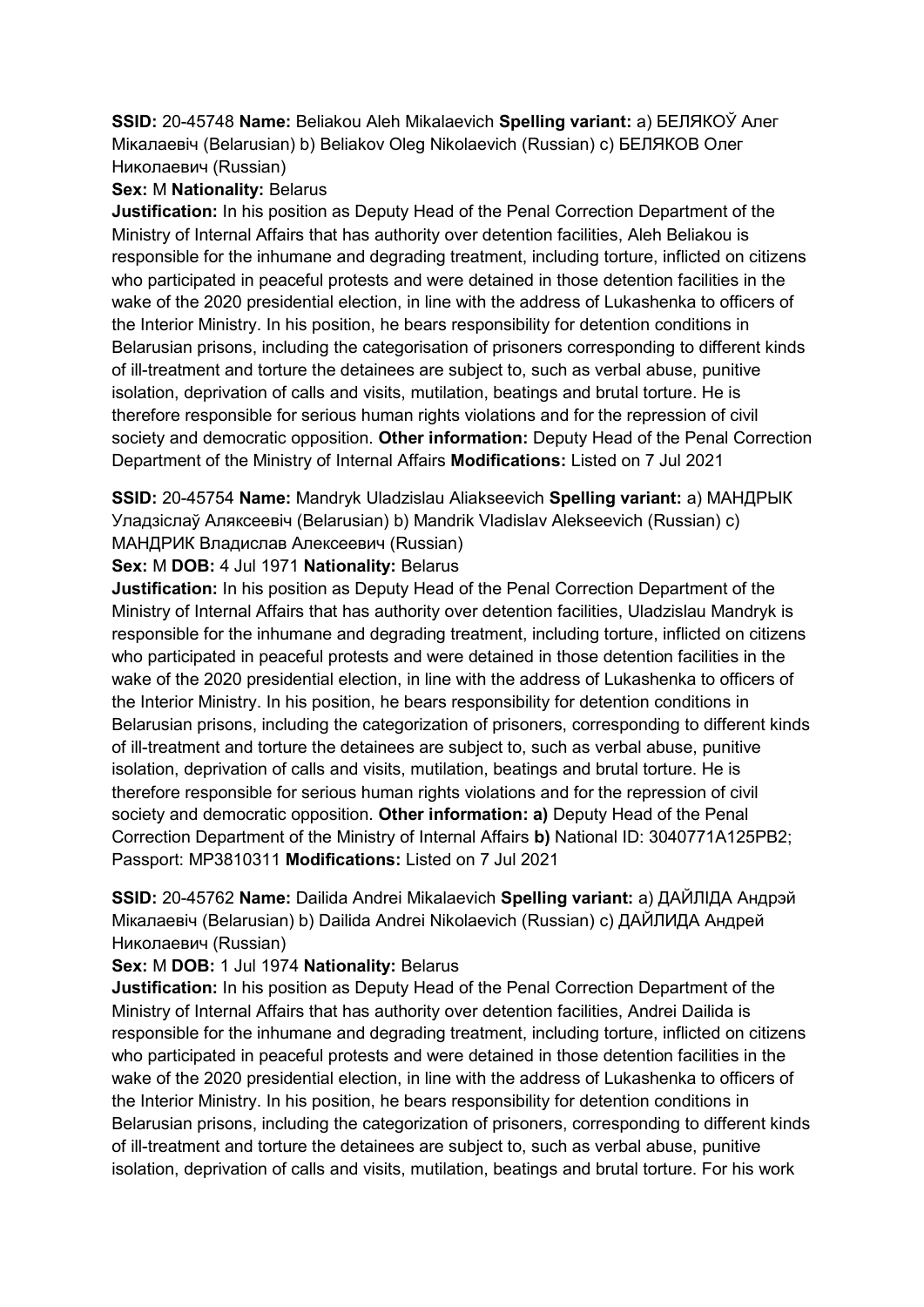**SSID:** 20-45748 **Name:** Beliakou Aleh Mikalaevich **Spelling variant:** a) БЕЛЯКОЎ Алег Мікалаевіч (Belarusian) b) Beliakov Oleg Nikolaevich (Russian) c) БЕЛЯКОВ Олег Николаевич (Russian)

**Sex:** M **Nationality:** Belarus

**Justification:** In his position as Deputy Head of the Penal Correction Department of the Ministry of Internal Affairs that has authority over detention facilities, Aleh Beliakou is responsible for the inhumane and degrading treatment, including torture, inflicted on citizens who participated in peaceful protests and were detained in those detention facilities in the wake of the 2020 presidential election, in line with the address of Lukashenka to officers of the Interior Ministry. In his position, he bears responsibility for detention conditions in Belarusian prisons, including the categorisation of prisoners corresponding to different kinds of ill-treatment and torture the detainees are subject to, such as verbal abuse, punitive isolation, deprivation of calls and visits, mutilation, beatings and brutal torture. He is therefore responsible for serious human rights violations and for the repression of civil society and democratic opposition. **Other information:** Deputy Head of the Penal Correction Department of the Ministry of Internal Affairs **Modifications:** Listed on 7 Jul 2021

**SSID:** 20-45754 **Name:** Mandryk Uladzislau Aliakseevich **Spelling variant:** a) МАНДРЫК Уладзіслаў Аляксеевіч (Belarusian) b) Mandrik Vladislav Alekseevich (Russian) c) МАНДРИК Владислав Алексеевич (Russian)

**Sex:** M **DOB:** 4 Jul 1971 **Nationality:** Belarus

**Justification:** In his position as Deputy Head of the Penal Correction Department of the Ministry of Internal Affairs that has authority over detention facilities, Uladzislau Mandryk is responsible for the inhumane and degrading treatment, including torture, inflicted on citizens who participated in peaceful protests and were detained in those detention facilities in the wake of the 2020 presidential election, in line with the address of Lukashenka to officers of the Interior Ministry. In his position, he bears responsibility for detention conditions in Belarusian prisons, including the categorization of prisoners, corresponding to different kinds of ill-treatment and torture the detainees are subject to, such as verbal abuse, punitive isolation, deprivation of calls and visits, mutilation, beatings and brutal torture. He is therefore responsible for serious human rights violations and for the repression of civil society and democratic opposition. **Other information: a)** Deputy Head of the Penal Correction Department of the Ministry of Internal Affairs **b)** National ID: 3040771A125PB2; Passport: MP3810311 **Modifications:** Listed on 7 Jul 2021

**SSID:** 20-45762 **Name:** Dailida Andrei Mikalaevich **Spelling variant:** a) ДАЙЛІДА Андрэй Мікалаевіч (Belarusian) b) Dailida Andrei Nikolaevich (Russian) c) ДАЙЛИДА Андрей Николаевич (Russian)

**Sex:** M **DOB:** 1 Jul 1974 **Nationality:** Belarus

**Justification:** In his position as Deputy Head of the Penal Correction Department of the Ministry of Internal Affairs that has authority over detention facilities, Andrei Dailida is responsible for the inhumane and degrading treatment, including torture, inflicted on citizens who participated in peaceful protests and were detained in those detention facilities in the wake of the 2020 presidential election, in line with the address of Lukashenka to officers of the Interior Ministry. In his position, he bears responsibility for detention conditions in Belarusian prisons, including the categorization of prisoners, corresponding to different kinds of ill-treatment and torture the detainees are subject to, such as verbal abuse, punitive isolation, deprivation of calls and visits, mutilation, beatings and brutal torture. For his work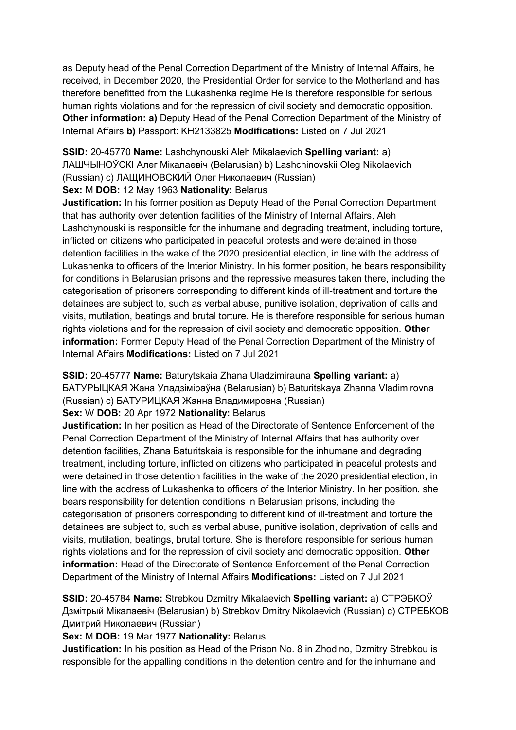as Deputy head of the Penal Correction Department of the Ministry of Internal Affairs, he received, in December 2020, the Presidential Order for service to the Motherland and has therefore benefitted from the Lukashenka regime He is therefore responsible for serious human rights violations and for the repression of civil society and democratic opposition. **Other information: a)** Deputy Head of the Penal Correction Department of the Ministry of Internal Affairs **b)** Passport: KH2133825 **Modifications:** Listed on 7 Jul 2021

**SSID:** 20-45770 **Name:** Lashchynouski Aleh Mikalaevich **Spelling variant:** a) ЛАШЧЫНОЎСКІ Алег Мікалаевіч (Belarusian) b) Lashchinovskii Oleg Nikolaevich (Russian) c) ЛАЩИНОВСКИЙ Олег Николаевич (Russian)
**Sex:** M **DOB:** 12 May 1963 **Nationality:** Belarus
**Justification:** In his former position as Deputy Head of the Penal Correction Department that has authority over detention facilities of the Ministry of Internal Affairs, Aleh Lashchynouski is responsible for the inhumane and degrading treatment, including torture, inflicted on citizens who participated in peaceful protests and were detained in those detention facilities in the wake of the 2020 presidential election, in line with the address of Lukashenka to officers of the Interior Ministry. In his former position, he bears responsibility for conditions in Belarusian prisons and the repressive measures taken there, including the categorisation of prisoners corresponding to different kinds of ill-treatment and torture the detainees are subject to, such as verbal abuse, punitive isolation, deprivation of calls and visits, mutilation, beatings and brutal torture. He is therefore responsible for serious human rights violations and for the repression of civil society and democratic opposition. **Other information:** Former Deputy Head of the Penal Correction Department of the Ministry of Internal Affairs **Modifications:** Listed on 7 Jul 2021

**SSID:** 20-45777 **Name:** Baturytskaia Zhana Uladzimirauna **Spelling variant:** a) БАТУРЫЦКАЯ Жана Уладзіміраўна (Belarusian) b) Baturitskaya Zhanna Vladimirovna (Russian) c) БАТУРИЦКАЯ Жанна Владимировна (Russian)
**Sex:** W **DOB:** 20 Apr 1972 **Nationality:** Belarus
**Justification:** In her position as Head of the Directorate of Sentence Enforcement of the Penal Correction Department of the Ministry of Internal Affairs that has authority over detention facilities, Zhana Baturitskaia is responsible for the inhumane and degrading treatment, including torture, inflicted on citizens who participated in peaceful protests and were detained in those detention facilities in the wake of the 2020 presidential election, in line with the address of Lukashenka to officers of the Interior Ministry. In her position, she bears responsibility for detention conditions in Belarusian prisons, including the categorisation of prisoners corresponding to different kind of ill-treatment and torture the detainees are subject to, such as verbal abuse, punitive isolation, deprivation of calls and visits, mutilation, beatings, brutal torture. She is therefore responsible for serious human rights violations and for the repression of civil society and democratic opposition. **Other information:** Head of the Directorate of Sentence Enforcement of the Penal Correction Department of the Ministry of Internal Affairs **Modifications:** Listed on 7 Jul 2021

**SSID:** 20-45784 **Name:** Strebkou Dzmitry Mikalaevich **Spelling variant:** a) СТРЭБКОЎ Дзмітрый Мікалаевіч (Belarusian) b) Strebkov Dmitry Nikolaevich (Russian) c) СТРЕБКОВ Дмитрий Николаевич (Russian)
**Sex:** M **DOB:** 19 Mar 1977 **Nationality:** Belarus
**Justification:** In his position as Head of the Prison No. 8 in Zhodino, Dzmitry Strebkou is responsible for the appalling conditions in the detention centre and for the inhumane and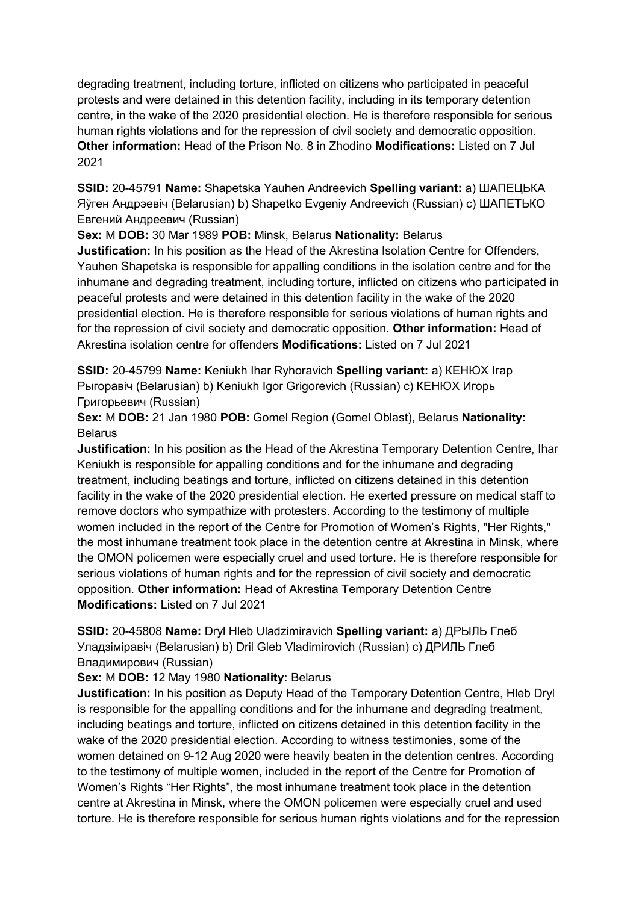degrading treatment, including torture, inflicted on citizens who participated in peaceful protests and were detained in this detention facility, including in its temporary detention centre, in the wake of the 2020 presidential election. He is therefore responsible for serious human rights violations and for the repression of civil society and democratic opposition. **Other information:** Head of the Prison No. 8 in Zhodino **Modifications:** Listed on 7 Jul 2021

**SSID:** 20-45791 **Name:** Shapetska Yauhen Andreevich **Spelling variant:** a) ШАПЕЦЬКА Яўген Андрэевіч (Belarusian) b) Shapetko Evgeniy Andreevich (Russian) c) ШАПЕТЬКО Евгений Андреевич (Russian)
**Sex:** M **DOB:** 30 Mar 1989 **POB:** Minsk, Belarus **Nationality:** Belarus
**Justification:** In his position as the Head of the Akrestina Isolation Centre for Offenders, Yauhen Shapetska is responsible for appalling conditions in the isolation centre and for the inhumane and degrading treatment, including torture, inflicted on citizens who participated in peaceful protests and were detained in this detention facility in the wake of the 2020 presidential election. He is therefore responsible for serious violations of human rights and for the repression of civil society and democratic opposition. **Other information:** Head of Akrestina isolation centre for offenders **Modifications:** Listed on 7 Jul 2021

**SSID:** 20-45799 **Name:** Keniukh Ihar Ryhoravich **Spelling variant:** a) КЕНЮХ Ігар Рыгоравіч (Belarusian) b) Keniukh Igor Grigorevich (Russian) c) КЕНЮХ Игорь Григорьевич (Russian)
**Sex:** M **DOB:** 21 Jan 1980 **POB:** Gomel Region (Gomel Oblast), Belarus **Nationality:** Belarus
**Justification:** In his position as the Head of the Akrestina Temporary Detention Centre, Ihar Keniukh is responsible for appalling conditions and for the inhumane and degrading treatment, including beatings and torture, inflicted on citizens detained in this detention facility in the wake of the 2020 presidential election. He exerted pressure on medical staff to remove doctors who sympathize with protesters. According to the testimony of multiple women included in the report of the Centre for Promotion of Women's Rights, "Her Rights," the most inhumane treatment took place in the detention centre at Akrestina in Minsk, where the OMON policemen were especially cruel and used torture. He is therefore responsible for serious violations of human rights and for the repression of civil society and democratic opposition. **Other information:** Head of Akrestina Temporary Detention Centre **Modifications:** Listed on 7 Jul 2021

**SSID:** 20-45808 **Name:** Dryl Hleb Uladzimiravich **Spelling variant:** a) ДРЫЛЬ Глеб Уладзіміравіч (Belarusian) b) Dril Gleb Vladimirovich (Russian) c) ДРИЛЬ Глеб Владимирович (Russian)
**Sex:** M **DOB:** 12 May 1980 **Nationality:** Belarus
**Justification:** In his position as Deputy Head of the Temporary Detention Centre, Hleb Dryl is responsible for the appalling conditions and for the inhumane and degrading treatment, including beatings and torture, inflicted on citizens detained in this detention facility in the wake of the 2020 presidential election. According to witness testimonies, some of the women detained on 9-12 Aug 2020 were heavily beaten in the detention centres. According to the testimony of multiple women, included in the report of the Centre for Promotion of Women's Rights "Her Rights", the most inhumane treatment took place in the detention centre at Akrestina in Minsk, where the OMON policemen were especially cruel and used torture. He is therefore responsible for serious human rights violations and for the repression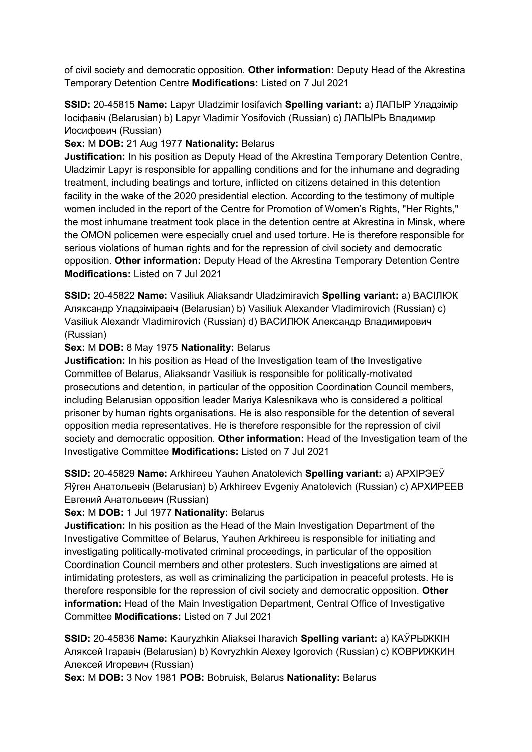of civil society and democratic opposition. **Other information:** Deputy Head of the Akrestina Temporary Detention Centre **Modifications:** Listed on 7 Jul 2021

**SSID:** 20-45815 **Name:** Lapyr Uladzimir Iosifavich **Spelling variant:** a) ЛАПЫР Уладзімір Іосіфавіч (Belarusian) b) Lapyr Vladimir Yosifovich (Russian) c) ЛАПЫРЬ Владимир Иосифович (Russian)

**Sex:** M **DOB:** 21 Aug 1977 **Nationality:** Belarus

**Justification:** In his position as Deputy Head of the Akrestina Temporary Detention Centre, Uladzimir Lapyr is responsible for appalling conditions and for the inhumane and degrading treatment, including beatings and torture, inflicted on citizens detained in this detention facility in the wake of the 2020 presidential election. According to the testimony of multiple women included in the report of the Centre for Promotion of Women's Rights, "Her Rights," the most inhumane treatment took place in the detention centre at Akrestina in Minsk, where the OMON policemen were especially cruel and used torture. He is therefore responsible for serious violations of human rights and for the repression of civil society and democratic opposition. **Other information:** Deputy Head of the Akrestina Temporary Detention Centre **Modifications:** Listed on 7 Jul 2021

**SSID:** 20-45822 **Name:** Vasiliuk Aliaksandr Uladzimiravich **Spelling variant:** a) ВАСІЛЮК Аляксандр Уладзіміравіч (Belarusian) b) Vasiliuk Alexander Vladimirovich (Russian) c) Vasiliuk Alexandr Vladimirovich (Russian) d) ВАСИЛЮК Александр Владимирович (Russian)

**Sex:** M **DOB:** 8 May 1975 **Nationality:** Belarus

**Justification:** In his position as Head of the Investigation team of the Investigative Committee of Belarus, Aliaksandr Vasiliuk is responsible for politically-motivated prosecutions and detention, in particular of the opposition Coordination Council members, including Belarusian opposition leader Mariya Kalesnikava who is considered a political prisoner by human rights organisations. He is also responsible for the detention of several opposition media representatives. He is therefore responsible for the repression of civil society and democratic opposition. **Other information:** Head of the Investigation team of the Investigative Committee **Modifications:** Listed on 7 Jul 2021

**SSID:** 20-45829 **Name:** Arkhireeu Yauhen Anatolevich **Spelling variant:** a) АРХІРЭЕЎ Яўген Анатольевіч (Belarusian) b) Arkhireev Evgeniy Anatolevich (Russian) c) АРХИРЕЕВ Евгений Анатольевич (Russian)

**Sex:** M **DOB:** 1 Jul 1977 **Nationality:** Belarus

**Justification:** In his position as the Head of the Main Investigation Department of the Investigative Committee of Belarus, Yauhen Arkhireeu is responsible for initiating and investigating politically-motivated criminal proceedings, in particular of the opposition Coordination Council members and other protesters. Such investigations are aimed at intimidating protesters, as well as criminalizing the participation in peaceful protests. He is therefore responsible for the repression of civil society and democratic opposition. **Other information:** Head of the Main Investigation Department, Central Office of Investigative Committee **Modifications:** Listed on 7 Jul 2021

**SSID:** 20-45836 **Name:** Kauryzhkin Aliaksei Iharavich **Spelling variant:** a) КАЎРЫЖКІН Аляксей Ігаравіч (Belarusian) b) Kovryzhkin Alexey Igorovich (Russian) c) КОВРИЖКИН Алексей Игоревич (Russian)

**Sex:** M **DOB:** 3 Nov 1981 **POB:** Bobruisk, Belarus **Nationality:** Belarus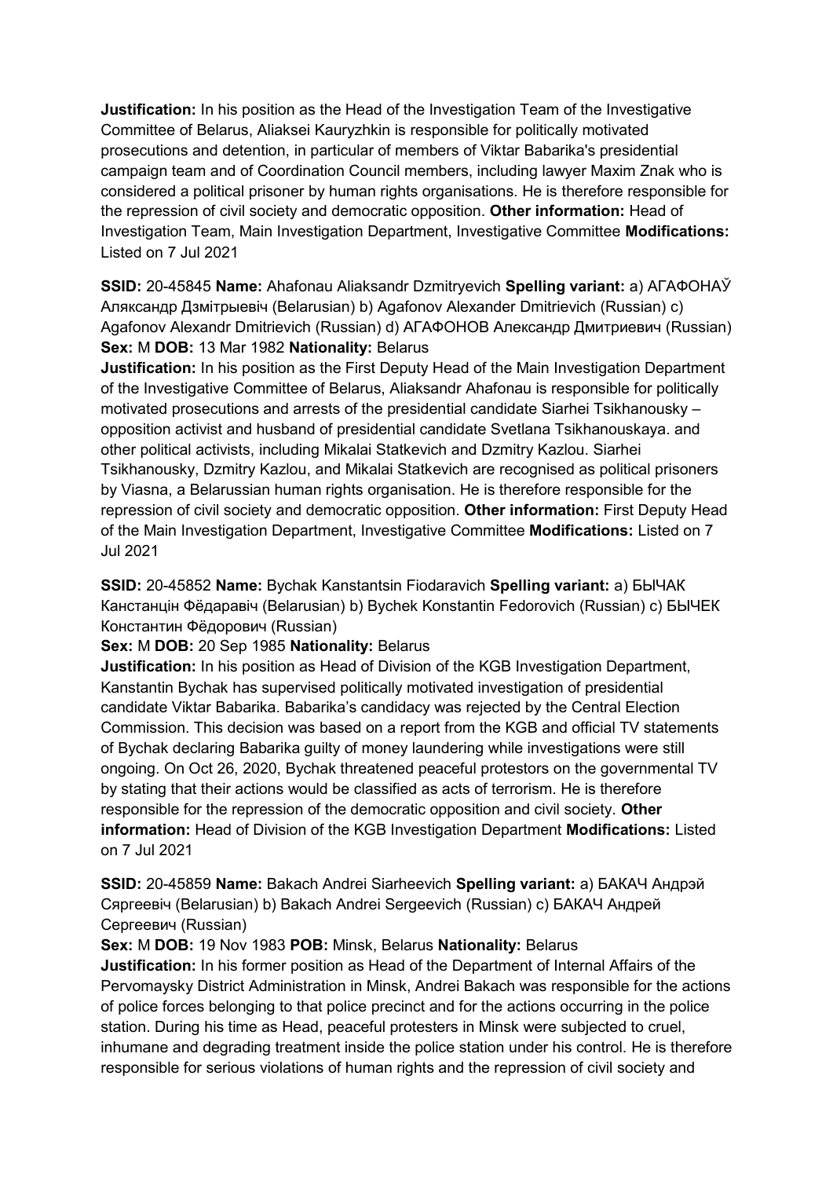**Justification:** In his position as the Head of the Investigation Team of the Investigative Committee of Belarus, Aliaksei Kauryzhkin is responsible for politically motivated prosecutions and detention, in particular of members of Viktar Babarika's presidential campaign team and of Coordination Council members, including lawyer Maxim Znak who is considered a political prisoner by human rights organisations. He is therefore responsible for the repression of civil society and democratic opposition. **Other information:** Head of Investigation Team, Main Investigation Department, Investigative Committee **Modifications:** Listed on 7 Jul 2021

**SSID:** 20-45845 **Name:** Ahafonau Aliaksandr Dzmitryevich **Spelling variant:** a) АГАФОНАЎ Аляксандр Дзмітрыевіч (Belarusian) b) Agafonov Alexander Dmitrievich (Russian) c) Agafonov Alexandr Dmitrievich (Russian) d) АГАФОНОВ Александр Дмитриевич (Russian) **Sex:** M **DOB:** 13 Mar 1982 **Nationality:** Belarus

**Justification:** In his position as the First Deputy Head of the Main Investigation Department of the Investigative Committee of Belarus, Aliaksandr Ahafonau is responsible for politically motivated prosecutions and arrests of the presidential candidate Siarhei Tsikhanousky – opposition activist and husband of presidential candidate Svetlana Tsikhanouskaya. and other political activists, including Mikalai Statkevich and Dzmitry Kazlou. Siarhei Tsikhanousky, Dzmitry Kazlou, and Mikalai Statkevich are recognised as political prisoners by Viasna, a Belarussian human rights organisation. He is therefore responsible for the repression of civil society and democratic opposition. **Other information:** First Deputy Head of the Main Investigation Department, Investigative Committee **Modifications:** Listed on 7 Jul 2021

**SSID:** 20-45852 **Name:** Bychak Kanstantsin Fiodaravich **Spelling variant:** a) БЫЧАК Канстанцін Фёдаравіч (Belarusian) b) Bychek Konstantin Fedorovich (Russian) c) БЫЧЕК Константин Фёдорович (Russian)

**Sex:** M **DOB:** 20 Sep 1985 **Nationality:** Belarus

**Justification:** In his position as Head of Division of the KGB Investigation Department, Kanstantin Bychak has supervised politically motivated investigation of presidential candidate Viktar Babarika. Babarika's candidacy was rejected by the Central Election Commission. This decision was based on a report from the KGB and official TV statements of Bychak declaring Babarika guilty of money laundering while investigations were still ongoing. On Oct 26, 2020, Bychak threatened peaceful protestors on the governmental TV by stating that their actions would be classified as acts of terrorism. He is therefore responsible for the repression of the democratic opposition and civil society. **Other information:** Head of Division of the KGB Investigation Department **Modifications:** Listed on 7 Jul 2021

**SSID:** 20-45859 **Name:** Bakach Andrei Siarheevich **Spelling variant:** a) БАКАЧ Андрэй Сяргеевіч (Belarusian) b) Bakach Andrei Sergeevich (Russian) c) БАКАЧ Андрей Сергеевич (Russian)

**Sex:** M **DOB:** 19 Nov 1983 **POB:** Minsk, Belarus **Nationality:** Belarus

**Justification:** In his former position as Head of the Department of Internal Affairs of the Pervomaysky District Administration in Minsk, Andrei Bakach was responsible for the actions of police forces belonging to that police precinct and for the actions occurring in the police station. During his time as Head, peaceful protesters in Minsk were subjected to cruel, inhumane and degrading treatment inside the police station under his control. He is therefore responsible for serious violations of human rights and the repression of civil society and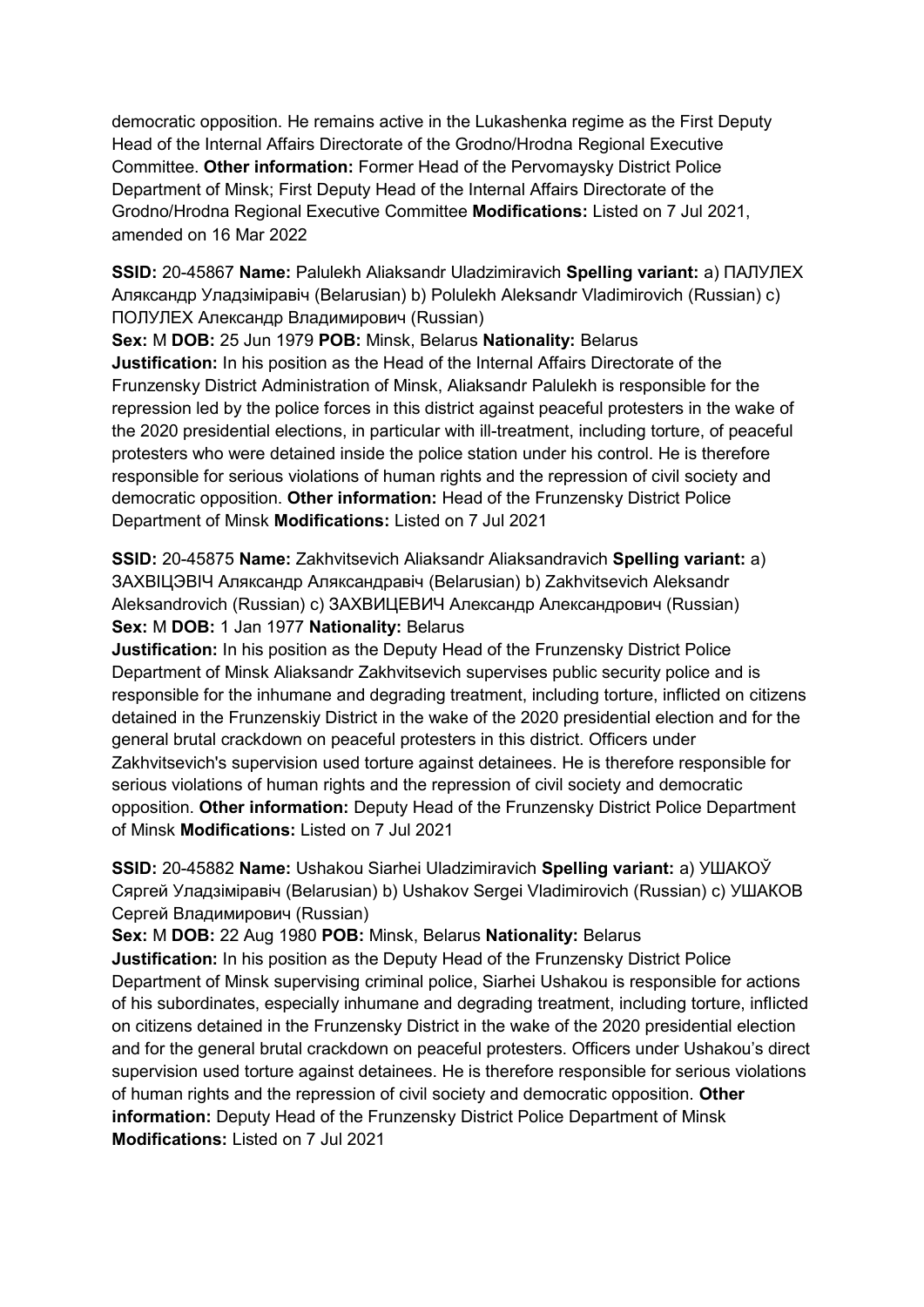democratic opposition. He remains active in the Lukashenka regime as the First Deputy Head of the Internal Affairs Directorate of the Grodno/Hrodna Regional Executive Committee. **Other information:** Former Head of the Pervomaysky District Police Department of Minsk; First Deputy Head of the Internal Affairs Directorate of the Grodno/Hrodna Regional Executive Committee **Modifications:** Listed on 7 Jul 2021, amended on 16 Mar 2022

**SSID:** 20-45867 **Name:** Palulekh Aliaksandr Uladzimiravich **Spelling variant:** a) ПАЛУЛЕХ Аляксандр Уладзіміравіч (Belarusian) b) Polulekh Aleksandr Vladimirovich (Russian) c) ПОЛУЛЕХ Александр Владимирович (Russian)
**Sex:** M **DOB:** 25 Jun 1979 **POB:** Minsk, Belarus **Nationality:** Belarus
**Justification:** In his position as the Head of the Internal Affairs Directorate of the Frunzensky District Administration of Minsk, Aliaksandr Palulekh is responsible for the repression led by the police forces in this district against peaceful protesters in the wake of the 2020 presidential elections, in particular with ill-treatment, including torture, of peaceful protesters who were detained inside the police station under his control. He is therefore responsible for serious violations of human rights and the repression of civil society and democratic opposition. **Other information:** Head of the Frunzensky District Police Department of Minsk **Modifications:** Listed on 7 Jul 2021

**SSID:** 20-45875 **Name:** Zakhvitsevich Aliaksandr Aliaksandravich **Spelling variant:** a) ЗАХВІЦЭВІЧ Аляксандр Аляксандравіч (Belarusian) b) Zakhvitsevich Aleksandr Aleksandrovich (Russian) c) ЗАХВИЦЕВИЧ Александр Александрович (Russian)
**Sex:** M **DOB:** 1 Jan 1977 **Nationality:** Belarus
**Justification:** In his position as the Deputy Head of the Frunzensky District Police Department of Minsk Aliaksandr Zakhvitsevich supervises public security police and is responsible for the inhumane and degrading treatment, including torture, inflicted on citizens detained in the Frunzenskiy District in the wake of the 2020 presidential election and for the general brutal crackdown on peaceful protesters in this district. Officers under Zakhvitsevich's supervision used torture against detainees. He is therefore responsible for serious violations of human rights and the repression of civil society and democratic opposition. **Other information:** Deputy Head of the Frunzensky District Police Department of Minsk **Modifications:** Listed on 7 Jul 2021

**SSID:** 20-45882 **Name:** Ushakou Siarhei Uladzimiravich **Spelling variant:** a) УШАКОЎ Сяргей Уладзіміравіч (Belarusian) b) Ushakov Sergei Vladimirovich (Russian) c) УШАКОВ Сергей Владимирович (Russian)
**Sex:** M **DOB:** 22 Aug 1980 **POB:** Minsk, Belarus **Nationality:** Belarus
**Justification:** In his position as the Deputy Head of the Frunzensky District Police Department of Minsk supervising criminal police, Siarhei Ushakou is responsible for actions of his subordinates, especially inhumane and degrading treatment, including torture, inflicted on citizens detained in the Frunzensky District in the wake of the 2020 presidential election and for the general brutal crackdown on peaceful protesters. Officers under Ushakou's direct supervision used torture against detainees. He is therefore responsible for serious violations of human rights and the repression of civil society and democratic opposition. **Other information:** Deputy Head of the Frunzensky District Police Department of Minsk **Modifications:** Listed on 7 Jul 2021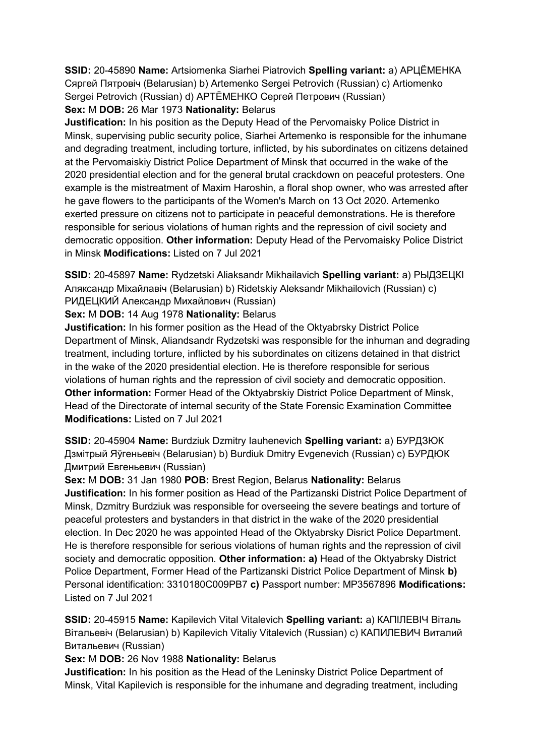**SSID:** 20-45890 **Name:** Artsiomenka Siarhei Piatrovich **Spelling variant:** a) АРЦЁМЕНКА Сяргей Пятровіч (Belarusian) b) Artemenko Sergei Petrovich (Russian) c) Artiomenko Sergei Petrovich (Russian) d) АРТЁМЕНКО Сергей Петрович (Russian)
**Sex:** M **DOB:** 26 Mar 1973 **Nationality:** Belarus
**Justification:** In his position as the Deputy Head of the Pervomaisky Police District in Minsk, supervising public security police, Siarhei Artemenko is responsible for the inhumane and degrading treatment, including torture, inflicted, by his subordinates on citizens detained at the Pervomaiskiy District Police Department of Minsk that occurred in the wake of the 2020 presidential election and for the general brutal crackdown on peaceful protesters. One example is the mistreatment of Maxim Haroshin, a floral shop owner, who was arrested after he gave flowers to the participants of the Women's March on 13 Oct 2020. Artemenko exerted pressure on citizens not to participate in peaceful demonstrations. He is therefore responsible for serious violations of human rights and the repression of civil society and democratic opposition. **Other information:** Deputy Head of the Pervomaisky Police District in Minsk **Modifications:** Listed on 7 Jul 2021

**SSID:** 20-45897 **Name:** Rydzetski Aliaksandr Mikhailavich **Spelling variant:** a) РЫДЗЕЦКІ Аляксандр Міхайлавіч (Belarusian) b) Ridetskiy Aleksandr Mikhailovich (Russian) c) РИДЕЦКИЙ Александр Михайлович (Russian)
**Sex:** M **DOB:** 14 Aug 1978 **Nationality:** Belarus
**Justification:** In his former position as the Head of the Oktyabrsky District Police Department of Minsk, Aliandsandr Rydzetski was responsible for the inhuman and degrading treatment, including torture, inflicted by his subordinates on citizens detained in that district in the wake of the 2020 presidential election. He is therefore responsible for serious violations of human rights and the repression of civil society and democratic opposition. **Other information:** Former Head of the Oktyabrskiy District Police Department of Minsk, Head of the Directorate of internal security of the State Forensic Examination Committee **Modifications:** Listed on 7 Jul 2021

**SSID:** 20-45904 **Name:** Burdziuk Dzmitry Iauhenevich **Spelling variant:** a) БУРДЗЮК Дзмітрый Яўгеньевіч (Belarusian) b) Burdiuk Dmitry Evgenevich (Russian) c) БУРДЮК Дмитрий Евгеньевич (Russian)
**Sex:** M **DOB:** 31 Jan 1980 **POB:** Brest Region, Belarus **Nationality:** Belarus
**Justification:** In his former position as Head of the Partizanski District Police Department of Minsk, Dzmitry Burdziuk was responsible for overseeing the severe beatings and torture of peaceful protesters and bystanders in that district in the wake of the 2020 presidential election. In Dec 2020 he was appointed Head of the Oktyabrsky Disrict Police Department. He is therefore responsible for serious violations of human rights and the repression of civil society and democratic opposition. **Other information: a)** Head of the Oktyabrsky District Police Department, Former Head of the Partizanski District Police Department of Minsk **b)** Personal identification: 3310180C009PB7 **c)** Passport number: MP3567896 **Modifications:** Listed on 7 Jul 2021

**SSID:** 20-45915 **Name:** Kapilevich Vital Vitalevich **Spelling variant:** a) КАПІЛЕВІЧ Віталь Вітальевіч (Belarusian) b) Kapilevich Vitaliy Vitalevich (Russian) c) КАПИЛЕВИЧ Виталий Витальевич (Russian)
**Sex:** M **DOB:** 26 Nov 1988 **Nationality:** Belarus
**Justification:** In his position as the Head of the Leninsky District Police Department of Minsk, Vital Kapilevich is responsible for the inhumane and degrading treatment, including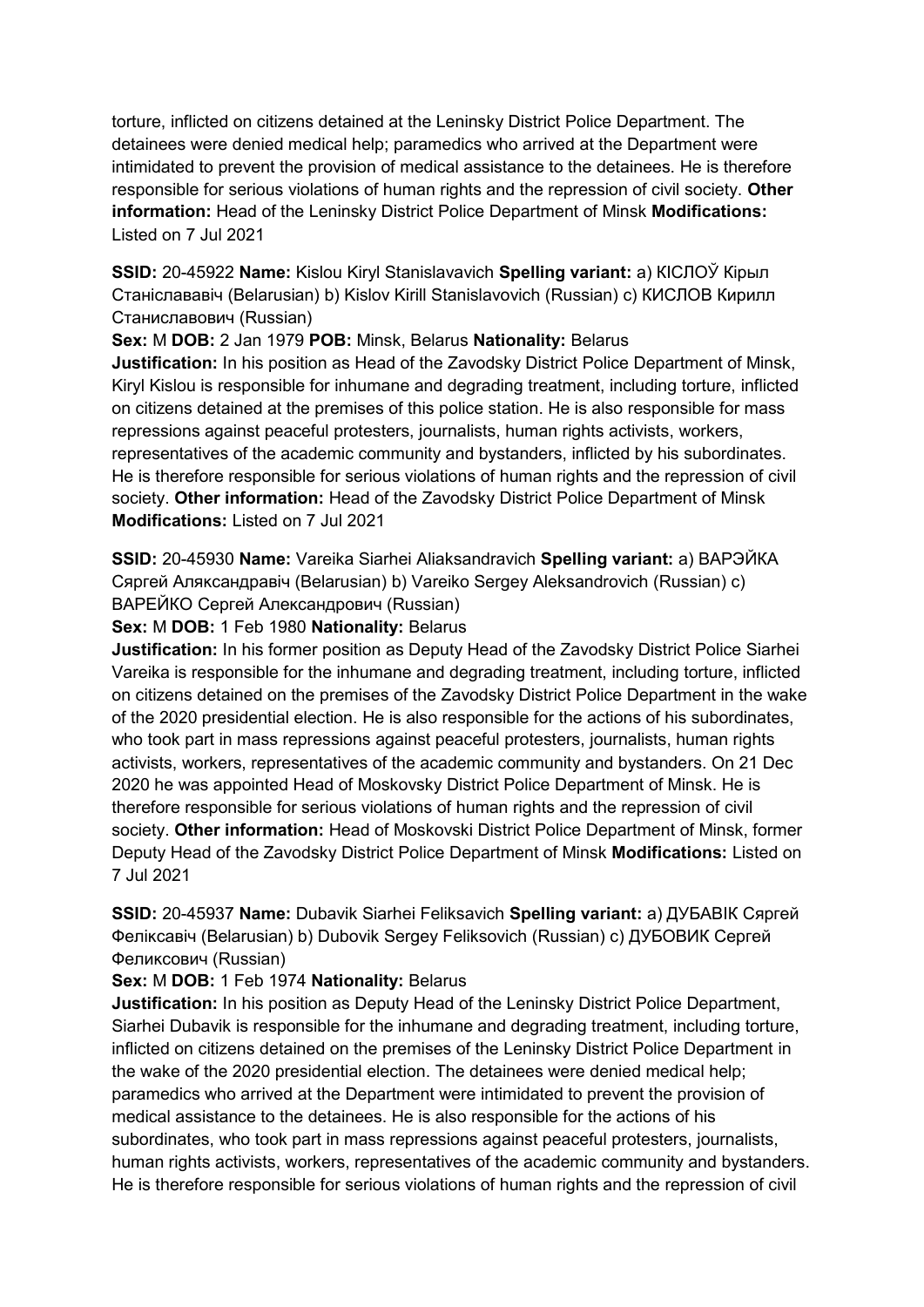torture, inflicted on citizens detained at the Leninsky District Police Department. The detainees were denied medical help; paramedics who arrived at the Department were intimidated to prevent the provision of medical assistance to the detainees. He is therefore responsible for serious violations of human rights and the repression of civil society. **Other information:** Head of the Leninsky District Police Department of Minsk **Modifications:** Listed on 7 Jul 2021

**SSID:** 20-45922 **Name:** Kislou Kiryl Stanislavavich **Spelling variant:** a) КІСЛОЎ Кірыл Станіслававіч (Belarusian) b) Kislov Kirill Stanislavovich (Russian) c) КИСЛОВ Кирилл Станиславович (Russian)
**Sex:** M **DOB:** 2 Jan 1979 **POB:** Minsk, Belarus **Nationality:** Belarus
**Justification:** In his position as Head of the Zavodsky District Police Department of Minsk, Kiryl Kislou is responsible for inhumane and degrading treatment, including torture, inflicted on citizens detained at the premises of this police station. He is also responsible for mass repressions against peaceful protesters, journalists, human rights activists, workers, representatives of the academic community and bystanders, inflicted by his subordinates. He is therefore responsible for serious violations of human rights and the repression of civil society. **Other information:** Head of the Zavodsky District Police Department of Minsk **Modifications:** Listed on 7 Jul 2021

**SSID:** 20-45930 **Name:** Vareika Siarhei Aliaksandravich **Spelling variant:** a) ВАРЭЙКА Сяргей Аляксандравіч (Belarusian) b) Vareiko Sergey Aleksandrovich (Russian) c) ВАРЕЙКО Сергей Александрович (Russian)
**Sex:** M **DOB:** 1 Feb 1980 **Nationality:** Belarus
**Justification:** In his former position as Deputy Head of the Zavodsky District Police Siarhei Vareika is responsible for the inhumane and degrading treatment, including torture, inflicted on citizens detained on the premises of the Zavodsky District Police Department in the wake of the 2020 presidential election. He is also responsible for the actions of his subordinates, who took part in mass repressions against peaceful protesters, journalists, human rights activists, workers, representatives of the academic community and bystanders. On 21 Dec 2020 he was appointed Head of Moskovsky District Police Department of Minsk. He is therefore responsible for serious violations of human rights and the repression of civil society. **Other information:** Head of Moskovski District Police Department of Minsk, former Deputy Head of the Zavodsky District Police Department of Minsk **Modifications:** Listed on 7 Jul 2021

**SSID:** 20-45937 **Name:** Dubavik Siarhei Feliksavich **Spelling variant:** a) ДУБАВІК Сяргей Феліксавіч (Belarusian) b) Dubovik Sergey Feliksovich (Russian) c) ДУБОВИК Сергей Феликсович (Russian)
**Sex:** M **DOB:** 1 Feb 1974 **Nationality:** Belarus
**Justification:** In his position as Deputy Head of the Leninsky District Police Department, Siarhei Dubavik is responsible for the inhumane and degrading treatment, including torture, inflicted on citizens detained on the premises of the Leninsky District Police Department in the wake of the 2020 presidential election. The detainees were denied medical help; paramedics who arrived at the Department were intimidated to prevent the provision of medical assistance to the detainees. He is also responsible for the actions of his subordinates, who took part in mass repressions against peaceful protesters, journalists, human rights activists, workers, representatives of the academic community and bystanders. He is therefore responsible for serious violations of human rights and the repression of civil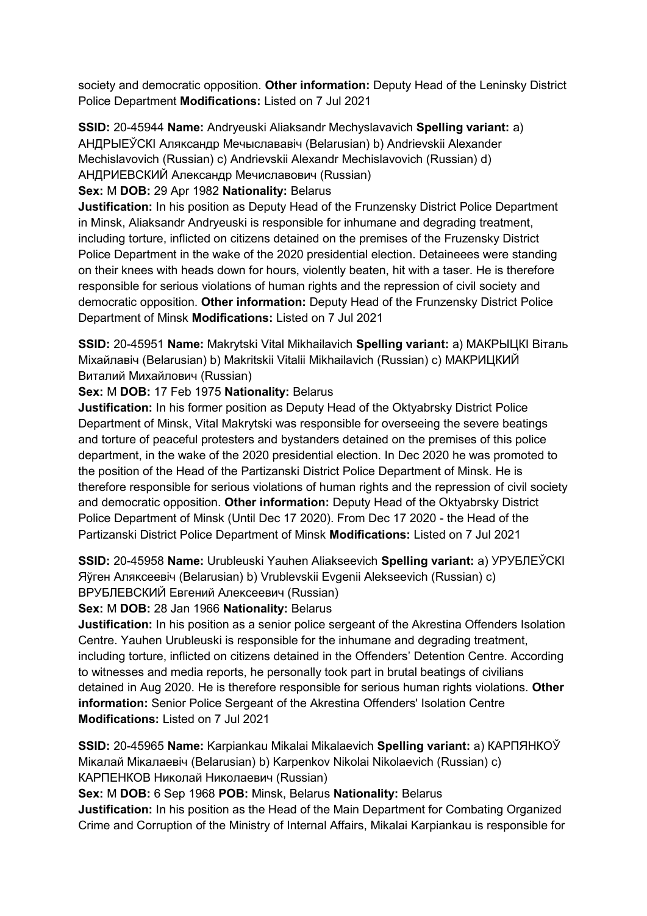society and democratic opposition. **Other information:** Deputy Head of the Leninsky District Police Department **Modifications:** Listed on 7 Jul 2021

**SSID:** 20-45944 **Name:** Andryeuski Aliaksandr Mechyslavavich **Spelling variant:** a) АНДРЫЕЎСКІ Аляксандр Мечыслававіч (Belarusian) b) Andrievskii Alexander Mechislavovich (Russian) c) Andrievskii Alexandr Mechislavovich (Russian) d) АНДРИЕВСКИЙ Александр Мечиславович (Russian)
**Sex:** M **DOB:** 29 Apr 1982 **Nationality:** Belarus
**Justification:** In his position as Deputy Head of the Frunzensky District Police Department in Minsk, Aliaksandr Andryeuski is responsible for inhumane and degrading treatment, including torture, inflicted on citizens detained on the premises of the Fruzensky District Police Department in the wake of the 2020 presidential election. Detaineees were standing on their knees with heads down for hours, violently beaten, hit with a taser. He is therefore responsible for serious violations of human rights and the repression of civil society and democratic opposition. **Other information:** Deputy Head of the Frunzensky District Police Department of Minsk **Modifications:** Listed on 7 Jul 2021

**SSID:** 20-45951 **Name:** Makrytski Vital Mikhailavich **Spelling variant:** a) МАКРЫЦКІ Віталь Міхайлавіч (Belarusian) b) Makritskii Vitalii Mikhailavich (Russian) c) МАКРИЦКИЙ Виталий Михайлович (Russian)
**Sex:** M **DOB:** 17 Feb 1975 **Nationality:** Belarus
**Justification:** In his former position as Deputy Head of the Oktyabrsky District Police Department of Minsk, Vital Makrytski was responsible for overseeing the severe beatings and torture of peaceful protesters and bystanders detained on the premises of this police department, in the wake of the 2020 presidential election. In Dec 2020 he was promoted to the position of the Head of the Partizanski District Police Department of Minsk. He is therefore responsible for serious violations of human rights and the repression of civil society and democratic opposition. **Other information:** Deputy Head of the Oktyabrsky District Police Department of Minsk (Until Dec 17 2020). From Dec 17 2020 - the Head of the Partizanski District Police Department of Minsk **Modifications:** Listed on 7 Jul 2021

**SSID:** 20-45958 **Name:** Urubleuski Yauhen Aliakseevich **Spelling variant:** a) УРУБЛЕЎСКІ Яўген Аляксеевіч (Belarusian) b) Vrublevskii Evgenii Alekseevich (Russian) c) ВРУБЛЕВСКИЙ Евгений Алексеевич (Russian)
**Sex:** M **DOB:** 28 Jan 1966 **Nationality:** Belarus
**Justification:** In his position as a senior police sergeant of the Akrestina Offenders Isolation Centre. Yauhen Urubleuski is responsible for the inhumane and degrading treatment, including torture, inflicted on citizens detained in the Offenders' Detention Centre. According to witnesses and media reports, he personally took part in brutal beatings of civilians detained in Aug 2020. He is therefore responsible for serious human rights violations. **Other information:** Senior Police Sergeant of the Akrestina Offenders' Isolation Centre **Modifications:** Listed on 7 Jul 2021

**SSID:** 20-45965 **Name:** Karpiankau Mikalai Mikalaevich **Spelling variant:** a) КАРПЯНКОЎ Мікалай Мікалаевіч (Belarusian) b) Karpenkov Nikolai Nikolaevich (Russian) c) КАРПЕНКОВ Николай Николаевич (Russian)
**Sex:** M **DOB:** 6 Sep 1968 **POB:** Minsk, Belarus **Nationality:** Belarus
**Justification:** In his position as the Head of the Main Department for Combating Organized Crime and Corruption of the Ministry of Internal Affairs, Mikalai Karpiankau is responsible for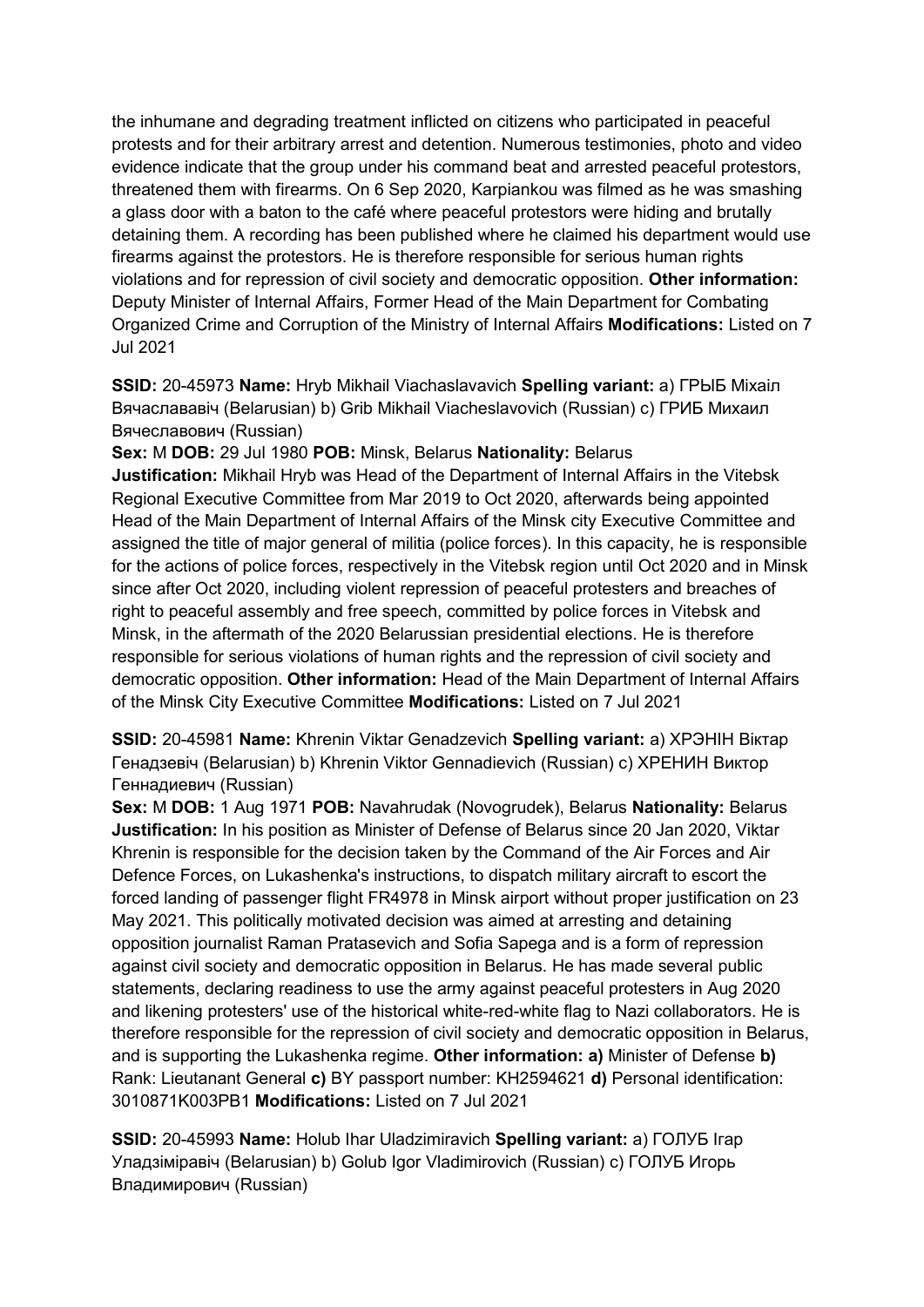the inhumane and degrading treatment inflicted on citizens who participated in peaceful protests and for their arbitrary arrest and detention. Numerous testimonies, photo and video evidence indicate that the group under his command beat and arrested peaceful protestors, threatened them with firearms. On 6 Sep 2020, Karpiankou was filmed as he was smashing a glass door with a baton to the café where peaceful protestors were hiding and brutally detaining them. A recording has been published where he claimed his department would use firearms against the protestors. He is therefore responsible for serious human rights violations and for repression of civil society and democratic opposition. **Other information:** Deputy Minister of Internal Affairs, Former Head of the Main Department for Combating Organized Crime and Corruption of the Ministry of Internal Affairs **Modifications:** Listed on 7 Jul 2021

**SSID:** 20-45973 **Name:** Hryb Mikhail Viachaslavavich **Spelling variant:** a) ГРЫБ Міхаіл Вячаслававіч (Belarusian) b) Grib Mikhail Viacheslavovich (Russian) c) ГРИБ Михаил Вячеславович (Russian)
**Sex:** M **DOB:** 29 Jul 1980 **POB:** Minsk, Belarus **Nationality:** Belarus
**Justification:** Mikhail Hryb was Head of the Department of Internal Affairs in the Vitebsk Regional Executive Committee from Mar 2019 to Oct 2020, afterwards being appointed Head of the Main Department of Internal Affairs of the Minsk city Executive Committee and assigned the title of major general of militia (police forces). In this capacity, he is responsible for the actions of police forces, respectively in the Vitebsk region until Oct 2020 and in Minsk since after Oct 2020, including violent repression of peaceful protesters and breaches of right to peaceful assembly and free speech, committed by police forces in Vitebsk and Minsk, in the aftermath of the 2020 Belarussian presidential elections. He is therefore responsible for serious violations of human rights and the repression of civil society and democratic opposition. **Other information:** Head of the Main Department of Internal Affairs of the Minsk City Executive Committee **Modifications:** Listed on 7 Jul 2021

**SSID:** 20-45981 **Name:** Khrenin Viktar Genadzevich **Spelling variant:** a) ХРЭНІН Віктар Генадзевіч (Belarusian) b) Khrenin Viktor Gennadievich (Russian) c) ХРЕНИН Виктор Геннадиевич (Russian)
**Sex:** M **DOB:** 1 Aug 1971 **POB:** Navahrudak (Novogrudek), Belarus **Nationality:** Belarus
**Justification:** In his position as Minister of Defense of Belarus since 20 Jan 2020, Viktar Khrenin is responsible for the decision taken by the Command of the Air Forces and Air Defence Forces, on Lukashenka's instructions, to dispatch military aircraft to escort the forced landing of passenger flight FR4978 in Minsk airport without proper justification on 23 May 2021. This politically motivated decision was aimed at arresting and detaining opposition journalist Raman Pratasevich and Sofia Sapega and is a form of repression against civil society and democratic opposition in Belarus. He has made several public statements, declaring readiness to use the army against peaceful protesters in Aug 2020 and likening protesters' use of the historical white-red-white flag to Nazi collaborators. He is therefore responsible for the repression of civil society and democratic opposition in Belarus, and is supporting the Lukashenka regime. **Other information:** **a)** Minister of Defense **b)** Rank: Lieutanant General **c)** BY passport number: KH2594621 **d)** Personal identification: 3010871K003PB1 **Modifications:** Listed on 7 Jul 2021

**SSID:** 20-45993 **Name:** Holub Ihar Uladzimiravich **Spelling variant:** a) ГОЛУБ Ігар Уладзіміравіч (Belarusian) b) Golub Igor Vladimirovich (Russian) c) ГОЛУБ Игорь Владимирович (Russian)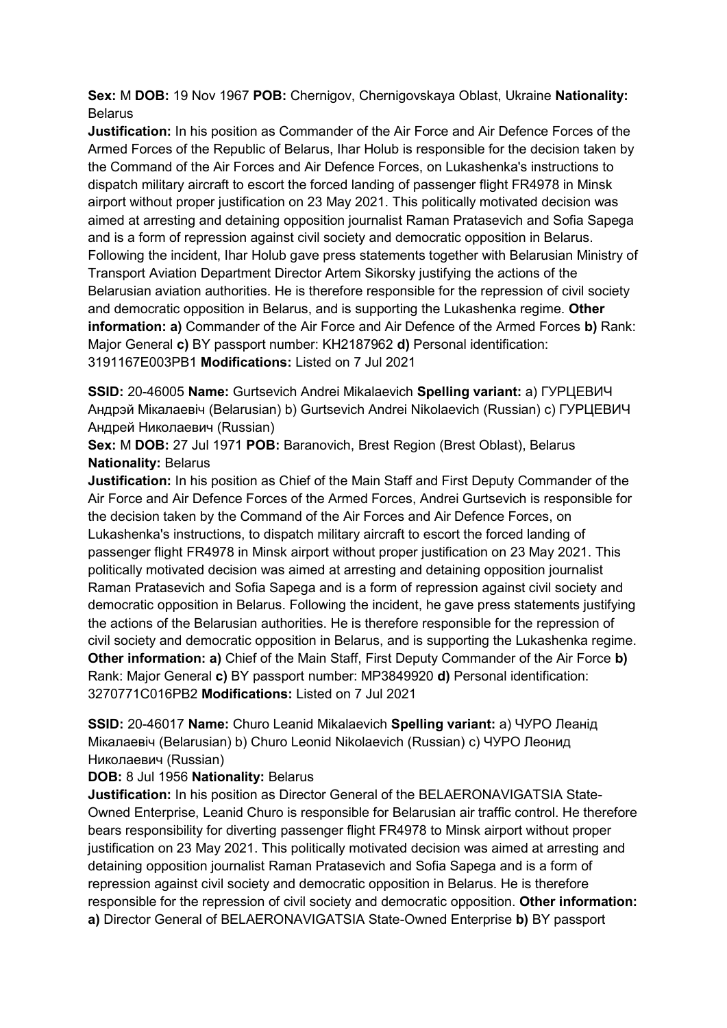**Sex:** M **DOB:** 19 Nov 1967 **POB:** Chernigov, Chernigovskaya Oblast, Ukraine **Nationality:** Belarus
**Justification:** In his position as Commander of the Air Force and Air Defence Forces of the Armed Forces of the Republic of Belarus, Ihar Holub is responsible for the decision taken by the Command of the Air Forces and Air Defence Forces, on Lukashenka's instructions to dispatch military aircraft to escort the forced landing of passenger flight FR4978 in Minsk airport without proper justification on 23 May 2021. This politically motivated decision was aimed at arresting and detaining opposition journalist Raman Pratasevich and Sofia Sapega and is a form of repression against civil society and democratic opposition in Belarus. Following the incident, Ihar Holub gave press statements together with Belarusian Ministry of Transport Aviation Department Director Artem Sikorsky justifying the actions of the Belarusian aviation authorities. He is therefore responsible for the repression of civil society and democratic opposition in Belarus, and is supporting the Lukashenka regime. **Other information: a)** Commander of the Air Force and Air Defence of the Armed Forces **b)** Rank: Major General **c)** BY passport number: KH2187962 **d)** Personal identification: 3191167E003PB1 **Modifications:** Listed on 7 Jul 2021

**SSID:** 20-46005 **Name:** Gurtsevich Andrei Mikalaevich **Spelling variant:** a) ГУРЦЕВИЧ Андрэй Мікалаевіч (Belarusian) b) Gurtsevich Andrei Nikolaevich (Russian) c) ГУРЦЕВИЧ Андрей Николаевич (Russian)
**Sex:** M **DOB:** 27 Jul 1971 **POB:** Baranovich, Brest Region (Brest Oblast), Belarus **Nationality:** Belarus
**Justification:** In his position as Chief of the Main Staff and First Deputy Commander of the Air Force and Air Defence Forces of the Armed Forces, Andrei Gurtsevich is responsible for the decision taken by the Command of the Air Forces and Air Defence Forces, on Lukashenka's instructions, to dispatch military aircraft to escort the forced landing of passenger flight FR4978 in Minsk airport without proper justification on 23 May 2021. This politically motivated decision was aimed at arresting and detaining opposition journalist Raman Pratasevich and Sofia Sapega and is a form of repression against civil society and democratic opposition in Belarus. Following the incident, he gave press statements justifying the actions of the Belarusian authorities. He is therefore responsible for the repression of civil society and democratic opposition in Belarus, and is supporting the Lukashenka regime. **Other information: a)** Chief of the Main Staff, First Deputy Commander of the Air Force **b)** Rank: Major General **c)** BY passport number: MP3849920 **d)** Personal identification: 3270771C016PB2 **Modifications:** Listed on 7 Jul 2021

**SSID:** 20-46017 **Name:** Churo Leanid Mikalaevich **Spelling variant:** a) ЧУРО Леанід Мікалаевіч (Belarusian) b) Churo Leonid Nikolaevich (Russian) c) ЧУРО Леонид Николаевич (Russian)
**DOB:** 8 Jul 1956 **Nationality:** Belarus
**Justification:** In his position as Director General of the BELAERONAVIGATSIA State-Owned Enterprise, Leanid Churo is responsible for Belarusian air traffic control. He therefore bears responsibility for diverting passenger flight FR4978 to Minsk airport without proper justification on 23 May 2021. This politically motivated decision was aimed at arresting and detaining opposition journalist Raman Pratasevich and Sofia Sapega and is a form of repression against civil society and democratic opposition in Belarus. He is therefore responsible for the repression of civil society and democratic opposition. **Other information: a)** Director General of BELAERONAVIGATSIA State-Owned Enterprise **b)** BY passport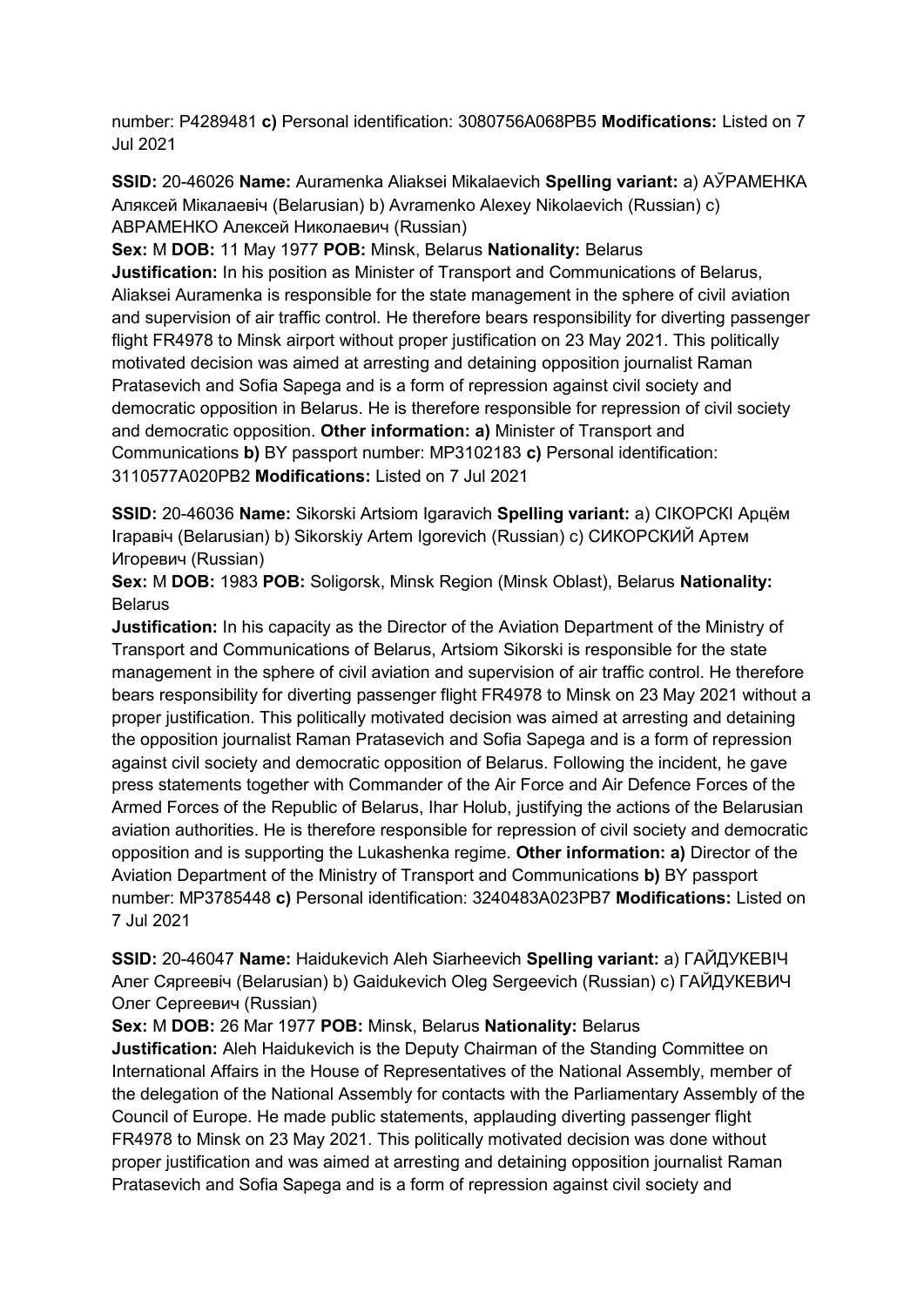number: P4289481 **c)** Personal identification: 3080756A068PB5 **Modifications:** Listed on 7 Jul 2021

**SSID:** 20-46026 **Name:** Auramenka Aliaksei Mikalaevich **Spelling variant:** a) AЎРАМЕНКА Аляксей Мікалаевіч (Belarusian) b) Avramenko Alexey Nikolaevich (Russian) c) АВРАМЕНКО Алексей Николаевич (Russian)
**Sex:** M **DOB:** 11 May 1977 **POB:** Minsk, Belarus **Nationality:** Belarus
**Justification:** In his position as Minister of Transport and Communications of Belarus, Aliaksei Auramenka is responsible for the state management in the sphere of civil aviation and supervision of air traffic control. He therefore bears responsibility for diverting passenger flight FR4978 to Minsk airport without proper justification on 23 May 2021. This politically motivated decision was aimed at arresting and detaining opposition journalist Raman Pratasevich and Sofia Sapega and is a form of repression against civil society and democratic opposition in Belarus. He is therefore responsible for repression of civil society and democratic opposition. **Other information: a)** Minister of Transport and Communications **b)** BY passport number: MP3102183 **c)** Personal identification: 3110577A020PB2 **Modifications:** Listed on 7 Jul 2021

**SSID:** 20-46036 **Name:** Sikorski Artsiom Igaravich **Spelling variant:** a) СІКОРСКІ Арцём Ігаравіч (Belarusian) b) Sikorskiy Artem Igorevich (Russian) c) СИКОРСКИЙ Артем Игоревич (Russian)
**Sex:** M **DOB:** 1983 **POB:** Soligorsk, Minsk Region (Minsk Oblast), Belarus **Nationality:** Belarus
**Justification:** In his capacity as the Director of the Aviation Department of the Ministry of Transport and Communications of Belarus, Artsiom Sikorski is responsible for the state management in the sphere of civil aviation and supervision of air traffic control. He therefore bears responsibility for diverting passenger flight FR4978 to Minsk on 23 May 2021 without a proper justification. This politically motivated decision was aimed at arresting and detaining the opposition journalist Raman Pratasevich and Sofia Sapega and is a form of repression against civil society and democratic opposition of Belarus. Following the incident, he gave press statements together with Commander of the Air Force and Air Defence Forces of the Armed Forces of the Republic of Belarus, Ihar Holub, justifying the actions of the Belarusian aviation authorities. He is therefore responsible for repression of civil society and democratic opposition and is supporting the Lukashenka regime. **Other information: a)** Director of the Aviation Department of the Ministry of Transport and Communications **b)** BY passport number: MP3785448 **c)** Personal identification: 3240483A023PB7 **Modifications:** Listed on 7 Jul 2021

**SSID:** 20-46047 **Name:** Haidukevich Aleh Siarheevich **Spelling variant:** a) ГАЙДУКЕВІЧ Алег Сяргеевіч (Belarusian) b) Gaidukevich Oleg Sergeevich (Russian) c) ГАЙДУКЕВИЧ Олег Сергеевич (Russian)
**Sex:** M **DOB:** 26 Mar 1977 **POB:** Minsk, Belarus **Nationality:** Belarus
**Justification:** Aleh Haidukevich is the Deputy Chairman of the Standing Committee on International Affairs in the House of Representatives of the National Assembly, member of the delegation of the National Assembly for contacts with the Parliamentary Assembly of the Council of Europe. He made public statements, applauding diverting passenger flight FR4978 to Minsk on 23 May 2021. This politically motivated decision was done without proper justification and was aimed at arresting and detaining opposition journalist Raman Pratasevich and Sofia Sapega and is a form of repression against civil society and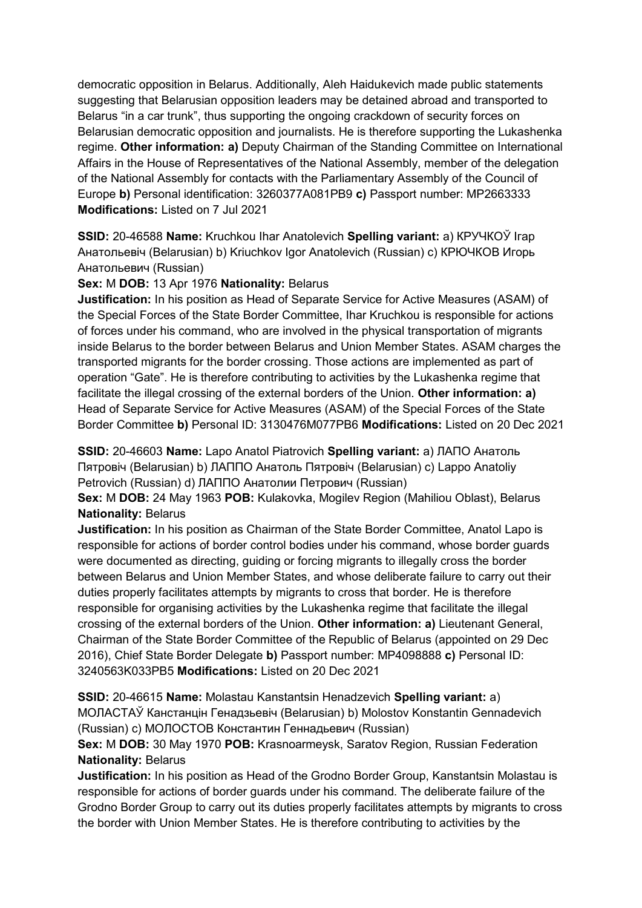democratic opposition in Belarus. Additionally, Aleh Haidukevich made public statements suggesting that Belarusian opposition leaders may be detained abroad and transported to Belarus "in a car trunk", thus supporting the ongoing crackdown of security forces on Belarusian democratic opposition and journalists. He is therefore supporting the Lukashenka regime. **Other information: a)** Deputy Chairman of the Standing Committee on International Affairs in the House of Representatives of the National Assembly, member of the delegation of the National Assembly for contacts with the Parliamentary Assembly of the Council of Europe **b)** Personal identification: 3260377A081PB9 **c)** Passport number: MP2663333 **Modifications:** Listed on 7 Jul 2021

**SSID:** 20-46588 **Name:** Kruchkou Ihar Anatolevich **Spelling variant:** a) КРУЧКОЎ Ігар Анатольевіч (Belarusian) b) Kriuchkov Igor Anatolevich (Russian) c) КРЮЧКОВ Игорь Анатольевич (Russian)

**Sex:** M **DOB:** 13 Apr 1976 **Nationality:** Belarus

**Justification:** In his position as Head of Separate Service for Active Measures (ASAM) of the Special Forces of the State Border Committee, Ihar Kruchkou is responsible for actions of forces under his command, who are involved in the physical transportation of migrants inside Belarus to the border between Belarus and Union Member States. ASAM charges the transported migrants for the border crossing. Those actions are implemented as part of operation "Gate". He is therefore contributing to activities by the Lukashenka regime that facilitate the illegal crossing of the external borders of the Union. **Other information: a)** Head of Separate Service for Active Measures (ASAM) of the Special Forces of the State Border Committee **b)** Personal ID: 3130476M077PB6 **Modifications:** Listed on 20 Dec 2021

**SSID:** 20-46603 **Name:** Lapo Anatol Piatrovich **Spelling variant:** a) ЛАПО Анатоль Пятровіч (Belarusian) b) ЛАППО Анатоль Пятровіч (Belarusian) c) Lappo Anatoliy Petrovich (Russian) d) ЛАППО Анатолии Петрович (Russian)

**Sex:** M **DOB:** 24 May 1963 **POB:** Kulakovka, Mogilev Region (Mahiliou Oblast), Belarus **Nationality:** Belarus

**Justification:** In his position as Chairman of the State Border Committee, Anatol Lapo is responsible for actions of border control bodies under his command, whose border guards were documented as directing, guiding or forcing migrants to illegally cross the border between Belarus and Union Member States, and whose deliberate failure to carry out their duties properly facilitates attempts by migrants to cross that border. He is therefore responsible for organising activities by the Lukashenka regime that facilitate the illegal crossing of the external borders of the Union. **Other information: a)** Lieutenant General, Chairman of the State Border Committee of the Republic of Belarus (appointed on 29 Dec 2016), Chief State Border Delegate **b)** Passport number: MP4098888 **c)** Personal ID: 3240563K033PB5 **Modifications:** Listed on 20 Dec 2021

**SSID:** 20-46615 **Name:** Molastau Kanstantsin Henadzevich **Spelling variant:** a) МОЛАСТАЎ Канстанцін Генадзьевіч (Belarusian) b) Molostov Konstantin Gennadevich (Russian) c) МОЛОСТОВ Константин Геннадьевич (Russian)

**Sex:** M **DOB:** 30 May 1970 **POB:** Krasnoarmeysk, Saratov Region, Russian Federation **Nationality:** Belarus

**Justification:** In his position as Head of the Grodno Border Group, Kanstantsin Molastau is responsible for actions of border guards under his command. The deliberate failure of the Grodno Border Group to carry out its duties properly facilitates attempts by migrants to cross the border with Union Member States. He is therefore contributing to activities by the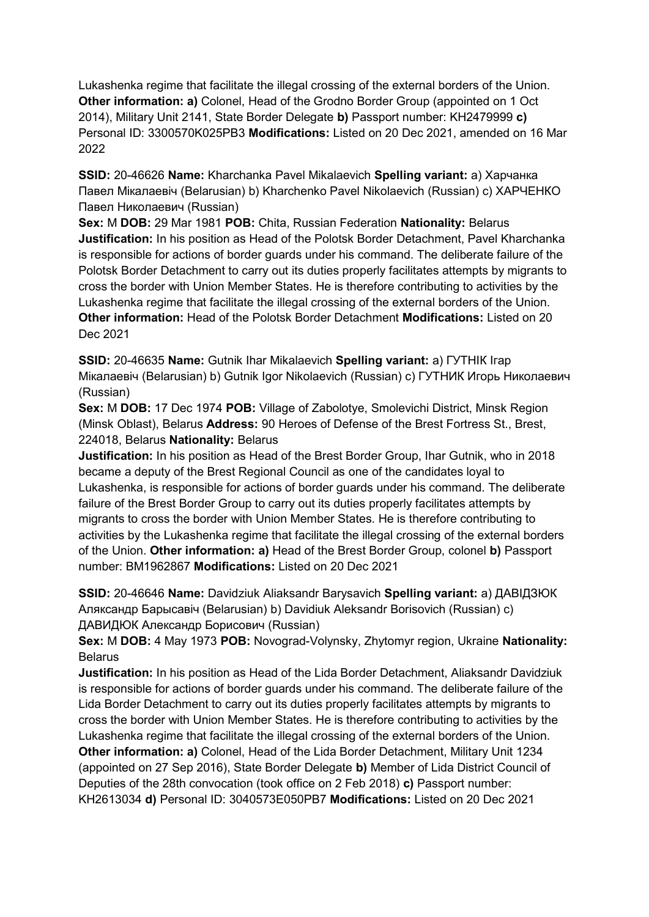Lukashenka regime that facilitate the illegal crossing of the external borders of the Union. **Other information: a)** Colonel, Head of the Grodno Border Group (appointed on 1 Oct 2014), Military Unit 2141, State Border Delegate **b)** Passport number: KH2479999 **c)** Personal ID: 3300570K025PB3 **Modifications:** Listed on 20 Dec 2021, amended on 16 Mar 2022

**SSID:** 20-46626 **Name:** Kharchanka Pavel Mikalaevich **Spelling variant:** a) Харчанка Павел Мікалаевіч (Belarusian) b) Kharchenko Pavel Nikolaevich (Russian) c) ХАРЧЕНКО Павел Николаевич (Russian)
**Sex:** M **DOB:** 29 Mar 1981 **POB:** Chita, Russian Federation **Nationality:** Belarus
**Justification:** In his position as Head of the Polotsk Border Detachment, Pavel Kharchanka is responsible for actions of border guards under his command. The deliberate failure of the Polotsk Border Detachment to carry out its duties properly facilitates attempts by migrants to cross the border with Union Member States. He is therefore contributing to activities by the Lukashenka regime that facilitate the illegal crossing of the external borders of the Union. **Other information:** Head of the Polotsk Border Detachment **Modifications:** Listed on 20 Dec 2021

**SSID:** 20-46635 **Name:** Gutnik Ihar Mikalaevich **Spelling variant:** a) ГУТНІК Ігар Мікалаевіч (Belarusian) b) Gutnik Igor Nikolaevich (Russian) c) ГУТНИК Игорь Николаевич (Russian)
**Sex:** M **DOB:** 17 Dec 1974 **POB:** Village of Zabolotye, Smolevichi District, Minsk Region (Minsk Oblast), Belarus **Address:** 90 Heroes of Defense of the Brest Fortress St., Brest, 224018, Belarus **Nationality:** Belarus
**Justification:** In his position as Head of the Brest Border Group, Ihar Gutnik, who in 2018 became a deputy of the Brest Regional Council as one of the candidates loyal to Lukashenka, is responsible for actions of border guards under his command. The deliberate failure of the Brest Border Group to carry out its duties properly facilitates attempts by migrants to cross the border with Union Member States. He is therefore contributing to activities by the Lukashenka regime that facilitate the illegal crossing of the external borders of the Union. **Other information: a)** Head of the Brest Border Group, colonel **b)** Passport number: BM1962867 **Modifications:** Listed on 20 Dec 2021

**SSID:** 20-46646 **Name:** Davidziuk Aliaksandr Barysavich **Spelling variant:** a) ДАВІДЗЮК Аляксандр Барысавіч (Belarusian) b) Davidiuk Aleksandr Borisovich (Russian) c) ДАВИДЮК Александр Борисович (Russian)
**Sex:** M **DOB:** 4 May 1973 **POB:** Novograd-Volynsky, Zhytomyr region, Ukraine **Nationality:** Belarus
**Justification:** In his position as Head of the Lida Border Detachment, Aliaksandr Davidziuk is responsible for actions of border guards under his command. The deliberate failure of the Lida Border Detachment to carry out its duties properly facilitates attempts by migrants to cross the border with Union Member States. He is therefore contributing to activities by the Lukashenka regime that facilitate the illegal crossing of the external borders of the Union. **Other information: a)** Colonel, Head of the Lida Border Detachment, Military Unit 1234 (appointed on 27 Sep 2016), State Border Delegate **b)** Member of Lida District Council of Deputies of the 28th convocation (took office on 2 Feb 2018) **c)** Passport number: KH2613034 **d)** Personal ID: 3040573E050PB7 **Modifications:** Listed on 20 Dec 2021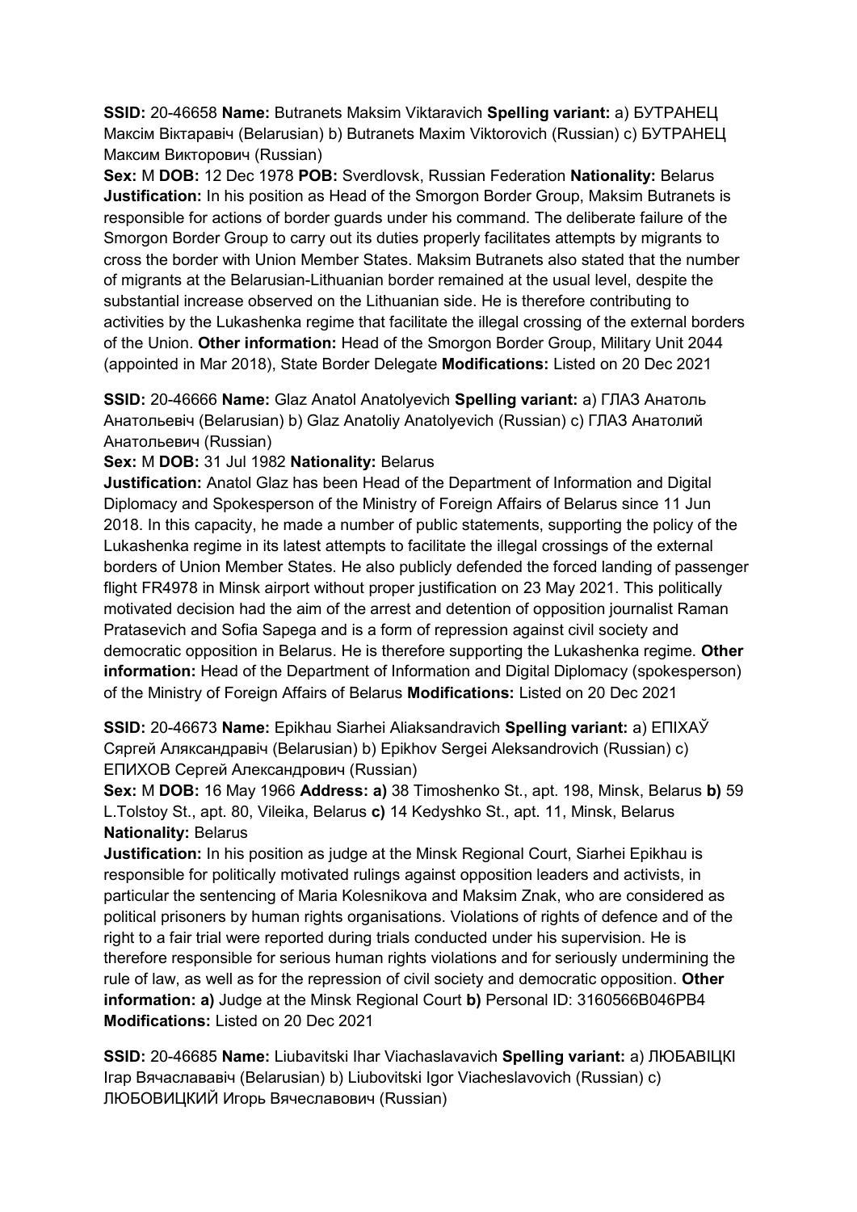**SSID:** 20-46658 **Name:** Butranets Maksim Viktaravich **Spelling variant:** a) БУТРАНЕЦ Максім Віктаравіч (Belarusian) b) Butranets Maxim Viktorovich (Russian) c) БУТРАНЕЦ Максим Викторович (Russian)
**Sex:** M **DOB:** 12 Dec 1978 **POB:** Sverdlovsk, Russian Federation **Nationality:** Belarus
**Justification:** In his position as Head of the Smorgon Border Group, Maksim Butranets is responsible for actions of border guards under his command. The deliberate failure of the Smorgon Border Group to carry out its duties properly facilitates attempts by migrants to cross the border with Union Member States. Maksim Butranets also stated that the number of migrants at the Belarusian-Lithuanian border remained at the usual level, despite the substantial increase observed on the Lithuanian side. He is therefore contributing to activities by the Lukashenka regime that facilitate the illegal crossing of the external borders of the Union. **Other information:** Head of the Smorgon Border Group, Military Unit 2044 (appointed in Mar 2018), State Border Delegate **Modifications:** Listed on 20 Dec 2021

**SSID:** 20-46666 **Name:** Glaz Anatol Anatolyevich **Spelling variant:** a) ГЛАЗ Анатоль Анатольевіч (Belarusian) b) Glaz Anatoliy Anatolyevich (Russian) c) ГЛАЗ Анатолий Анатольевич (Russian)
**Sex:** M **DOB:** 31 Jul 1982 **Nationality:** Belarus
**Justification:** Anatol Glaz has been Head of the Department of Information and Digital Diplomacy and Spokesperson of the Ministry of Foreign Affairs of Belarus since 11 Jun 2018. In this capacity, he made a number of public statements, supporting the policy of the Lukashenka regime in its latest attempts to facilitate the illegal crossings of the external borders of Union Member States. He also publicly defended the forced landing of passenger flight FR4978 in Minsk airport without proper justification on 23 May 2021. This politically motivated decision had the aim of the arrest and detention of opposition journalist Raman Pratasevich and Sofia Sapega and is a form of repression against civil society and democratic opposition in Belarus. He is therefore supporting the Lukashenka regime. **Other information:** Head of the Department of Information and Digital Diplomacy (spokesperson) of the Ministry of Foreign Affairs of Belarus **Modifications:** Listed on 20 Dec 2021

**SSID:** 20-46673 **Name:** Epikhau Siarhei Aliaksandravich **Spelling variant:** a) ЕПІХАЎ Сяргей Аляксандравіч (Belarusian) b) Epikhov Sergei Aleksandrovich (Russian) c) ЕПИХОВ Сергей Александрович (Russian)
**Sex:** M **DOB:** 16 May 1966 **Address:** **a)** 38 Timoshenko St., apt. 198, Minsk, Belarus **b)** 59 L.Tolstoy St., apt. 80, Vileika, Belarus **c)** 14 Kedyshko St., apt. 11, Minsk, Belarus **Nationality:** Belarus
**Justification:** In his position as judge at the Minsk Regional Court, Siarhei Epikhau is responsible for politically motivated rulings against opposition leaders and activists, in particular the sentencing of Maria Kolesnikova and Maksim Znak, who are considered as political prisoners by human rights organisations. Violations of rights of defence and of the right to a fair trial were reported during trials conducted under his supervision. He is therefore responsible for serious human rights violations and for seriously undermining the rule of law, as well as for the repression of civil society and democratic opposition. **Other information:** **a)** Judge at the Minsk Regional Court **b)** Personal ID: 3160566B046PB4 **Modifications:** Listed on 20 Dec 2021

**SSID:** 20-46685 **Name:** Liubavitski Ihar Viachaslavavich **Spelling variant:** a) ЛЮБАВІЦКІ Ігар Вячаслававіч (Belarusian) b) Liubovitski Igor Viacheslavovich (Russian) c) ЛЮБОВИЦКИЙ Игорь Вячеславович (Russian)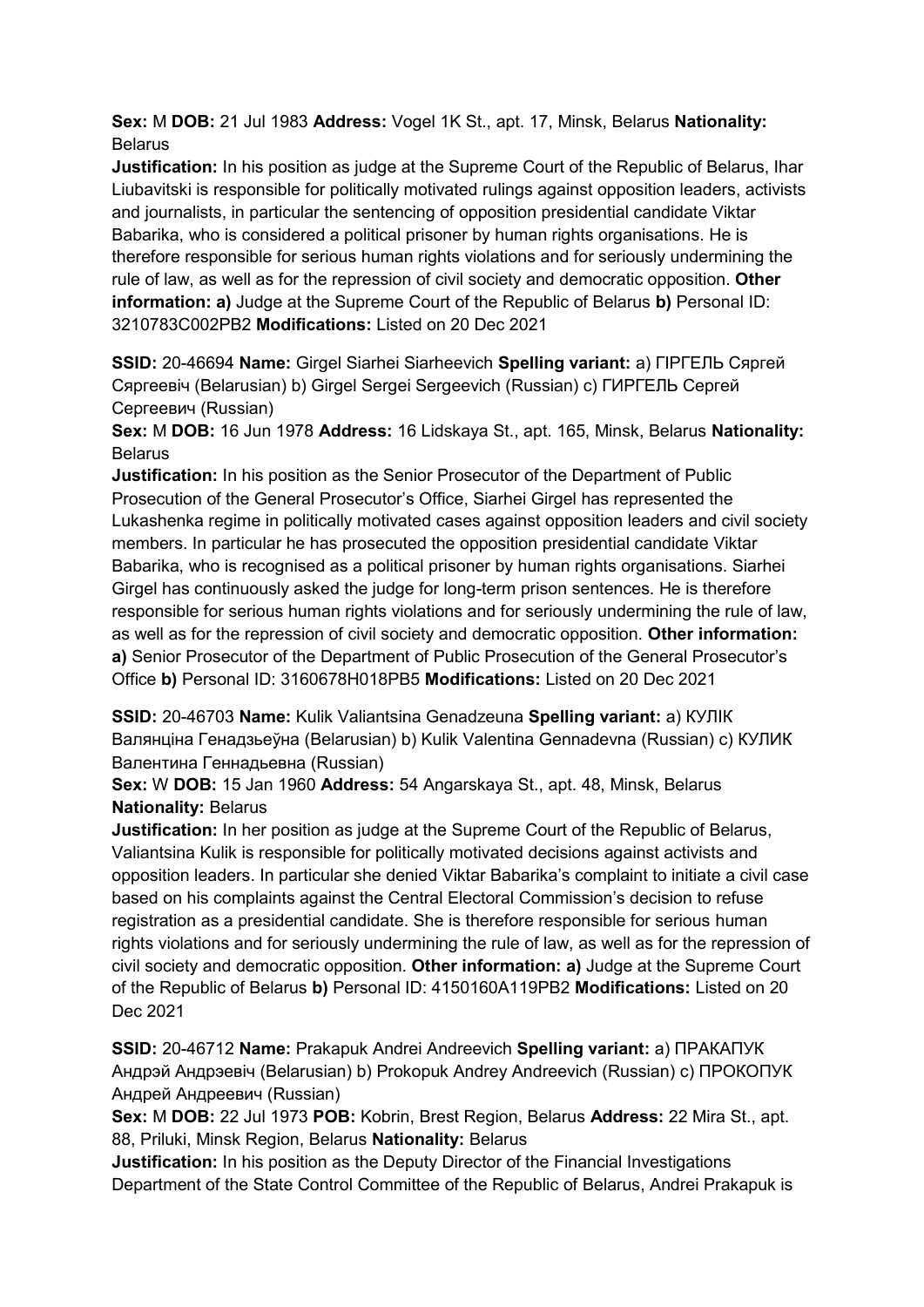**Sex:** M **DOB:** 21 Jul 1983 **Address:** Vogel 1K St., apt. 17, Minsk, Belarus **Nationality:** Belarus
**Justification:** In his position as judge at the Supreme Court of the Republic of Belarus, Ihar Liubavitski is responsible for politically motivated rulings against opposition leaders, activists and journalists, in particular the sentencing of opposition presidential candidate Viktar Babarika, who is considered a political prisoner by human rights organisations. He is therefore responsible for serious human rights violations and for seriously undermining the rule of law, as well as for the repression of civil society and democratic opposition. **Other information:** **a)** Judge at the Supreme Court of the Republic of Belarus **b)** Personal ID: 3210783C002PB2 **Modifications:** Listed on 20 Dec 2021

**SSID:** 20-46694 **Name:** Girgel Siarhei Siarheevich **Spelling variant:** a) ГІРГЕЛЬ Сяргей Сяргеевіч (Belarusian) b) Girgel Sergei Sergeevich (Russian) c) ГИРГЕЛЬ Сергей Сергеевич (Russian)
**Sex:** M **DOB:** 16 Jun 1978 **Address:** 16 Lidskaya St., apt. 165, Minsk, Belarus **Nationality:** Belarus
**Justification:** In his position as the Senior Prosecutor of the Department of Public Prosecution of the General Prosecutor's Office, Siarhei Girgel has represented the Lukashenka regime in politically motivated cases against opposition leaders and civil society members. In particular he has prosecuted the opposition presidential candidate Viktar Babarika, who is recognised as a political prisoner by human rights organisations. Siarhei Girgel has continuously asked the judge for long-term prison sentences. He is therefore responsible for serious human rights violations and for seriously undermining the rule of law, as well as for the repression of civil society and democratic opposition. **Other information:** **a)** Senior Prosecutor of the Department of Public Prosecution of the General Prosecutor's Office **b)** Personal ID: 3160678H018PB5 **Modifications:** Listed on 20 Dec 2021

**SSID:** 20-46703 **Name:** Kulik Valiantsina Genadzeuna **Spelling variant:** a) КУЛІК Валянціна Генадзьеўна (Belarusian) b) Kulik Valentina Gennadevna (Russian) c) КУЛИК Валентина Геннадьевна (Russian)
**Sex:** W **DOB:** 15 Jan 1960 **Address:** 54 Angarskaya St., apt. 48, Minsk, Belarus **Nationality:** Belarus
**Justification:** In her position as judge at the Supreme Court of the Republic of Belarus, Valiantsina Kulik is responsible for politically motivated decisions against activists and opposition leaders. In particular she denied Viktar Babarika's complaint to initiate a civil case based on his complaints against the Central Electoral Commission's decision to refuse registration as a presidential candidate. She is therefore responsible for serious human rights violations and for seriously undermining the rule of law, as well as for the repression of civil society and democratic opposition. **Other information:** **a)** Judge at the Supreme Court of the Republic of Belarus **b)** Personal ID: 4150160A119PB2 **Modifications:** Listed on 20 Dec 2021

**SSID:** 20-46712 **Name:** Prakapuk Andrei Andreevich **Spelling variant:** a) ПРАКАПУК Андрэй Андрэевіч (Belarusian) b) Prokopuk Andrey Andreevich (Russian) c) ПРОКОПУК Андрей Андреевич (Russian)
**Sex:** M **DOB:** 22 Jul 1973 **POB:** Kobrin, Brest Region, Belarus **Address:** 22 Mira St., apt. 88, Priluki, Minsk Region, Belarus **Nationality:** Belarus
**Justification:** In his position as the Deputy Director of the Financial Investigations Department of the State Control Committee of the Republic of Belarus, Andrei Prakapuk is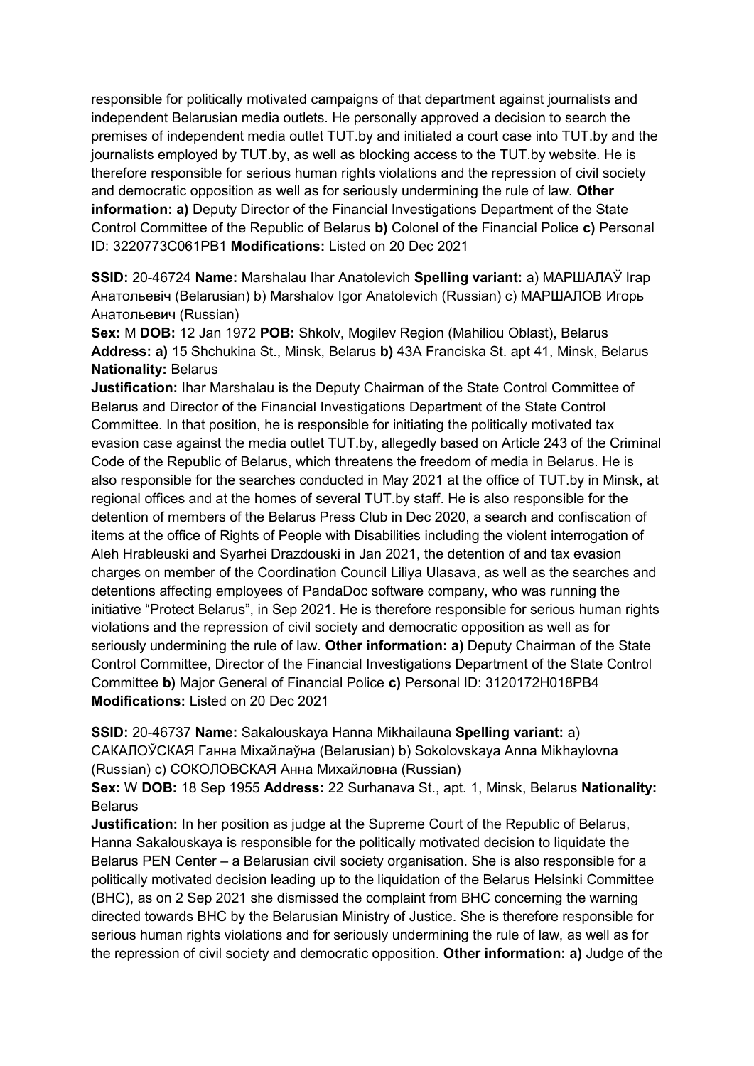responsible for politically motivated campaigns of that department against journalists and independent Belarusian media outlets. He personally approved a decision to search the premises of independent media outlet TUT.by and initiated a court case into TUT.by and the journalists employed by TUT.by, as well as blocking access to the TUT.by website. He is therefore responsible for serious human rights violations and the repression of civil society and democratic opposition as well as for seriously undermining the rule of law. **Other information: a)** Deputy Director of the Financial Investigations Department of the State Control Committee of the Republic of Belarus **b)** Colonel of the Financial Police **c)** Personal ID: 3220773C061PB1 **Modifications:** Listed on 20 Dec 2021

**SSID:** 20-46724 **Name:** Marshalau Ihar Anatolevich **Spelling variant:** a) МАРШАЛАЎ Ігар Анатольевіч (Belarusian) b) Marshalov Igor Anatolevich (Russian) c) МАРШАЛОВ Игорь Анатольевич (Russian)
**Sex:** M **DOB:** 12 Jan 1972 **POB:** Shkolv, Mogilev Region (Mahiliou Oblast), Belarus **Address: a)** 15 Shchukina St., Minsk, Belarus **b)** 43A Franciska St. apt 41, Minsk, Belarus **Nationality:** Belarus
**Justification:** Ihar Marshalau is the Deputy Chairman of the State Control Committee of Belarus and Director of the Financial Investigations Department of the State Control Committee. In that position, he is responsible for initiating the politically motivated tax evasion case against the media outlet TUT.by, allegedly based on Article 243 of the Criminal Code of the Republic of Belarus, which threatens the freedom of media in Belarus. He is also responsible for the searches conducted in May 2021 at the office of TUT.by in Minsk, at regional offices and at the homes of several TUT.by staff. He is also responsible for the detention of members of the Belarus Press Club in Dec 2020, a search and confiscation of items at the office of Rights of People with Disabilities including the violent interrogation of Aleh Hrableuski and Syarhei Drazdouski in Jan 2021, the detention of and tax evasion charges on member of the Coordination Council Liliya Ulasava, as well as the searches and detentions affecting employees of PandaDoc software company, who was running the initiative "Protect Belarus", in Sep 2021. He is therefore responsible for serious human rights violations and the repression of civil society and democratic opposition as well as for seriously undermining the rule of law. **Other information: a)** Deputy Chairman of the State Control Committee, Director of the Financial Investigations Department of the State Control Committee **b)** Major General of Financial Police **c)** Personal ID: 3120172H018PB4 **Modifications:** Listed on 20 Dec 2021

**SSID:** 20-46737 **Name:** Sakalouskaya Hanna Mikhailauna **Spelling variant:** a) САКАЛОЎСКАЯ Ганна Міхайлаўна (Belarusian) b) Sokolovskaya Anna Mikhaylovna (Russian) c) СОКОЛОВСКАЯ Анна Михайловна (Russian)
**Sex:** W **DOB:** 18 Sep 1955 **Address:** 22 Surhanava St., apt. 1, Minsk, Belarus **Nationality:** Belarus
**Justification:** In her position as judge at the Supreme Court of the Republic of Belarus, Hanna Sakalouskaya is responsible for the politically motivated decision to liquidate the Belarus PEN Center – a Belarusian civil society organisation. She is also responsible for a politically motivated decision leading up to the liquidation of the Belarus Helsinki Committee (BHC), as on 2 Sep 2021 she dismissed the complaint from BHC concerning the warning directed towards BHC by the Belarusian Ministry of Justice. She is therefore responsible for serious human rights violations and for seriously undermining the rule of law, as well as for the repression of civil society and democratic opposition. **Other information: a)** Judge of the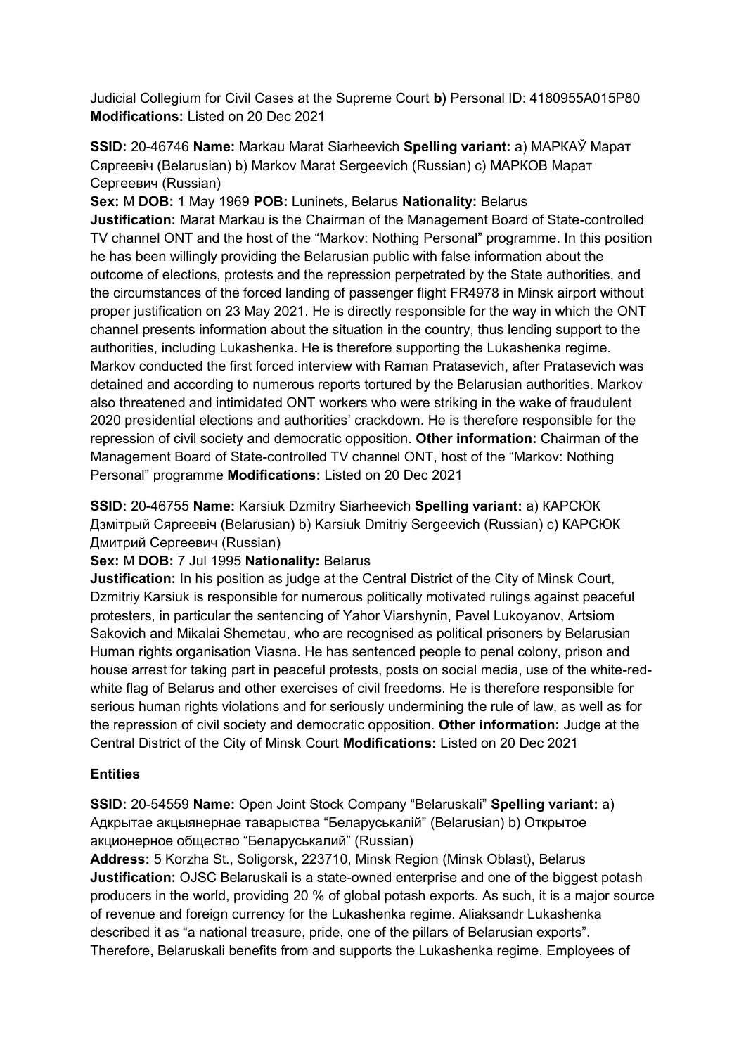Judicial Collegium for Civil Cases at the Supreme Court **b)** Personal ID: 4180955A015P80 **Modifications:** Listed on 20 Dec 2021

**SSID:** 20-46746 **Name:** Markau Marat Siarheevich **Spelling variant:** a) МАРКАЎ Марат Сяргеевіч (Belarusian) b) Markov Marat Sergeevich (Russian) c) МАРКОВ Марат Сергеевич (Russian)

**Sex:** M **DOB:** 1 May 1969 **POB:** Luninets, Belarus **Nationality:** Belarus

**Justification:** Marat Markau is the Chairman of the Management Board of State-controlled TV channel ONT and the host of the "Markov: Nothing Personal" programme. In this position he has been willingly providing the Belarusian public with false information about the outcome of elections, protests and the repression perpetrated by the State authorities, and the circumstances of the forced landing of passenger flight FR4978 in Minsk airport without proper justification on 23 May 2021. He is directly responsible for the way in which the ONT channel presents information about the situation in the country, thus lending support to the authorities, including Lukashenka. He is therefore supporting the Lukashenka regime. Markov conducted the first forced interview with Raman Pratasevich, after Pratasevich was detained and according to numerous reports tortured by the Belarusian authorities. Markov also threatened and intimidated ONT workers who were striking in the wake of fraudulent 2020 presidential elections and authorities' crackdown. He is therefore responsible for the repression of civil society and democratic opposition. **Other information:** Chairman of the Management Board of State-controlled TV channel ONT, host of the "Markov: Nothing Personal" programme **Modifications:** Listed on 20 Dec 2021

**SSID:** 20-46755 **Name:** Karsiuk Dzmitry Siarheevich **Spelling variant:** a) КАРСЮК Дзмітрый Сяргеевіч (Belarusian) b) Karsiuk Dmitriy Sergeevich (Russian) c) КАРСЮК Дмитрий Сергеевич (Russian)

**Sex:** M **DOB:** 7 Jul 1995 **Nationality:** Belarus

**Justification:** In his position as judge at the Central District of the City of Minsk Court, Dzmitriy Karsiuk is responsible for numerous politically motivated rulings against peaceful protesters, in particular the sentencing of Yahor Viarshynin, Pavel Lukoyanov, Artsiom Sakovich and Mikalai Shemetau, who are recognised as political prisoners by Belarusian Human rights organisation Viasna. He has sentenced people to penal colony, prison and house arrest for taking part in peaceful protests, posts on social media, use of the white-red-white flag of Belarus and other exercises of civil freedoms. He is therefore responsible for serious human rights violations and for seriously undermining the rule of law, as well as for the repression of civil society and democratic opposition. **Other information:** Judge at the Central District of the City of Minsk Court **Modifications:** Listed on 20 Dec 2021

## Entities

**SSID:** 20-54559 **Name:** Open Joint Stock Company "Belaruskali" **Spelling variant:** a) Адкрытае акцыянернае таварыства "Беларуськалій" (Belarusian) b) Открытое акционерное общество "Беларуськалий" (Russian)

**Address:** 5 Korzha St., Soligorsk, 223710, Minsk Region (Minsk Oblast), Belarus

**Justification:** OJSC Belaruskali is a state-owned enterprise and one of the biggest potash producers in the world, providing 20 % of global potash exports. As such, it is a major source of revenue and foreign currency for the Lukashenka regime. Aliaksandr Lukashenka described it as "a national treasure, pride, one of the pillars of Belarusian exports". Therefore, Belaruskali benefits from and supports the Lukashenka regime. Employees of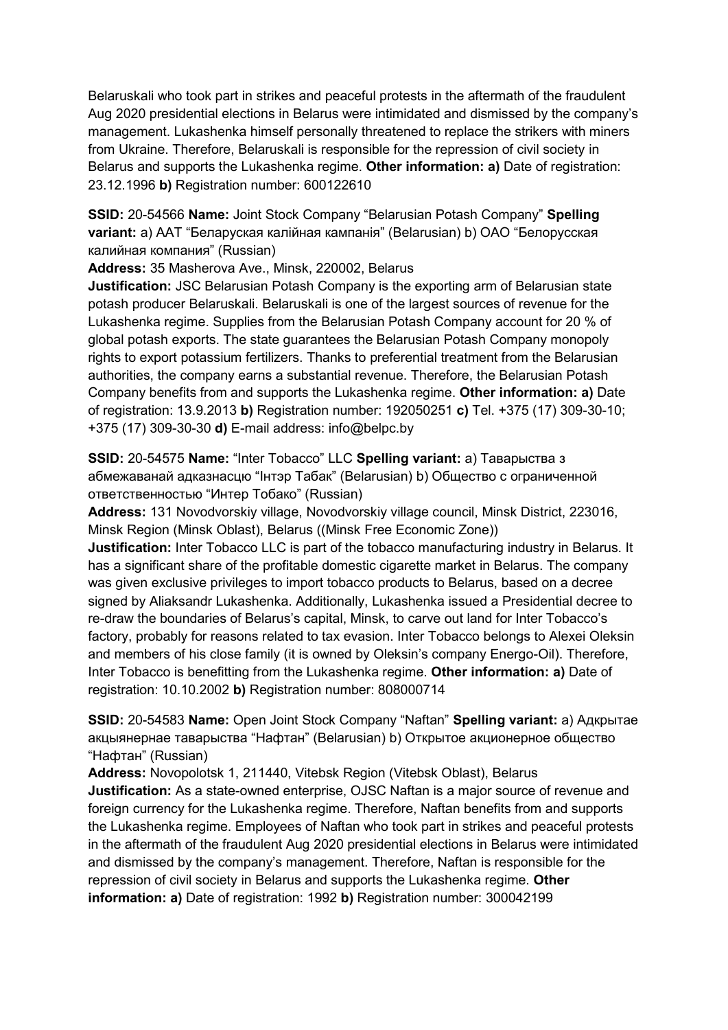Belaruskali who took part in strikes and peaceful protests in the aftermath of the fraudulent Aug 2020 presidential elections in Belarus were intimidated and dismissed by the company's management. Lukashenka himself personally threatened to replace the strikers with miners from Ukraine. Therefore, Belaruskali is responsible for the repression of civil society in Belarus and supports the Lukashenka regime. **Other information: a)** Date of registration: 23.12.1996 **b)** Registration number: 600122610

**SSID:** 20-54566 **Name:** Joint Stock Company "Belarusian Potash Company" **Spelling variant:** a) ААТ "Беларуская калійная кампанія" (Belarusian) b) ОАО "Белорусская калийная компания" (Russian)

**Address:** 35 Masherova Ave., Minsk, 220002, Belarus

**Justification:** JSC Belarusian Potash Company is the exporting arm of Belarusian state potash producer Belaruskali. Belaruskali is one of the largest sources of revenue for the Lukashenka regime. Supplies from the Belarusian Potash Company account for 20 % of global potash exports. The state guarantees the Belarusian Potash Company monopoly rights to export potassium fertilizers. Thanks to preferential treatment from the Belarusian authorities, the company earns a substantial revenue. Therefore, the Belarusian Potash Company benefits from and supports the Lukashenka regime. **Other information: a)** Date of registration: 13.9.2013 **b)** Registration number: 192050251 **c)** Tel. +375 (17) 309-30-10; +375 (17) 309-30-30 **d)** E-mail address: info@belpc.by

**SSID:** 20-54575 **Name:** "Inter Tobacco" LLC **Spelling variant:** a) Таварыства з абмежаванай адказнасцю "Інтэр Табак" (Belarusian) b) Общество с ограниченной ответственностью "Интер Тобако" (Russian)

**Address:** 131 Novodvorskiy village, Novodvorskiy village council, Minsk District, 223016, Minsk Region (Minsk Oblast), Belarus ((Minsk Free Economic Zone))

**Justification:** Inter Tobacco LLC is part of the tobacco manufacturing industry in Belarus. It has a significant share of the profitable domestic cigarette market in Belarus. The company was given exclusive privileges to import tobacco products to Belarus, based on a decree signed by Aliaksandr Lukashenka. Additionally, Lukashenka issued a Presidential decree to re-draw the boundaries of Belarus's capital, Minsk, to carve out land for Inter Tobacco's factory, probably for reasons related to tax evasion. Inter Tobacco belongs to Alexei Oleksin and members of his close family (it is owned by Oleksin's company Energo-Oil). Therefore, Inter Tobacco is benefitting from the Lukashenka regime. **Other information: a)** Date of registration: 10.10.2002 **b)** Registration number: 808000714

**SSID:** 20-54583 **Name:** Open Joint Stock Company "Naftan" **Spelling variant:** a) Адкрытае акцыянернае таварыства "Нафтан" (Belarusian) b) Открытое акционерное общество "Нафтан" (Russian)

**Address:** Novopolotsk 1, 211440, Vitebsk Region (Vitebsk Oblast), Belarus

**Justification:** As a state-owned enterprise, OJSC Naftan is a major source of revenue and foreign currency for the Lukashenka regime. Therefore, Naftan benefits from and supports the Lukashenka regime. Employees of Naftan who took part in strikes and peaceful protests in the aftermath of the fraudulent Aug 2020 presidential elections in Belarus were intimidated and dismissed by the company's management. Therefore, Naftan is responsible for the repression of civil society in Belarus and supports the Lukashenka regime. **Other information: a)** Date of registration: 1992 **b)** Registration number: 300042199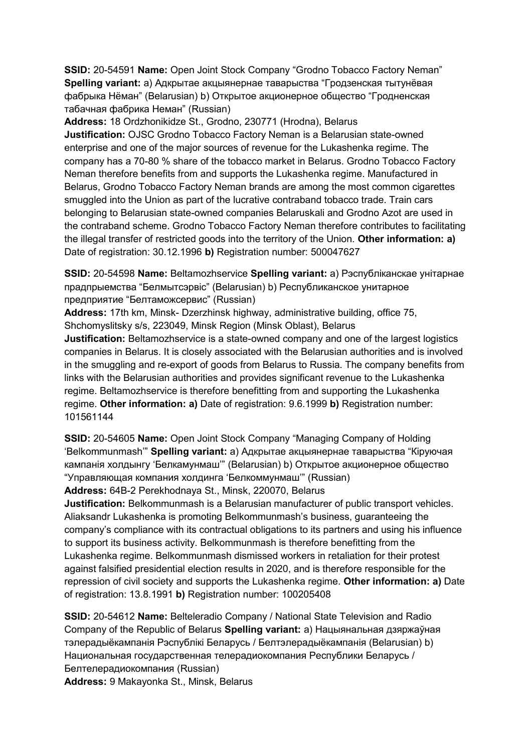**SSID:** 20-54591 **Name:** Open Joint Stock Company “Grodno Tobacco Factory Neman” **Spelling variant:** a) Адкрытае акцыянернае таварыства “Гродзенская тытунёвая фабрыка Нёман” (Belarusian) b) Открытое акционерное общество “Гродненская табачная фабрика Неман” (Russian)

**Address:** 18 Ordzhonikidze St., Grodno, 230771 (Hrodna), Belarus

**Justification:** OJSC Grodno Tobacco Factory Neman is a Belarusian state-owned enterprise and one of the major sources of revenue for the Lukashenka regime. The company has a 70-80 % share of the tobacco market in Belarus. Grodno Tobacco Factory Neman therefore benefits from and supports the Lukashenka regime. Manufactured in Belarus, Grodno Tobacco Factory Neman brands are among the most common cigarettes smuggled into the Union as part of the lucrative contraband tobacco trade. Train cars belonging to Belarusian state-owned companies Belaruskali and Grodno Azot are used in the contraband scheme. Grodno Tobacco Factory Neman therefore contributes to facilitating the illegal transfer of restricted goods into the territory of the Union. **Other information: a)** Date of registration: 30.12.1996 **b)** Registration number: 500047627

**SSID:** 20-54598 **Name:** Beltamozhservice **Spelling variant:** a) Рэспубліканскае унітарнае прадпрыемства “Белмытсэрвіс” (Belarusian) b) Республиканское унитарное предприятие “Белтаможсервис” (Russian)

**Address:** 17th km, Minsk- Dzerzhinsk highway, administrative building, office 75, Shchomyslitsky s/s, 223049, Minsk Region (Minsk Oblast), Belarus

**Justification:** Beltamozhservice is a state-owned company and one of the largest logistics companies in Belarus. It is closely associated with the Belarusian authorities and is involved in the smuggling and re-export of goods from Belarus to Russia. The company benefits from links with the Belarusian authorities and provides significant revenue to the Lukashenka regime. Beltamozhservice is therefore benefitting from and supporting the Lukashenka regime. **Other information: a)** Date of registration: 9.6.1999 **b)** Registration number: 101561144

**SSID:** 20-54605 **Name:** Open Joint Stock Company “Managing Company of Holding ‘Belkommunmash’” **Spelling variant:** a) Адкрытае акцыянернае таварыства “Кіруючая кампанія холдынгу ‘Белкамунмаш’” (Belarusian) b) Открытое акционерное общество “Управляющая компания холдинга ‘Белкоммунмаш’” (Russian)

**Address:** 64B-2 Perekhodnaya St., Minsk, 220070, Belarus

**Justification:** Belkommunmash is a Belarusian manufacturer of public transport vehicles. Aliaksandr Lukashenka is promoting Belkommunmash’s business, guaranteeing the company’s compliance with its contractual obligations to its partners and using his influence to support its business activity. Belkommunmash is therefore benefitting from the Lukashenka regime. Belkommunmash dismissed workers in retaliation for their protest against falsified presidential election results in 2020, and is therefore responsible for the repression of civil society and supports the Lukashenka regime. **Other information: a)** Date of registration: 13.8.1991 **b)** Registration number: 100205408

**SSID:** 20-54612 **Name:** Belteleradio Company / National State Television and Radio Company of the Republic of Belarus **Spelling variant:** a) Нацыянальная дзяржаўная тэлерадыёкампанія Рэспублікі Беларусь / Белтэлерадыёкампанія (Belarusian) b) Национальная государственная телерадиокомпания Республики Беларусь / Белтелерадиокомпания (Russian)

**Address:** 9 Makayonka St., Minsk, Belarus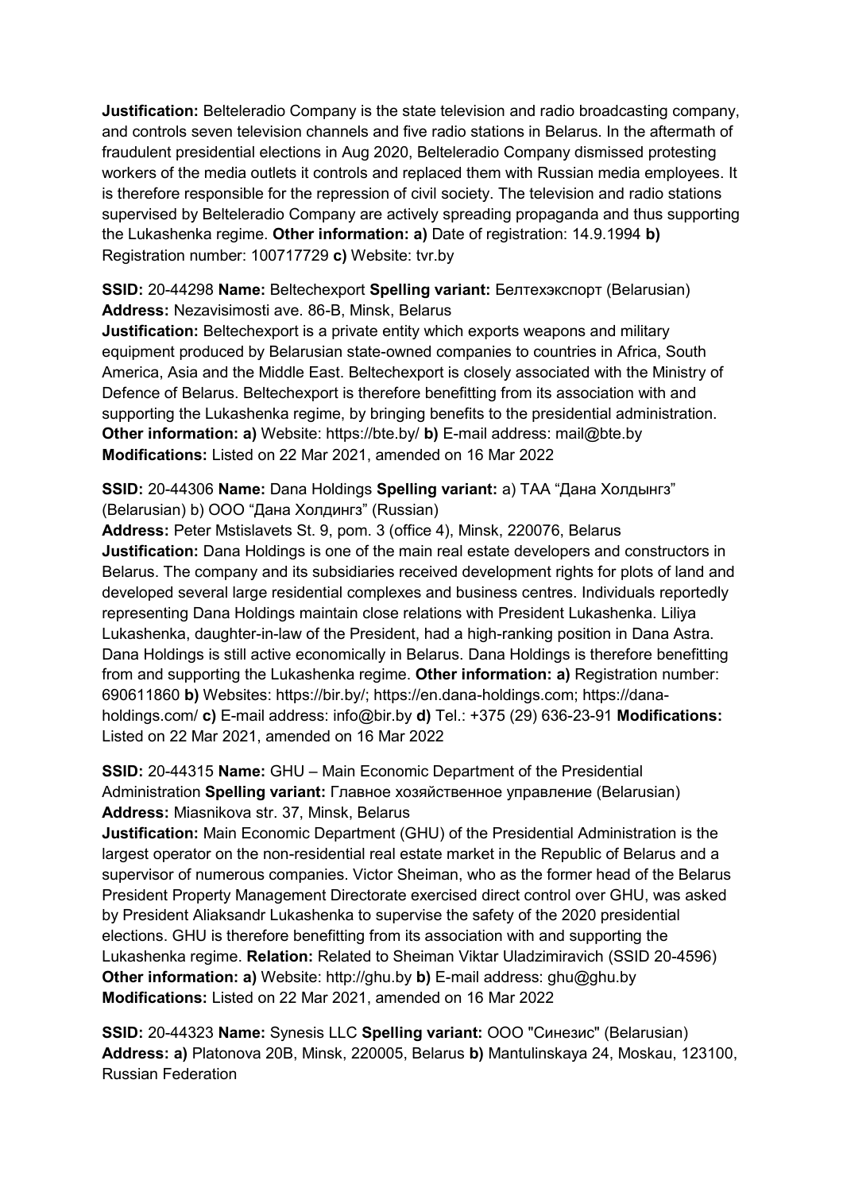**Justification:** Belteleradio Company is the state television and radio broadcasting company, and controls seven television channels and five radio stations in Belarus. In the aftermath of fraudulent presidential elections in Aug 2020, Belteleradio Company dismissed protesting workers of the media outlets it controls and replaced them with Russian media employees. It is therefore responsible for the repression of civil society. The television and radio stations supervised by Belteleradio Company are actively spreading propaganda and thus supporting the Lukashenka regime. **Other information: a)** Date of registration: 14.9.1994 **b)** Registration number: 100717729 **c)** Website: tvr.by

**SSID:** 20-44298 **Name:** Beltechexport **Spelling variant:** Белтехэкспорт (Belarusian) **Address:** Nezavisimosti ave. 86-B, Minsk, Belarus
**Justification:** Beltechexport is a private entity which exports weapons and military equipment produced by Belarusian state-owned companies to countries in Africa, South America, Asia and the Middle East. Beltechexport is closely associated with the Ministry of Defence of Belarus. Beltechexport is therefore benefitting from its association with and supporting the Lukashenka regime, by bringing benefits to the presidential administration. **Other information: a)** Website: https://bte.by/ **b)** E-mail address: mail@bte.by **Modifications:** Listed on 22 Mar 2021, amended on 16 Mar 2022

**SSID:** 20-44306 **Name:** Dana Holdings **Spelling variant:** a) ТАА "Дана Холдынгз" (Belarusian) b) ООО "Дана Холдингз" (Russian)
**Address:** Peter Mstislavets St. 9, pom. 3 (office 4), Minsk, 220076, Belarus
**Justification:** Dana Holdings is one of the main real estate developers and constructors in Belarus. The company and its subsidiaries received development rights for plots of land and developed several large residential complexes and business centres. Individuals reportedly representing Dana Holdings maintain close relations with President Lukashenka. Liliya Lukashenka, daughter-in-law of the President, had a high-ranking position in Dana Astra. Dana Holdings is still active economically in Belarus. Dana Holdings is therefore benefitting from and supporting the Lukashenka regime. **Other information: a)** Registration number: 690611860 **b)** Websites: https://bir.by/; https://en.dana-holdings.com; https://dana-holdings.com/ **c)** E-mail address: info@bir.by **d)** Tel.: +375 (29) 636-23-91 **Modifications:** Listed on 22 Mar 2021, amended on 16 Mar 2022

**SSID:** 20-44315 **Name:** GHU – Main Economic Department of the Presidential Administration **Spelling variant:** Главное хозяйственное управление (Belarusian) **Address:** Miasnikova str. 37, Minsk, Belarus
**Justification:** Main Economic Department (GHU) of the Presidential Administration is the largest operator on the non-residential real estate market in the Republic of Belarus and a supervisor of numerous companies. Victor Sheiman, who as the former head of the Belarus President Property Management Directorate exercised direct control over GHU, was asked by President Aliaksandr Lukashenka to supervise the safety of the 2020 presidential elections. GHU is therefore benefitting from its association with and supporting the Lukashenka regime. **Relation:** Related to Sheiman Viktar Uladzimiravich (SSID 20-4596) **Other information: a)** Website: http://ghu.by **b)** E-mail address: ghu@ghu.by **Modifications:** Listed on 22 Mar 2021, amended on 16 Mar 2022

**SSID:** 20-44323 **Name:** Synesis LLC **Spelling variant:** ООО "Синезис" (Belarusian) **Address: a)** Platonova 20B, Minsk, 220005, Belarus **b)** Mantulinskaya 24, Moskau, 123100, Russian Federation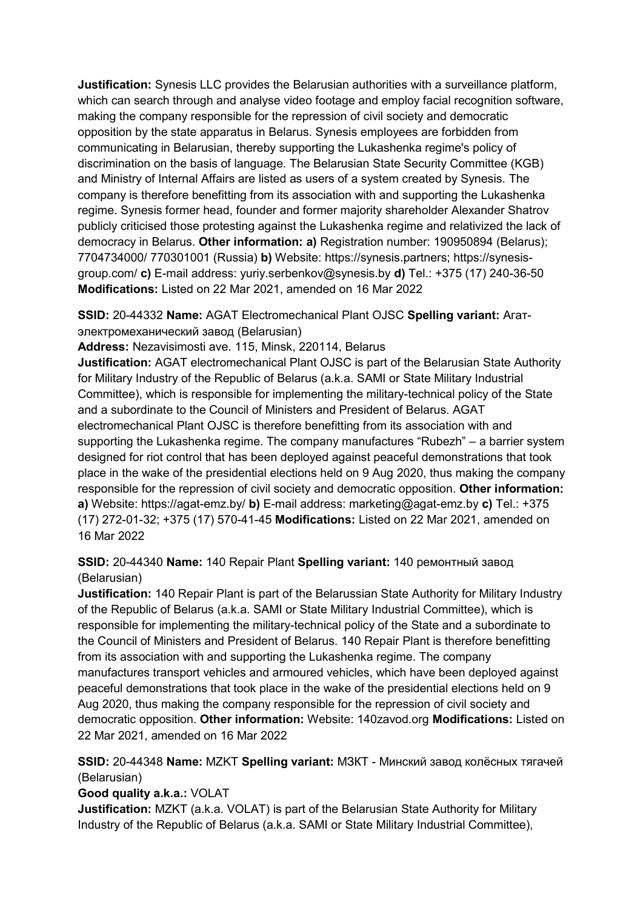**Justification:** Synesis LLC provides the Belarusian authorities with a surveillance platform, which can search through and analyse video footage and employ facial recognition software, making the company responsible for the repression of civil society and democratic opposition by the state apparatus in Belarus. Synesis employees are forbidden from communicating in Belarusian, thereby supporting the Lukashenka regime's policy of discrimination on the basis of language. The Belarusian State Security Committee (KGB) and Ministry of Internal Affairs are listed as users of a system created by Synesis. The company is therefore benefitting from its association with and supporting the Lukashenka regime. Synesis former head, founder and former majority shareholder Alexander Shatrov publicly criticised those protesting against the Lukashenka regime and relativized the lack of democracy in Belarus. **Other information:** **a)** Registration number: 190950894 (Belarus); 7704734000/ 770301001 (Russia) **b)** Website: https://synesis.partners; https://synesis-group.com/ **c)** E-mail address: yuriy.serbenkov@synesis.by **d)** Tel.: +375 (17) 240-36-50 **Modifications:** Listed on 22 Mar 2021, amended on 16 Mar 2022

**SSID:** 20-44332 **Name:** AGAT Electromechanical Plant OJSC **Spelling variant:** Агат-электромеханический завод (Belarusian)

**Address:** Nezavisimosti ave. 115, Minsk, 220114, Belarus

**Justification:** AGAT electromechanical Plant OJSC is part of the Belarusian State Authority for Military Industry of the Republic of Belarus (a.k.a. SAMI or State Military Industrial Committee), which is responsible for implementing the military-technical policy of the State and a subordinate to the Council of Ministers and President of Belarus. AGAT electromechanical Plant OJSC is therefore benefitting from its association with and supporting the Lukashenka regime. The company manufactures "Rubezh" – a barrier system designed for riot control that has been deployed against peaceful demonstrations that took place in the wake of the presidential elections held on 9 Aug 2020, thus making the company responsible for the repression of civil society and democratic opposition. **Other information:** **a)** Website: https://agat-emz.by/ **b)** E-mail address: marketing@agat-emz.by **c)** Tel.: +375 (17) 272-01-32; +375 (17) 570-41-45 **Modifications:** Listed on 22 Mar 2021, amended on 16 Mar 2022

**SSID:** 20-44340 **Name:** 140 Repair Plant **Spelling variant:** 140 ремонтный завод (Belarusian)

**Justification:** 140 Repair Plant is part of the Belarussian State Authority for Military Industry of the Republic of Belarus (a.k.a. SAMI or State Military Industrial Committee), which is responsible for implementing the military-technical policy of the State and a subordinate to the Council of Ministers and President of Belarus. 140 Repair Plant is therefore benefitting from its association with and supporting the Lukashenka regime. The company manufactures transport vehicles and armoured vehicles, which have been deployed against peaceful demonstrations that took place in the wake of the presidential elections held on 9 Aug 2020, thus making the company responsible for the repression of civil society and democratic opposition. **Other information:** Website: 140zavod.org **Modifications:** Listed on 22 Mar 2021, amended on 16 Mar 2022

**SSID:** 20-44348 **Name:** MZKT **Spelling variant:** МЗКТ - Минский завод колёсных тягачей (Belarusian)

**Good quality a.k.a.:** VOLAT

**Justification:** MZKT (a.k.a. VOLAT) is part of the Belarusian State Authority for Military Industry of the Republic of Belarus (a.k.a. SAMI or State Military Industrial Committee),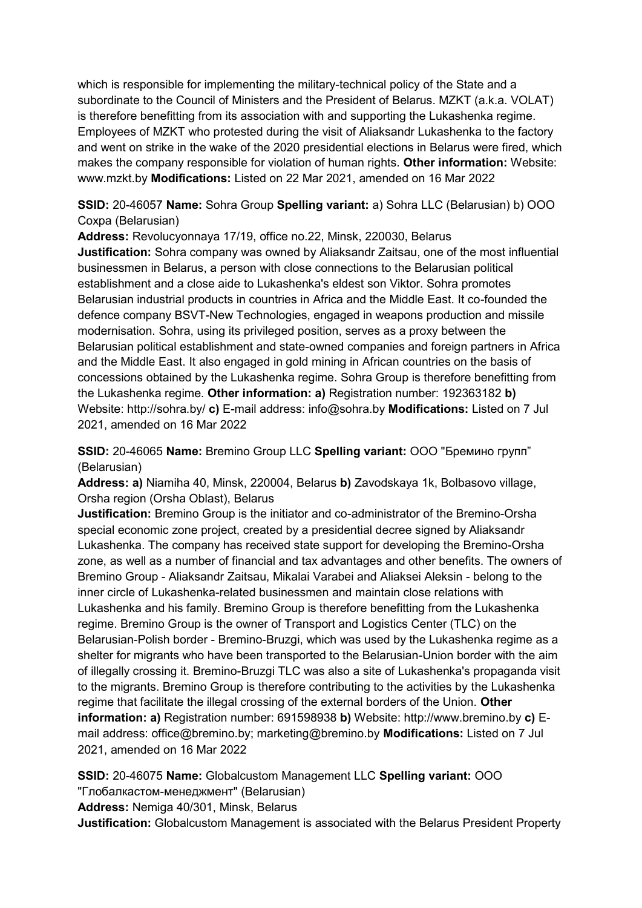which is responsible for implementing the military-technical policy of the State and a subordinate to the Council of Ministers and the President of Belarus. MZKT (a.k.a. VOLAT) is therefore benefitting from its association with and supporting the Lukashenka regime. Employees of MZKT who protested during the visit of Aliaksandr Lukashenka to the factory and went on strike in the wake of the 2020 presidential elections in Belarus were fired, which makes the company responsible for violation of human rights. **Other information:** Website: www.mzkt.by **Modifications:** Listed on 22 Mar 2021, amended on 16 Mar 2022

**SSID:** 20-46057 **Name:** Sohra Group **Spelling variant:** a) Sohra LLC (Belarusian) b) OOO Сохра (Belarusian)
**Address:** Revolucyonnaya 17/19, office no.22, Minsk, 220030, Belarus
**Justification:** Sohra company was owned by Aliaksandr Zaitsau, one of the most influential businessmen in Belarus, a person with close connections to the Belarusian political establishment and a close aide to Lukashenka's eldest son Viktor. Sohra promotes Belarusian industrial products in countries in Africa and the Middle East. It co-founded the defence company BSVT-New Technologies, engaged in weapons production and missile modernisation. Sohra, using its privileged position, serves as a proxy between the Belarusian political establishment and state-owned companies and foreign partners in Africa and the Middle East. It also engaged in gold mining in African countries on the basis of concessions obtained by the Lukashenka regime. Sohra Group is therefore benefitting from the Lukashenka regime. **Other information: a)** Registration number: 192363182 **b)** Website: http://sohra.by/ **c)** E-mail address: info@sohra.by **Modifications:** Listed on 7 Jul 2021, amended on 16 Mar 2022

**SSID:** 20-46065 **Name:** Bremino Group LLC **Spelling variant:** ООО "Бремино групп" (Belarusian)
**Address: a)** Niamiha 40, Minsk, 220004, Belarus **b)** Zavodskaya 1k, Bolbasovo village, Orsha region (Orsha Oblast), Belarus
**Justification:** Bremino Group is the initiator and co-administrator of the Bremino-Orsha special economic zone project, created by a presidential decree signed by Aliaksandr Lukashenka. The company has received state support for developing the Bremino-Orsha zone, as well as a number of financial and tax advantages and other benefits. The owners of Bremino Group - Aliaksandr Zaitsau, Mikalai Varabei and Aliaksei Aleksin - belong to the inner circle of Lukashenka-related businessmen and maintain close relations with Lukashenka and his family. Bremino Group is therefore benefitting from the Lukashenka regime. Bremino Group is the owner of Transport and Logistics Center (TLC) on the Belarusian-Polish border - Bremino-Bruzgi, which was used by the Lukashenka regime as a shelter for migrants who have been transported to the Belarusian-Union border with the aim of illegally crossing it. Bremino-Bruzgi TLC was also a site of Lukashenka's propaganda visit to the migrants. Bremino Group is therefore contributing to the activities by the Lukashenka regime that facilitate the illegal crossing of the external borders of the Union. **Other information: a)** Registration number: 691598938 **b)** Website: http://www.bremino.by **c)** E-mail address: office@bremino.by; marketing@bremino.by **Modifications:** Listed on 7 Jul 2021, amended on 16 Mar 2022

**SSID:** 20-46075 **Name:** Globalcustom Management LLC **Spelling variant:** OOO "Глобалкастом-менеджмент" (Belarusian)
**Address:** Nemiga 40/301, Minsk, Belarus
**Justification:** Globalcustom Management is associated with the Belarus President Property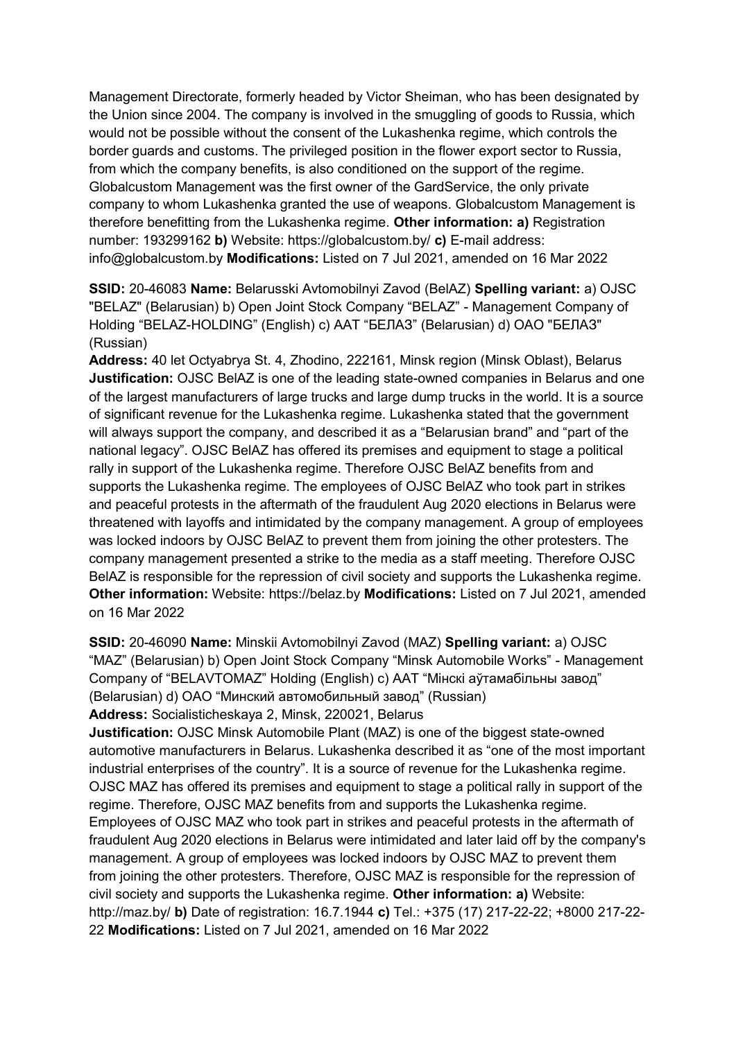Management Directorate, formerly headed by Victor Sheiman, who has been designated by the Union since 2004. The company is involved in the smuggling of goods to Russia, which would not be possible without the consent of the Lukashenka regime, which controls the border guards and customs. The privileged position in the flower export sector to Russia, from which the company benefits, is also conditioned on the support of the regime. Globalcustom Management was the first owner of the GardService, the only private company to whom Lukashenka granted the use of weapons. Globalcustom Management is therefore benefitting from the Lukashenka regime. **Other information: a)** Registration number: 193299162 **b)** Website: https://globalcustom.by/ **c)** E-mail address: info@globalcustom.by **Modifications:** Listed on 7 Jul 2021, amended on 16 Mar 2022

**SSID:** 20-46083 **Name:** Belarusski Avtomobilnyi Zavod (BelAZ) **Spelling variant:** a) OJSC "BELAZ" (Belarusian) b) Open Joint Stock Company "BELAZ" - Management Company of Holding "BELAZ-HOLDING" (English) c) ААТ "БЕЛАЗ" (Belarusian) d) ОАО "БЕЛАЗ" (Russian)
**Address:** 40 let Octyabrya St. 4, Zhodino, 222161, Minsk region (Minsk Oblast), Belarus
**Justification:** OJSC BelAZ is one of the leading state-owned companies in Belarus and one of the largest manufacturers of large trucks and large dump trucks in the world. It is a source of significant revenue for the Lukashenka regime. Lukashenka stated that the government will always support the company, and described it as a "Belarusian brand" and "part of the national legacy". OJSC BelAZ has offered its premises and equipment to stage a political rally in support of the Lukashenka regime. Therefore OJSC BelAZ benefits from and supports the Lukashenka regime. The employees of OJSC BelAZ who took part in strikes and peaceful protests in the aftermath of the fraudulent Aug 2020 elections in Belarus were threatened with layoffs and intimidated by the company management. A group of employees was locked indoors by OJSC BelAZ to prevent them from joining the other protesters. The company management presented a strike to the media as a staff meeting. Therefore OJSC BelAZ is responsible for the repression of civil society and supports the Lukashenka regime. **Other information:** Website: https://belaz.by **Modifications:** Listed on 7 Jul 2021, amended on 16 Mar 2022

**SSID:** 20-46090 **Name:** Minskii Avtomobilnyi Zavod (MAZ) **Spelling variant:** a) OJSC "MAZ" (Belarusian) b) Open Joint Stock Company "Minsk Automobile Works" - Management Company of "BELAVTOMAZ" Holding (English) c) ААТ "Мінскі аўтамабільны завод" (Belarusian) d) ОАО "Минский автомобильный завод" (Russian)
**Address:** Socialisticheskaya 2, Minsk, 220021, Belarus
**Justification:** OJSC Minsk Automobile Plant (MAZ) is one of the biggest state-owned automotive manufacturers in Belarus. Lukashenka described it as "one of the most important industrial enterprises of the country". It is a source of revenue for the Lukashenka regime. OJSC MAZ has offered its premises and equipment to stage a political rally in support of the regime. Therefore, OJSC MAZ benefits from and supports the Lukashenka regime. Employees of OJSC MAZ who took part in strikes and peaceful protests in the aftermath of fraudulent Aug 2020 elections in Belarus were intimidated and later laid off by the company's management. A group of employees was locked indoors by OJSC MAZ to prevent them from joining the other protesters. Therefore, OJSC MAZ is responsible for the repression of civil society and supports the Lukashenka regime. **Other information: a)** Website: http://maz.by/ **b)** Date of registration: 16.7.1944 **c)** Tel.: +375 (17) 217-22-22; +8000 217-22-22 **Modifications:** Listed on 7 Jul 2021, amended on 16 Mar 2022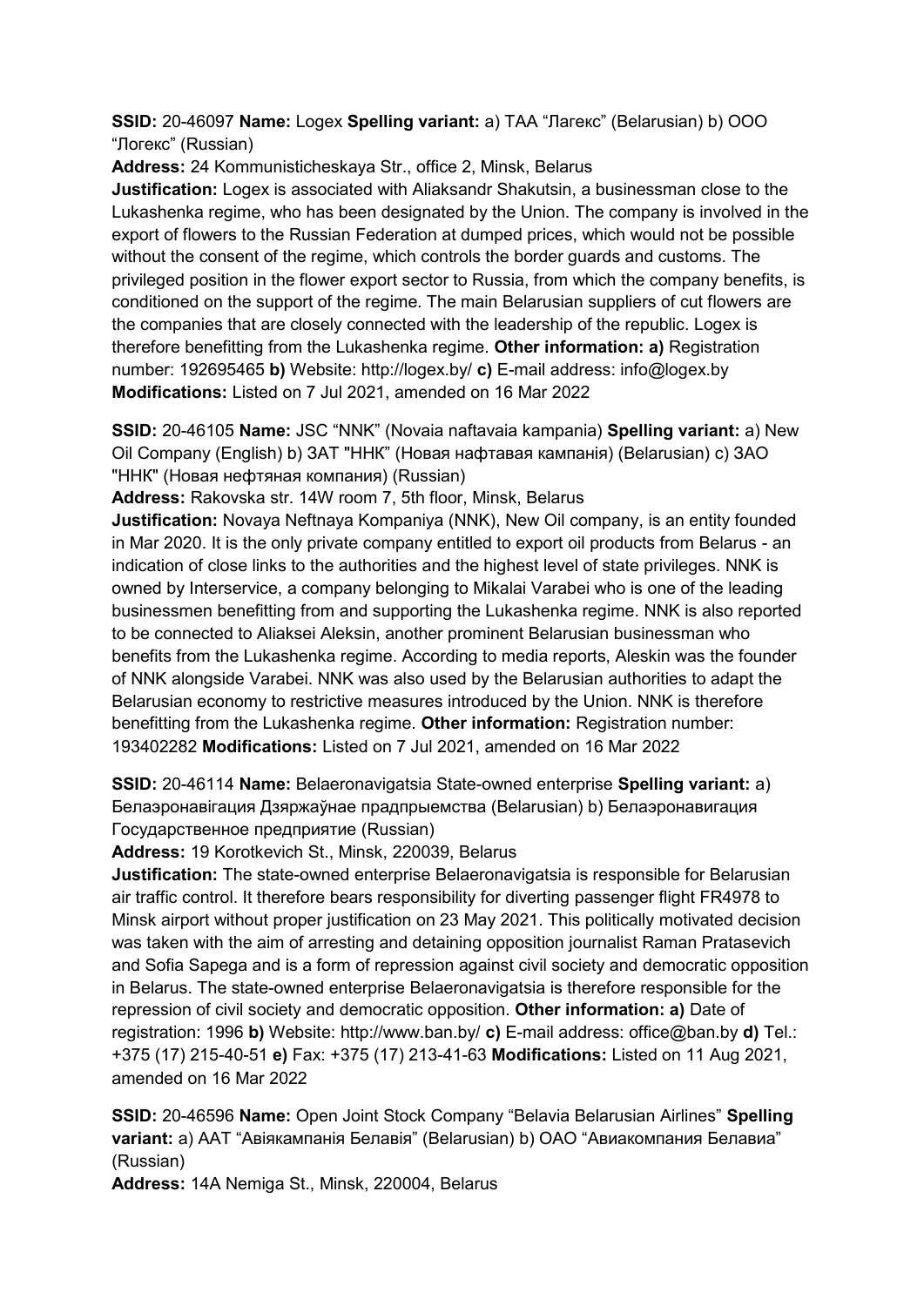**SSID:** 20-46097 **Name:** Logex **Spelling variant:** a) ТАА "Лагекс" (Belarusian) b) ООО "Логекс" (Russian)

**Address:** 24 Kommunisticheskaya Str., office 2, Minsk, Belarus

**Justification:** Logex is associated with Aliaksandr Shakutsin, a businessman close to the Lukashenka regime, who has been designated by the Union. The company is involved in the export of flowers to the Russian Federation at dumped prices, which would not be possible without the consent of the regime, which controls the border guards and customs. The privileged position in the flower export sector to Russia, from which the company benefits, is conditioned on the support of the regime. The main Belarusian suppliers of cut flowers are the companies that are closely connected with the leadership of the republic. Logex is therefore benefitting from the Lukashenka regime. **Other information: a)** Registration number: 192695465 **b)** Website: http://logex.by/ **c)** E-mail address: info@logex.by **Modifications:** Listed on 7 Jul 2021, amended on 16 Mar 2022

**SSID:** 20-46105 **Name:** JSC "NNK" (Novaia naftavaia kampania) **Spelling variant:** a) New Oil Company (English) b) ЗАТ "ННК" (Новая нафтавая кампанія) (Belarusian) c) ЗАО "ННК" (Новая нефтяная компания) (Russian)

**Address:** Rakovska str. 14W room 7, 5th floor, Minsk, Belarus

**Justification:** Novaya Neftnaya Kompaniya (NNK), New Oil company, is an entity founded in Mar 2020. It is the only private company entitled to export oil products from Belarus - an indication of close links to the authorities and the highest level of state privileges. NNK is owned by Interservice, a company belonging to Mikalai Varabei who is one of the leading businessmen benefitting from and supporting the Lukashenka regime. NNK is also reported to be connected to Aliaksei Aleksin, another prominent Belarusian businessman who benefits from the Lukashenka regime. According to media reports, Aleskin was the founder of NNK alongside Varabei. NNK was also used by the Belarusian authorities to adapt the Belarusian economy to restrictive measures introduced by the Union. NNK is therefore benefitting from the Lukashenka regime. **Other information:** Registration number: 193402282 **Modifications:** Listed on 7 Jul 2021, amended on 16 Mar 2022

**SSID:** 20-46114 **Name:** Belaeronavigatsia State-owned enterprise **Spelling variant:** a) Белаэронавігация Дзяржаўнае прадпрыемства (Belarusian) b) Белаэронавигация Государственное предприятие (Russian)

**Address:** 19 Korotkevich St., Minsk, 220039, Belarus

**Justification:** The state-owned enterprise Belaeronavigatsia is responsible for Belarusian air traffic control. It therefore bears responsibility for diverting passenger flight FR4978 to Minsk airport without proper justification on 23 May 2021. This politically motivated decision was taken with the aim of arresting and detaining opposition journalist Raman Pratasevich and Sofia Sapega and is a form of repression against civil society and democratic opposition in Belarus. The state-owned enterprise Belaeronavigatsia is therefore responsible for the repression of civil society and democratic opposition. **Other information: a)** Date of registration: 1996 **b)** Website: http://www.ban.by/ **c)** E-mail address: office@ban.by **d)** Tel.: +375 (17) 215-40-51 **e)** Fax: +375 (17) 213-41-63 **Modifications:** Listed on 11 Aug 2021, amended on 16 Mar 2022

**SSID:** 20-46596 **Name:** Open Joint Stock Company "Belavia Belarusian Airlines" **Spelling variant:** a) ААТ "Авіякампанія Белавія" (Belarusian) b) ОАО "Авиакомпания Белавиа" (Russian)

**Address:** 14A Nemiga St., Minsk, 220004, Belarus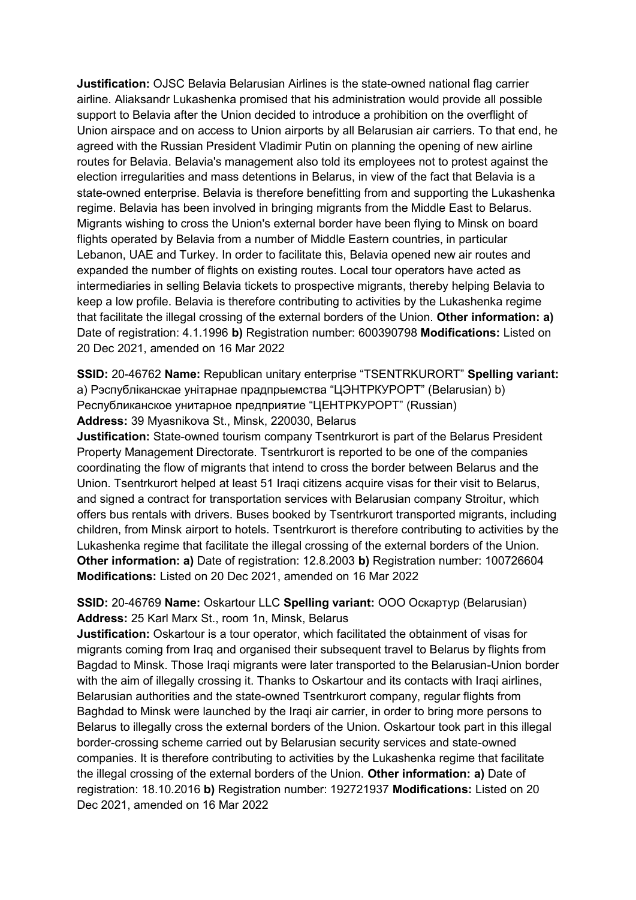**Justification:** OJSC Belavia Belarusian Airlines is the state-owned national flag carrier airline. Aliaksandr Lukashenka promised that his administration would provide all possible support to Belavia after the Union decided to introduce a prohibition on the overflight of Union airspace and on access to Union airports by all Belarusian air carriers. To that end, he agreed with the Russian President Vladimir Putin on planning the opening of new airline routes for Belavia. Belavia's management also told its employees not to protest against the election irregularities and mass detentions in Belarus, in view of the fact that Belavia is a state-owned enterprise. Belavia is therefore benefitting from and supporting the Lukashenka regime. Belavia has been involved in bringing migrants from the Middle East to Belarus. Migrants wishing to cross the Union's external border have been flying to Minsk on board flights operated by Belavia from a number of Middle Eastern countries, in particular Lebanon, UAE and Turkey. In order to facilitate this, Belavia opened new air routes and expanded the number of flights on existing routes. Local tour operators have acted as intermediaries in selling Belavia tickets to prospective migrants, thereby helping Belavia to keep a low profile. Belavia is therefore contributing to activities by the Lukashenka regime that facilitate the illegal crossing of the external borders of the Union. **Other information: a)** Date of registration: 4.1.1996 **b)** Registration number: 600390798 **Modifications:** Listed on 20 Dec 2021, amended on 16 Mar 2022

**SSID:** 20-46762 **Name:** Republican unitary enterprise "TSENTRKURORT" **Spelling variant:** a) Рэспубліканскае унітарнае прадпрыемства "ЦЭНТРКУРОРТ" (Belarusian) b) Республиканское унитарное предприятие "ЦЕНТРКУРОРТ" (Russian)
**Address:** 39 Myasnikova St., Minsk, 220030, Belarus
**Justification:** State-owned tourism company Tsentrkurort is part of the Belarus President Property Management Directorate. Tsentrkurort is reported to be one of the companies coordinating the flow of migrants that intend to cross the border between Belarus and the Union. Tsentrkurort helped at least 51 Iraqi citizens acquire visas for their visit to Belarus, and signed a contract for transportation services with Belarusian company Stroitur, which offers bus rentals with drivers. Buses booked by Tsentrkurort transported migrants, including children, from Minsk airport to hotels. Tsentrkurort is therefore contributing to activities by the Lukashenka regime that facilitate the illegal crossing of the external borders of the Union. **Other information: a)** Date of registration: 12.8.2003 **b)** Registration number: 100726604 **Modifications:** Listed on 20 Dec 2021, amended on 16 Mar 2022

**SSID:** 20-46769 **Name:** Oskartour LLC **Spelling variant:** ООО Оскартур (Belarusian)
**Address:** 25 Karl Marx St., room 1n, Minsk, Belarus
**Justification:** Oskartour is a tour operator, which facilitated the obtainment of visas for migrants coming from Iraq and organised their subsequent travel to Belarus by flights from Bagdad to Minsk. Those Iraqi migrants were later transported to the Belarusian-Union border with the aim of illegally crossing it. Thanks to Oskartour and its contacts with Iraqi airlines, Belarusian authorities and the state-owned Tsentrkurort company, regular flights from Baghdad to Minsk were launched by the Iraqi air carrier, in order to bring more persons to Belarus to illegally cross the external borders of the Union. Oskartour took part in this illegal border-crossing scheme carried out by Belarusian security services and state-owned companies. It is therefore contributing to activities by the Lukashenka regime that facilitate the illegal crossing of the external borders of the Union. **Other information: a)** Date of registration: 18.10.2016 **b)** Registration number: 192721937 **Modifications:** Listed on 20 Dec 2021, amended on 16 Mar 2022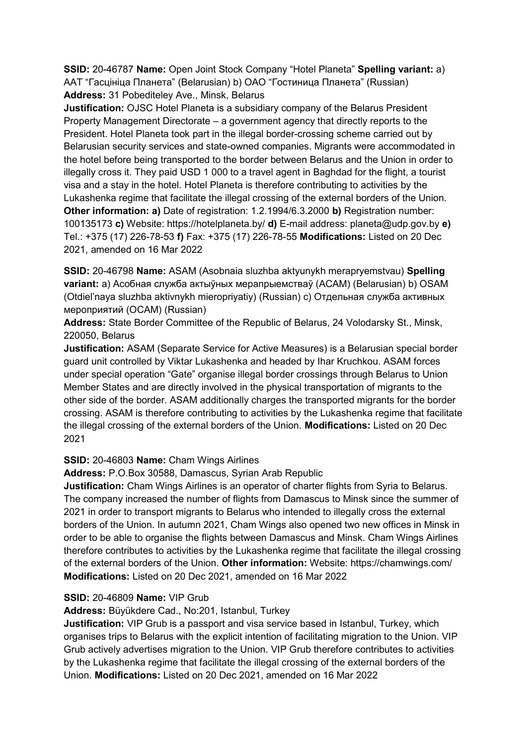**SSID:** 20-46787 **Name:** Open Joint Stock Company "Hotel Planeta" **Spelling variant:** a) ААТ "Гасцініца Планета" (Belarusian) b) ОАО "Гостиница Планета" (Russian)
**Address:** 31 Pobediteley Ave., Minsk, Belarus
**Justification:** OJSC Hotel Planeta is a subsidiary company of the Belarus President Property Management Directorate – a government agency that directly reports to the President. Hotel Planeta took part in the illegal border-crossing scheme carried out by Belarusian security services and state-owned companies. Migrants were accommodated in the hotel before being transported to the border between Belarus and the Union in order to illegally cross it. They paid USD 1 000 to a travel agent in Baghdad for the flight, a tourist visa and a stay in the hotel. Hotel Planeta is therefore contributing to activities by the Lukashenka regime that facilitate the illegal crossing of the external borders of the Union.
**Other information: a)** Date of registration: 1.2.1994/6.3.2000 **b)** Registration number: 100135173 **c)** Website: https://hotelplaneta.by/ **d)** E-mail address: planeta@udp.gov.by **e)** Tel.: +375 (17) 226-78-53 **f)** Fax: +375 (17) 226-78-55 **Modifications:** Listed on 20 Dec 2021, amended on 16 Mar 2022

**SSID:** 20-46798 **Name:** ASAM (Asobnaia sluzhba aktyunykh merapryemstvau) **Spelling variant:** a) Асобная служба актыўных мерапрыемстваў (АСАМ) (Belarusian) b) OSAM (Otdiel'naya sluzhba aktivnykh mieropriyatiy) (Russian) c) Отдельная служба активных мероприятий (ОСАМ) (Russian)
**Address:** State Border Committee of the Republic of Belarus, 24 Volodarsky St., Minsk, 220050, Belarus
**Justification:** ASAM (Separate Service for Active Measures) is a Belarusian special border guard unit controlled by Viktar Lukashenka and headed by Ihar Kruchkou. ASAM forces under special operation "Gate" organise illegal border crossings through Belarus to Union Member States and are directly involved in the physical transportation of migrants to the other side of the border. ASAM additionally charges the transported migrants for the border crossing. ASAM is therefore contributing to activities by the Lukashenka regime that facilitate the illegal crossing of the external borders of the Union. **Modifications:** Listed on 20 Dec 2021

**SSID:** 20-46803 **Name:** Cham Wings Airlines
**Address:** P.O.Box 30588, Damascus, Syrian Arab Republic
**Justification:** Cham Wings Airlines is an operator of charter flights from Syria to Belarus. The company increased the number of flights from Damascus to Minsk since the summer of 2021 in order to transport migrants to Belarus who intended to illegally cross the external borders of the Union. In autumn 2021, Cham Wings also opened two new offices in Minsk in order to be able to organise the flights between Damascus and Minsk. Cham Wings Airlines therefore contributes to activities by the Lukashenka regime that facilitate the illegal crossing of the external borders of the Union. **Other information:** Website: https://chamwings.com/
**Modifications:** Listed on 20 Dec 2021, amended on 16 Mar 2022

**SSID:** 20-46809 **Name:** VIP Grub
**Address:** Büyükdere Cad., No:201, Istanbul, Turkey
**Justification:** VIP Grub is a passport and visa service based in Istanbul, Turkey, which organises trips to Belarus with the explicit intention of facilitating migration to the Union. VIP Grub actively advertises migration to the Union. VIP Grub therefore contributes to activities by the Lukashenka regime that facilitate the illegal crossing of the external borders of the Union. **Modifications:** Listed on 20 Dec 2021, amended on 16 Mar 2022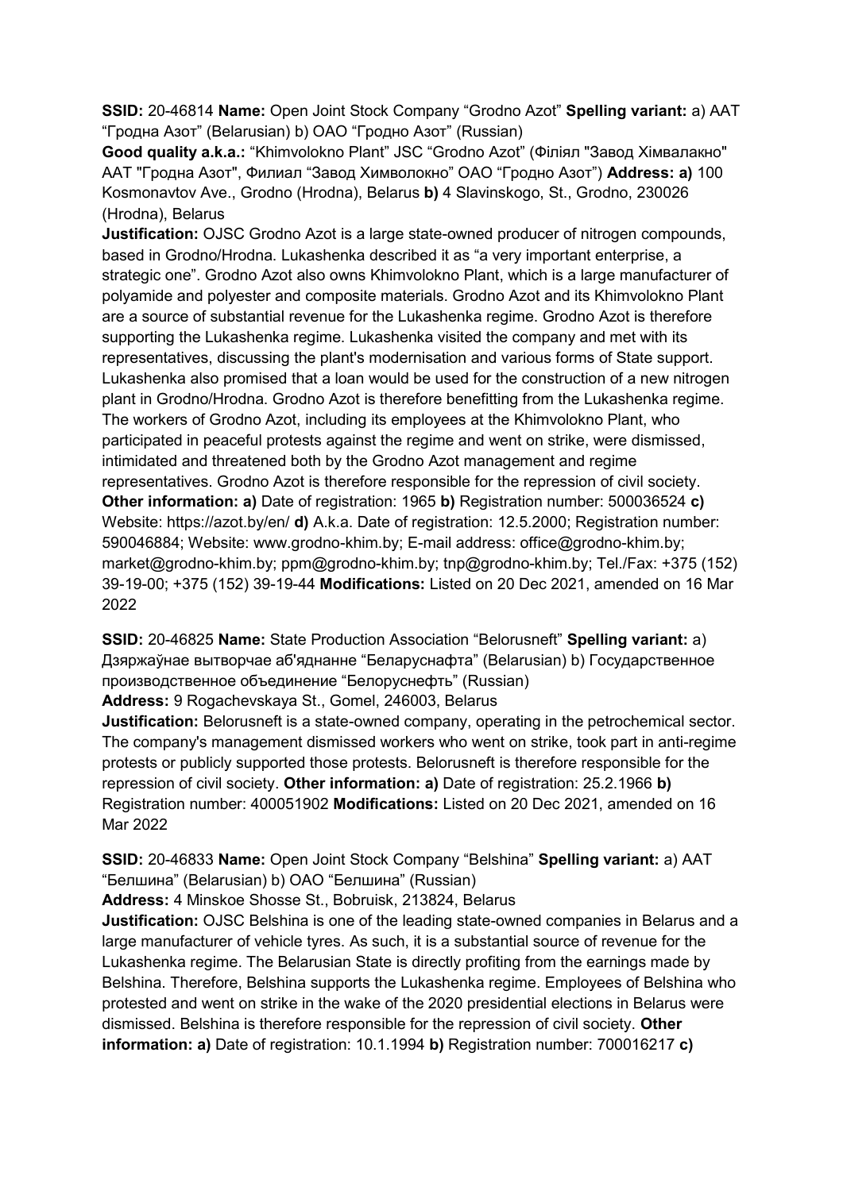**SSID:** 20-46814 **Name:** Open Joint Stock Company "Grodno Azot" **Spelling variant:** a) ААТ "Гродна Азот" (Belarusian) b) ОАО "Гродно Азот" (Russian)

**Good quality a.k.a.:** "Khimvolokno Plant" JSC "Grodno Azot" (Філіял "Завод Хімвалакно" ААТ "Гродна Азот", Филиал "Завод Химволокно" ОАО "Гродно Азот") **Address: a)** 100 Kosmonavtov Ave., Grodno (Hrodna), Belarus **b)** 4 Slavinskogo, St., Grodno, 230026 (Hrodna), Belarus

**Justification:** OJSC Grodno Azot is a large state-owned producer of nitrogen compounds, based in Grodno/Hrodna. Lukashenka described it as "a very important enterprise, a strategic one". Grodno Azot also owns Khimvolokno Plant, which is a large manufacturer of polyamide and polyester and composite materials. Grodno Azot and its Khimvolokno Plant are a source of substantial revenue for the Lukashenka regime. Grodno Azot is therefore supporting the Lukashenka regime. Lukashenka visited the company and met with its representatives, discussing the plant's modernisation and various forms of State support. Lukashenka also promised that a loan would be used for the construction of a new nitrogen plant in Grodno/Hrodna. Grodno Azot is therefore benefitting from the Lukashenka regime. The workers of Grodno Azot, including its employees at the Khimvolokno Plant, who participated in peaceful protests against the regime and went on strike, were dismissed, intimidated and threatened both by the Grodno Azot management and regime representatives. Grodno Azot is therefore responsible for the repression of civil society. **Other information: a)** Date of registration: 1965 **b)** Registration number: 500036524 **c)** Website: https://azot.by/en/ **d)** A.k.a. Date of registration: 12.5.2000; Registration number: 590046884; Website: www.grodno-khim.by; E-mail address: office@grodno-khim.by; market@grodno-khim.by; ppm@grodno-khim.by; tnp@grodno-khim.by; Tel./Fax: +375 (152) 39-19-00; +375 (152) 39-19-44 **Modifications:** Listed on 20 Dec 2021, amended on 16 Mar 2022

**SSID:** 20-46825 **Name:** State Production Association "Belorusneft" **Spelling variant:** a) Дзяржаўнае вытворчае аб'яднанне "Беларуснафта" (Belarusian) b) Государственное производственное объединение "Белоруснефть" (Russian)

**Address:** 9 Rogachevskaya St., Gomel, 246003, Belarus

**Justification:** Belorusneft is a state-owned company, operating in the petrochemical sector. The company's management dismissed workers who went on strike, took part in anti-regime protests or publicly supported those protests. Belorusneft is therefore responsible for the repression of civil society. **Other information: a)** Date of registration: 25.2.1966 **b)** Registration number: 400051902 **Modifications:** Listed on 20 Dec 2021, amended on 16 Mar 2022

**SSID:** 20-46833 **Name:** Open Joint Stock Company "Belshina" **Spelling variant:** a) ААТ "Белшина" (Belarusian) b) ОАО "Белшина" (Russian)

**Address:** 4 Minskoe Shosse St., Bobruisk, 213824, Belarus

**Justification:** OJSC Belshina is one of the leading state-owned companies in Belarus and a large manufacturer of vehicle tyres. As such, it is a substantial source of revenue for the Lukashenka regime. The Belarusian State is directly profiting from the earnings made by Belshina. Therefore, Belshina supports the Lukashenka regime. Employees of Belshina who protested and went on strike in the wake of the 2020 presidential elections in Belarus were dismissed. Belshina is therefore responsible for the repression of civil society. **Other information: a)** Date of registration: 10.1.1994 **b)** Registration number: 700016217 **c)**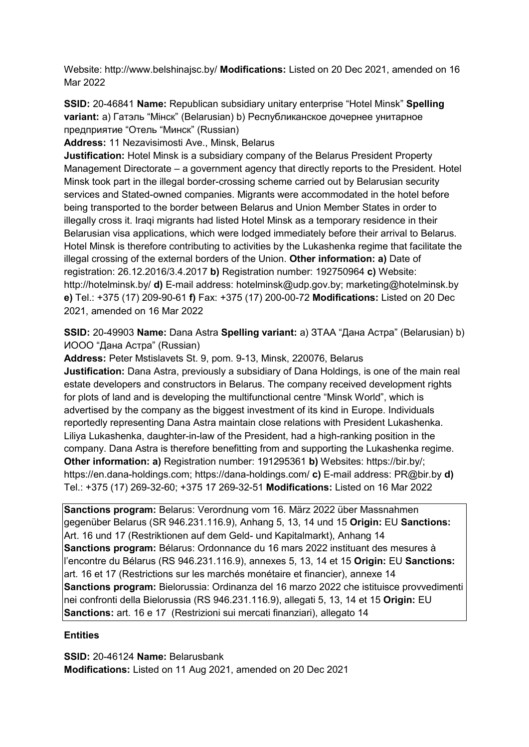Website: http://www.belshinajsc.by/ **Modifications:** Listed on 20 Dec 2021, amended on 16 Mar 2022

**SSID:** 20-46841 **Name:** Republican subsidiary unitary enterprise “Hotel Minsk” **Spelling variant:** a) Гатэль “Мінск” (Belarusian) b) Республиканское дочернее унитарное предприятие “Отель “Минск” (Russian)

**Address:** 11 Nezavisimosti Ave., Minsk, Belarus

**Justification:** Hotel Minsk is a subsidiary company of the Belarus President Property Management Directorate – a government agency that directly reports to the President. Hotel Minsk took part in the illegal border-crossing scheme carried out by Belarusian security services and Stated-owned companies. Migrants were accommodated in the hotel before being transported to the border between Belarus and Union Member States in order to illegally cross it. Iraqi migrants had listed Hotel Minsk as a temporary residence in their Belarusian visa applications, which were lodged immediately before their arrival to Belarus. Hotel Minsk is therefore contributing to activities by the Lukashenka regime that facilitate the illegal crossing of the external borders of the Union. **Other information: a)** Date of registration: 26.12.2016/3.4.2017 **b)** Registration number: 192750964 **c)** Website: http://hotelminsk.by/ **d)** E-mail address: hotelminsk@udp.gov.by; marketing@hotelminsk.by **e)** Tel.: +375 (17) 209-90-61 **f)** Fax: +375 (17) 200-00-72 **Modifications:** Listed on 20 Dec 2021, amended on 16 Mar 2022

**SSID:** 20-49903 **Name:** Dana Astra **Spelling variant:** a) ЗТАА “Дана Астра” (Belarusian) b) ИООО “Дана Астра” (Russian)

**Address:** Peter Mstislavets St. 9, pom. 9-13, Minsk, 220076, Belarus

**Justification:** Dana Astra, previously a subsidiary of Dana Holdings, is one of the main real estate developers and constructors in Belarus. The company received development rights for plots of land and is developing the multifunctional centre “Minsk World”, which is advertised by the company as the biggest investment of its kind in Europe. Individuals reportedly representing Dana Astra maintain close relations with President Lukashenka. Liliya Lukashenka, daughter-in-law of the President, had a high-ranking position in the company. Dana Astra is therefore benefitting from and supporting the Lukashenka regime. **Other information: a)** Registration number: 191295361 **b)** Websites: https://bir.by/; https://en.dana-holdings.com; https://dana-holdings.com/ **c)** E-mail address: PR@bir.by **d)** Tel.: +375 (17) 269-32-60; +375 17 269-32-51 **Modifications:** Listed on 16 Mar 2022

**Sanctions program:** Belarus: Verordnung vom 16. März 2022 über Massnahmen gegenüber Belarus (SR 946.231.116.9), Anhang 5, 13, 14 und 15 **Origin:** EU **Sanctions:** Art. 16 und 17 (Restriktionen auf dem Geld- und Kapitalmarkt), Anhang 14
**Sanctions program:** Bélarus: Ordonnance du 16 mars 2022 instituant des mesures à l’encontre du Bélarus (RS 946.231.116.9), annexes 5, 13, 14 et 15 **Origin:** EU **Sanctions:** art. 16 et 17 (Restrictions sur les marchés monétaire et financier), annexe 14
**Sanctions program:** Bielorussia: Ordinanza del 16 marzo 2022 che istituisce provvedimenti nei confronti della Bielorussia (RS 946.231.116.9), allegati 5, 13, 14 et 15 **Origin:** EU **Sanctions:** art. 16 e 17 (Restrizioni sui mercati finanziari), allegato 14

**Entities**

**SSID:** 20-46124 **Name:** Belarusbank
**Modifications:** Listed on 11 Aug 2021, amended on 20 Dec 2021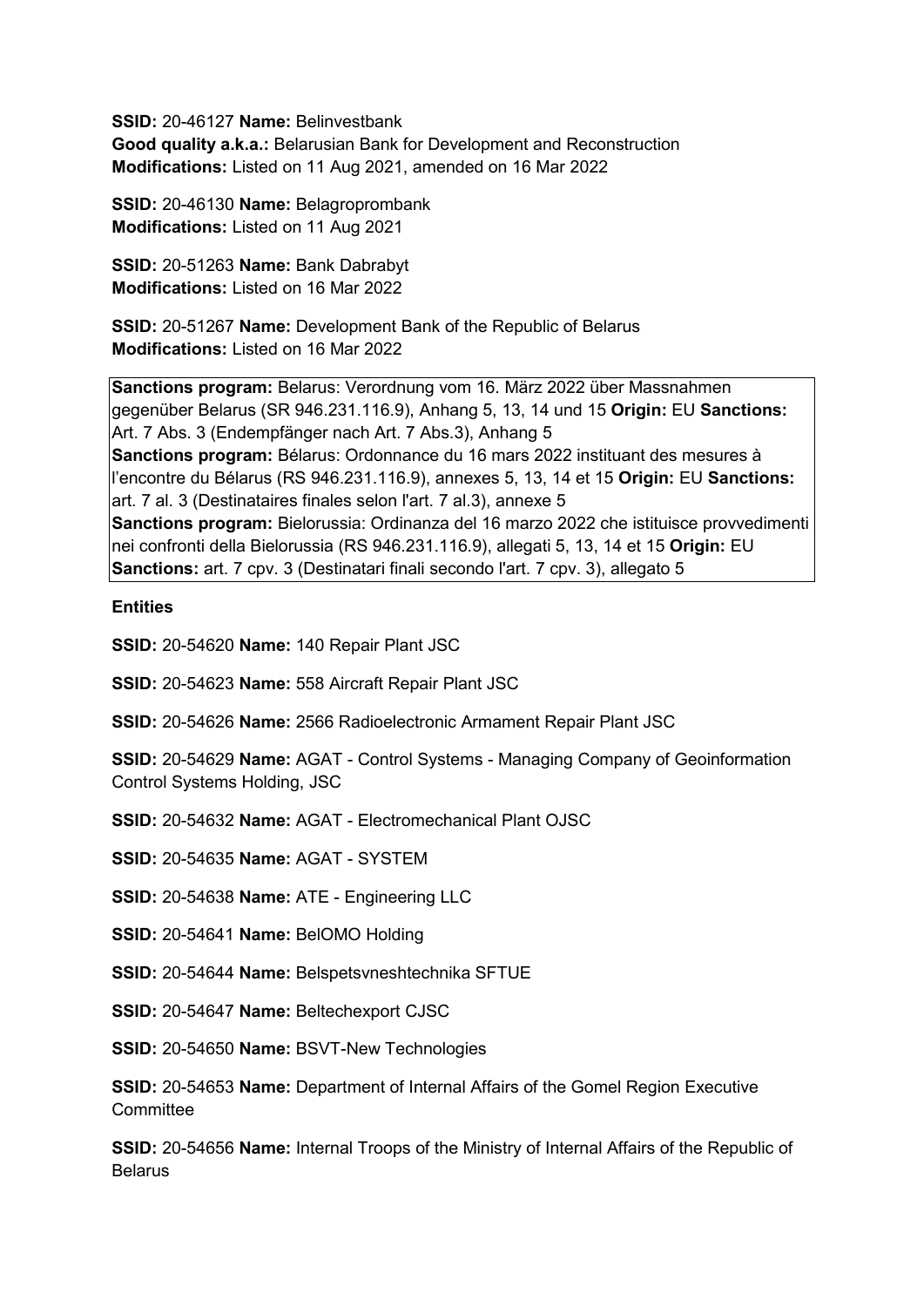**SSID:** 20-46127 **Name:** Belinvestbank
**Good quality a.k.a.:** Belarusian Bank for Development and Reconstruction
**Modifications:** Listed on 11 Aug 2021, amended on 16 Mar 2022

**SSID:** 20-46130 **Name:** Belagroprombank
**Modifications:** Listed on 11 Aug 2021

**SSID:** 20-51263 **Name:** Bank Dabrabyt
**Modifications:** Listed on 16 Mar 2022

**SSID:** 20-51267 **Name:** Development Bank of the Republic of Belarus
**Modifications:** Listed on 16 Mar 2022

**Sanctions program:** Belarus: Verordnung vom 16. März 2022 über Massnahmen gegenüber Belarus (SR 946.231.116.9), Anhang 5, 13, 14 und 15 **Origin:** EU **Sanctions:** Art. 7 Abs. 3 (Endempfänger nach Art. 7 Abs.3), Anhang 5
**Sanctions program:** Bélarus: Ordonnance du 16 mars 2022 instituant des mesures à l'encontre du Bélarus (RS 946.231.116.9), annexes 5, 13, 14 et 15 **Origin:** EU **Sanctions:** art. 7 al. 3 (Destinataires finales selon l'art. 7 al.3), annexe 5
**Sanctions program:** Bielorussia: Ordinanza del 16 marzo 2022 che istituisce provvedimenti nei confronti della Bielorussia (RS 946.231.116.9), allegati 5, 13, 14 et 15 **Origin:** EU **Sanctions:** art. 7 cpv. 3 (Destinatari finali secondo l'art. 7 cpv. 3), allegato 5

**Entities**

**SSID:** 20-54620 **Name:** 140 Repair Plant JSC

**SSID:** 20-54623 **Name:** 558 Aircraft Repair Plant JSC

**SSID:** 20-54626 **Name:** 2566 Radioelectronic Armament Repair Plant JSC

**SSID:** 20-54629 **Name:** AGAT - Control Systems - Managing Company of Geoinformation Control Systems Holding, JSC

**SSID:** 20-54632 **Name:** AGAT - Electromechanical Plant OJSC

**SSID:** 20-54635 **Name:** AGAT - SYSTEM

**SSID:** 20-54638 **Name:** ATE - Engineering LLC

**SSID:** 20-54641 **Name:** BelOMO Holding

**SSID:** 20-54644 **Name:** Belspetsvneshtechnika SFTUE

**SSID:** 20-54647 **Name:** Beltechexport CJSC

**SSID:** 20-54650 **Name:** BSVT-New Technologies

**SSID:** 20-54653 **Name:** Department of Internal Affairs of the Gomel Region Executive Committee

**SSID:** 20-54656 **Name:** Internal Troops of the Ministry of Internal Affairs of the Republic of Belarus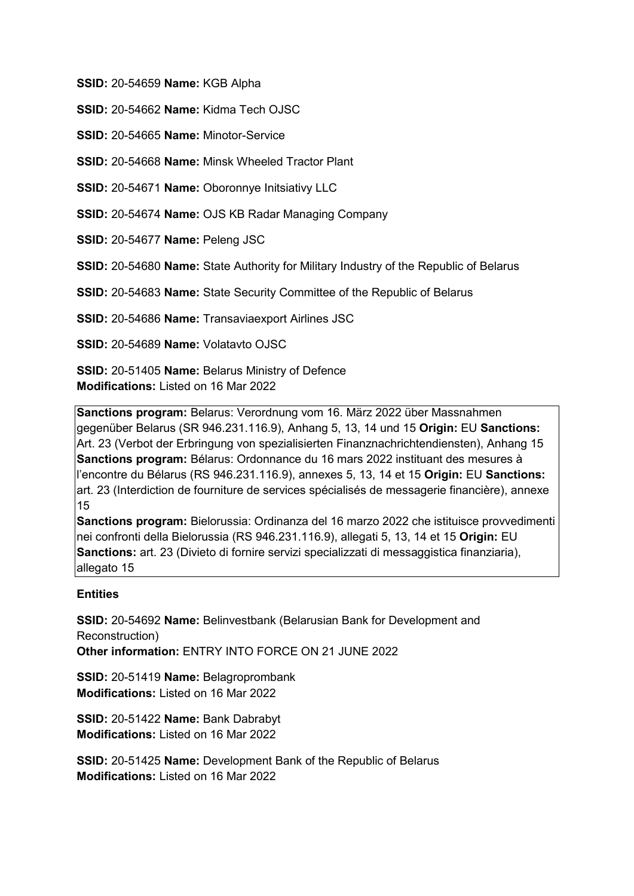**SSID:** 20-54659 **Name:** KGB Alpha

**SSID:** 20-54662 **Name:** Kidma Tech OJSC

**SSID:** 20-54665 **Name:** Minotor-Service

**SSID:** 20-54668 **Name:** Minsk Wheeled Tractor Plant

**SSID:** 20-54671 **Name:** Oboronnye Initsiativy LLC

**SSID:** 20-54674 **Name:** OJS KB Radar Managing Company

**SSID:** 20-54677 **Name:** Peleng JSC

**SSID:** 20-54680 **Name:** State Authority for Military Industry of the Republic of Belarus

**SSID:** 20-54683 **Name:** State Security Committee of the Republic of Belarus

**SSID:** 20-54686 **Name:** Transaviaexport Airlines JSC

**SSID:** 20-54689 **Name:** Volatavto OJSC

**SSID:** 20-51405 **Name:** Belarus Ministry of Defence
**Modifications:** Listed on 16 Mar 2022

**Sanctions program:** Belarus: Verordnung vom 16. März 2022 über Massnahmen gegenüber Belarus (SR 946.231.116.9), Anhang 5, 13, 14 und 15 **Origin:** EU **Sanctions:** Art. 23 (Verbot der Erbringung von spezialisierten Finanznachrichtendiensten), Anhang 15
**Sanctions program:** Bélarus: Ordonnance du 16 mars 2022 instituant des mesures à l'encontre du Bélarus (RS 946.231.116.9), annexes 5, 13, 14 et 15 **Origin:** EU **Sanctions:** art. 23 (Interdiction de fourniture de services spécialisés de messagerie financière), annexe 15
**Sanctions program:** Bielorussia: Ordinanza del 16 marzo 2022 che istituisce provvedimenti nei confronti della Bielorussia (RS 946.231.116.9), allegati 5, 13, 14 et 15 **Origin:** EU **Sanctions:** art. 23 (Divieto di fornire servizi specializzati di messaggistica finanziaria), allegato 15

**Entities**

**SSID:** 20-54692 **Name:** Belinvestbank (Belarusian Bank for Development and Reconstruction)
**Other information:** ENTRY INTO FORCE ON 21 JUNE 2022

**SSID:** 20-51419 **Name:** Belagroprombank
**Modifications:** Listed on 16 Mar 2022

**SSID:** 20-51422 **Name:** Bank Dabrabyt
**Modifications:** Listed on 16 Mar 2022

**SSID:** 20-51425 **Name:** Development Bank of the Republic of Belarus
**Modifications:** Listed on 16 Mar 2022